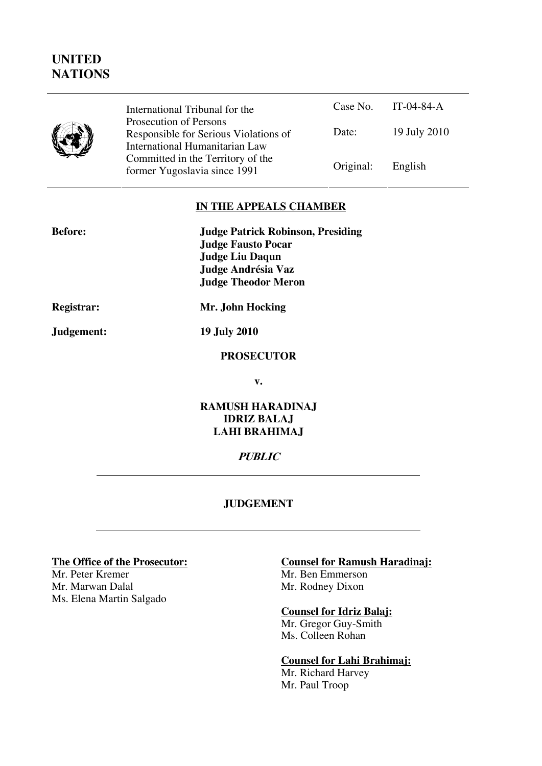# UNITED NATIONS

| International Tribunal for the Prosecution of Persons Responsible for Serious Violations of International Humanitarian Law Committed in the Territory of the former Yugoslavia since 1991 | Case No. | IT-04-84-A |
|---|---|---|
| | Date: | 19 July 2010 |
| | Original: | English |

**IN THE APPEALS CHAMBER**

**Before:** **Judge Patrick Robinson, Presiding**
**Judge Fausto Pocar**
**Judge Liu Daqun**
**Judge Andrésia Vaz**
**Judge Theodor Meron**

**Registrar:** **Mr. John Hocking**

**Judgement:** **19 July 2010**

**PROSECUTOR**

**v.**

**RAMUSH HARADINAJ**
**IDRIZ BALAJ**
**LAHI BRAHIMAJ**

***PUBLIC***

---

**JUDGEMENT**

---

**The Office of the Prosecutor:**
Mr. Peter Kremer
Mr. Marwan Dalal
Ms. Elena Martin Salgado

**Counsel for Ramush Haradinaj:**
Mr. Ben Emmerson
Mr. Rodney Dixon

**Counsel for Idriz Balaj:**
Mr. Gregor Guy-Smith
Ms. Colleen Rohan

**Counsel for Lahi Brahimaj:**
Mr. Richard Harvey
Mr. Paul Troop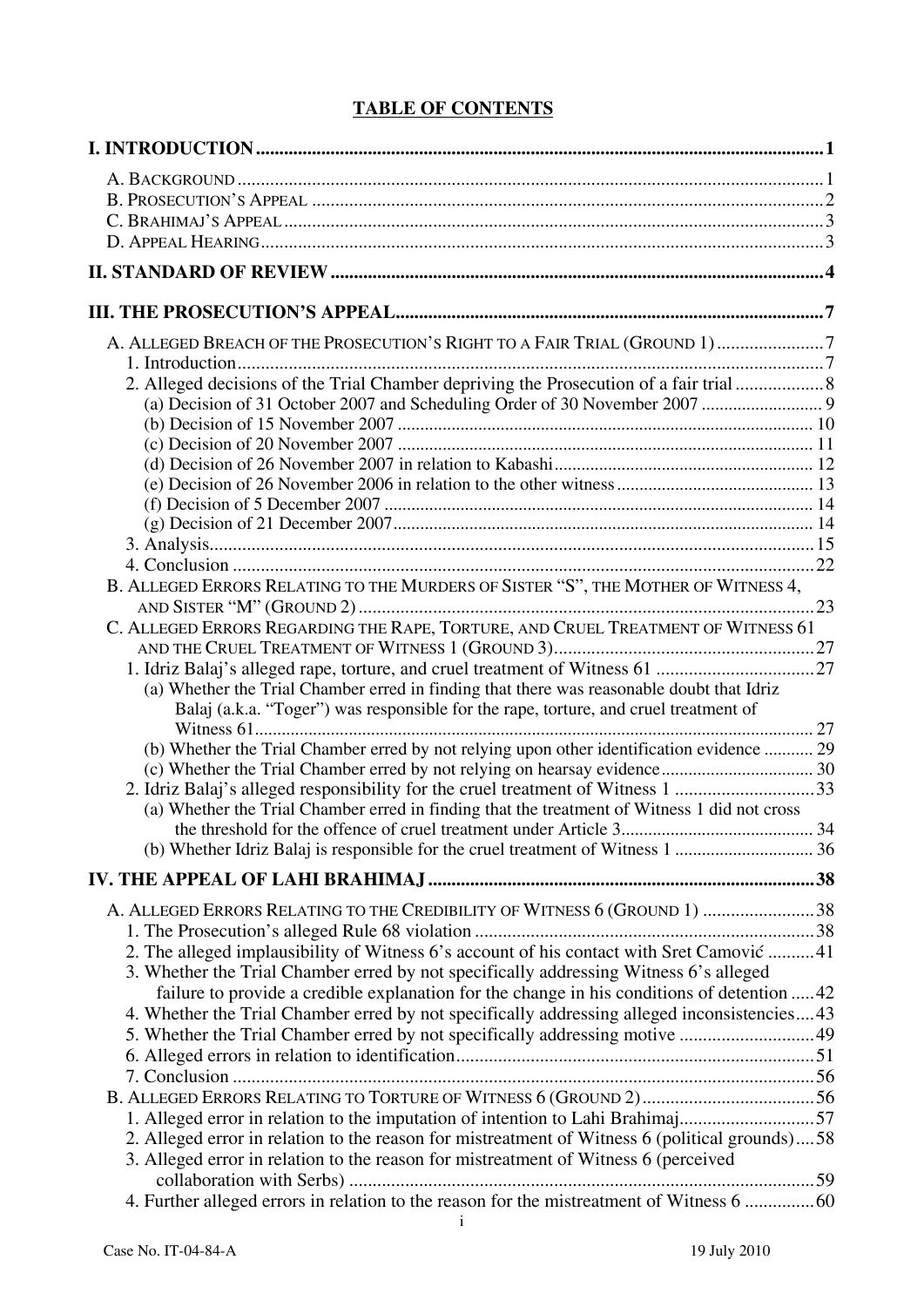# TABLE OF CONTENTS

**I. INTRODUCTION** .......... **1**

A. Background .......... 1
B. Prosecution's Appeal .......... 2
C. Brahimaj's Appeal .......... 3
D. Appeal Hearing .......... 3

**II. STANDARD OF REVIEW** .......... **4**

**III. THE PROSECUTION'S APPEAL** .......... **7**

A. Alleged Breach of the Prosecution's Right to a Fair Trial (Ground 1) .......... 7
1. Introduction .......... 7
2. Alleged decisions of the Trial Chamber depriving the Prosecution of a fair trial .......... 8
(a) Decision of 31 October 2007 and Scheduling Order of 30 November 2007 .......... 9
(b) Decision of 15 November 2007 .......... 10
(c) Decision of 20 November 2007 .......... 11
(d) Decision of 26 November 2007 in relation to Kabashi .......... 12
(e) Decision of 26 November 2006 in relation to the other witness .......... 13
(f) Decision of 5 December 2007 .......... 14
(g) Decision of 21 December 2007 .......... 14
3. Analysis .......... 15
4. Conclusion .......... 22
B. Alleged Errors Relating to the Murders of Sister "S", the Mother of Witness 4, and Sister "M" (Ground 2) .......... 23
C. Alleged Errors Regarding the Rape, Torture, and Cruel Treatment of Witness 61 and the Cruel Treatment of Witness 1 (Ground 3) .......... 27
1. Idriz Balaj's alleged rape, torture, and cruel treatment of Witness 61 .......... 27
(a) Whether the Trial Chamber erred in finding that there was reasonable doubt that Idriz Balaj (a.k.a. "Toger") was responsible for the rape, torture, and cruel treatment of Witness 61 .......... 27
(b) Whether the Trial Chamber erred by not relying upon other identification evidence .......... 29
(c) Whether the Trial Chamber erred by not relying on hearsay evidence .......... 30
2. Idriz Balaj's alleged responsibility for the cruel treatment of Witness 1 .......... 33
(a) Whether the Trial Chamber erred in finding that the treatment of Witness 1 did not cross the threshold for the offence of cruel treatment under Article 3 .......... 34
(b) Whether Idriz Balaj is responsible for the cruel treatment of Witness 1 .......... 36

**IV. THE APPEAL OF LAHI BRAHIMAJ** .......... **38**

A. Alleged Errors Relating to the Credibility of Witness 6 (Ground 1) .......... 38
1. The Prosecution's alleged Rule 68 violation .......... 38
2. The alleged implausibility of Witness 6's account of his contact with Sret Camović .......... 41
3. Whether the Trial Chamber erred by not specifically addressing Witness 6's alleged failure to provide a credible explanation for the change in his conditions of detention .......... 42
4. Whether the Trial Chamber erred by not specifically addressing alleged inconsistencies .......... 43
5. Whether the Trial Chamber erred by not specifically addressing motive .......... 49
6. Alleged errors in relation to identification .......... 51
7. Conclusion .......... 56
B. Alleged Errors Relating to Torture of Witness 6 (Ground 2) .......... 56
1. Alleged error in relation to the imputation of intention to Lahi Brahimaj .......... 57
2. Alleged error in relation to the reason for mistreatment of Witness 6 (political grounds) .......... 58
3. Alleged error in relation to the reason for mistreatment of Witness 6 (perceived collaboration with Serbs) .......... 59
4. Further alleged errors in relation to the reason for the mistreatment of Witness 6 .......... 60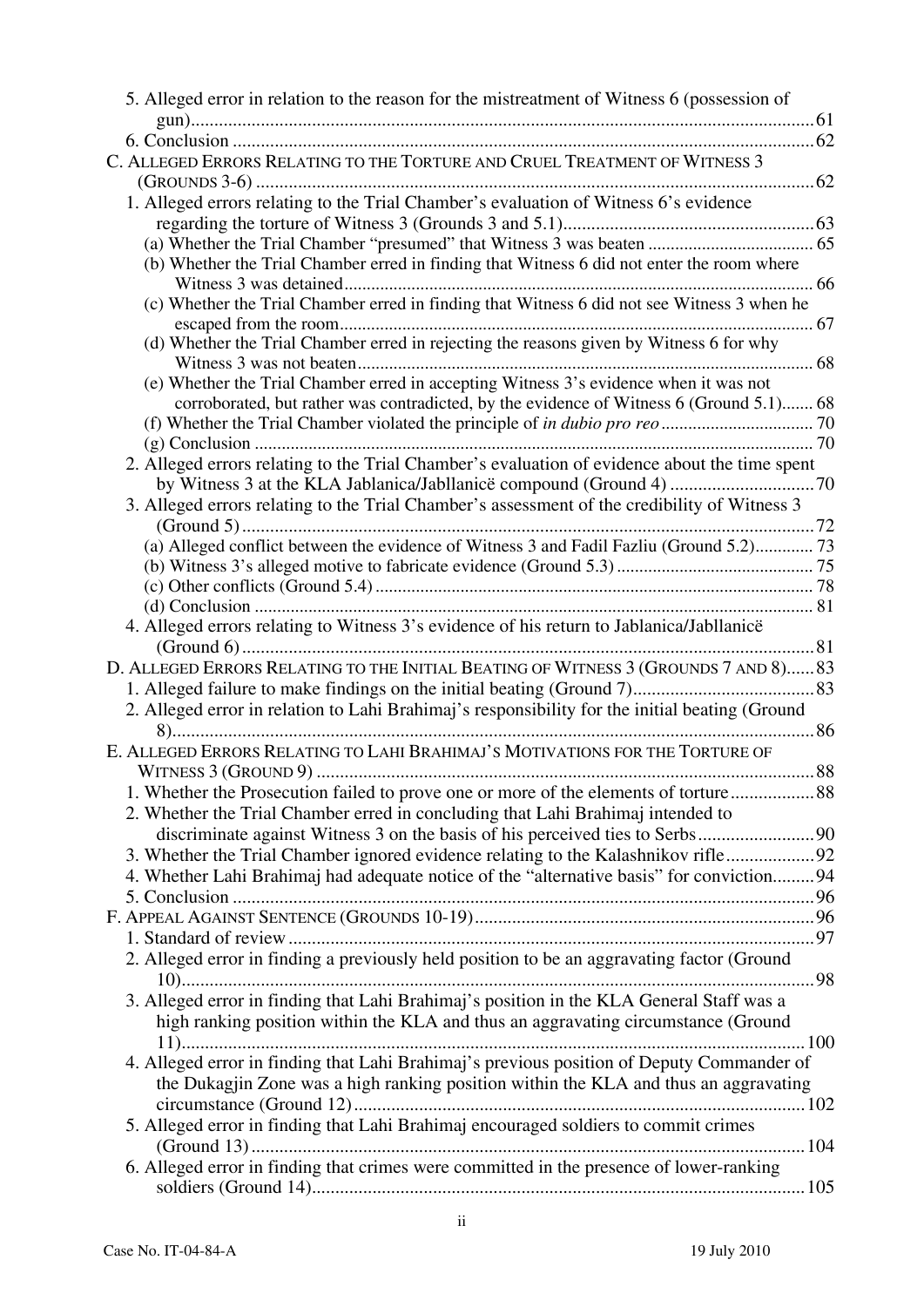5. Alleged error in relation to the reason for the mistreatment of Witness 6 (possession of gun) ..... 61
6. Conclusion ..... 62

C. ALLEGED ERRORS RELATING TO THE TORTURE AND CRUEL TREATMENT OF WITNESS 3 (GROUNDS 3-6) ..... 62

1. Alleged errors relating to the Trial Chamber's evaluation of Witness 6's evidence regarding the torture of Witness 3 (Grounds 3 and 5.1) ..... 63
   - (a) Whether the Trial Chamber "presumed" that Witness 3 was beaten ..... 65
   - (b) Whether the Trial Chamber erred in finding that Witness 6 did not enter the room where Witness 3 was detained ..... 66
   - (c) Whether the Trial Chamber erred in finding that Witness 6 did not see Witness 3 when he escaped from the room ..... 67
   - (d) Whether the Trial Chamber erred in rejecting the reasons given by Witness 6 for why Witness 3 was not beaten ..... 68
   - (e) Whether the Trial Chamber erred in accepting Witness 3's evidence when it was not corroborated, but rather was contradicted, by the evidence of Witness 6 (Ground 5.1) ..... 68
   - (f) Whether the Trial Chamber violated the principle of *in dubio pro reo* ..... 70
   - (g) Conclusion ..... 70
2. Alleged errors relating to the Trial Chamber's evaluation of evidence about the time spent by Witness 3 at the KLA Jablanica/Jabllanicë compound (Ground 4) ..... 70
3. Alleged errors relating to the Trial Chamber's assessment of the credibility of Witness 3 (Ground 5) ..... 72
   - (a) Alleged conflict between the evidence of Witness 3 and Fadil Fazliu (Ground 5.2) ..... 73
   - (b) Witness 3's alleged motive to fabricate evidence (Ground 5.3) ..... 75
   - (c) Other conflicts (Ground 5.4) ..... 78
   - (d) Conclusion ..... 81
4. Alleged errors relating to Witness 3's evidence of his return to Jablanica/Jabllanicë (Ground 6) ..... 81

D. ALLEGED ERRORS RELATING TO THE INITIAL BEATING OF WITNESS 3 (GROUNDS 7 AND 8) ..... 83

1. Alleged failure to make findings on the initial beating (Ground 7) ..... 83
2. Alleged error in relation to Lahi Brahimaj's responsibility for the initial beating (Ground 8) ..... 86

E. ALLEGED ERRORS RELATING TO LAHI BRAHIMAJ'S MOTIVATIONS FOR THE TORTURE OF WITNESS 3 (GROUND 9) ..... 88

1. Whether the Prosecution failed to prove one or more of the elements of torture ..... 88
2. Whether the Trial Chamber erred in concluding that Lahi Brahimaj intended to discriminate against Witness 3 on the basis of his perceived ties to Serbs ..... 90
3. Whether the Trial Chamber ignored evidence relating to the Kalashnikov rifle ..... 92
4. Whether Lahi Brahimaj had adequate notice of the "alternative basis" for conviction ..... 94
5. Conclusion ..... 96

F. APPEAL AGAINST SENTENCE (GROUNDS 10-19) ..... 96

1. Standard of review ..... 97
2. Alleged error in finding a previously held position to be an aggravating factor (Ground 10) ..... 98
3. Alleged error in finding that Lahi Brahimaj's position in the KLA General Staff was a high ranking position within the KLA and thus an aggravating circumstance (Ground 11) ..... 100
4. Alleged error in finding that Lahi Brahimaj's previous position of Deputy Commander of the Dukagjin Zone was a high ranking position within the KLA and thus an aggravating circumstance (Ground 12) ..... 102
5. Alleged error in finding that Lahi Brahimaj encouraged soldiers to commit crimes (Ground 13) ..... 104
6. Alleged error in finding that crimes were committed in the presence of lower-ranking soldiers (Ground 14) ..... 105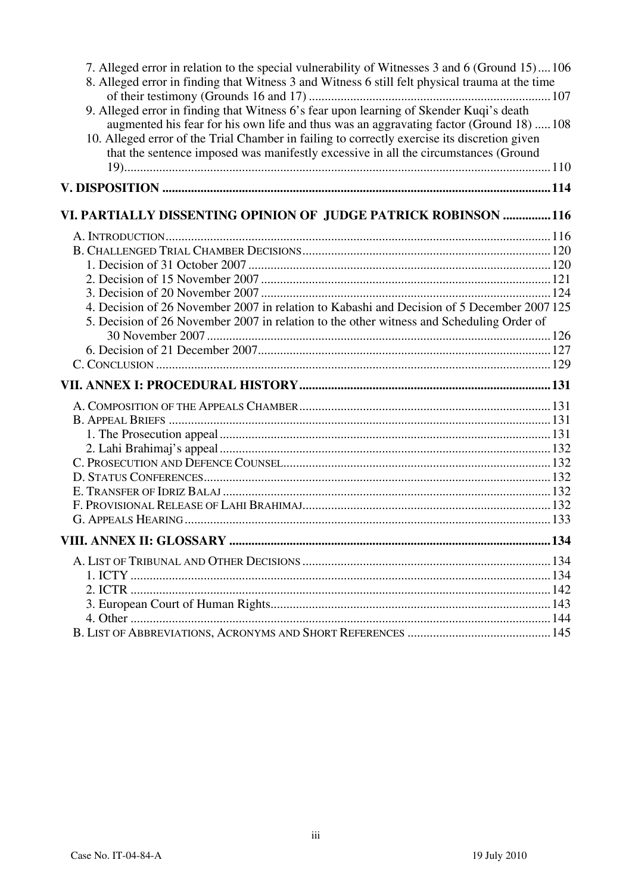7. Alleged error in relation to the special vulnerability of Witnesses 3 and 6 (Ground 15) .... 106
8. Alleged error in finding that Witness 3 and Witness 6 still felt physical trauma at the time of their testimony (Grounds 16 and 17) .......... 107
9. Alleged error in finding that Witness 6's fear upon learning of Skender Kuqi's death augmented his fear for his own life and thus was an aggravating factor (Ground 18) ..... 108
10. Alleged error of the Trial Chamber in failing to correctly exercise its discretion given that the sentence imposed was manifestly excessive in all the circumstances (Ground 19) .......... 110

**V. DISPOSITION .......... 114**

**VI. PARTIALLY DISSENTING OPINION OF JUDGE PATRICK ROBINSON .......... 116**

A. INTRODUCTION .......... 116
B. CHALLENGED TRIAL CHAMBER DECISIONS .......... 120
1. Decision of 31 October 2007 .......... 120
2. Decision of 15 November 2007 .......... 121
3. Decision of 20 November 2007 .......... 124
4. Decision of 26 November 2007 in relation to Kabashi and Decision of 5 December 2007 125
5. Decision of 26 November 2007 in relation to the other witness and Scheduling Order of 30 November 2007 .......... 126
6. Decision of 21 December 2007 .......... 127
C. CONCLUSION .......... 129

**VII. ANNEX I: PROCEDURAL HISTORY .......... 131**

A. COMPOSITION OF THE APPEALS CHAMBER .......... 131
B. APPEAL BRIEFS .......... 131
1. The Prosecution appeal .......... 131
2. Lahi Brahimaj's appeal .......... 132
C. PROSECUTION AND DEFENCE COUNSEL .......... 132
D. STATUS CONFERENCES .......... 132
E. TRANSFER OF IDRIZ BALAJ .......... 132
F. PROVISIONAL RELEASE OF LAHI BRAHIMAJ .......... 132
G. APPEALS HEARING .......... 133

**VIII. ANNEX II: GLOSSARY .......... 134**

A. LIST OF TRIBUNAL AND OTHER DECISIONS .......... 134
1. ICTY .......... 134
2. ICTR .......... 142
3. European Court of Human Rights .......... 143
4. Other .......... 144
B. LIST OF ABBREVIATIONS, ACRONYMS AND SHORT REFERENCES .......... 145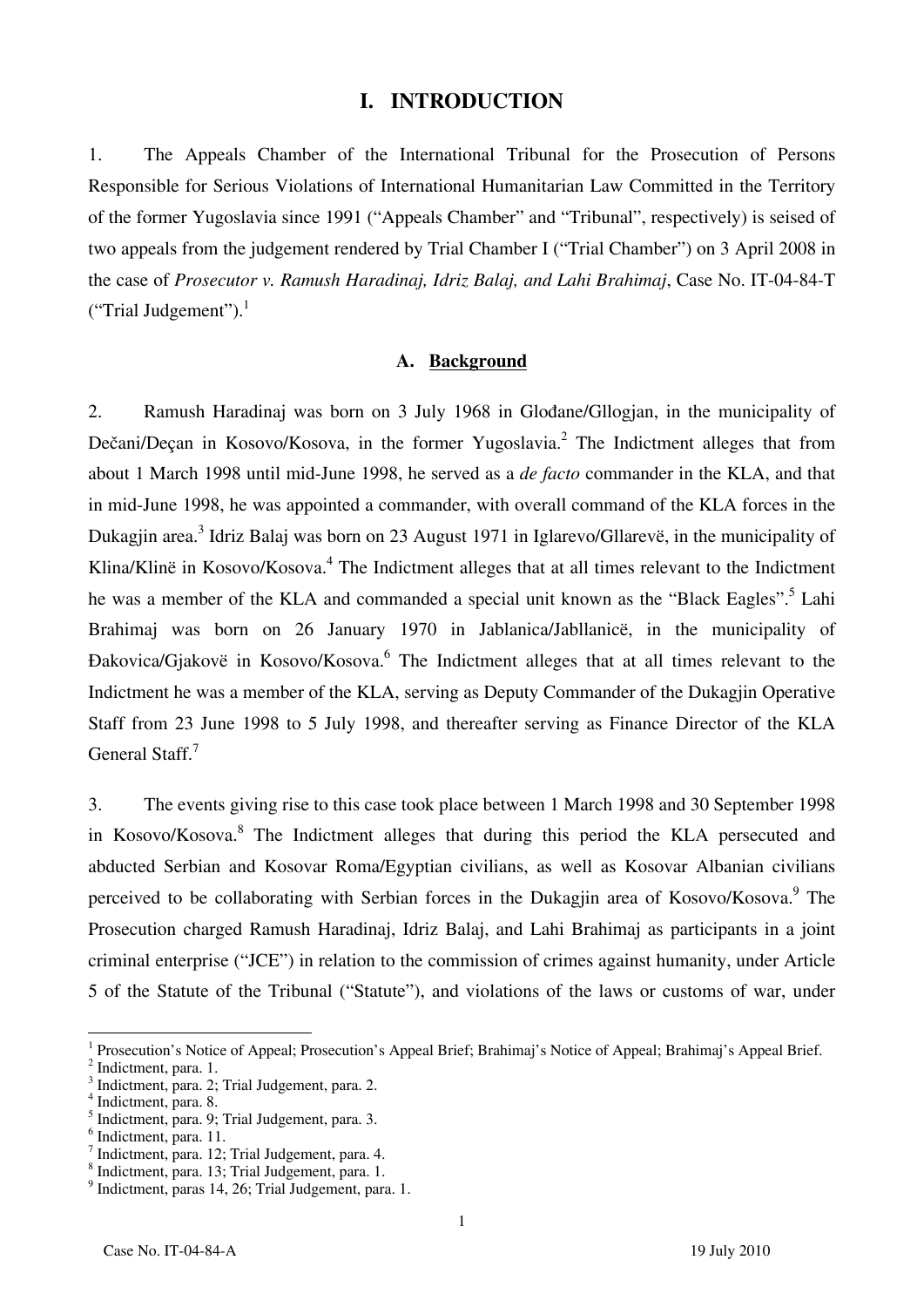# I. INTRODUCTION

1. The Appeals Chamber of the International Tribunal for the Prosecution of Persons Responsible for Serious Violations of International Humanitarian Law Committed in the Territory of the former Yugoslavia since 1991 ("Appeals Chamber" and "Tribunal", respectively) is seised of two appeals from the judgement rendered by Trial Chamber I ("Trial Chamber") on 3 April 2008 in the case of *Prosecutor v. Ramush Haradinaj, Idriz Balaj, and Lahi Brahimaj*, Case No. IT-04-84-T ("Trial Judgement").[1]

## A. Background

2. Ramush Haradinaj was born on 3 July 1968 in Glođane/Gllogjan, in the municipality of Dečani/Deçan in Kosovo/Kosova, in the former Yugoslavia.[2] The Indictment alleges that from about 1 March 1998 until mid-June 1998, he served as a *de facto* commander in the KLA, and that in mid-June 1998, he was appointed a commander, with overall command of the KLA forces in the Dukagjin area.[3] Idriz Balaj was born on 23 August 1971 in Iglarevo/Gllarevë, in the municipality of Klina/Klinë in Kosovo/Kosova.[4] The Indictment alleges that at all times relevant to the Indictment he was a member of the KLA and commanded a special unit known as the "Black Eagles".[5] Lahi Brahimaj was born on 26 January 1970 in Jablanica/Jabllanicë, in the municipality of Đakovica/Gjakovë in Kosovo/Kosova.[6] The Indictment alleges that at all times relevant to the Indictment he was a member of the KLA, serving as Deputy Commander of the Dukagjin Operative Staff from 23 June 1998 to 5 July 1998, and thereafter serving as Finance Director of the KLA General Staff.[7]

3. The events giving rise to this case took place between 1 March 1998 and 30 September 1998 in Kosovo/Kosova.[8] The Indictment alleges that during this period the KLA persecuted and abducted Serbian and Kosovar Roma/Egyptian civilians, as well as Kosovar Albanian civilians perceived to be collaborating with Serbian forces in the Dukagjin area of Kosovo/Kosova.[9] The Prosecution charged Ramush Haradinaj, Idriz Balaj, and Lahi Brahimaj as participants in a joint criminal enterprise ("JCE") in relation to the commission of crimes against humanity, under Article 5 of the Statute of the Tribunal ("Statute"), and violations of the laws or customs of war, under

---

[1] Prosecution's Notice of Appeal; Prosecution's Appeal Brief; Brahimaj's Notice of Appeal; Brahimaj's Appeal Brief.
[2] Indictment, para. 1.
[3] Indictment, para. 2; Trial Judgement, para. 2.
[4] Indictment, para. 8.
[5] Indictment, para. 9; Trial Judgement, para. 3.
[6] Indictment, para. 11.
[7] Indictment, para. 12; Trial Judgement, para. 4.
[8] Indictment, para. 13; Trial Judgement, para. 1.
[9] Indictment, paras 14, 26; Trial Judgement, para. 1.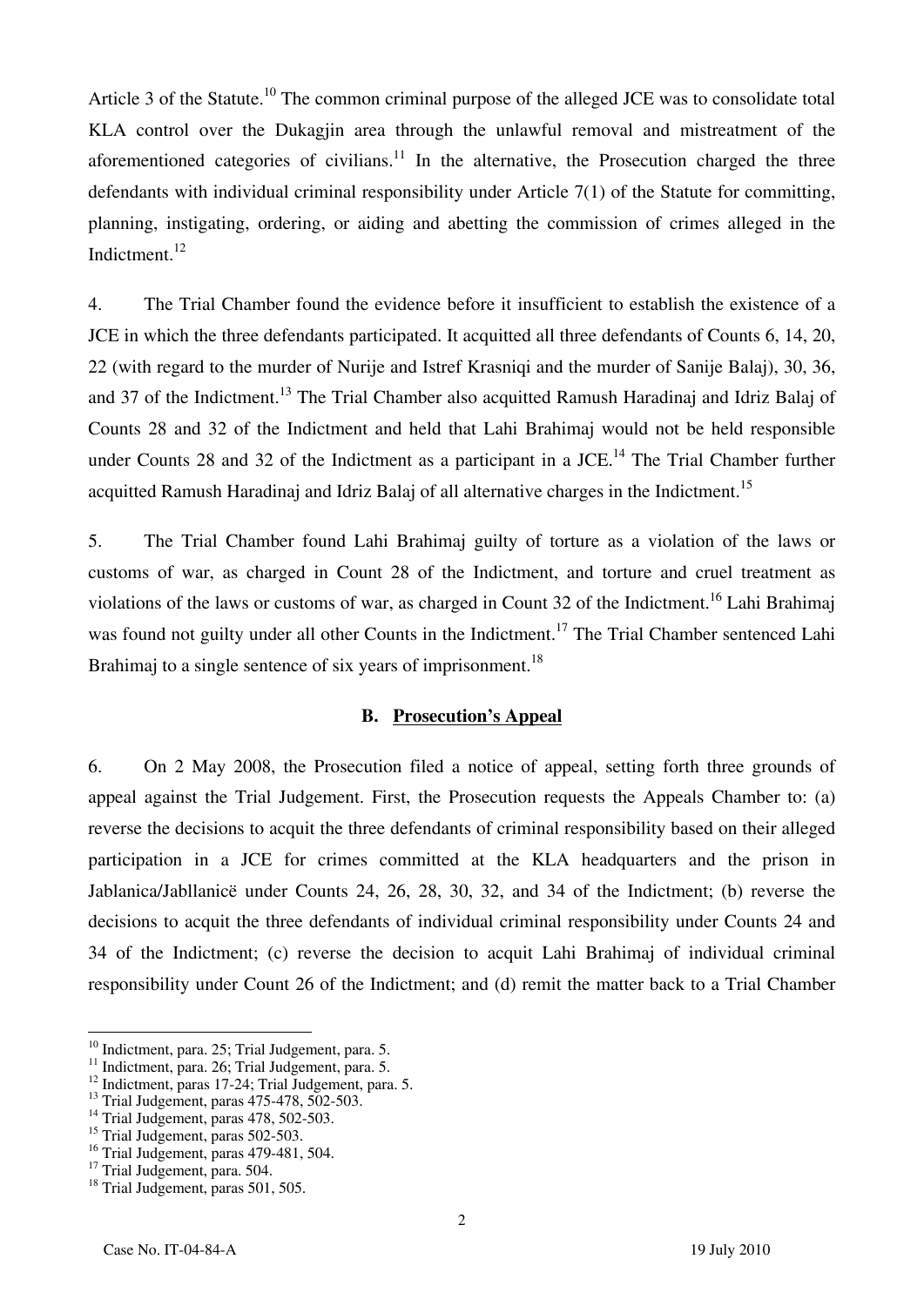Article 3 of the Statute.[10] The common criminal purpose of the alleged JCE was to consolidate total KLA control over the Dukagjin area through the unlawful removal and mistreatment of the aforementioned categories of civilians.[11] In the alternative, the Prosecution charged the three defendants with individual criminal responsibility under Article 7(1) of the Statute for committing, planning, instigating, ordering, or aiding and abetting the commission of crimes alleged in the Indictment.[12]

4. The Trial Chamber found the evidence before it insufficient to establish the existence of a JCE in which the three defendants participated. It acquitted all three defendants of Counts 6, 14, 20, 22 (with regard to the murder of Nurije and Istref Krasniqi and the murder of Sanije Balaj), 30, 36, and 37 of the Indictment.[13] The Trial Chamber also acquitted Ramush Haradinaj and Idriz Balaj of Counts 28 and 32 of the Indictment and held that Lahi Brahimaj would not be held responsible under Counts 28 and 32 of the Indictment as a participant in a JCE.[14] The Trial Chamber further acquitted Ramush Haradinaj and Idriz Balaj of all alternative charges in the Indictment.[15]

5. The Trial Chamber found Lahi Brahimaj guilty of torture as a violation of the laws or customs of war, as charged in Count 28 of the Indictment, and torture and cruel treatment as violations of the laws or customs of war, as charged in Count 32 of the Indictment.[16] Lahi Brahimaj was found not guilty under all other Counts in the Indictment.[17] The Trial Chamber sentenced Lahi Brahimaj to a single sentence of six years of imprisonment.[18]

### B. Prosecution's Appeal

6. On 2 May 2008, the Prosecution filed a notice of appeal, setting forth three grounds of appeal against the Trial Judgement. First, the Prosecution requests the Appeals Chamber to: (a) reverse the decisions to acquit the three defendants of criminal responsibility based on their alleged participation in a JCE for crimes committed at the KLA headquarters and the prison in Jablanica/Jabllanicë under Counts 24, 26, 28, 30, 32, and 34 of the Indictment; (b) reverse the decisions to acquit the three defendants of individual criminal responsibility under Counts 24 and 34 of the Indictment; (c) reverse the decision to acquit Lahi Brahimaj of individual criminal responsibility under Count 26 of the Indictment; and (d) remit the matter back to a Trial Chamber

---

[10] Indictment, para. 25; Trial Judgement, para. 5.
[11] Indictment, para. 26; Trial Judgement, para. 5.
[12] Indictment, paras 17-24; Trial Judgement, para. 5.
[13] Trial Judgement, paras 475-478, 502-503.
[14] Trial Judgement, paras 478, 502-503.
[15] Trial Judgement, paras 502-503.
[16] Trial Judgement, paras 479-481, 504.
[17] Trial Judgement, para. 504.
[18] Trial Judgement, paras 501, 505.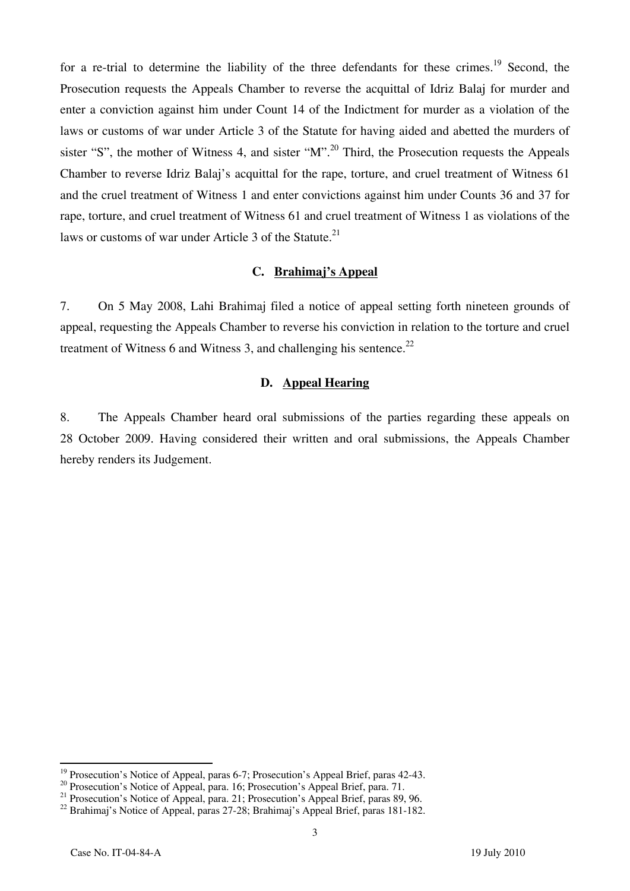for a re-trial to determine the liability of the three defendants for these crimes.[19] Second, the Prosecution requests the Appeals Chamber to reverse the acquittal of Idriz Balaj for murder and enter a conviction against him under Count 14 of the Indictment for murder as a violation of the laws or customs of war under Article 3 of the Statute for having aided and abetted the murders of sister "S", the mother of Witness 4, and sister "M".[20] Third, the Prosecution requests the Appeals Chamber to reverse Idriz Balaj's acquittal for the rape, torture, and cruel treatment of Witness 61 and the cruel treatment of Witness 1 and enter convictions against him under Counts 36 and 37 for rape, torture, and cruel treatment of Witness 61 and cruel treatment of Witness 1 as violations of the laws or customs of war under Article 3 of the Statute.[21]

### C. Brahimaj's Appeal

7. On 5 May 2008, Lahi Brahimaj filed a notice of appeal setting forth nineteen grounds of appeal, requesting the Appeals Chamber to reverse his conviction in relation to the torture and cruel treatment of Witness 6 and Witness 3, and challenging his sentence.[22]

### D. Appeal Hearing

8. The Appeals Chamber heard oral submissions of the parties regarding these appeals on 28 October 2009. Having considered their written and oral submissions, the Appeals Chamber hereby renders its Judgement.

---

[19] Prosecution's Notice of Appeal, paras 6-7; Prosecution's Appeal Brief, paras 42-43.

[20] Prosecution's Notice of Appeal, para. 16; Prosecution's Appeal Brief, para. 71.

[21] Prosecution's Notice of Appeal, para. 21; Prosecution's Appeal Brief, paras 89, 96.

[22] Brahimaj's Notice of Appeal, paras 27-28; Brahimaj's Appeal Brief, paras 181-182.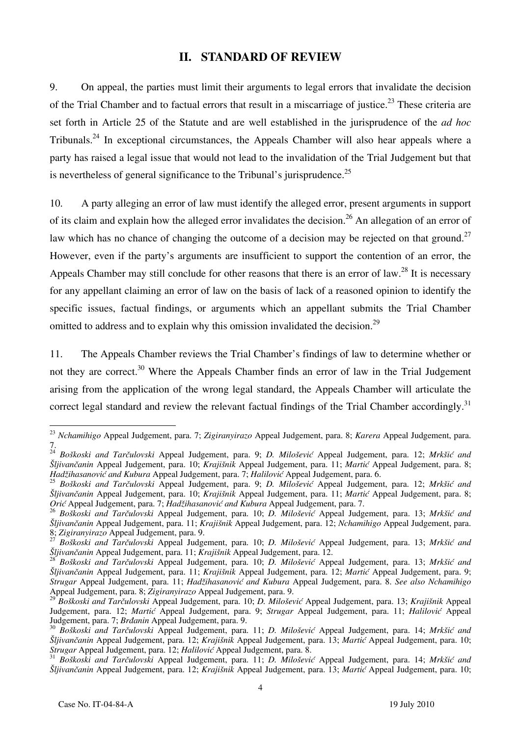## II. STANDARD OF REVIEW

9. On appeal, the parties must limit their arguments to legal errors that invalidate the decision of the Trial Chamber and to factual errors that result in a miscarriage of justice.[23] These criteria are set forth in Article 25 of the Statute and are well established in the jurisprudence of the *ad hoc* Tribunals.[24] In exceptional circumstances, the Appeals Chamber will also hear appeals where a party has raised a legal issue that would not lead to the invalidation of the Trial Judgement but that is nevertheless of general significance to the Tribunal's jurisprudence.[25]

10. A party alleging an error of law must identify the alleged error, present arguments in support of its claim and explain how the alleged error invalidates the decision.[26] An allegation of an error of law which has no chance of changing the outcome of a decision may be rejected on that ground.[27] However, even if the party's arguments are insufficient to support the contention of an error, the Appeals Chamber may still conclude for other reasons that there is an error of law.[28] It is necessary for any appellant claiming an error of law on the basis of lack of a reasoned opinion to identify the specific issues, factual findings, or arguments which an appellant submits the Trial Chamber omitted to address and to explain why this omission invalidated the decision.[29]

11. The Appeals Chamber reviews the Trial Chamber's findings of law to determine whether or not they are correct.[30] Where the Appeals Chamber finds an error of law in the Trial Judgement arising from the application of the wrong legal standard, the Appeals Chamber will articulate the correct legal standard and review the relevant factual findings of the Trial Chamber accordingly.[31]

---

[23] *Nchamihigo* Appeal Judgement, para. 7; *Zigiranyirazo* Appeal Judgement, para. 8; *Karera* Appeal Judgement, para. 7.

[24] *Boškoski and Tarčulovski* Appeal Judgement, para. 9; *D. Milošević* Appeal Judgement, para. 12; *Mrkšić and Šljivančanin* Appeal Judgement, para. 10; *Krajišnik* Appeal Judgement, para. 11; *Martić* Appeal Judgement, para. 8; *Hadžihasanović and Kubura* Appeal Judgement, para. 7; *Halilović* Appeal Judgement, para. 6.

[25] *Boškoski and Tarčulovski* Appeal Judgement, para. 9; *D. Milošević* Appeal Judgement, para. 12; *Mrkšić and Šljivančanin* Appeal Judgement, para. 10; *Krajišnik* Appeal Judgement, para. 11; *Martić* Appeal Judgement, para. 8; *Orić* Appeal Judgement, para. 7; *Hadžihasanović and Kubura* Appeal Judgement, para. 7.

[26] *Boškoski and Tarčulovski* Appeal Judgement, para. 10; *D. Milošević* Appeal Judgement, para. 13; *Mrkšić and Šljivančanin* Appeal Judgement, para. 11; *Krajišnik* Appeal Judgement, para. 12; *Nchamihigo* Appeal Judgement, para. 8; *Zigiranyirazo* Appeal Judgement, para. 9.

[27] *Boškoski and Tarčulovski* Appeal Judgement, para. 10; *D. Milošević* Appeal Judgement, para. 13; *Mrkšić and Šljivančanin* Appeal Judgement, para. 11; *Krajišnik* Appeal Judgement, para. 12.

[28] *Boškoski and Tarčulovski* Appeal Judgement, para. 10; *D. Milošević* Appeal Judgement, para. 13; *Mrkšić and Šljivančanin* Appeal Judgement, para. 11; *Krajišnik* Appeal Judgement, para. 12; *Martić* Appeal Judgement, para. 9; *Strugar* Appeal Judgement, para. 11; *Hadžihasanović and Kubura* Appeal Judgement, para. 8. *See also Nchamihigo* Appeal Judgement, para. 8; *Zigiranyirazo* Appeal Judgement, para. 9.

[29] *Boškoski and Tarčulovski* Appeal Judgement, para. 10; *D. Milošević* Appeal Judgement, para. 13; *Krajišnik* Appeal Judgement, para. 12; *Martić* Appeal Judgement, para. 9; *Strugar* Appeal Judgement, para. 11; *Halilović* Appeal Judgement, para. 7; *Brđanin* Appeal Judgement, para. 9.

[30] *Boškoski and Tarčulovski* Appeal Judgement, para. 11; *D. Milošević* Appeal Judgement, para. 14; *Mrkšić and Šljivančanin* Appeal Judgement, para. 12; *Krajišnik* Appeal Judgement, para. 13; *Martić* Appeal Judgement, para. 10; *Strugar* Appeal Judgement, para. 12; *Halilović* Appeal Judgement, para. 8.

[31] *Boškoski and Tarčulovski* Appeal Judgement, para. 11; *D. Milošević* Appeal Judgement, para. 14; *Mrkšić and Šljivančanin* Appeal Judgement, para. 12; *Krajišnik* Appeal Judgement, para. 13; *Martić* Appeal Judgement, para. 10;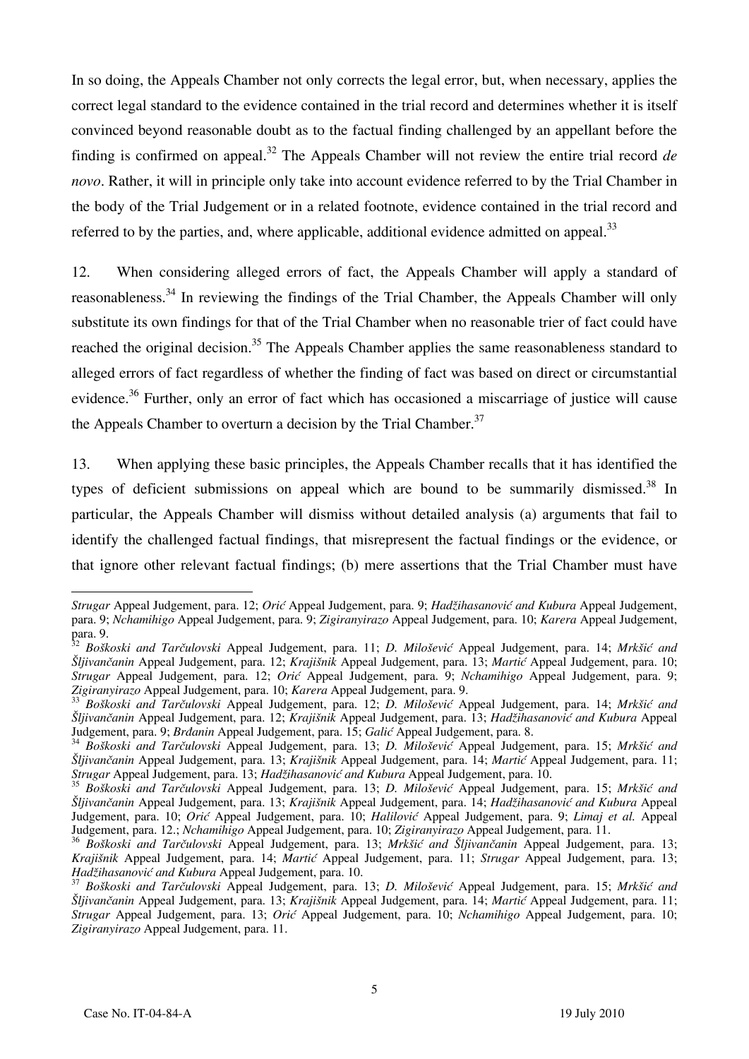In so doing, the Appeals Chamber not only corrects the legal error, but, when necessary, applies the correct legal standard to the evidence contained in the trial record and determines whether it is itself convinced beyond reasonable doubt as to the factual finding challenged by an appellant before the finding is confirmed on appeal.[32] The Appeals Chamber will not review the entire trial record *de novo*. Rather, it will in principle only take into account evidence referred to by the Trial Chamber in the body of the Trial Judgement or in a related footnote, evidence contained in the trial record and referred to by the parties, and, where applicable, additional evidence admitted on appeal.[33]

12. When considering alleged errors of fact, the Appeals Chamber will apply a standard of reasonableness.[34] In reviewing the findings of the Trial Chamber, the Appeals Chamber will only substitute its own findings for that of the Trial Chamber when no reasonable trier of fact could have reached the original decision.[35] The Appeals Chamber applies the same reasonableness standard to alleged errors of fact regardless of whether the finding of fact was based on direct or circumstantial evidence.[36] Further, only an error of fact which has occasioned a miscarriage of justice will cause the Appeals Chamber to overturn a decision by the Trial Chamber.[37]

13. When applying these basic principles, the Appeals Chamber recalls that it has identified the types of deficient submissions on appeal which are bound to be summarily dismissed.[38] In particular, the Appeals Chamber will dismiss without detailed analysis (a) arguments that fail to identify the challenged factual findings, that misrepresent the factual findings or the evidence, or that ignore other relevant factual findings; (b) mere assertions that the Trial Chamber must have

---

*Strugar* Appeal Judgement, para. 12; *Orić* Appeal Judgement, para. 9; *Hadžihasanović and Kubura* Appeal Judgement, para. 9; *Nchamihigo* Appeal Judgement, para. 9; *Zigiranyirazo* Appeal Judgement, para. 10; *Karera* Appeal Judgement, para. 9.

[32] *Boškoski and Tarčulovski* Appeal Judgement, para. 11; *D. Milošević* Appeal Judgement, para. 14; *Mrkšić and Šljivančanin* Appeal Judgement, para. 12; *Krajišnik* Appeal Judgement, para. 13; *Martić* Appeal Judgement, para. 10; *Strugar* Appeal Judgement, para. 12; *Orić* Appeal Judgement, para. 9; *Nchamihigo* Appeal Judgement, para. 9; *Zigiranyirazo* Appeal Judgement, para. 10; *Karera* Appeal Judgement, para. 9.

[33] *Boškoski and Tarčulovski* Appeal Judgement, para. 12; *D. Milošević* Appeal Judgement, para. 14; *Mrkšić and Šljivančanin* Appeal Judgement, para. 12; *Krajišnik* Appeal Judgement, para. 13; *Hadžihasanović and Kubura* Appeal Judgement, para. 9; *Brđanin* Appeal Judgement, para. 15; *Galić* Appeal Judgement, para. 8.

[34] *Boškoski and Tarčulovski* Appeal Judgement, para. 13; *D. Milošević* Appeal Judgement, para. 15; *Mrkšić and Šljivančanin* Appeal Judgement, para. 13; *Krajišnik* Appeal Judgement, para. 14; *Martić* Appeal Judgement, para. 11; *Strugar* Appeal Judgement, para. 13; *Hadžihasanović and Kubura* Appeal Judgement, para. 10.

[35] *Boškoski and Tarčulovski* Appeal Judgement, para. 13; *D. Milošević* Appeal Judgement, para. 15; *Mrkšić and Šljivančanin* Appeal Judgement, para. 13; *Krajišnik* Appeal Judgement, para. 14; *Hadžihasanović and Kubura* Appeal Judgement, para. 10; *Orić* Appeal Judgement, para. 10; *Halilović* Appeal Judgement, para. 9; *Limaj et al.* Appeal Judgement, para. 12.; *Nchamihigo* Appeal Judgement, para. 10; *Zigiranyirazo* Appeal Judgement, para. 11.

[36] *Boškoski and Tarčulovski* Appeal Judgement, para. 13; *Mrkšić and Šljivančanin* Appeal Judgement, para. 13; *Krajišnik* Appeal Judgement, para. 14; *Martić* Appeal Judgement, para. 11; *Strugar* Appeal Judgement, para. 13; *Hadžihasanović and Kubura* Appeal Judgement, para. 10.

[37] *Boškoski and Tarčulovski* Appeal Judgement, para. 13; *D. Milošević* Appeal Judgement, para. 15; *Mrkšić and Šljivančanin* Appeal Judgement, para. 13; *Krajišnik* Appeal Judgement, para. 14; *Martić* Appeal Judgement, para. 11; *Strugar* Appeal Judgement, para. 13; *Orić* Appeal Judgement, para. 10; *Nchamihigo* Appeal Judgement, para. 10; *Zigiranyirazo* Appeal Judgement, para. 11.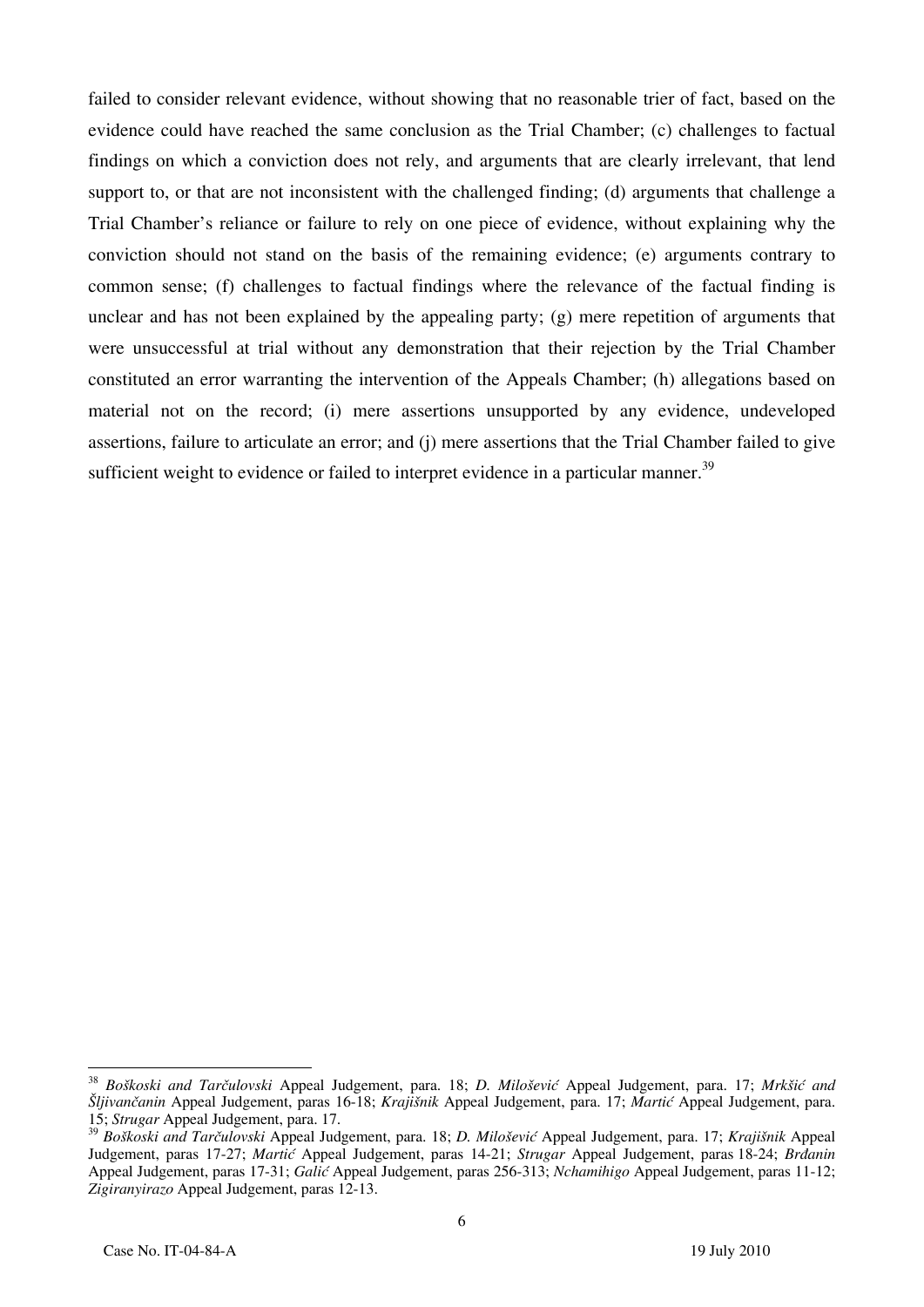failed to consider relevant evidence, without showing that no reasonable trier of fact, based on the evidence could have reached the same conclusion as the Trial Chamber; (c) challenges to factual findings on which a conviction does not rely, and arguments that are clearly irrelevant, that lend support to, or that are not inconsistent with the challenged finding; (d) arguments that challenge a Trial Chamber's reliance or failure to rely on one piece of evidence, without explaining why the conviction should not stand on the basis of the remaining evidence; (e) arguments contrary to common sense; (f) challenges to factual findings where the relevance of the factual finding is unclear and has not been explained by the appealing party; (g) mere repetition of arguments that were unsuccessful at trial without any demonstration that their rejection by the Trial Chamber constituted an error warranting the intervention of the Appeals Chamber; (h) allegations based on material not on the record; (i) mere assertions unsupported by any evidence, undeveloped assertions, failure to articulate an error; and (j) mere assertions that the Trial Chamber failed to give sufficient weight to evidence or failed to interpret evidence in a particular manner.[39]

---

[38] *Boškoski and Tarčulovski* Appeal Judgement, para. 18; *D. Milošević* Appeal Judgement, para. 17; *Mrkšić and Šljivančanin* Appeal Judgement, paras 16-18; *Krajišnik* Appeal Judgement, para. 17; *Martić* Appeal Judgement, para. 15; *Strugar* Appeal Judgement, para. 17.

[39] *Boškoski and Tarčulovski* Appeal Judgement, para. 18; *D. Milošević* Appeal Judgement, para. 17; *Krajišnik* Appeal Judgement, paras 17-27; *Martić* Appeal Judgement, paras 14-21; *Strugar* Appeal Judgement, paras 18-24; *Brđanin* Appeal Judgement, paras 17-31; *Galić* Appeal Judgement, paras 256-313; *Nchamihigo* Appeal Judgement, paras 11-12; *Zigiranyirazo* Appeal Judgement, paras 12-13.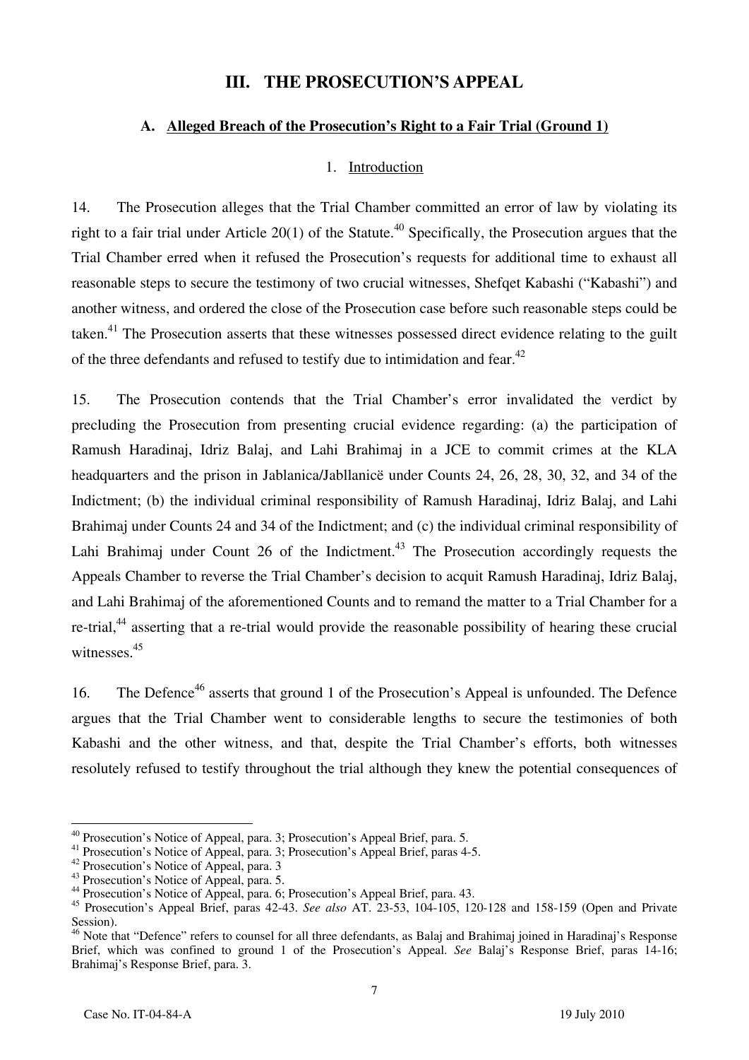## III. THE PROSECUTION'S APPEAL

### A. Alleged Breach of the Prosecution's Right to a Fair Trial (Ground 1)

#### 1. Introduction

14. The Prosecution alleges that the Trial Chamber committed an error of law by violating its right to a fair trial under Article 20(1) of the Statute.[40] Specifically, the Prosecution argues that the Trial Chamber erred when it refused the Prosecution's requests for additional time to exhaust all reasonable steps to secure the testimony of two crucial witnesses, Shefqet Kabashi ("Kabashi") and another witness, and ordered the close of the Prosecution case before such reasonable steps could be taken.[41] The Prosecution asserts that these witnesses possessed direct evidence relating to the guilt of the three defendants and refused to testify due to intimidation and fear.[42]

15. The Prosecution contends that the Trial Chamber's error invalidated the verdict by precluding the Prosecution from presenting crucial evidence regarding: (a) the participation of Ramush Haradinaj, Idriz Balaj, and Lahi Brahimaj in a JCE to commit crimes at the KLA headquarters and the prison in Jablanica/Jabllanicë under Counts 24, 26, 28, 30, 32, and 34 of the Indictment; (b) the individual criminal responsibility of Ramush Haradinaj, Idriz Balaj, and Lahi Brahimaj under Counts 24 and 34 of the Indictment; and (c) the individual criminal responsibility of Lahi Brahimaj under Count 26 of the Indictment.[43] The Prosecution accordingly requests the Appeals Chamber to reverse the Trial Chamber's decision to acquit Ramush Haradinaj, Idriz Balaj, and Lahi Brahimaj of the aforementioned Counts and to remand the matter to a Trial Chamber for a re-trial,[44] asserting that a re-trial would provide the reasonable possibility of hearing these crucial witnesses.[45]

16. The Defence[46] asserts that ground 1 of the Prosecution's Appeal is unfounded. The Defence argues that the Trial Chamber went to considerable lengths to secure the testimonies of both Kabashi and the other witness, and that, despite the Trial Chamber's efforts, both witnesses resolutely refused to testify throughout the trial although they knew the potential consequences of

---

[40] Prosecution's Notice of Appeal, para. 3; Prosecution's Appeal Brief, para. 5.

[41] Prosecution's Notice of Appeal, para. 3; Prosecution's Appeal Brief, paras 4-5.

[42] Prosecution's Notice of Appeal, para. 3

[43] Prosecution's Notice of Appeal, para. 5.

[44] Prosecution's Notice of Appeal, para. 6; Prosecution's Appeal Brief, para. 43.

[45] Prosecution's Appeal Brief, paras 42-43. *See also* AT. 23-53, 104-105, 120-128 and 158-159 (Open and Private Session).

[46] Note that "Defence" refers to counsel for all three defendants, as Balaj and Brahimaj joined in Haradinaj's Response Brief, which was confined to ground 1 of the Prosecution's Appeal. *See* Balaj's Response Brief, paras 14-16; Brahimaj's Response Brief, para. 3.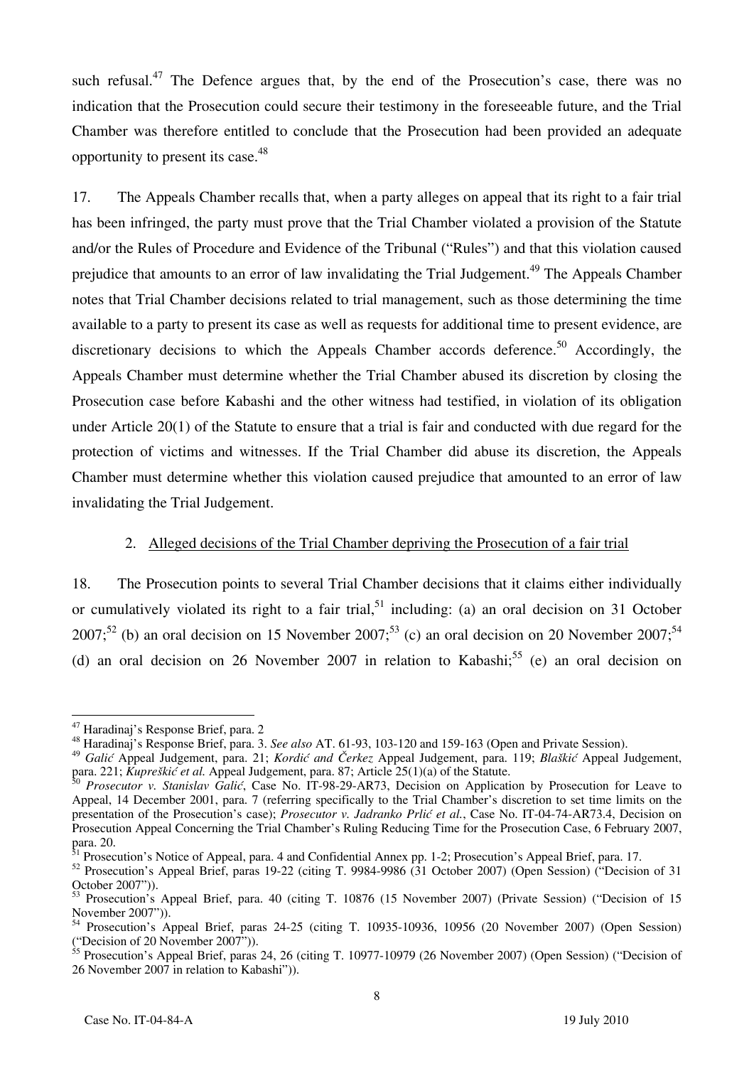such refusal.[47] The Defence argues that, by the end of the Prosecution's case, there was no indication that the Prosecution could secure their testimony in the foreseeable future, and the Trial Chamber was therefore entitled to conclude that the Prosecution had been provided an adequate opportunity to present its case.[48]

17. The Appeals Chamber recalls that, when a party alleges on appeal that its right to a fair trial has been infringed, the party must prove that the Trial Chamber violated a provision of the Statute and/or the Rules of Procedure and Evidence of the Tribunal ("Rules") and that this violation caused prejudice that amounts to an error of law invalidating the Trial Judgement.[49] The Appeals Chamber notes that Trial Chamber decisions related to trial management, such as those determining the time available to a party to present its case as well as requests for additional time to present evidence, are discretionary decisions to which the Appeals Chamber accords deference.[50] Accordingly, the Appeals Chamber must determine whether the Trial Chamber abused its discretion by closing the Prosecution case before Kabashi and the other witness had testified, in violation of its obligation under Article 20(1) of the Statute to ensure that a trial is fair and conducted with due regard for the protection of victims and witnesses. If the Trial Chamber did abuse its discretion, the Appeals Chamber must determine whether this violation caused prejudice that amounted to an error of law invalidating the Trial Judgement.

### 2. Alleged decisions of the Trial Chamber depriving the Prosecution of a fair trial

18. The Prosecution points to several Trial Chamber decisions that it claims either individually or cumulatively violated its right to a fair trial,[51] including: (a) an oral decision on 31 October 2007;[52] (b) an oral decision on 15 November 2007;[53] (c) an oral decision on 20 November 2007;[54] (d) an oral decision on 26 November 2007 in relation to Kabashi;[55] (e) an oral decision on

---

[47] Haradinaj's Response Brief, para. 2

[48] Haradinaj's Response Brief, para. 3. *See also* AT. 61-93, 103-120 and 159-163 (Open and Private Session).

[49] *Galić* Appeal Judgement, para. 21; *Kordić and Čerkez* Appeal Judgement, para. 119; *Blaškić* Appeal Judgement, para. 221; *Kupreškić et al.* Appeal Judgement, para. 87; Article 25(1)(a) of the Statute.

[50] *Prosecutor v. Stanislav Galić*, Case No. IT-98-29-AR73, Decision on Application by Prosecution for Leave to Appeal, 14 December 2001, para. 7 (referring specifically to the Trial Chamber's discretion to set time limits on the presentation of the Prosecution's case); *Prosecutor v. Jadranko Prlić et al.*, Case No. IT-04-74-AR73.4, Decision on Prosecution Appeal Concerning the Trial Chamber's Ruling Reducing Time for the Prosecution Case, 6 February 2007, para. 20.

[51] Prosecution's Notice of Appeal, para. 4 and Confidential Annex pp. 1-2; Prosecution's Appeal Brief, para. 17.

[52] Prosecution's Appeal Brief, paras 19-22 (citing T. 9984-9986 (31 October 2007) (Open Session) ("Decision of 31 October 2007")).

[53] Prosecution's Appeal Brief, para. 40 (citing T. 10876 (15 November 2007) (Private Session) ("Decision of 15 November 2007")).

[54] Prosecution's Appeal Brief, paras 24-25 (citing T. 10935-10936, 10956 (20 November 2007) (Open Session) ("Decision of 20 November 2007")).

[55] Prosecution's Appeal Brief, paras 24, 26 (citing T. 10977-10979 (26 November 2007) (Open Session) ("Decision of 26 November 2007 in relation to Kabashi")).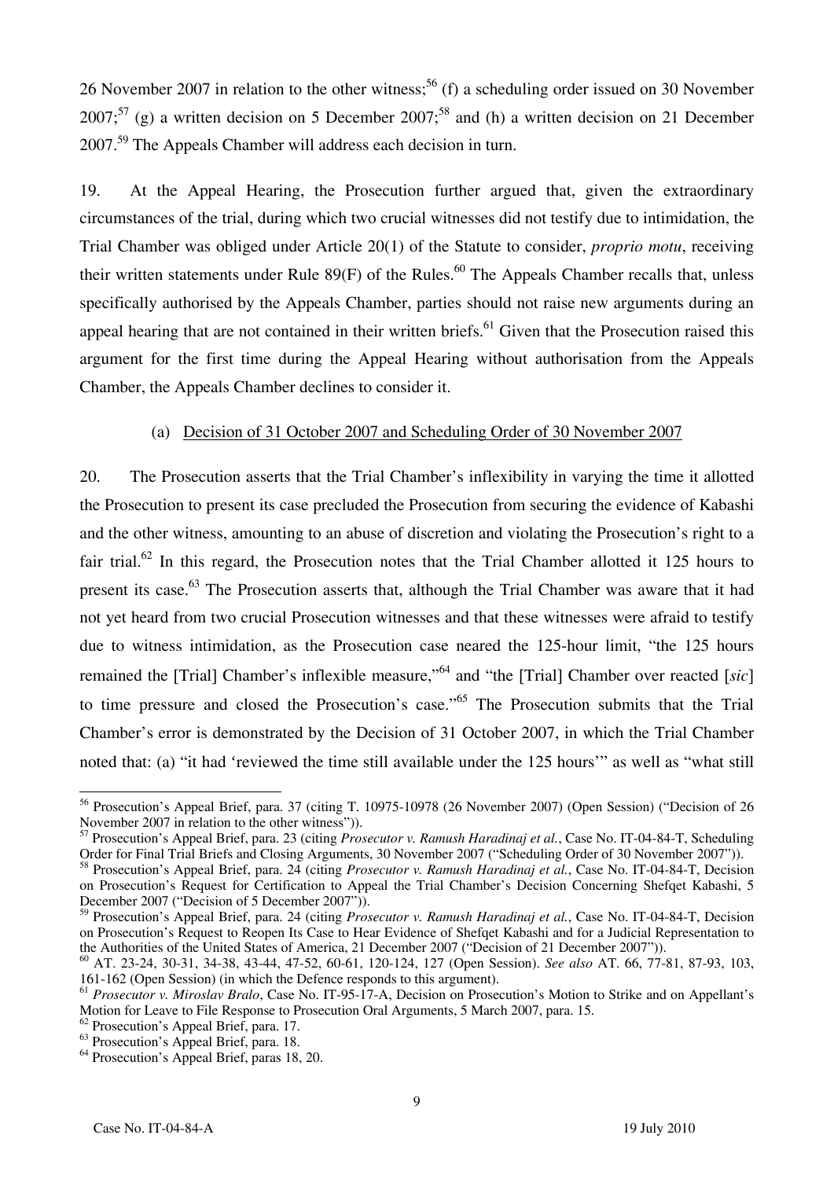26 November 2007 in relation to the other witness;[56] (f) a scheduling order issued on 30 November 2007;[57] (g) a written decision on 5 December 2007;[58] and (h) a written decision on 21 December 2007.[59] The Appeals Chamber will address each decision in turn.

19. At the Appeal Hearing, the Prosecution further argued that, given the extraordinary circumstances of the trial, during which two crucial witnesses did not testify due to intimidation, the Trial Chamber was obliged under Article 20(1) of the Statute to consider, *proprio motu*, receiving their written statements under Rule 89(F) of the Rules.[60] The Appeals Chamber recalls that, unless specifically authorised by the Appeals Chamber, parties should not raise new arguments during an appeal hearing that are not contained in their written briefs.[61] Given that the Prosecution raised this argument for the first time during the Appeal Hearing without authorisation from the Appeals Chamber, the Appeals Chamber declines to consider it.

(a) Decision of 31 October 2007 and Scheduling Order of 30 November 2007

20. The Prosecution asserts that the Trial Chamber's inflexibility in varying the time it allotted the Prosecution to present its case precluded the Prosecution from securing the evidence of Kabashi and the other witness, amounting to an abuse of discretion and violating the Prosecution's right to a fair trial.[62] In this regard, the Prosecution notes that the Trial Chamber allotted it 125 hours to present its case.[63] The Prosecution asserts that, although the Trial Chamber was aware that it had not yet heard from two crucial Prosecution witnesses and that these witnesses were afraid to testify due to witness intimidation, as the Prosecution case neared the 125-hour limit, "the 125 hours remained the [Trial] Chamber's inflexible measure,"[64] and "the [Trial] Chamber over reacted [*sic*] to time pressure and closed the Prosecution's case."[65] The Prosecution submits that the Trial Chamber's error is demonstrated by the Decision of 31 October 2007, in which the Trial Chamber noted that: (a) "it had 'reviewed the time still available under the 125 hours'" as well as "what still

---

[56] Prosecution's Appeal Brief, para. 37 (citing T. 10975-10978 (26 November 2007) (Open Session) ("Decision of 26 November 2007 in relation to the other witness")).

[57] Prosecution's Appeal Brief, para. 23 (citing *Prosecutor v. Ramush Haradinaj et al.*, Case No. IT-04-84-T, Scheduling Order for Final Trial Briefs and Closing Arguments, 30 November 2007 ("Scheduling Order of 30 November 2007")).

[58] Prosecution's Appeal Brief, para. 24 (citing *Prosecutor v. Ramush Haradinaj et al.*, Case No. IT-04-84-T, Decision on Prosecution's Request for Certification to Appeal the Trial Chamber's Decision Concerning Shefqet Kabashi, 5 December 2007 ("Decision of 5 December 2007")).

[59] Prosecution's Appeal Brief, para. 24 (citing *Prosecutor v. Ramush Haradinaj et al.*, Case No. IT-04-84-T, Decision on Prosecution's Request to Reopen Its Case to Hear Evidence of Shefqet Kabashi and for a Judicial Representation to the Authorities of the United States of America, 21 December 2007 ("Decision of 21 December 2007")).

[60] AT. 23-24, 30-31, 34-38, 43-44, 47-52, 60-61, 120-124, 127 (Open Session). *See also* AT. 66, 77-81, 87-93, 103, 161-162 (Open Session) (in which the Defence responds to this argument).

[61] *Prosecutor v. Miroslav Bralo*, Case No. IT-95-17-A, Decision on Prosecution's Motion to Strike and on Appellant's Motion for Leave to File Response to Prosecution Oral Arguments, 5 March 2007, para. 15.

[62] Prosecution's Appeal Brief, para. 17.

[63] Prosecution's Appeal Brief, para. 18.

[64] Prosecution's Appeal Brief, paras 18, 20.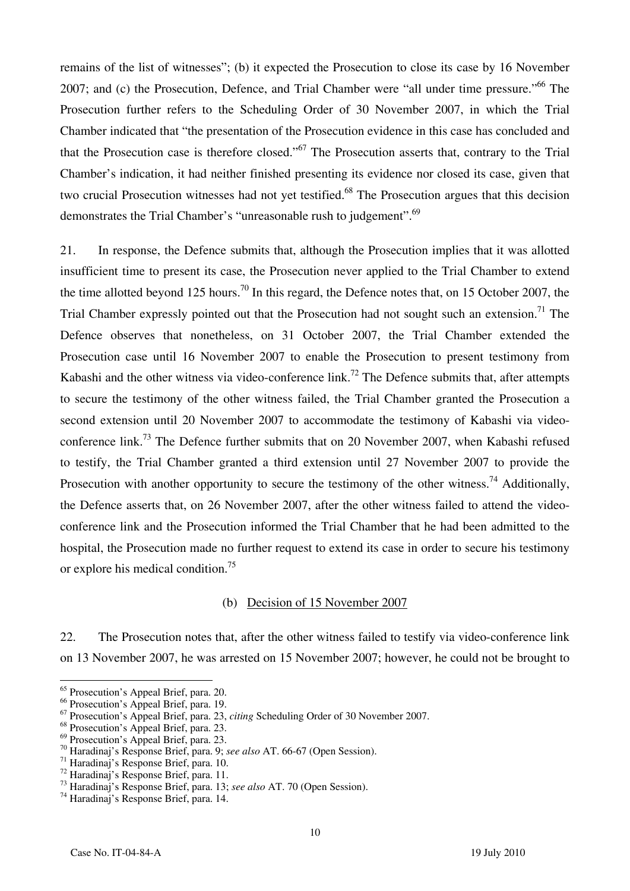remains of the list of witnesses"; (b) it expected the Prosecution to close its case by 16 November 2007; and (c) the Prosecution, Defence, and Trial Chamber were "all under time pressure."[66] The Prosecution further refers to the Scheduling Order of 30 November 2007, in which the Trial Chamber indicated that "the presentation of the Prosecution evidence in this case has concluded and that the Prosecution case is therefore closed."[67] The Prosecution asserts that, contrary to the Trial Chamber's indication, it had neither finished presenting its evidence nor closed its case, given that two crucial Prosecution witnesses had not yet testified.[68] The Prosecution argues that this decision demonstrates the Trial Chamber's "unreasonable rush to judgement".[69]

21. In response, the Defence submits that, although the Prosecution implies that it was allotted insufficient time to present its case, the Prosecution never applied to the Trial Chamber to extend the time allotted beyond 125 hours.[70] In this regard, the Defence notes that, on 15 October 2007, the Trial Chamber expressly pointed out that the Prosecution had not sought such an extension.[71] The Defence observes that nonetheless, on 31 October 2007, the Trial Chamber extended the Prosecution case until 16 November 2007 to enable the Prosecution to present testimony from Kabashi and the other witness via video-conference link.[72] The Defence submits that, after attempts to secure the testimony of the other witness failed, the Trial Chamber granted the Prosecution a second extension until 20 November 2007 to accommodate the testimony of Kabashi via video-conference link.[73] The Defence further submits that on 20 November 2007, when Kabashi refused to testify, the Trial Chamber granted a third extension until 27 November 2007 to provide the Prosecution with another opportunity to secure the testimony of the other witness.[74] Additionally, the Defence asserts that, on 26 November 2007, after the other witness failed to attend the video-conference link and the Prosecution informed the Trial Chamber that he had been admitted to the hospital, the Prosecution made no further request to extend its case in order to secure his testimony or explore his medical condition.[75]

(b) Decision of 15 November 2007

22. The Prosecution notes that, after the other witness failed to testify via video-conference link on 13 November 2007, he was arrested on 15 November 2007; however, he could not be brought to

---

[65] Prosecution's Appeal Brief, para. 20.
[66] Prosecution's Appeal Brief, para. 19.
[67] Prosecution's Appeal Brief, para. 23, *citing* Scheduling Order of 30 November 2007.
[68] Prosecution's Appeal Brief, para. 23.
[69] Prosecution's Appeal Brief, para. 23.
[70] Haradinaj's Response Brief, para. 9; *see also* AT. 66-67 (Open Session).
[71] Haradinaj's Response Brief, para. 10.
[72] Haradinaj's Response Brief, para. 11.
[73] Haradinaj's Response Brief, para. 13; *see also* AT. 70 (Open Session).
[74] Haradinaj's Response Brief, para. 14.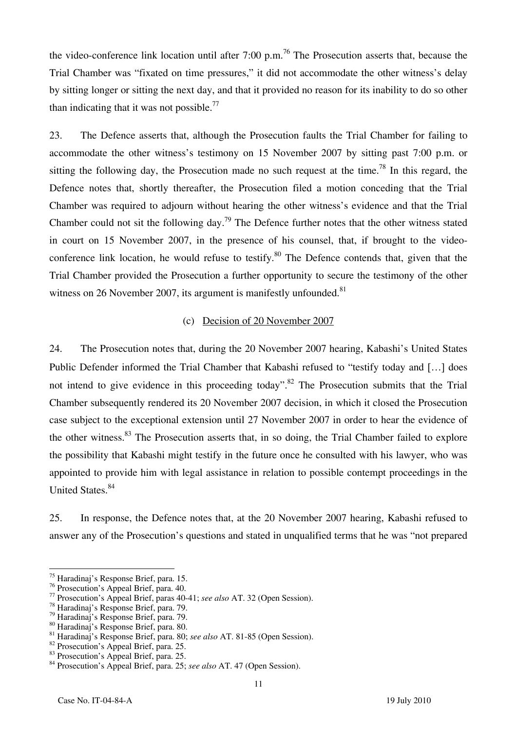the video-conference link location until after 7:00 p.m.[76] The Prosecution asserts that, because the Trial Chamber was "fixated on time pressures," it did not accommodate the other witness's delay by sitting longer or sitting the next day, and that it provided no reason for its inability to do so other than indicating that it was not possible.[77]

23. The Defence asserts that, although the Prosecution faults the Trial Chamber for failing to accommodate the other witness's testimony on 15 November 2007 by sitting past 7:00 p.m. or sitting the following day, the Prosecution made no such request at the time.[78] In this regard, the Defence notes that, shortly thereafter, the Prosecution filed a motion conceding that the Trial Chamber was required to adjourn without hearing the other witness's evidence and that the Trial Chamber could not sit the following day.[79] The Defence further notes that the other witness stated in court on 15 November 2007, in the presence of his counsel, that, if brought to the video-conference link location, he would refuse to testify.[80] The Defence contends that, given that the Trial Chamber provided the Prosecution a further opportunity to secure the testimony of the other witness on 26 November 2007, its argument is manifestly unfounded.[81]

(c) Decision of 20 November 2007

24. The Prosecution notes that, during the 20 November 2007 hearing, Kabashi's United States Public Defender informed the Trial Chamber that Kabashi refused to "testify today and […] does not intend to give evidence in this proceeding today".[82] The Prosecution submits that the Trial Chamber subsequently rendered its 20 November 2007 decision, in which it closed the Prosecution case subject to the exceptional extension until 27 November 2007 in order to hear the evidence of the other witness.[83] The Prosecution asserts that, in so doing, the Trial Chamber failed to explore the possibility that Kabashi might testify in the future once he consulted with his lawyer, who was appointed to provide him with legal assistance in relation to possible contempt proceedings in the United States.[84]

25. In response, the Defence notes that, at the 20 November 2007 hearing, Kabashi refused to answer any of the Prosecution's questions and stated in unqualified terms that he was "not prepared

---

[75] Haradinaj's Response Brief, para. 15.
[76] Prosecution's Appeal Brief, para. 40.
[77] Prosecution's Appeal Brief, paras 40-41; *see also* AT. 32 (Open Session).
[78] Haradinaj's Response Brief, para. 79.
[79] Haradinaj's Response Brief, para. 79.
[80] Haradinaj's Response Brief, para. 80.
[81] Haradinaj's Response Brief, para. 80; *see also* AT. 81-85 (Open Session).
[82] Prosecution's Appeal Brief, para. 25.
[83] Prosecution's Appeal Brief, para. 25.
[84] Prosecution's Appeal Brief, para. 25; *see also* AT. 47 (Open Session).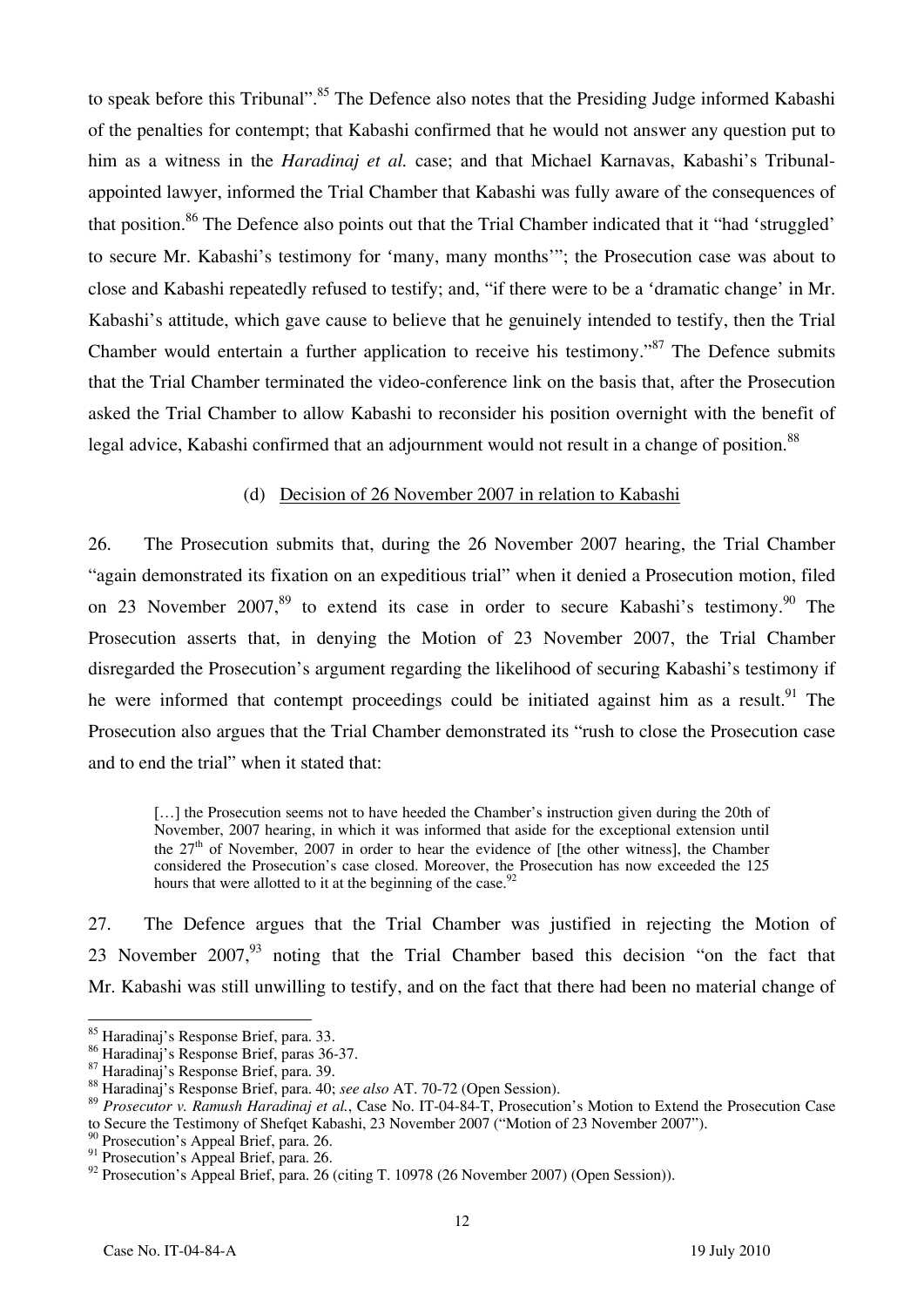to speak before this Tribunal".[85] The Defence also notes that the Presiding Judge informed Kabashi of the penalties for contempt; that Kabashi confirmed that he would not answer any question put to him as a witness in the *Haradinaj et al.* case; and that Michael Karnavas, Kabashi's Tribunal-appointed lawyer, informed the Trial Chamber that Kabashi was fully aware of the consequences of that position.[86] The Defence also points out that the Trial Chamber indicated that it "had 'struggled' to secure Mr. Kabashi's testimony for 'many, many months'"; the Prosecution case was about to close and Kabashi repeatedly refused to testify; and, "if there were to be a 'dramatic change' in Mr. Kabashi's attitude, which gave cause to believe that he genuinely intended to testify, then the Trial Chamber would entertain a further application to receive his testimony."[87] The Defence submits that the Trial Chamber terminated the video-conference link on the basis that, after the Prosecution asked the Trial Chamber to allow Kabashi to reconsider his position overnight with the benefit of legal advice, Kabashi confirmed that an adjournment would not result in a change of position.[88]

(d) Decision of 26 November 2007 in relation to Kabashi

26. The Prosecution submits that, during the 26 November 2007 hearing, the Trial Chamber "again demonstrated its fixation on an expeditious trial" when it denied a Prosecution motion, filed on 23 November 2007,[89] to extend its case in order to secure Kabashi's testimony.[90] The Prosecution asserts that, in denying the Motion of 23 November 2007, the Trial Chamber disregarded the Prosecution's argument regarding the likelihood of securing Kabashi's testimony if he were informed that contempt proceedings could be initiated against him as a result.[91] The Prosecution also argues that the Trial Chamber demonstrated its "rush to close the Prosecution case and to end the trial" when it stated that:

> […] the Prosecution seems not to have heeded the Chamber's instruction given during the 20th of November, 2007 hearing, in which it was informed that aside for the exceptional extension until the 27th of November, 2007 in order to hear the evidence of [the other witness], the Chamber considered the Prosecution's case closed. Moreover, the Prosecution has now exceeded the 125 hours that were allotted to it at the beginning of the case.[92]

27. The Defence argues that the Trial Chamber was justified in rejecting the Motion of 23 November 2007,[93] noting that the Trial Chamber based this decision "on the fact that Mr. Kabashi was still unwilling to testify, and on the fact that there had been no material change of

---

[85] Haradinaj's Response Brief, para. 33.

[86] Haradinaj's Response Brief, paras 36-37.

[87] Haradinaj's Response Brief, para. 39.

[88] Haradinaj's Response Brief, para. 40; *see also* AT. 70-72 (Open Session).

[89] *Prosecutor v. Ramush Haradinaj et al.*, Case No. IT-04-84-T, Prosecution's Motion to Extend the Prosecution Case to Secure the Testimony of Shefqet Kabashi, 23 November 2007 ("Motion of 23 November 2007").

[90] Prosecution's Appeal Brief, para. 26.

[91] Prosecution's Appeal Brief, para. 26.

[92] Prosecution's Appeal Brief, para. 26 (citing T. 10978 (26 November 2007) (Open Session)).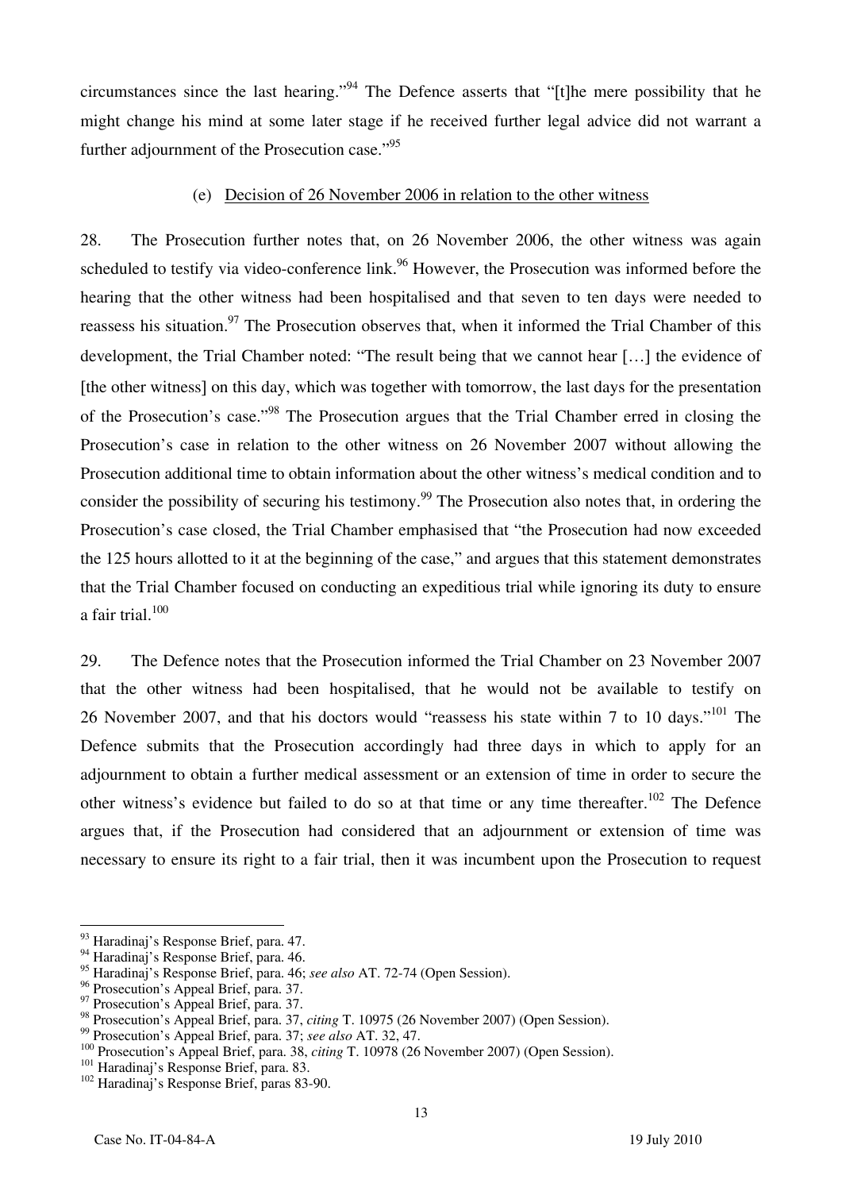circumstances since the last hearing."[94] The Defence asserts that "[t]he mere possibility that he might change his mind at some later stage if he received further legal advice did not warrant a further adjournment of the Prosecution case."[95]

### (e) Decision of 26 November 2006 in relation to the other witness

28. The Prosecution further notes that, on 26 November 2006, the other witness was again scheduled to testify via video-conference link.[96] However, the Prosecution was informed before the hearing that the other witness had been hospitalised and that seven to ten days were needed to reassess his situation.[97] The Prosecution observes that, when it informed the Trial Chamber of this development, the Trial Chamber noted: "The result being that we cannot hear […] the evidence of [the other witness] on this day, which was together with tomorrow, the last days for the presentation of the Prosecution's case."[98] The Prosecution argues that the Trial Chamber erred in closing the Prosecution's case in relation to the other witness on 26 November 2007 without allowing the Prosecution additional time to obtain information about the other witness's medical condition and to consider the possibility of securing his testimony.[99] The Prosecution also notes that, in ordering the Prosecution's case closed, the Trial Chamber emphasised that "the Prosecution had now exceeded the 125 hours allotted to it at the beginning of the case," and argues that this statement demonstrates that the Trial Chamber focused on conducting an expeditious trial while ignoring its duty to ensure a fair trial.[100]

29. The Defence notes that the Prosecution informed the Trial Chamber on 23 November 2007 that the other witness had been hospitalised, that he would not be available to testify on 26 November 2007, and that his doctors would "reassess his state within 7 to 10 days."[101] The Defence submits that the Prosecution accordingly had three days in which to apply for an adjournment to obtain a further medical assessment or an extension of time in order to secure the other witness's evidence but failed to do so at that time or any time thereafter.[102] The Defence argues that, if the Prosecution had considered that an adjournment or extension of time was necessary to ensure its right to a fair trial, then it was incumbent upon the Prosecution to request

---

[93] Haradinaj's Response Brief, para. 47.

[94] Haradinaj's Response Brief, para. 46.

[95] Haradinaj's Response Brief, para. 46; *see also* AT. 72-74 (Open Session).

[96] Prosecution's Appeal Brief, para. 37.

[97] Prosecution's Appeal Brief, para. 37.

[98] Prosecution's Appeal Brief, para. 37, *citing* T. 10975 (26 November 2007) (Open Session).

[99] Prosecution's Appeal Brief, para. 37; *see also* AT. 32, 47.

[100] Prosecution's Appeal Brief, para. 38, *citing* T. 10978 (26 November 2007) (Open Session).

[101] Haradinaj's Response Brief, para. 83.

[102] Haradinaj's Response Brief, paras 83-90.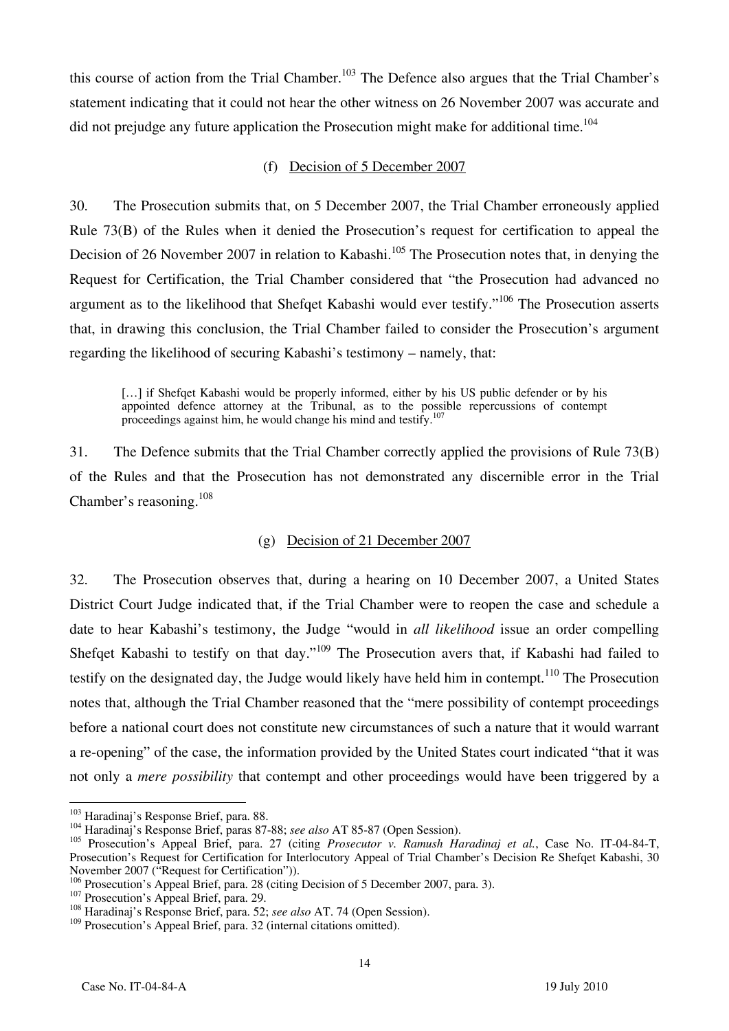this course of action from the Trial Chamber.[103] The Defence also argues that the Trial Chamber's statement indicating that it could not hear the other witness on 26 November 2007 was accurate and did not prejudge any future application the Prosecution might make for additional time.[104]

#### (f) Decision of 5 December 2007

30. The Prosecution submits that, on 5 December 2007, the Trial Chamber erroneously applied Rule 73(B) of the Rules when it denied the Prosecution's request for certification to appeal the Decision of 26 November 2007 in relation to Kabashi.[105] The Prosecution notes that, in denying the Request for Certification, the Trial Chamber considered that "the Prosecution had advanced no argument as to the likelihood that Shefqet Kabashi would ever testify."[106] The Prosecution asserts that, in drawing this conclusion, the Trial Chamber failed to consider the Prosecution's argument regarding the likelihood of securing Kabashi's testimony – namely, that:

> […] if Shefqet Kabashi would be properly informed, either by his US public defender or by his appointed defence attorney at the Tribunal, as to the possible repercussions of contempt proceedings against him, he would change his mind and testify.[107]

31. The Defence submits that the Trial Chamber correctly applied the provisions of Rule 73(B) of the Rules and that the Prosecution has not demonstrated any discernible error in the Trial Chamber's reasoning.[108]

#### (g) Decision of 21 December 2007

32. The Prosecution observes that, during a hearing on 10 December 2007, a United States District Court Judge indicated that, if the Trial Chamber were to reopen the case and schedule a date to hear Kabashi's testimony, the Judge "would in *all likelihood* issue an order compelling Shefqet Kabashi to testify on that day."[109] The Prosecution avers that, if Kabashi had failed to testify on the designated day, the Judge would likely have held him in contempt.[110] The Prosecution notes that, although the Trial Chamber reasoned that the "mere possibility of contempt proceedings before a national court does not constitute new circumstances of such a nature that it would warrant a re-opening" of the case, the information provided by the United States court indicated "that it was not only a *mere possibility* that contempt and other proceedings would have been triggered by a

---

[103] Haradinaj's Response Brief, para. 88.

[104] Haradinaj's Response Brief, paras 87-88; *see also* AT 85-87 (Open Session).

[105] Prosecution's Appeal Brief, para. 27 (citing *Prosecutor v. Ramush Haradinaj et al.*, Case No. IT-04-84-T, Prosecution's Request for Certification for Interlocutory Appeal of Trial Chamber's Decision Re Shefqet Kabashi, 30 November 2007 ("Request for Certification")).

[106] Prosecution's Appeal Brief, para. 28 (citing Decision of 5 December 2007, para. 3).

[107] Prosecution's Appeal Brief, para. 29.

[108] Haradinaj's Response Brief, para. 52; *see also* AT. 74 (Open Session).

[109] Prosecution's Appeal Brief, para. 32 (internal citations omitted).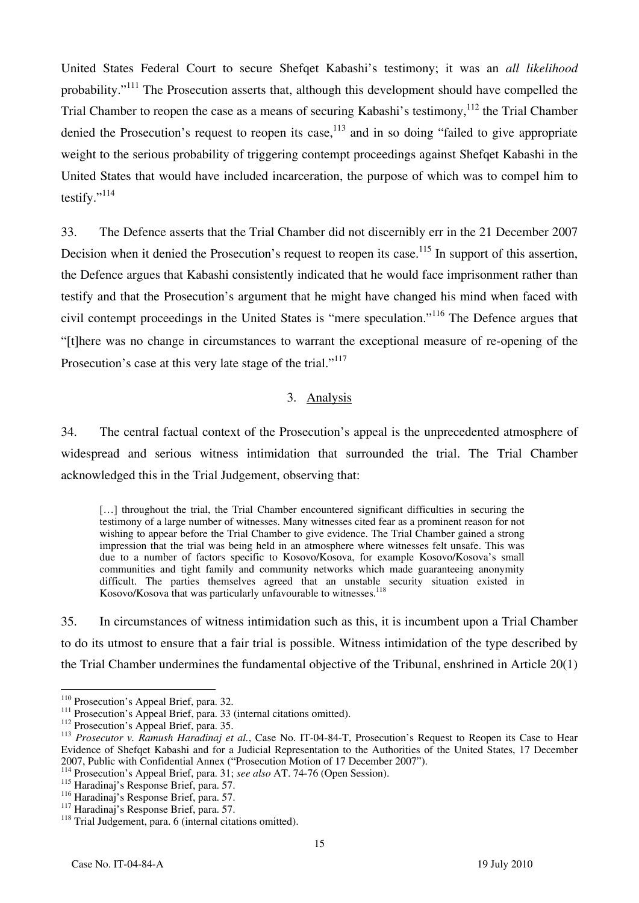United States Federal Court to secure Shefqet Kabashi's testimony; it was an *all likelihood* probability."[111] The Prosecution asserts that, although this development should have compelled the Trial Chamber to reopen the case as a means of securing Kabashi's testimony,[112] the Trial Chamber denied the Prosecution's request to reopen its case,[113] and in so doing "failed to give appropriate weight to the serious probability of triggering contempt proceedings against Shefqet Kabashi in the United States that would have included incarceration, the purpose of which was to compel him to testify."[114]

33. The Defence asserts that the Trial Chamber did not discernibly err in the 21 December 2007 Decision when it denied the Prosecution's request to reopen its case.[115] In support of this assertion, the Defence argues that Kabashi consistently indicated that he would face imprisonment rather than testify and that the Prosecution's argument that he might have changed his mind when faced with civil contempt proceedings in the United States is "mere speculation."[116] The Defence argues that "[t]here was no change in circumstances to warrant the exceptional measure of re-opening of the Prosecution's case at this very late stage of the trial."[117]

### 3. Analysis

34. The central factual context of the Prosecution's appeal is the unprecedented atmosphere of widespread and serious witness intimidation that surrounded the trial. The Trial Chamber acknowledged this in the Trial Judgement, observing that:

> […] throughout the trial, the Trial Chamber encountered significant difficulties in securing the testimony of a large number of witnesses. Many witnesses cited fear as a prominent reason for not wishing to appear before the Trial Chamber to give evidence. The Trial Chamber gained a strong impression that the trial was being held in an atmosphere where witnesses felt unsafe. This was due to a number of factors specific to Kosovo/Kosova, for example Kosovo/Kosova's small communities and tight family and community networks which made guaranteeing anonymity difficult. The parties themselves agreed that an unstable security situation existed in Kosovo/Kosova that was particularly unfavourable to witnesses.[118]

35. In circumstances of witness intimidation such as this, it is incumbent upon a Trial Chamber to do its utmost to ensure that a fair trial is possible. Witness intimidation of the type described by the Trial Chamber undermines the fundamental objective of the Tribunal, enshrined in Article 20(1)

---

[110] Prosecution's Appeal Brief, para. 32.
[111] Prosecution's Appeal Brief, para. 33 (internal citations omitted).
[112] Prosecution's Appeal Brief, para. 35.
[113] *Prosecutor v. Ramush Haradinaj et al.*, Case No. IT-04-84-T, Prosecution's Request to Reopen its Case to Hear Evidence of Shefqet Kabashi and for a Judicial Representation to the Authorities of the United States, 17 December 2007, Public with Confidential Annex ("Prosecution Motion of 17 December 2007").
[114] Prosecution's Appeal Brief, para. 31; *see also* AT. 74-76 (Open Session).
[115] Haradinaj's Response Brief, para. 57.
[116] Haradinaj's Response Brief, para. 57.
[117] Haradinaj's Response Brief, para. 57.
[118] Trial Judgement, para. 6 (internal citations omitted).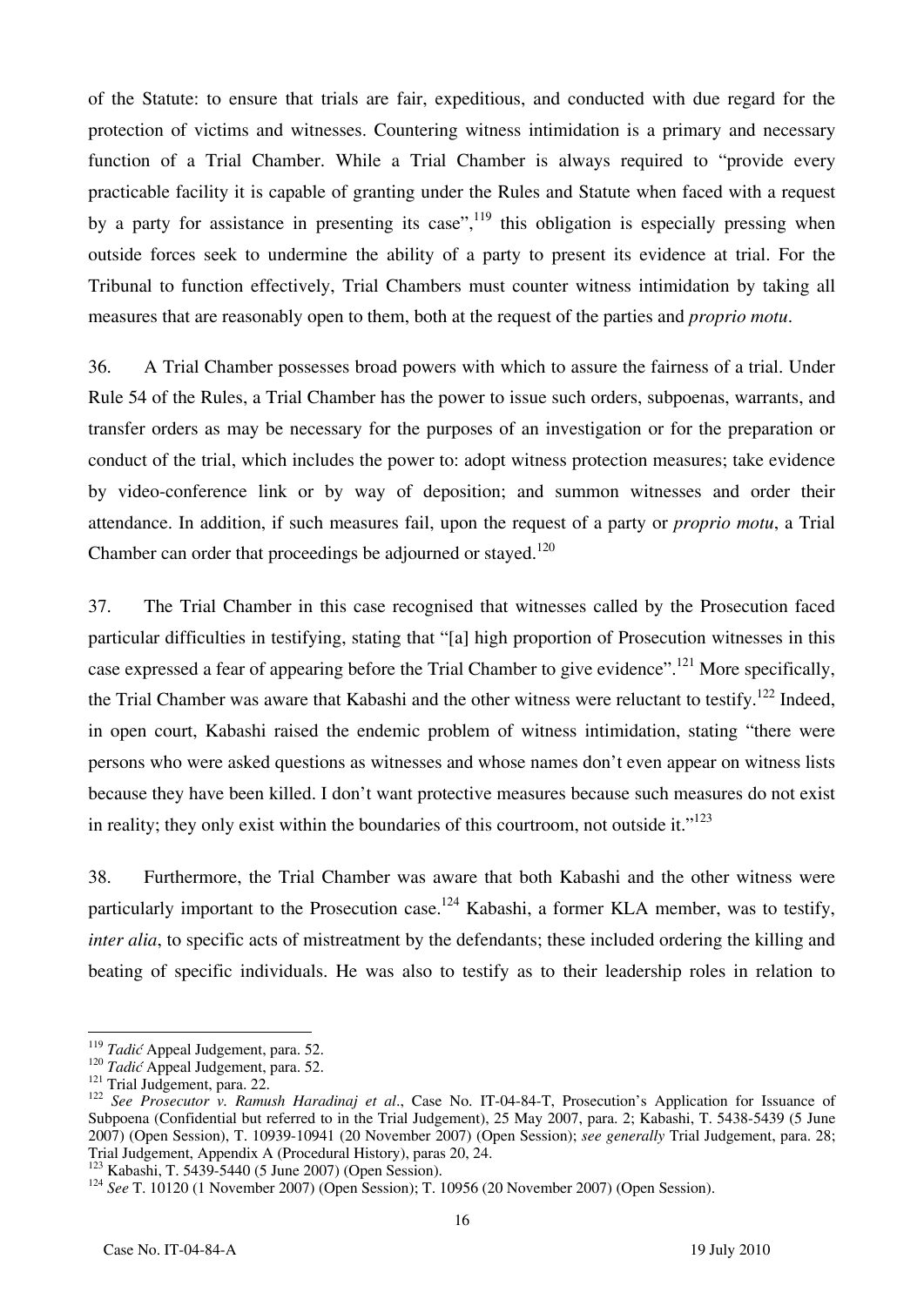of the Statute: to ensure that trials are fair, expeditious, and conducted with due regard for the protection of victims and witnesses. Countering witness intimidation is a primary and necessary function of a Trial Chamber. While a Trial Chamber is always required to "provide every practicable facility it is capable of granting under the Rules and Statute when faced with a request by a party for assistance in presenting its case",[119] this obligation is especially pressing when outside forces seek to undermine the ability of a party to present its evidence at trial. For the Tribunal to function effectively, Trial Chambers must counter witness intimidation by taking all measures that are reasonably open to them, both at the request of the parties and *proprio motu*.

36. A Trial Chamber possesses broad powers with which to assure the fairness of a trial. Under Rule 54 of the Rules, a Trial Chamber has the power to issue such orders, subpoenas, warrants, and transfer orders as may be necessary for the purposes of an investigation or for the preparation or conduct of the trial, which includes the power to: adopt witness protection measures; take evidence by video-conference link or by way of deposition; and summon witnesses and order their attendance. In addition, if such measures fail, upon the request of a party or *proprio motu*, a Trial Chamber can order that proceedings be adjourned or stayed.[120]

37. The Trial Chamber in this case recognised that witnesses called by the Prosecution faced particular difficulties in testifying, stating that "[a] high proportion of Prosecution witnesses in this case expressed a fear of appearing before the Trial Chamber to give evidence".[121] More specifically, the Trial Chamber was aware that Kabashi and the other witness were reluctant to testify.[122] Indeed, in open court, Kabashi raised the endemic problem of witness intimidation, stating "there were persons who were asked questions as witnesses and whose names don't even appear on witness lists because they have been killed. I don't want protective measures because such measures do not exist in reality; they only exist within the boundaries of this courtroom, not outside it."[123]

38. Furthermore, the Trial Chamber was aware that both Kabashi and the other witness were particularly important to the Prosecution case.[124] Kabashi, a former KLA member, was to testify, *inter alia*, to specific acts of mistreatment by the defendants; these included ordering the killing and beating of specific individuals. He was also to testify as to their leadership roles in relation to

---

[119] *Tadić* Appeal Judgement, para. 52.

[120] *Tadić* Appeal Judgement, para. 52.

[121] Trial Judgement, para. 22.

[122] *See Prosecutor v. Ramush Haradinaj et al*., Case No. IT-04-84-T, Prosecution's Application for Issuance of Subpoena (Confidential but referred to in the Trial Judgement), 25 May 2007, para. 2; Kabashi, T. 5438-5439 (5 June 2007) (Open Session), T. 10939-10941 (20 November 2007) (Open Session); *see generally* Trial Judgement, para. 28; Trial Judgement, Appendix A (Procedural History), paras 20, 24.

[123] Kabashi, T. 5439-5440 (5 June 2007) (Open Session).

[124] *See* T. 10120 (1 November 2007) (Open Session); T. 10956 (20 November 2007) (Open Session).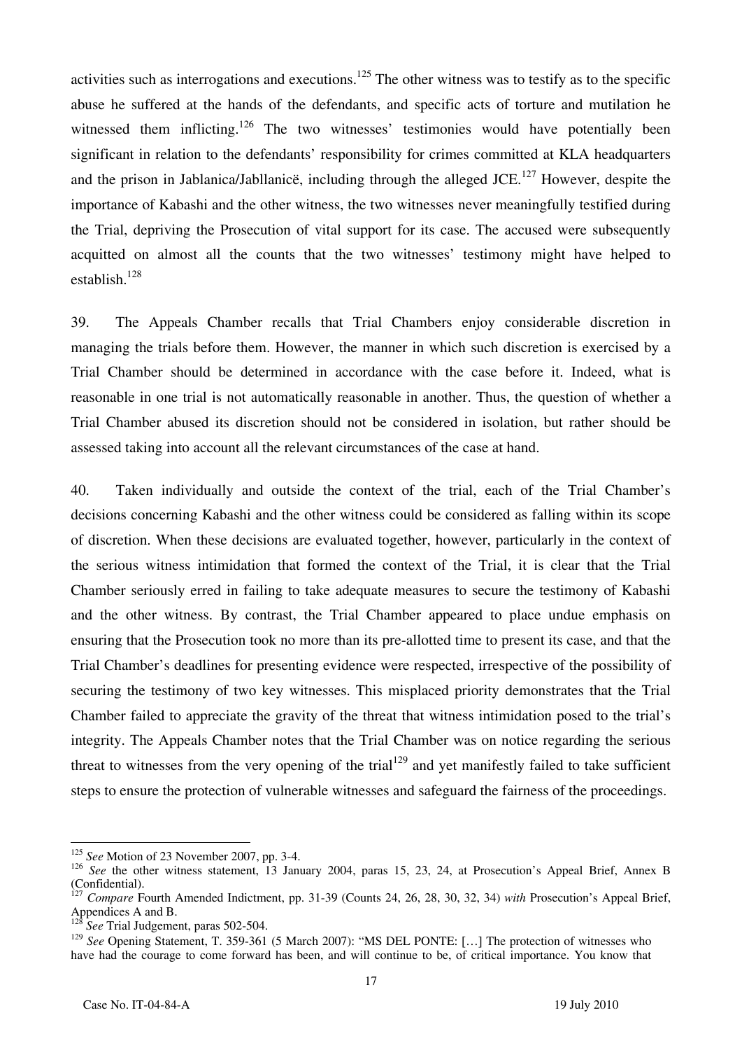activities such as interrogations and executions.[125] The other witness was to testify as to the specific abuse he suffered at the hands of the defendants, and specific acts of torture and mutilation he witnessed them inflicting.[126] The two witnesses' testimonies would have potentially been significant in relation to the defendants' responsibility for crimes committed at KLA headquarters and the prison in Jablanica/Jabllanicë, including through the alleged JCE.[127] However, despite the importance of Kabashi and the other witness, the two witnesses never meaningfully testified during the Trial, depriving the Prosecution of vital support for its case. The accused were subsequently acquitted on almost all the counts that the two witnesses' testimony might have helped to establish.[128]

39. The Appeals Chamber recalls that Trial Chambers enjoy considerable discretion in managing the trials before them. However, the manner in which such discretion is exercised by a Trial Chamber should be determined in accordance with the case before it. Indeed, what is reasonable in one trial is not automatically reasonable in another. Thus, the question of whether a Trial Chamber abused its discretion should not be considered in isolation, but rather should be assessed taking into account all the relevant circumstances of the case at hand.

40. Taken individually and outside the context of the trial, each of the Trial Chamber's decisions concerning Kabashi and the other witness could be considered as falling within its scope of discretion. When these decisions are evaluated together, however, particularly in the context of the serious witness intimidation that formed the context of the Trial, it is clear that the Trial Chamber seriously erred in failing to take adequate measures to secure the testimony of Kabashi and the other witness. By contrast, the Trial Chamber appeared to place undue emphasis on ensuring that the Prosecution took no more than its pre-allotted time to present its case, and that the Trial Chamber's deadlines for presenting evidence were respected, irrespective of the possibility of securing the testimony of two key witnesses. This misplaced priority demonstrates that the Trial Chamber failed to appreciate the gravity of the threat that witness intimidation posed to the trial's integrity. The Appeals Chamber notes that the Trial Chamber was on notice regarding the serious threat to witnesses from the very opening of the trial[129] and yet manifestly failed to take sufficient steps to ensure the protection of vulnerable witnesses and safeguard the fairness of the proceedings.

---

[125] *See* Motion of 23 November 2007, pp. 3-4.

[126] *See* the other witness statement, 13 January 2004, paras 15, 23, 24, at Prosecution's Appeal Brief, Annex B (Confidential).

[127] *Compare* Fourth Amended Indictment, pp. 31-39 (Counts 24, 26, 28, 30, 32, 34) *with* Prosecution's Appeal Brief, Appendices A and B.

[128] *See* Trial Judgement, paras 502-504.

[129] *See* Opening Statement, T. 359-361 (5 March 2007): "MS DEL PONTE: […] The protection of witnesses who have had the courage to come forward has been, and will continue to be, of critical importance. You know that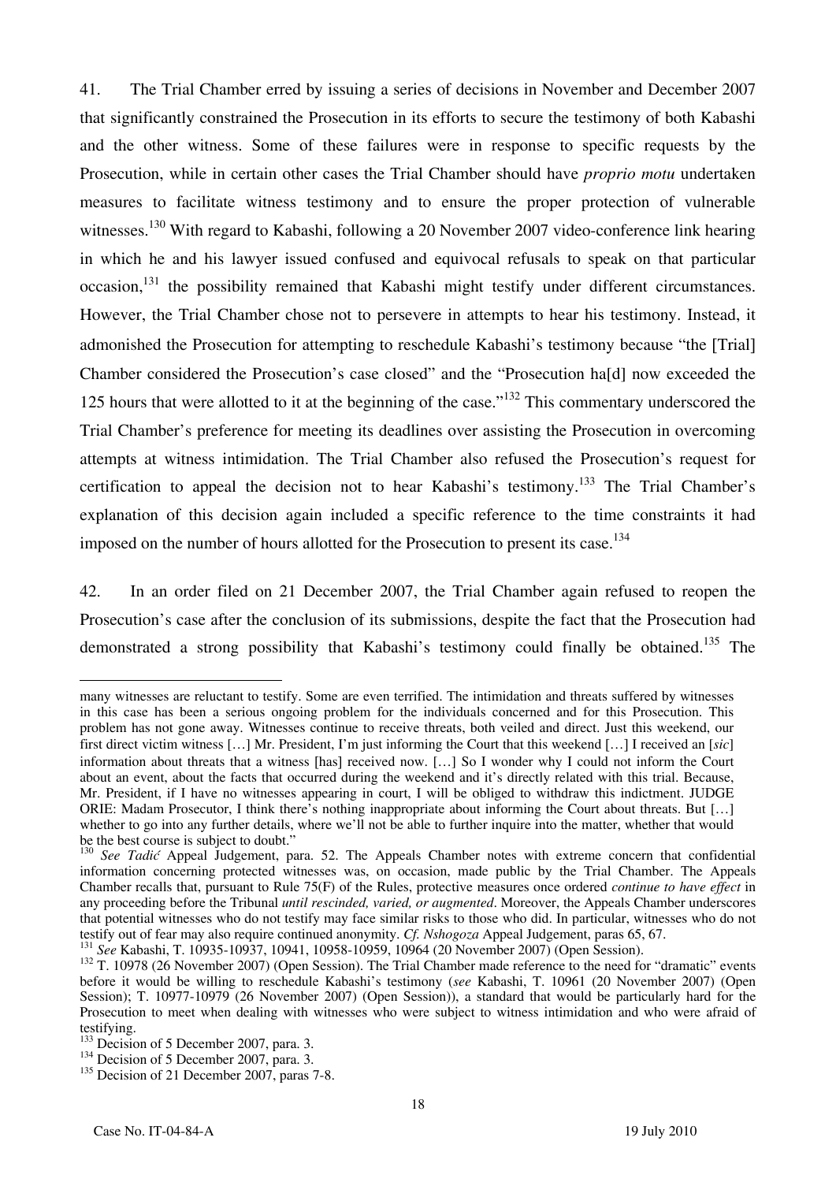41. The Trial Chamber erred by issuing a series of decisions in November and December 2007 that significantly constrained the Prosecution in its efforts to secure the testimony of both Kabashi and the other witness. Some of these failures were in response to specific requests by the Prosecution, while in certain other cases the Trial Chamber should have *proprio motu* undertaken measures to facilitate witness testimony and to ensure the proper protection of vulnerable witnesses.[130] With regard to Kabashi, following a 20 November 2007 video-conference link hearing in which he and his lawyer issued confused and equivocal refusals to speak on that particular occasion,[131] the possibility remained that Kabashi might testify under different circumstances. However, the Trial Chamber chose not to persevere in attempts to hear his testimony. Instead, it admonished the Prosecution for attempting to reschedule Kabashi's testimony because "the [Trial] Chamber considered the Prosecution's case closed" and the "Prosecution ha[d] now exceeded the 125 hours that were allotted to it at the beginning of the case."[132] This commentary underscored the Trial Chamber's preference for meeting its deadlines over assisting the Prosecution in overcoming attempts at witness intimidation. The Trial Chamber also refused the Prosecution's request for certification to appeal the decision not to hear Kabashi's testimony.[133] The Trial Chamber's explanation of this decision again included a specific reference to the time constraints it had imposed on the number of hours allotted for the Prosecution to present its case.[134]

42. In an order filed on 21 December 2007, the Trial Chamber again refused to reopen the Prosecution's case after the conclusion of its submissions, despite the fact that the Prosecution had demonstrated a strong possibility that Kabashi's testimony could finally be obtained.[135] The

---

many witnesses are reluctant to testify. Some are even terrified. The intimidation and threats suffered by witnesses in this case has been a serious ongoing problem for the individuals concerned and for this Prosecution. This problem has not gone away. Witnesses continue to receive threats, both veiled and direct. Just this weekend, our first direct victim witness […] Mr. President, I'm just informing the Court that this weekend […] I received an [*sic*] information about threats that a witness [has] received now. […] So I wonder why I could not inform the Court about an event, about the facts that occurred during the weekend and it's directly related with this trial. Because, Mr. President, if I have no witnesses appearing in court, I will be obliged to withdraw this indictment. JUDGE ORIE: Madam Prosecutor, I think there's nothing inappropriate about informing the Court about threats. But […] whether to go into any further details, where we'll not be able to further inquire into the matter, whether that would be the best course is subject to doubt."

[130] *See Tadić* Appeal Judgement, para. 52. The Appeals Chamber notes with extreme concern that confidential information concerning protected witnesses was, on occasion, made public by the Trial Chamber. The Appeals Chamber recalls that, pursuant to Rule 75(F) of the Rules, protective measures once ordered *continue to have effect* in any proceeding before the Tribunal *until rescinded, varied, or augmented*. Moreover, the Appeals Chamber underscores that potential witnesses who do not testify may face similar risks to those who did. In particular, witnesses who do not testify out of fear may also require continued anonymity. *Cf. Nshogoza* Appeal Judgement, paras 65, 67.

[131] *See* Kabashi, T. 10935-10937, 10941, 10958-10959, 10964 (20 November 2007) (Open Session).

[132] T. 10978 (26 November 2007) (Open Session). The Trial Chamber made reference to the need for "dramatic" events before it would be willing to reschedule Kabashi's testimony (*see* Kabashi, T. 10961 (20 November 2007) (Open Session); T. 10977-10979 (26 November 2007) (Open Session)), a standard that would be particularly hard for the Prosecution to meet when dealing with witnesses who were subject to witness intimidation and who were afraid of testifying.

[133] Decision of 5 December 2007, para. 3.

[134] Decision of 5 December 2007, para. 3.

[135] Decision of 21 December 2007, paras 7-8.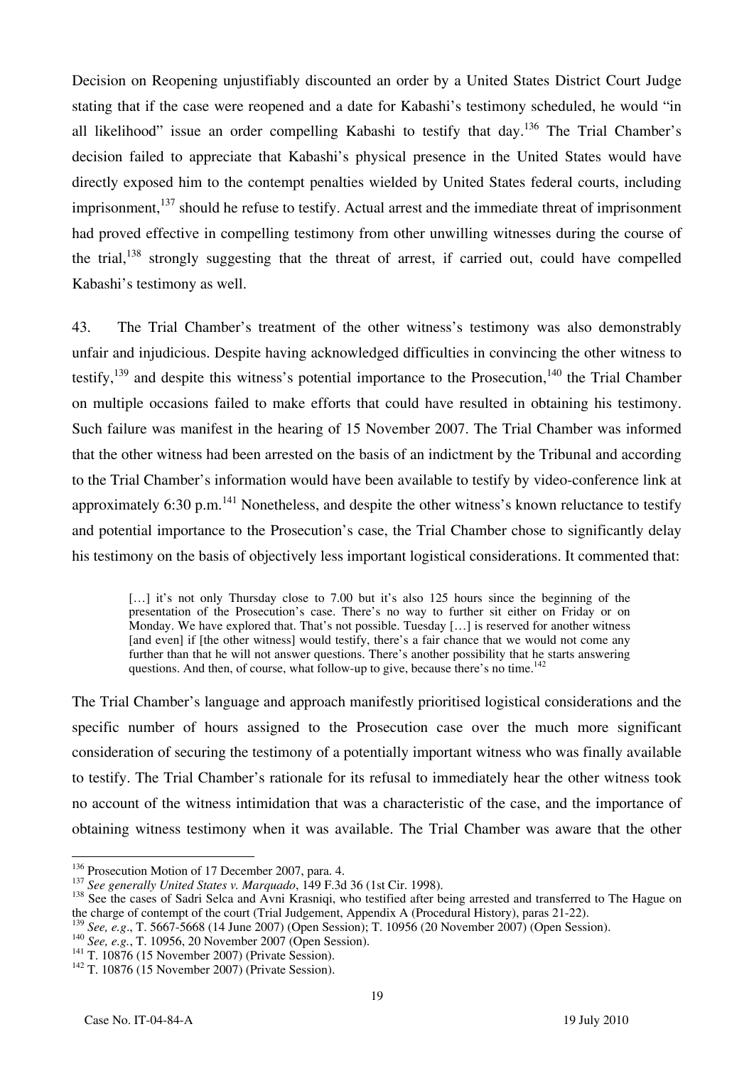Decision on Reopening unjustifiably discounted an order by a United States District Court Judge stating that if the case were reopened and a date for Kabashi's testimony scheduled, he would "in all likelihood" issue an order compelling Kabashi to testify that day.[136] The Trial Chamber's decision failed to appreciate that Kabashi's physical presence in the United States would have directly exposed him to the contempt penalties wielded by United States federal courts, including imprisonment,[137] should he refuse to testify. Actual arrest and the immediate threat of imprisonment had proved effective in compelling testimony from other unwilling witnesses during the course of the trial,[138] strongly suggesting that the threat of arrest, if carried out, could have compelled Kabashi's testimony as well.

43. The Trial Chamber's treatment of the other witness's testimony was also demonstrably unfair and injudicious. Despite having acknowledged difficulties in convincing the other witness to testify,[139] and despite this witness's potential importance to the Prosecution,[140] the Trial Chamber on multiple occasions failed to make efforts that could have resulted in obtaining his testimony. Such failure was manifest in the hearing of 15 November 2007. The Trial Chamber was informed that the other witness had been arrested on the basis of an indictment by the Tribunal and according to the Trial Chamber's information would have been available to testify by video-conference link at approximately 6:30 p.m.[141] Nonetheless, and despite the other witness's known reluctance to testify and potential importance to the Prosecution's case, the Trial Chamber chose to significantly delay his testimony on the basis of objectively less important logistical considerations. It commented that:

> […] it's not only Thursday close to 7.00 but it's also 125 hours since the beginning of the presentation of the Prosecution's case. There's no way to further sit either on Friday or on Monday. We have explored that. That's not possible. Tuesday […] is reserved for another witness [and even] if [the other witness] would testify, there's a fair chance that we would not come any further than that he will not answer questions. There's another possibility that he starts answering questions. And then, of course, what follow-up to give, because there's no time.[142]

The Trial Chamber's language and approach manifestly prioritised logistical considerations and the specific number of hours assigned to the Prosecution case over the much more significant consideration of securing the testimony of a potentially important witness who was finally available to testify. The Trial Chamber's rationale for its refusal to immediately hear the other witness took no account of the witness intimidation that was a characteristic of the case, and the importance of obtaining witness testimony when it was available. The Trial Chamber was aware that the other

---

[136] Prosecution Motion of 17 December 2007, para. 4.

[137] *See generally United States v. Marquado*, 149 F.3d 36 (1st Cir. 1998).

[138] See the cases of Sadri Selca and Avni Krasniqi, who testified after being arrested and transferred to The Hague on the charge of contempt of the court (Trial Judgement, Appendix A (Procedural History), paras 21-22).

[139] *See, e.g.*, T. 5667-5668 (14 June 2007) (Open Session); T. 10956 (20 November 2007) (Open Session).

[140] *See, e.g.*, T. 10956, 20 November 2007 (Open Session).

[141] T. 10876 (15 November 2007) (Private Session).

[142] T. 10876 (15 November 2007) (Private Session).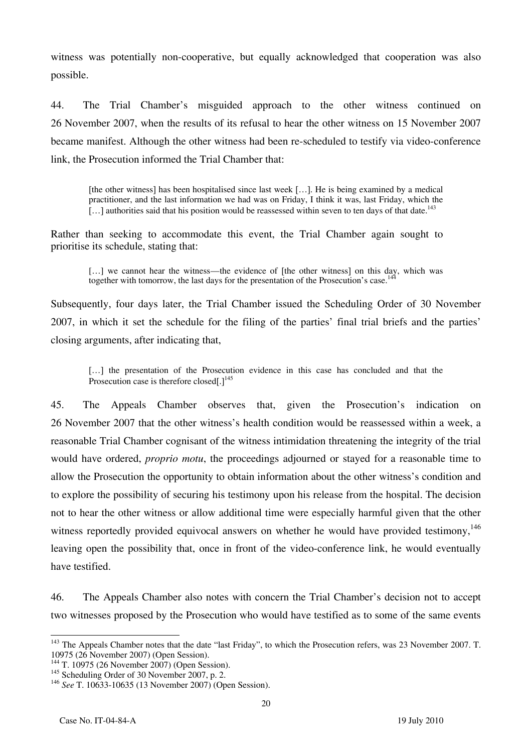witness was potentially non-cooperative, but equally acknowledged that cooperation was also possible.

44. The Trial Chamber's misguided approach to the other witness continued on 26 November 2007, when the results of its refusal to hear the other witness on 15 November 2007 became manifest. Although the other witness had been re-scheduled to testify via video-conference link, the Prosecution informed the Trial Chamber that:

> [the other witness] has been hospitalised since last week […]. He is being examined by a medical practitioner, and the last information we had was on Friday, I think it was, last Friday, which the […] authorities said that his position would be reassessed within seven to ten days of that date.[143]

Rather than seeking to accommodate this event, the Trial Chamber again sought to prioritise its schedule, stating that:

> […] we cannot hear the witness—the evidence of [the other witness] on this day, which was together with tomorrow, the last days for the presentation of the Prosecution's case.[144]

Subsequently, four days later, the Trial Chamber issued the Scheduling Order of 30 November 2007, in which it set the schedule for the filing of the parties' final trial briefs and the parties' closing arguments, after indicating that,

> […] the presentation of the Prosecution evidence in this case has concluded and that the Prosecution case is therefore closed[.][145]

45. The Appeals Chamber observes that, given the Prosecution's indication on 26 November 2007 that the other witness's health condition would be reassessed within a week, a reasonable Trial Chamber cognisant of the witness intimidation threatening the integrity of the trial would have ordered, *proprio motu*, the proceedings adjourned or stayed for a reasonable time to allow the Prosecution the opportunity to obtain information about the other witness's condition and to explore the possibility of securing his testimony upon his release from the hospital. The decision not to hear the other witness or allow additional time were especially harmful given that the other witness reportedly provided equivocal answers on whether he would have provided testimony,[146] leaving open the possibility that, once in front of the video-conference link, he would eventually have testified.

46. The Appeals Chamber also notes with concern the Trial Chamber's decision not to accept two witnesses proposed by the Prosecution who would have testified as to some of the same events

---

[143] The Appeals Chamber notes that the date "last Friday", to which the Prosecution refers, was 23 November 2007. T. 10975 (26 November 2007) (Open Session).

[144] T. 10975 (26 November 2007) (Open Session).

[145] Scheduling Order of 30 November 2007, p. 2.

[146] *See* T. 10633-10635 (13 November 2007) (Open Session).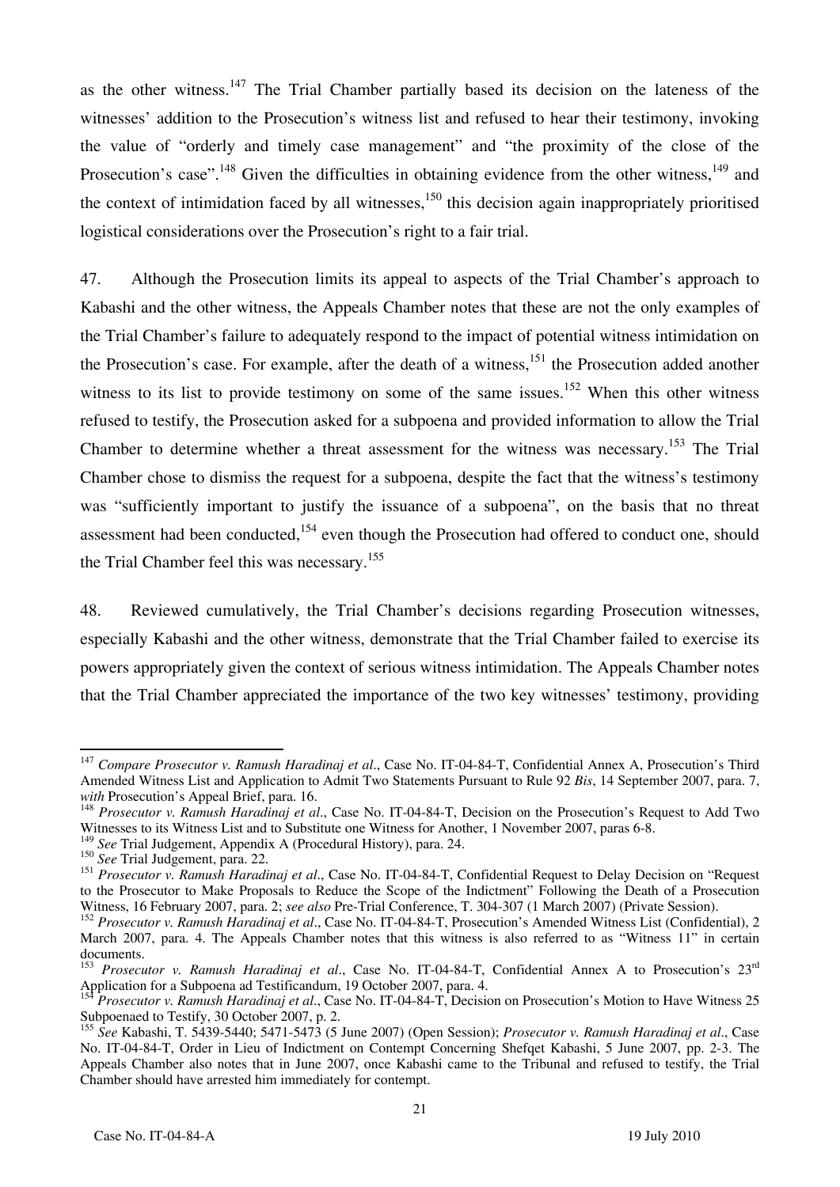as the other witness.[147] The Trial Chamber partially based its decision on the lateness of the witnesses' addition to the Prosecution's witness list and refused to hear their testimony, invoking the value of "orderly and timely case management" and "the proximity of the close of the Prosecution's case".[148] Given the difficulties in obtaining evidence from the other witness,[149] and the context of intimidation faced by all witnesses,[150] this decision again inappropriately prioritised logistical considerations over the Prosecution's right to a fair trial.

47. Although the Prosecution limits its appeal to aspects of the Trial Chamber's approach to Kabashi and the other witness, the Appeals Chamber notes that these are not the only examples of the Trial Chamber's failure to adequately respond to the impact of potential witness intimidation on the Prosecution's case. For example, after the death of a witness,[151] the Prosecution added another witness to its list to provide testimony on some of the same issues.[152] When this other witness refused to testify, the Prosecution asked for a subpoena and provided information to allow the Trial Chamber to determine whether a threat assessment for the witness was necessary.[153] The Trial Chamber chose to dismiss the request for a subpoena, despite the fact that the witness's testimony was "sufficiently important to justify the issuance of a subpoena", on the basis that no threat assessment had been conducted,[154] even though the Prosecution had offered to conduct one, should the Trial Chamber feel this was necessary.[155]

48. Reviewed cumulatively, the Trial Chamber's decisions regarding Prosecution witnesses, especially Kabashi and the other witness, demonstrate that the Trial Chamber failed to exercise its powers appropriately given the context of serious witness intimidation. The Appeals Chamber notes that the Trial Chamber appreciated the importance of the two key witnesses' testimony, providing

---

[147] *Compare Prosecutor v. Ramush Haradinaj et al*., Case No. IT-04-84-T, Confidential Annex A, Prosecution's Third Amended Witness List and Application to Admit Two Statements Pursuant to Rule 92 *Bis*, 14 September 2007, para. 7, *with* Prosecution's Appeal Brief, para. 16.

[148] *Prosecutor v. Ramush Haradinaj et al*., Case No. IT-04-84-T, Decision on the Prosecution's Request to Add Two Witnesses to its Witness List and to Substitute one Witness for Another, 1 November 2007, paras 6-8.

[149] *See* Trial Judgement, Appendix A (Procedural History), para. 24.

[150] *See* Trial Judgement, para. 22.

[151] *Prosecutor v. Ramush Haradinaj et al*., Case No. IT-04-84-T, Confidential Request to Delay Decision on "Request to the Prosecutor to Make Proposals to Reduce the Scope of the Indictment" Following the Death of a Prosecution Witness, 16 February 2007, para. 2; *see also* Pre-Trial Conference, T. 304-307 (1 March 2007) (Private Session).

[152] *Prosecutor v. Ramush Haradinaj et al*., Case No. IT-04-84-T, Prosecution's Amended Witness List (Confidential), 2 March 2007, para. 4. The Appeals Chamber notes that this witness is also referred to as "Witness 11" in certain documents.

[153] *Prosecutor v. Ramush Haradinaj et al*., Case No. IT-04-84-T, Confidential Annex A to Prosecution's 23rd Application for a Subpoena ad Testificandum, 19 October 2007, para. 4.

[154] *Prosecutor v. Ramush Haradinaj et al*., Case No. IT-04-84-T, Decision on Prosecution's Motion to Have Witness 25 Subpoenaed to Testify, 30 October 2007, p. 2.

[155] *See* Kabashi, T. 5439-5440; 5471-5473 (5 June 2007) (Open Session); *Prosecutor v. Ramush Haradinaj et al*., Case No. IT-04-84-T, Order in Lieu of Indictment on Contempt Concerning Shefqet Kabashi, 5 June 2007, pp. 2-3. The Appeals Chamber also notes that in June 2007, once Kabashi came to the Tribunal and refused to testify, the Trial Chamber should have arrested him immediately for contempt.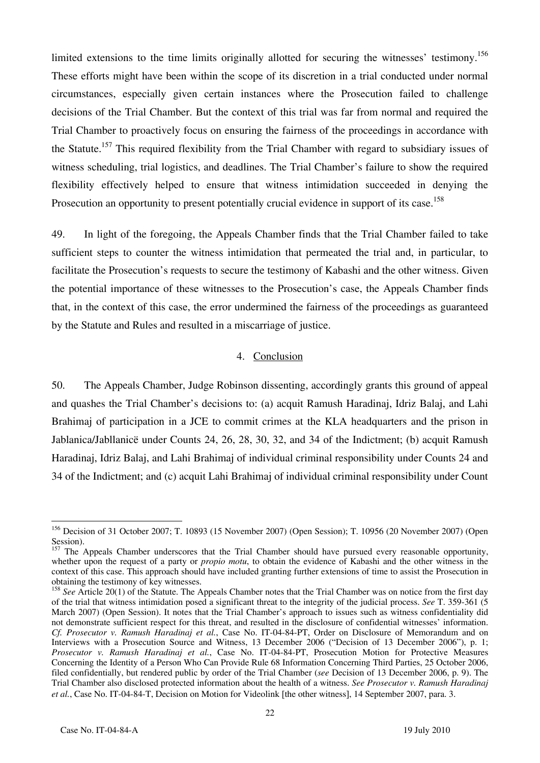limited extensions to the time limits originally allotted for securing the witnesses' testimony.[156] These efforts might have been within the scope of its discretion in a trial conducted under normal circumstances, especially given certain instances where the Prosecution failed to challenge decisions of the Trial Chamber. But the context of this trial was far from normal and required the Trial Chamber to proactively focus on ensuring the fairness of the proceedings in accordance with the Statute.[157] This required flexibility from the Trial Chamber with regard to subsidiary issues of witness scheduling, trial logistics, and deadlines. The Trial Chamber's failure to show the required flexibility effectively helped to ensure that witness intimidation succeeded in denying the Prosecution an opportunity to present potentially crucial evidence in support of its case.[158]

49. In light of the foregoing, the Appeals Chamber finds that the Trial Chamber failed to take sufficient steps to counter the witness intimidation that permeated the trial and, in particular, to facilitate the Prosecution's requests to secure the testimony of Kabashi and the other witness. Given the potential importance of these witnesses to the Prosecution's case, the Appeals Chamber finds that, in the context of this case, the error undermined the fairness of the proceedings as guaranteed by the Statute and Rules and resulted in a miscarriage of justice.

### 4. Conclusion

50. The Appeals Chamber, Judge Robinson dissenting, accordingly grants this ground of appeal and quashes the Trial Chamber's decisions to: (a) acquit Ramush Haradinaj, Idriz Balaj, and Lahi Brahimaj of participation in a JCE to commit crimes at the KLA headquarters and the prison in Jablanica/Jabllanicë under Counts 24, 26, 28, 30, 32, and 34 of the Indictment; (b) acquit Ramush Haradinaj, Idriz Balaj, and Lahi Brahimaj of individual criminal responsibility under Counts 24 and 34 of the Indictment; and (c) acquit Lahi Brahimaj of individual criminal responsibility under Count

---

[156] Decision of 31 October 2007; T. 10893 (15 November 2007) (Open Session); T. 10956 (20 November 2007) (Open Session).

[157] The Appeals Chamber underscores that the Trial Chamber should have pursued every reasonable opportunity, whether upon the request of a party or *propio motu*, to obtain the evidence of Kabashi and the other witness in the context of this case. This approach should have included granting further extensions of time to assist the Prosecution in obtaining the testimony of key witnesses.

[158] *See* Article 20(1) of the Statute. The Appeals Chamber notes that the Trial Chamber was on notice from the first day of the trial that witness intimidation posed a significant threat to the integrity of the judicial process. *See* T. 359-361 (5 March 2007) (Open Session). It notes that the Trial Chamber's approach to issues such as witness confidentiality did not demonstrate sufficient respect for this threat, and resulted in the disclosure of confidential witnesses' information. *Cf. Prosecutor v. Ramush Haradinaj et al.*, Case No. IT-04-84-PT, Order on Disclosure of Memorandum and on Interviews with a Prosecution Source and Witness, 13 December 2006 ("Decision of 13 December 2006"), p. 1; *Prosecutor v. Ramush Haradinaj et al.*, Case No. IT-04-84-PT, Prosecution Motion for Protective Measures Concerning the Identity of a Person Who Can Provide Rule 68 Information Concerning Third Parties, 25 October 2006, filed confidentially, but rendered public by order of the Trial Chamber (*see* Decision of 13 December 2006, p. 9). The Trial Chamber also disclosed protected information about the health of a witness. *See Prosecutor v. Ramush Haradinaj et al.*, Case No. IT-04-84-T, Decision on Motion for Videolink [the other witness], 14 September 2007, para. 3.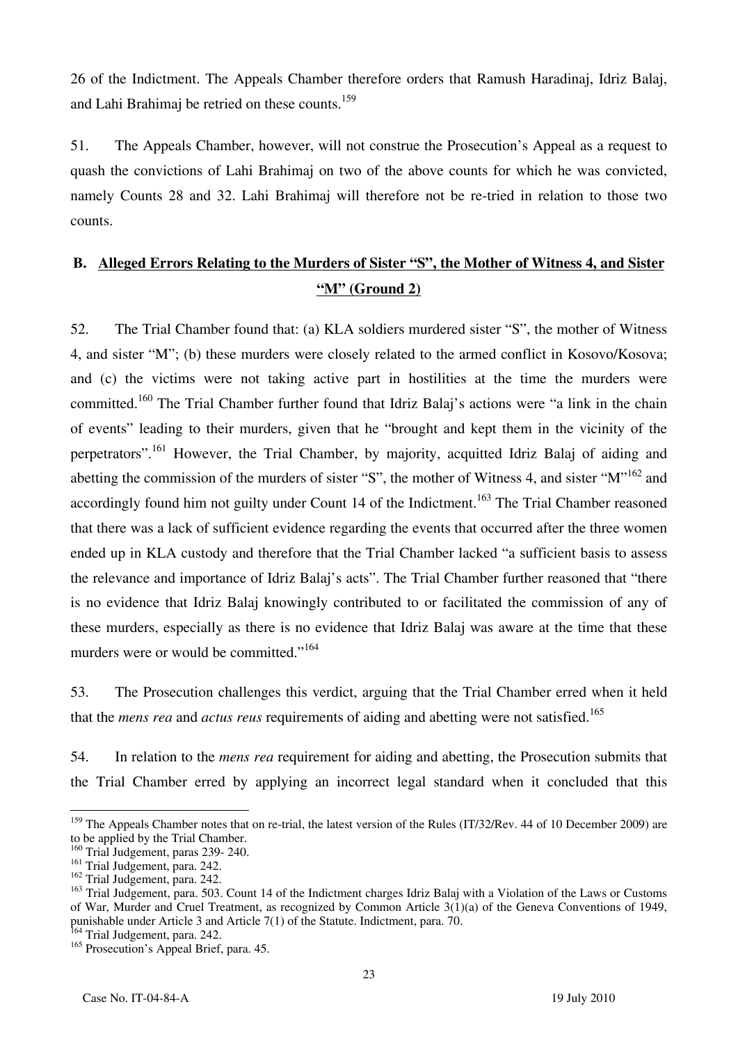26 of the Indictment. The Appeals Chamber therefore orders that Ramush Haradinaj, Idriz Balaj, and Lahi Brahimaj be retried on these counts.[159]

51. The Appeals Chamber, however, will not construe the Prosecution's Appeal as a request to quash the convictions of Lahi Brahimaj on two of the above counts for which he was convicted, namely Counts 28 and 32. Lahi Brahimaj will therefore not be re-tried in relation to those two counts.

## B. Alleged Errors Relating to the Murders of Sister "S", the Mother of Witness 4, and Sister "M" (Ground 2)

52. The Trial Chamber found that: (a) KLA soldiers murdered sister "S", the mother of Witness 4, and sister "M"; (b) these murders were closely related to the armed conflict in Kosovo/Kosova; and (c) the victims were not taking active part in hostilities at the time the murders were committed.[160] The Trial Chamber further found that Idriz Balaj's actions were "a link in the chain of events" leading to their murders, given that he "brought and kept them in the vicinity of the perpetrators".[161] However, the Trial Chamber, by majority, acquitted Idriz Balaj of aiding and abetting the commission of the murders of sister "S", the mother of Witness 4, and sister "M"[162] and accordingly found him not guilty under Count 14 of the Indictment.[163] The Trial Chamber reasoned that there was a lack of sufficient evidence regarding the events that occurred after the three women ended up in KLA custody and therefore that the Trial Chamber lacked "a sufficient basis to assess the relevance and importance of Idriz Balaj's acts". The Trial Chamber further reasoned that "there is no evidence that Idriz Balaj knowingly contributed to or facilitated the commission of any of these murders, especially as there is no evidence that Idriz Balaj was aware at the time that these murders were or would be committed."[164]

53. The Prosecution challenges this verdict, arguing that the Trial Chamber erred when it held that the *mens rea* and *actus reus* requirements of aiding and abetting were not satisfied.[165]

54. In relation to the *mens rea* requirement for aiding and abetting, the Prosecution submits that the Trial Chamber erred by applying an incorrect legal standard when it concluded that this

---

[159] The Appeals Chamber notes that on re-trial, the latest version of the Rules (IT/32/Rev. 44 of 10 December 2009) are to be applied by the Trial Chamber.

[160] Trial Judgement, paras 239- 240.

[161] Trial Judgement, para. 242.

[162] Trial Judgement, para. 242.

[163] Trial Judgement, para. 503. Count 14 of the Indictment charges Idriz Balaj with a Violation of the Laws or Customs of War, Murder and Cruel Treatment, as recognized by Common Article 3(1)(a) of the Geneva Conventions of 1949, punishable under Article 3 and Article 7(1) of the Statute. Indictment, para. 70.

[164] Trial Judgement, para. 242.

[165] Prosecution's Appeal Brief, para. 45.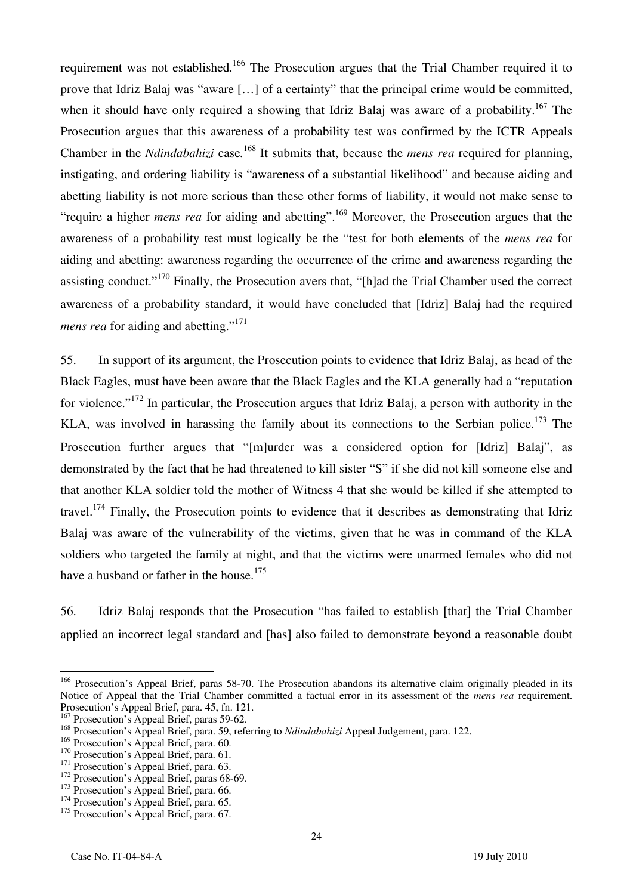requirement was not established.[166] The Prosecution argues that the Trial Chamber required it to prove that Idriz Balaj was "aware […] of a certainty" that the principal crime would be committed, when it should have only required a showing that Idriz Balaj was aware of a probability.[167] The Prosecution argues that this awareness of a probability test was confirmed by the ICTR Appeals Chamber in the *Ndindabahizi* case.[168] It submits that, because the *mens rea* required for planning, instigating, and ordering liability is "awareness of a substantial likelihood" and because aiding and abetting liability is not more serious than these other forms of liability, it would not make sense to "require a higher *mens rea* for aiding and abetting".[169] Moreover, the Prosecution argues that the awareness of a probability test must logically be the "test for both elements of the *mens rea* for aiding and abetting: awareness regarding the occurrence of the crime and awareness regarding the assisting conduct."[170] Finally, the Prosecution avers that, "[h]ad the Trial Chamber used the correct awareness of a probability standard, it would have concluded that [Idriz] Balaj had the required *mens rea* for aiding and abetting."[171]

55. In support of its argument, the Prosecution points to evidence that Idriz Balaj, as head of the Black Eagles, must have been aware that the Black Eagles and the KLA generally had a "reputation for violence."[172] In particular, the Prosecution argues that Idriz Balaj, a person with authority in the KLA, was involved in harassing the family about its connections to the Serbian police.[173] The Prosecution further argues that "[m]urder was a considered option for [Idriz] Balaj", as demonstrated by the fact that he had threatened to kill sister "S" if she did not kill someone else and that another KLA soldier told the mother of Witness 4 that she would be killed if she attempted to travel.[174] Finally, the Prosecution points to evidence that it describes as demonstrating that Idriz Balaj was aware of the vulnerability of the victims, given that he was in command of the KLA soldiers who targeted the family at night, and that the victims were unarmed females who did not have a husband or father in the house.[175]

56. Idriz Balaj responds that the Prosecution "has failed to establish [that] the Trial Chamber applied an incorrect legal standard and [has] also failed to demonstrate beyond a reasonable doubt

---

[166] Prosecution's Appeal Brief, paras 58-70. The Prosecution abandons its alternative claim originally pleaded in its Notice of Appeal that the Trial Chamber committed a factual error in its assessment of the *mens rea* requirement. Prosecution's Appeal Brief, para. 45, fn. 121.

[167] Prosecution's Appeal Brief, paras 59-62.

[168] Prosecution's Appeal Brief, para. 59, referring to *Ndindabahizi* Appeal Judgement, para. 122.

[169] Prosecution's Appeal Brief, para. 60.

[170] Prosecution's Appeal Brief, para. 61.

[171] Prosecution's Appeal Brief, para. 63.

[172] Prosecution's Appeal Brief, paras 68-69.

[173] Prosecution's Appeal Brief, para. 66.

[174] Prosecution's Appeal Brief, para. 65.

[175] Prosecution's Appeal Brief, para. 67.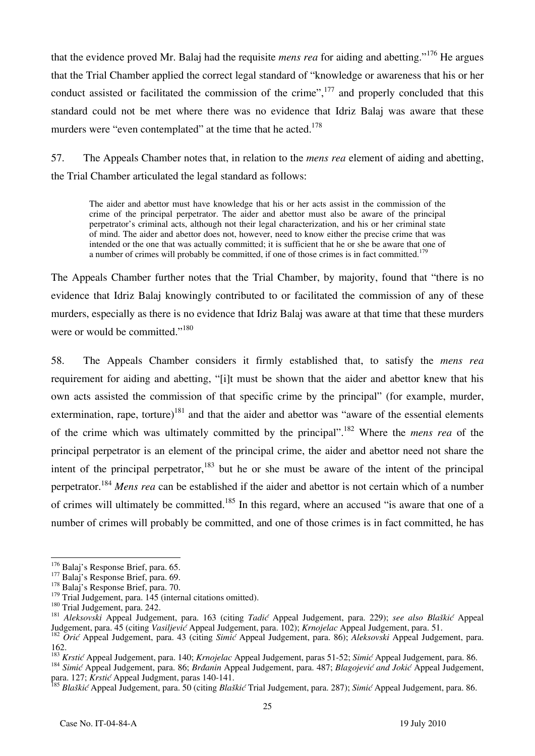that the evidence proved Mr. Balaj had the requisite *mens rea* for aiding and abetting."[176] He argues that the Trial Chamber applied the correct legal standard of "knowledge or awareness that his or her conduct assisted or facilitated the commission of the crime",[177] and properly concluded that this standard could not be met where there was no evidence that Idriz Balaj was aware that these murders were "even contemplated" at the time that he acted.[178]

57. The Appeals Chamber notes that, in relation to the *mens rea* element of aiding and abetting, the Trial Chamber articulated the legal standard as follows:

> The aider and abettor must have knowledge that his or her acts assist in the commission of the crime of the principal perpetrator. The aider and abettor must also be aware of the principal perpetrator's criminal acts, although not their legal characterization, and his or her criminal state of mind. The aider and abettor does not, however, need to know either the precise crime that was intended or the one that was actually committed; it is sufficient that he or she be aware that one of a number of crimes will probably be committed, if one of those crimes is in fact committed.[179]

The Appeals Chamber further notes that the Trial Chamber, by majority, found that "there is no evidence that Idriz Balaj knowingly contributed to or facilitated the commission of any of these murders, especially as there is no evidence that Idriz Balaj was aware at that time that these murders were or would be committed."[180]

58. The Appeals Chamber considers it firmly established that, to satisfy the *mens rea* requirement for aiding and abetting, "[i]t must be shown that the aider and abettor knew that his own acts assisted the commission of that specific crime by the principal" (for example, murder, extermination, rape, torture)[181] and that the aider and abettor was "aware of the essential elements of the crime which was ultimately committed by the principal".[182] Where the *mens rea* of the principal perpetrator is an element of the principal crime, the aider and abettor need not share the intent of the principal perpetrator,[183] but he or she must be aware of the intent of the principal perpetrator.[184] *Mens rea* can be established if the aider and abettor is not certain which of a number of crimes will ultimately be committed.[185] In this regard, where an accused "is aware that one of a number of crimes will probably be committed, and one of those crimes is in fact committed, he has

---

[176] Balaj's Response Brief, para. 65.
[177] Balaj's Response Brief, para. 69.
[178] Balaj's Response Brief, para. 70.
[179] Trial Judgement, para. 145 (internal citations omitted).
[180] Trial Judgement, para. 242.
[181] *Aleksovski* Appeal Judgement, para. 163 (citing *Tadić* Appeal Judgement, para. 229); *see also Blaškić* Appeal Judgement, para. 45 (citing *Vasiljević* Appeal Judgement, para. 102); *Krnojelac* Appeal Judgement, para. 51.
[182] *Orić* Appeal Judgement, para. 43 (citing *Simić* Appeal Judgement, para. 86); *Aleksovski* Appeal Judgement, para. 162.
[183] *Krstić* Appeal Judgement, para. 140; *Krnojelac* Appeal Judgement, paras 51-52; *Simić* Appeal Judgement, para. 86.
[184] *Simić* Appeal Judgement, para. 86; *Brđanin* Appeal Judgement, para. 487; *Blagojević and Jokić* Appeal Judgement, para. 127; *Krstić* Appeal Judgment, paras 140-141.
[185] *Blaškić* Appeal Judgement, para. 50 (citing *Blaškić* Trial Judgement, para. 287); *Simić* Appeal Judgement, para. 86.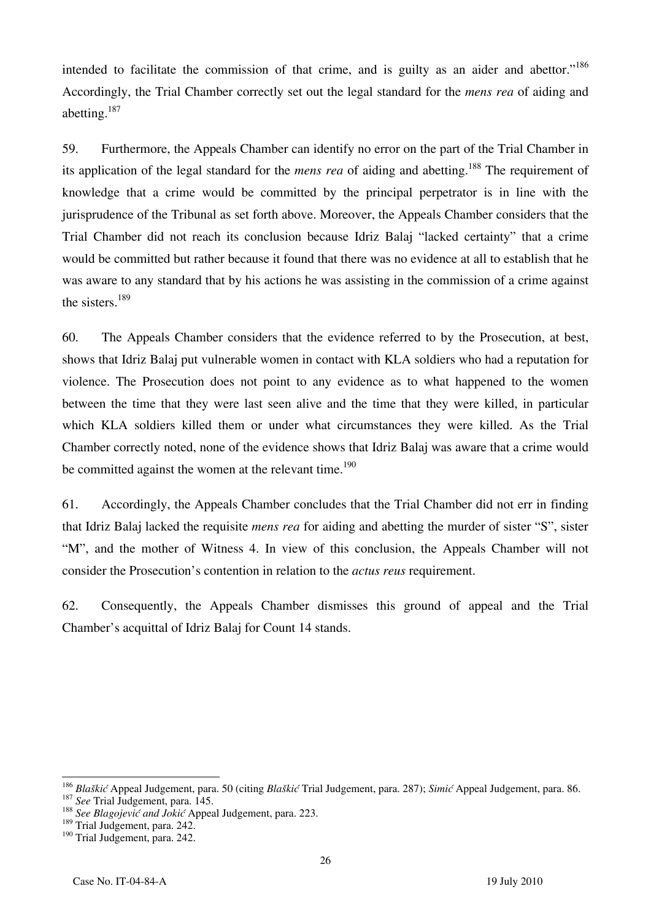intended to facilitate the commission of that crime, and is guilty as an aider and abettor."[186] Accordingly, the Trial Chamber correctly set out the legal standard for the *mens rea* of aiding and abetting.[187]

59. Furthermore, the Appeals Chamber can identify no error on the part of the Trial Chamber in its application of the legal standard for the *mens rea* of aiding and abetting.[188] The requirement of knowledge that a crime would be committed by the principal perpetrator is in line with the jurisprudence of the Tribunal as set forth above. Moreover, the Appeals Chamber considers that the Trial Chamber did not reach its conclusion because Idriz Balaj "lacked certainty" that a crime would be committed but rather because it found that there was no evidence at all to establish that he was aware to any standard that by his actions he was assisting in the commission of a crime against the sisters.[189]

60. The Appeals Chamber considers that the evidence referred to by the Prosecution, at best, shows that Idriz Balaj put vulnerable women in contact with KLA soldiers who had a reputation for violence. The Prosecution does not point to any evidence as to what happened to the women between the time that they were last seen alive and the time that they were killed, in particular which KLA soldiers killed them or under what circumstances they were killed. As the Trial Chamber correctly noted, none of the evidence shows that Idriz Balaj was aware that a crime would be committed against the women at the relevant time.[190]

61. Accordingly, the Appeals Chamber concludes that the Trial Chamber did not err in finding that Idriz Balaj lacked the requisite *mens rea* for aiding and abetting the murder of sister "S", sister "M", and the mother of Witness 4. In view of this conclusion, the Appeals Chamber will not consider the Prosecution's contention in relation to the *actus reus* requirement.

62. Consequently, the Appeals Chamber dismisses this ground of appeal and the Trial Chamber's acquittal of Idriz Balaj for Count 14 stands.

---

[186] *Blaškić* Appeal Judgement, para. 50 (citing *Blaškić* Trial Judgement, para. 287); *Simić* Appeal Judgement, para. 86.

[187] *See* Trial Judgement, para. 145.

[188] *See Blagojević and Jokić* Appeal Judgement, para. 223.

[189] Trial Judgement, para. 242.

[190] Trial Judgement, para. 242.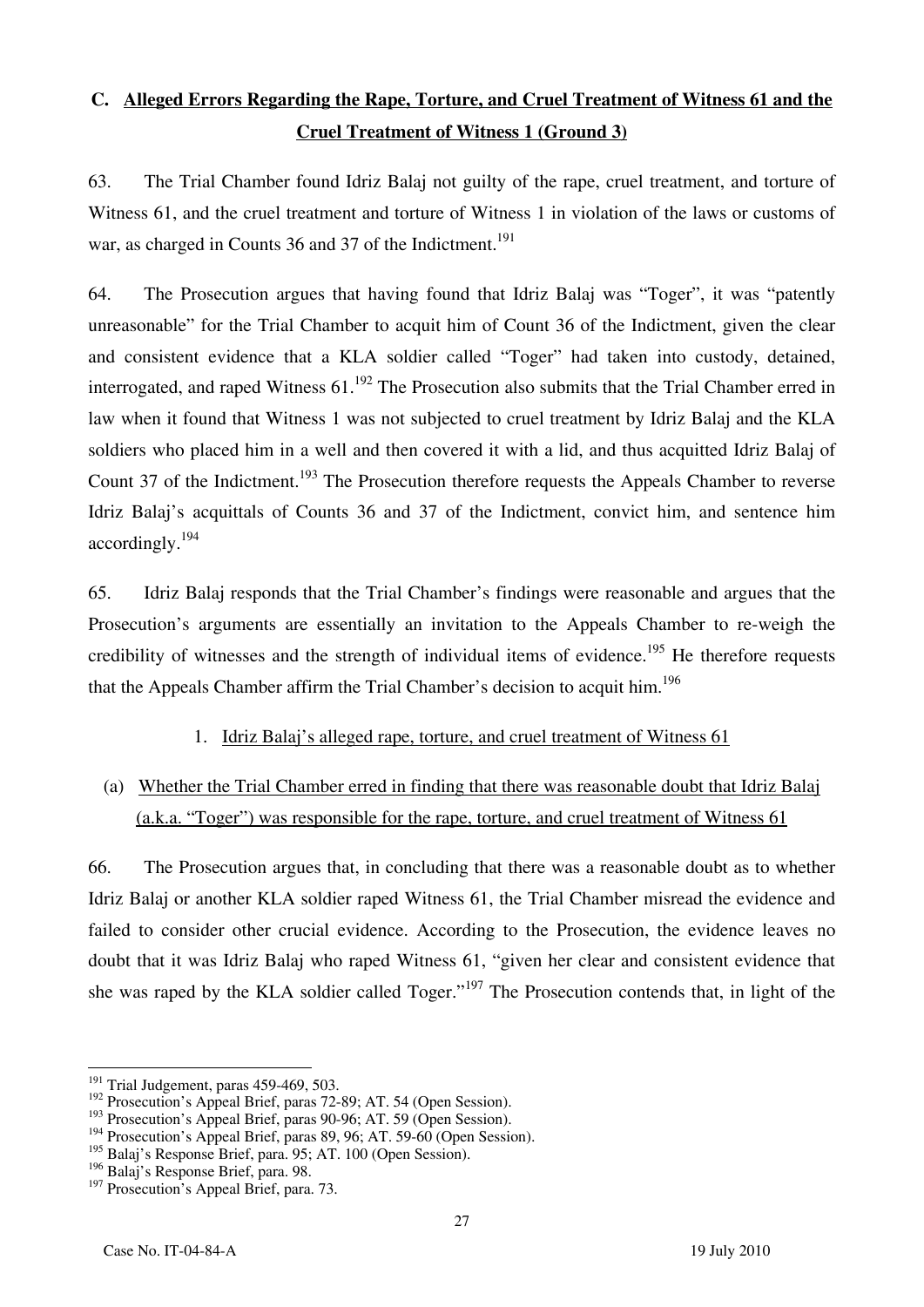### C. Alleged Errors Regarding the Rape, Torture, and Cruel Treatment of Witness 61 and the Cruel Treatment of Witness 1 (Ground 3)

63. The Trial Chamber found Idriz Balaj not guilty of the rape, cruel treatment, and torture of Witness 61, and the cruel treatment and torture of Witness 1 in violation of the laws or customs of war, as charged in Counts 36 and 37 of the Indictment.[191]

64. The Prosecution argues that having found that Idriz Balaj was "Toger", it was "patently unreasonable" for the Trial Chamber to acquit him of Count 36 of the Indictment, given the clear and consistent evidence that a KLA soldier called "Toger" had taken into custody, detained, interrogated, and raped Witness 61.[192] The Prosecution also submits that the Trial Chamber erred in law when it found that Witness 1 was not subjected to cruel treatment by Idriz Balaj and the KLA soldiers who placed him in a well and then covered it with a lid, and thus acquitted Idriz Balaj of Count 37 of the Indictment.[193] The Prosecution therefore requests the Appeals Chamber to reverse Idriz Balaj's acquittals of Counts 36 and 37 of the Indictment, convict him, and sentence him accordingly.[194]

65. Idriz Balaj responds that the Trial Chamber's findings were reasonable and argues that the Prosecution's arguments are essentially an invitation to the Appeals Chamber to re-weigh the credibility of witnesses and the strength of individual items of evidence.[195] He therefore requests that the Appeals Chamber affirm the Trial Chamber's decision to acquit him.[196]

#### 1. Idriz Balaj's alleged rape, torture, and cruel treatment of Witness 61

##### (a) Whether the Trial Chamber erred in finding that there was reasonable doubt that Idriz Balaj (a.k.a. "Toger") was responsible for the rape, torture, and cruel treatment of Witness 61

66. The Prosecution argues that, in concluding that there was a reasonable doubt as to whether Idriz Balaj or another KLA soldier raped Witness 61, the Trial Chamber misread the evidence and failed to consider other crucial evidence. According to the Prosecution, the evidence leaves no doubt that it was Idriz Balaj who raped Witness 61, "given her clear and consistent evidence that she was raped by the KLA soldier called Toger."[197] The Prosecution contends that, in light of the

---

[191] Trial Judgement, paras 459-469, 503.

[192] Prosecution's Appeal Brief, paras 72-89; AT. 54 (Open Session).

[193] Prosecution's Appeal Brief, paras 90-96; AT. 59 (Open Session).

[194] Prosecution's Appeal Brief, paras 89, 96; AT. 59-60 (Open Session).

[195] Balaj's Response Brief, para. 95; AT. 100 (Open Session).

[196] Balaj's Response Brief, para. 98.

[197] Prosecution's Appeal Brief, para. 73.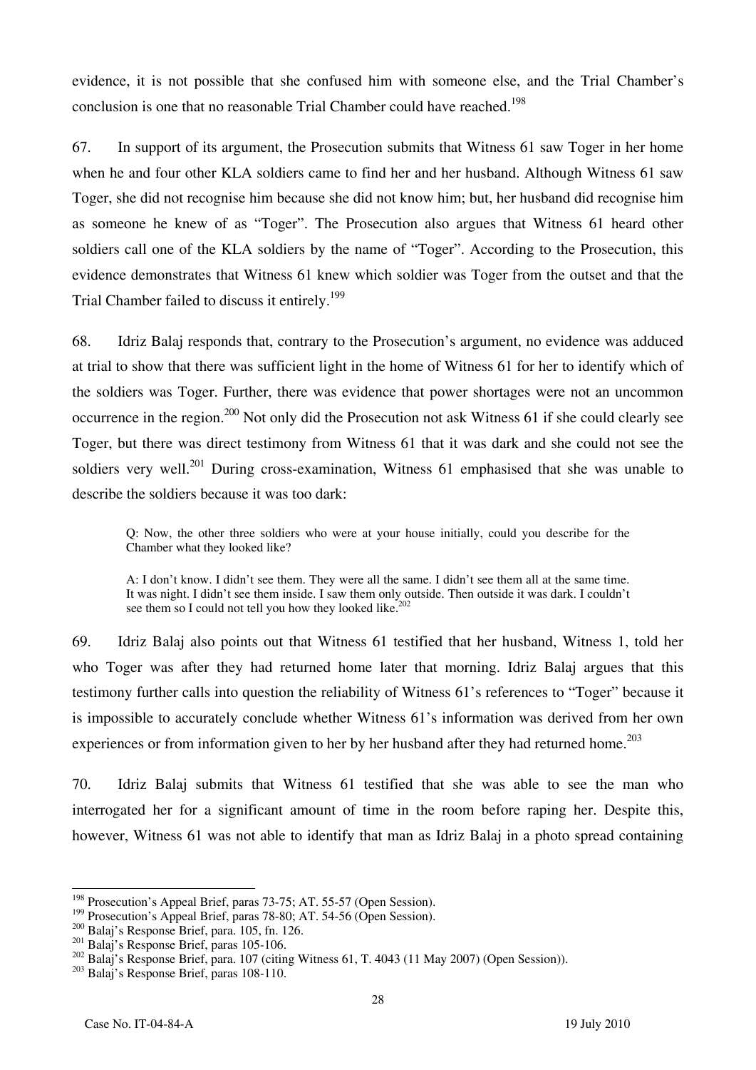evidence, it is not possible that she confused him with someone else, and the Trial Chamber's conclusion is one that no reasonable Trial Chamber could have reached.[198]

67. In support of its argument, the Prosecution submits that Witness 61 saw Toger in her home when he and four other KLA soldiers came to find her and her husband. Although Witness 61 saw Toger, she did not recognise him because she did not know him; but, her husband did recognise him as someone he knew of as "Toger". The Prosecution also argues that Witness 61 heard other soldiers call one of the KLA soldiers by the name of "Toger". According to the Prosecution, this evidence demonstrates that Witness 61 knew which soldier was Toger from the outset and that the Trial Chamber failed to discuss it entirely.[199]

68. Idriz Balaj responds that, contrary to the Prosecution's argument, no evidence was adduced at trial to show that there was sufficient light in the home of Witness 61 for her to identify which of the soldiers was Toger. Further, there was evidence that power shortages were not an uncommon occurrence in the region.[200] Not only did the Prosecution not ask Witness 61 if she could clearly see Toger, but there was direct testimony from Witness 61 that it was dark and she could not see the soldiers very well.[201] During cross-examination, Witness 61 emphasised that she was unable to describe the soldiers because it was too dark:

> Q: Now, the other three soldiers who were at your house initially, could you describe for the Chamber what they looked like?
>
> A: I don't know. I didn't see them. They were all the same. I didn't see them all at the same time. It was night. I didn't see them inside. I saw them only outside. Then outside it was dark. I couldn't see them so I could not tell you how they looked like.[202]

69. Idriz Balaj also points out that Witness 61 testified that her husband, Witness 1, told her who Toger was after they had returned home later that morning. Idriz Balaj argues that this testimony further calls into question the reliability of Witness 61's references to "Toger" because it is impossible to accurately conclude whether Witness 61's information was derived from her own experiences or from information given to her by her husband after they had returned home.[203]

70. Idriz Balaj submits that Witness 61 testified that she was able to see the man who interrogated her for a significant amount of time in the room before raping her. Despite this, however, Witness 61 was not able to identify that man as Idriz Balaj in a photo spread containing

---

[198] Prosecution's Appeal Brief, paras 73-75; AT. 55-57 (Open Session).

[199] Prosecution's Appeal Brief, paras 78-80; AT. 54-56 (Open Session).

[200] Balaj's Response Brief, para. 105, fn. 126.

[201] Balaj's Response Brief, paras 105-106.

[202] Balaj's Response Brief, para. 107 (citing Witness 61, T. 4043 (11 May 2007) (Open Session)).

[203] Balaj's Response Brief, paras 108-110.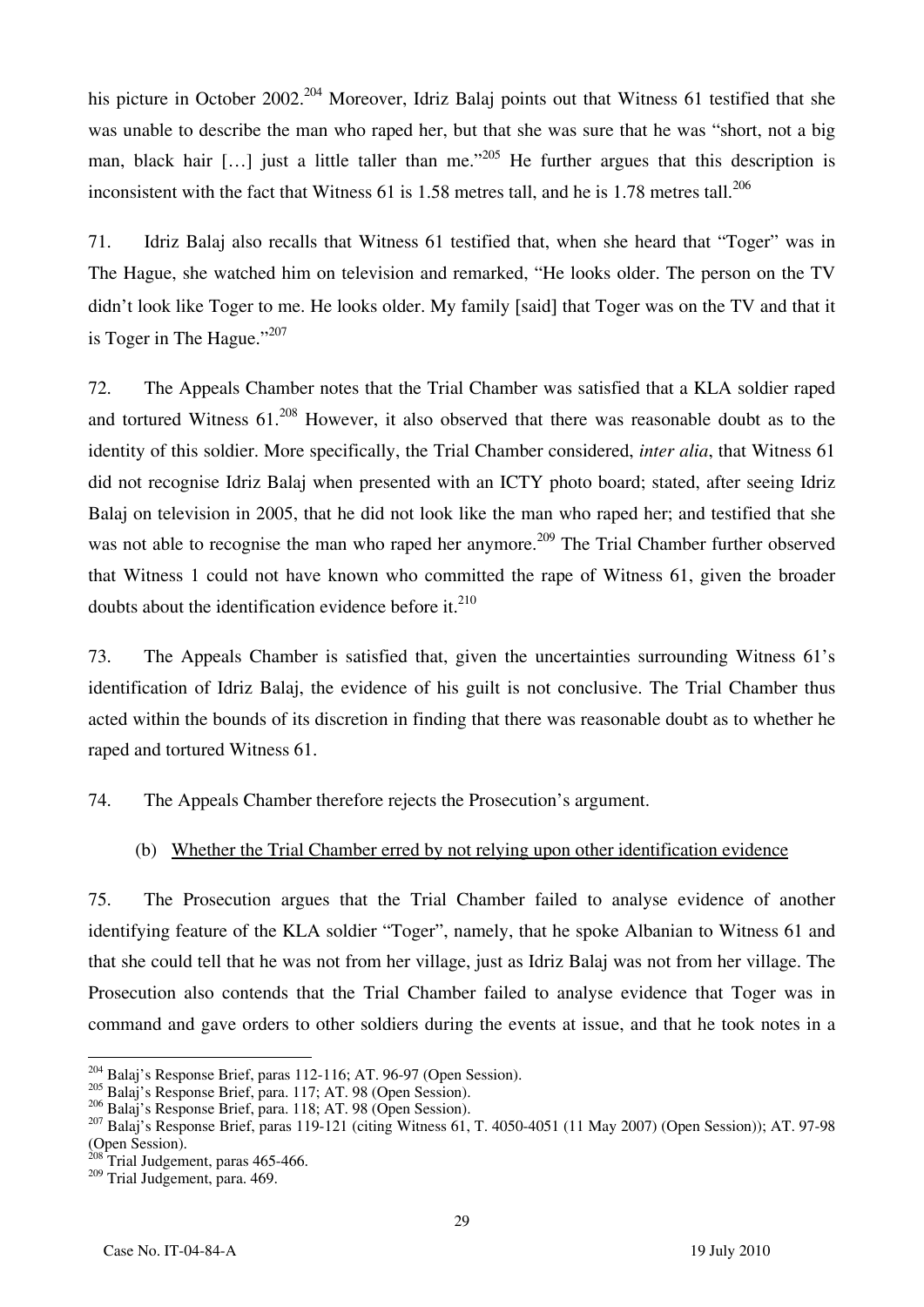his picture in October 2002.[204] Moreover, Idriz Balaj points out that Witness 61 testified that she was unable to describe the man who raped her, but that she was sure that he was "short, not a big man, black hair [...] just a little taller than me."[205] He further argues that this description is inconsistent with the fact that Witness 61 is 1.58 metres tall, and he is 1.78 metres tall.[206]

71. Idriz Balaj also recalls that Witness 61 testified that, when she heard that "Toger" was in The Hague, she watched him on television and remarked, "He looks older. The person on the TV didn't look like Toger to me. He looks older. My family [said] that Toger was on the TV and that it is Toger in The Hague."[207]

72. The Appeals Chamber notes that the Trial Chamber was satisfied that a KLA soldier raped and tortured Witness 61.[208] However, it also observed that there was reasonable doubt as to the identity of this soldier. More specifically, the Trial Chamber considered, *inter alia*, that Witness 61 did not recognise Idriz Balaj when presented with an ICTY photo board; stated, after seeing Idriz Balaj on television in 2005, that he did not look like the man who raped her; and testified that she was not able to recognise the man who raped her anymore.[209] The Trial Chamber further observed that Witness 1 could not have known who committed the rape of Witness 61, given the broader doubts about the identification evidence before it.[210]

73. The Appeals Chamber is satisfied that, given the uncertainties surrounding Witness 61's identification of Idriz Balaj, the evidence of his guilt is not conclusive. The Trial Chamber thus acted within the bounds of its discretion in finding that there was reasonable doubt as to whether he raped and tortured Witness 61.

74. The Appeals Chamber therefore rejects the Prosecution's argument.

(b) Whether the Trial Chamber erred by not relying upon other identification evidence

75. The Prosecution argues that the Trial Chamber failed to analyse evidence of another identifying feature of the KLA soldier "Toger", namely, that he spoke Albanian to Witness 61 and that she could tell that he was not from her village, just as Idriz Balaj was not from her village. The Prosecution also contends that the Trial Chamber failed to analyse evidence that Toger was in command and gave orders to other soldiers during the events at issue, and that he took notes in a

---

[204] Balaj's Response Brief, paras 112-116; AT. 96-97 (Open Session).
[205] Balaj's Response Brief, para. 117; AT. 98 (Open Session).
[206] Balaj's Response Brief, para. 118; AT. 98 (Open Session).
[207] Balaj's Response Brief, paras 119-121 (citing Witness 61, T. 4050-4051 (11 May 2007) (Open Session)); AT. 97-98 (Open Session).
[208] Trial Judgement, paras 465-466.
[209] Trial Judgement, para. 469.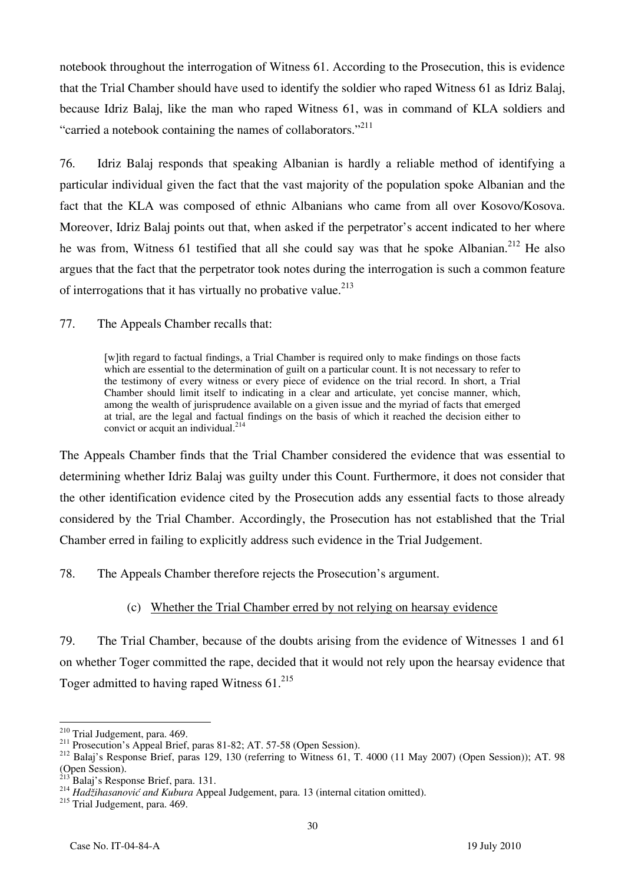notebook throughout the interrogation of Witness 61. According to the Prosecution, this is evidence that the Trial Chamber should have used to identify the soldier who raped Witness 61 as Idriz Balaj, because Idriz Balaj, like the man who raped Witness 61, was in command of KLA soldiers and "carried a notebook containing the names of collaborators."[211]

76. Idriz Balaj responds that speaking Albanian is hardly a reliable method of identifying a particular individual given the fact that the vast majority of the population spoke Albanian and the fact that the KLA was composed of ethnic Albanians who came from all over Kosovo/Kosova. Moreover, Idriz Balaj points out that, when asked if the perpetrator's accent indicated to her where he was from, Witness 61 testified that all she could say was that he spoke Albanian.[212] He also argues that the fact that the perpetrator took notes during the interrogation is such a common feature of interrogations that it has virtually no probative value.[213]

77. The Appeals Chamber recalls that:

> [w]ith regard to factual findings, a Trial Chamber is required only to make findings on those facts which are essential to the determination of guilt on a particular count. It is not necessary to refer to the testimony of every witness or every piece of evidence on the trial record. In short, a Trial Chamber should limit itself to indicating in a clear and articulate, yet concise manner, which, among the wealth of jurisprudence available on a given issue and the myriad of facts that emerged at trial, are the legal and factual findings on the basis of which it reached the decision either to convict or acquit an individual.[214]

The Appeals Chamber finds that the Trial Chamber considered the evidence that was essential to determining whether Idriz Balaj was guilty under this Count. Furthermore, it does not consider that the other identification evidence cited by the Prosecution adds any essential facts to those already considered by the Trial Chamber. Accordingly, the Prosecution has not established that the Trial Chamber erred in failing to explicitly address such evidence in the Trial Judgement.

78. The Appeals Chamber therefore rejects the Prosecution's argument.

### (c) Whether the Trial Chamber erred by not relying on hearsay evidence

79. The Trial Chamber, because of the doubts arising from the evidence of Witnesses 1 and 61 on whether Toger committed the rape, decided that it would not rely upon the hearsay evidence that Toger admitted to having raped Witness 61.[215]

---

[210] Trial Judgement, para. 469.

[211] Prosecution's Appeal Brief, paras 81-82; AT. 57-58 (Open Session).

[212] Balaj's Response Brief, paras 129, 130 (referring to Witness 61, T. 4000 (11 May 2007) (Open Session)); AT. 98 (Open Session).

[213] Balaj's Response Brief, para. 131.

[214] *Hadžihasanović and Kubura* Appeal Judgement, para. 13 (internal citation omitted).

[215] Trial Judgement, para. 469.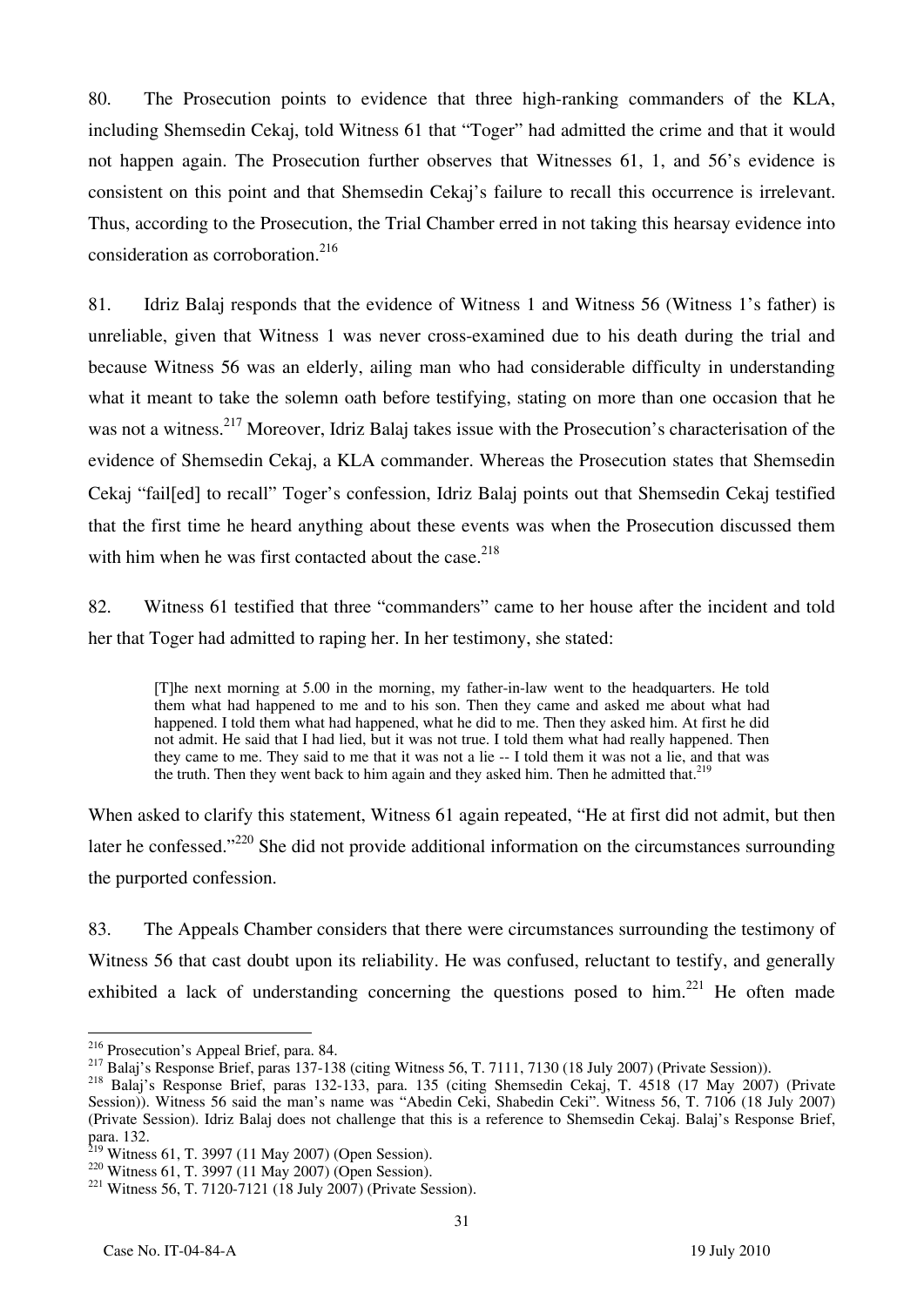80. The Prosecution points to evidence that three high-ranking commanders of the KLA, including Shemsedin Cekaj, told Witness 61 that "Toger" had admitted the crime and that it would not happen again. The Prosecution further observes that Witnesses 61, 1, and 56's evidence is consistent on this point and that Shemsedin Cekaj's failure to recall this occurrence is irrelevant. Thus, according to the Prosecution, the Trial Chamber erred in not taking this hearsay evidence into consideration as corroboration.[216]

81. Idriz Balaj responds that the evidence of Witness 1 and Witness 56 (Witness 1's father) is unreliable, given that Witness 1 was never cross-examined due to his death during the trial and because Witness 56 was an elderly, ailing man who had considerable difficulty in understanding what it meant to take the solemn oath before testifying, stating on more than one occasion that he was not a witness.[217] Moreover, Idriz Balaj takes issue with the Prosecution's characterisation of the evidence of Shemsedin Cekaj, a KLA commander. Whereas the Prosecution states that Shemsedin Cekaj "fail[ed] to recall" Toger's confession, Idriz Balaj points out that Shemsedin Cekaj testified that the first time he heard anything about these events was when the Prosecution discussed them with him when he was first contacted about the case.[218]

82. Witness 61 testified that three "commanders" came to her house after the incident and told her that Toger had admitted to raping her. In her testimony, she stated:

> [T]he next morning at 5.00 in the morning, my father-in-law went to the headquarters. He told them what had happened to me and to his son. Then they came and asked me about what had happened. I told them what had happened, what he did to me. Then they asked him. At first he did not admit. He said that I had lied, but it was not true. I told them what had really happened. Then they came to me. They said to me that it was not a lie -- I told them it was not a lie, and that was the truth. Then they went back to him again and they asked him. Then he admitted that.[219]

When asked to clarify this statement, Witness 61 again repeated, "He at first did not admit, but then later he confessed."[220] She did not provide additional information on the circumstances surrounding the purported confession.

83. The Appeals Chamber considers that there were circumstances surrounding the testimony of Witness 56 that cast doubt upon its reliability. He was confused, reluctant to testify, and generally exhibited a lack of understanding concerning the questions posed to him.[221] He often made

---

[216] Prosecution's Appeal Brief, para. 84.

[217] Balaj's Response Brief, paras 137-138 (citing Witness 56, T. 7111, 7130 (18 July 2007) (Private Session)).

[218] Balaj's Response Brief, paras 132-133, para. 135 (citing Shemsedin Cekaj, T. 4518 (17 May 2007) (Private Session)). Witness 56 said the man's name was "Abedin Ceki, Shabedin Ceki". Witness 56, T. 7106 (18 July 2007) (Private Session). Idriz Balaj does not challenge that this is a reference to Shemsedin Cekaj. Balaj's Response Brief, para. 132.

[219] Witness 61, T. 3997 (11 May 2007) (Open Session).

[220] Witness 61, T. 3997 (11 May 2007) (Open Session).

[221] Witness 56, T. 7120-7121 (18 July 2007) (Private Session).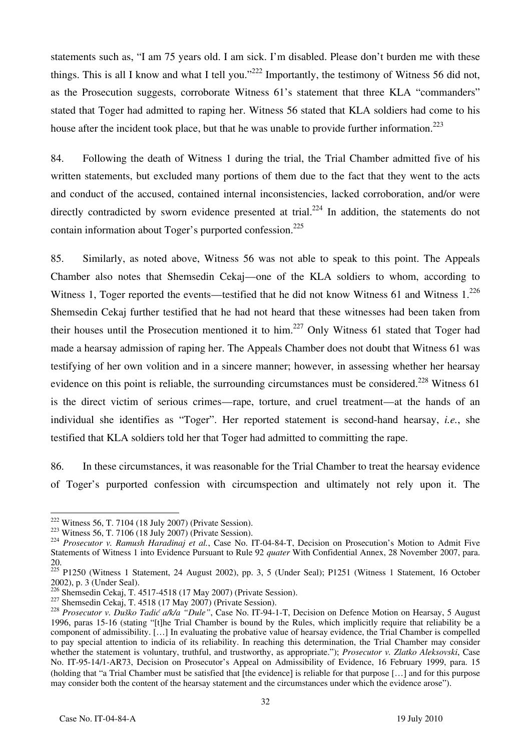statements such as, "I am 75 years old. I am sick. I'm disabled. Please don't burden me with these things. This is all I know and what I tell you."[222] Importantly, the testimony of Witness 56 did not, as the Prosecution suggests, corroborate Witness 61's statement that three KLA "commanders" stated that Toger had admitted to raping her. Witness 56 stated that KLA soldiers had come to his house after the incident took place, but that he was unable to provide further information.[223]

84. Following the death of Witness 1 during the trial, the Trial Chamber admitted five of his written statements, but excluded many portions of them due to the fact that they went to the acts and conduct of the accused, contained internal inconsistencies, lacked corroboration, and/or were directly contradicted by sworn evidence presented at trial.[224] In addition, the statements do not contain information about Toger's purported confession.[225]

85. Similarly, as noted above, Witness 56 was not able to speak to this point. The Appeals Chamber also notes that Shemsedin Cekaj—one of the KLA soldiers to whom, according to Witness 1, Toger reported the events—testified that he did not know Witness 61 and Witness 1.[226] Shemsedin Cekaj further testified that he had not heard that these witnesses had been taken from their houses until the Prosecution mentioned it to him.[227] Only Witness 61 stated that Toger had made a hearsay admission of raping her. The Appeals Chamber does not doubt that Witness 61 was testifying of her own volition and in a sincere manner; however, in assessing whether her hearsay evidence on this point is reliable, the surrounding circumstances must be considered.[228] Witness 61 is the direct victim of serious crimes—rape, torture, and cruel treatment—at the hands of an individual she identifies as "Toger". Her reported statement is second-hand hearsay, *i.e.*, she testified that KLA soldiers told her that Toger had admitted to committing the rape.

86. In these circumstances, it was reasonable for the Trial Chamber to treat the hearsay evidence of Toger's purported confession with circumspection and ultimately not rely upon it. The

---

[222] Witness 56, T. 7104 (18 July 2007) (Private Session).

[223] Witness 56, T. 7106 (18 July 2007) (Private Session).

[224] *Prosecutor v. Ramush Haradinaj et al.*, Case No. IT-04-84-T, Decision on Prosecution's Motion to Admit Five Statements of Witness 1 into Evidence Pursuant to Rule 92 *quater* With Confidential Annex, 28 November 2007, para. 20.

[225] P1250 (Witness 1 Statement, 24 August 2002), pp. 3, 5 (Under Seal); P1251 (Witness 1 Statement, 16 October 2002), p. 3 (Under Seal).

[226] Shemsedin Cekaj, T. 4517-4518 (17 May 2007) (Private Session).

[227] Shemsedin Cekaj, T. 4518 (17 May 2007) (Private Session).

[228] *Prosecutor v. Duško Tadić a/k/a "Dule"*, Case No. IT-94-1-T, Decision on Defence Motion on Hearsay, 5 August 1996, paras 15-16 (stating "[t]he Trial Chamber is bound by the Rules, which implicitly require that reliability be a component of admissibility. […] In evaluating the probative value of hearsay evidence, the Trial Chamber is compelled to pay special attention to indicia of its reliability. In reaching this determination, the Trial Chamber may consider whether the statement is voluntary, truthful, and trustworthy, as appropriate."); *Prosecutor v. Zlatko Aleksovski*, Case No. IT-95-14/1-AR73, Decision on Prosecutor's Appeal on Admissibility of Evidence, 16 February 1999, para. 15 (holding that "a Trial Chamber must be satisfied that [the evidence] is reliable for that purpose […] and for this purpose may consider both the content of the hearsay statement and the circumstances under which the evidence arose").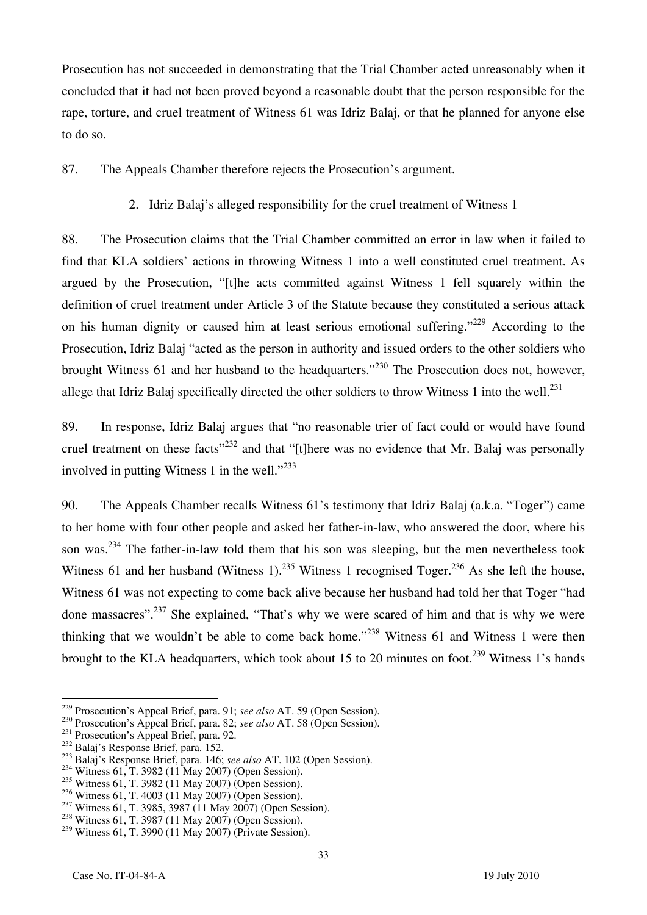Prosecution has not succeeded in demonstrating that the Trial Chamber acted unreasonably when it concluded that it had not been proved beyond a reasonable doubt that the person responsible for the rape, torture, and cruel treatment of Witness 61 was Idriz Balaj, or that he planned for anyone else to do so.

87. The Appeals Chamber therefore rejects the Prosecution's argument.

### 2. Idriz Balaj's alleged responsibility for the cruel treatment of Witness 1

88. The Prosecution claims that the Trial Chamber committed an error in law when it failed to find that KLA soldiers' actions in throwing Witness 1 into a well constituted cruel treatment. As argued by the Prosecution, "[t]he acts committed against Witness 1 fell squarely within the definition of cruel treatment under Article 3 of the Statute because they constituted a serious attack on his human dignity or caused him at least serious emotional suffering."[229] According to the Prosecution, Idriz Balaj "acted as the person in authority and issued orders to the other soldiers who brought Witness 61 and her husband to the headquarters."[230] The Prosecution does not, however, allege that Idriz Balaj specifically directed the other soldiers to throw Witness 1 into the well.[231]

89. In response, Idriz Balaj argues that "no reasonable trier of fact could or would have found cruel treatment on these facts"[232] and that "[t]here was no evidence that Mr. Balaj was personally involved in putting Witness 1 in the well."[233]

90. The Appeals Chamber recalls Witness 61's testimony that Idriz Balaj (a.k.a. "Toger") came to her home with four other people and asked her father-in-law, who answered the door, where his son was.[234] The father-in-law told them that his son was sleeping, but the men nevertheless took Witness 61 and her husband (Witness 1).[235] Witness 1 recognised Toger.[236] As she left the house, Witness 61 was not expecting to come back alive because her husband had told her that Toger "had done massacres".[237] She explained, "That's why we were scared of him and that is why we were thinking that we wouldn't be able to come back home."[238] Witness 61 and Witness 1 were then brought to the KLA headquarters, which took about 15 to 20 minutes on foot.[239] Witness 1's hands

---

[229] Prosecution's Appeal Brief, para. 91; *see also* AT. 59 (Open Session).
[230] Prosecution's Appeal Brief, para. 82; *see also* AT. 58 (Open Session).
[231] Prosecution's Appeal Brief, para. 92.
[232] Balaj's Response Brief, para. 152.
[233] Balaj's Response Brief, para. 146; *see also* AT. 102 (Open Session).
[234] Witness 61, T. 3982 (11 May 2007) (Open Session).
[235] Witness 61, T. 3982 (11 May 2007) (Open Session).
[236] Witness 61, T. 4003 (11 May 2007) (Open Session).
[237] Witness 61, T. 3985, 3987 (11 May 2007) (Open Session).
[238] Witness 61, T. 3987 (11 May 2007) (Open Session).
[239] Witness 61, T. 3990 (11 May 2007) (Private Session).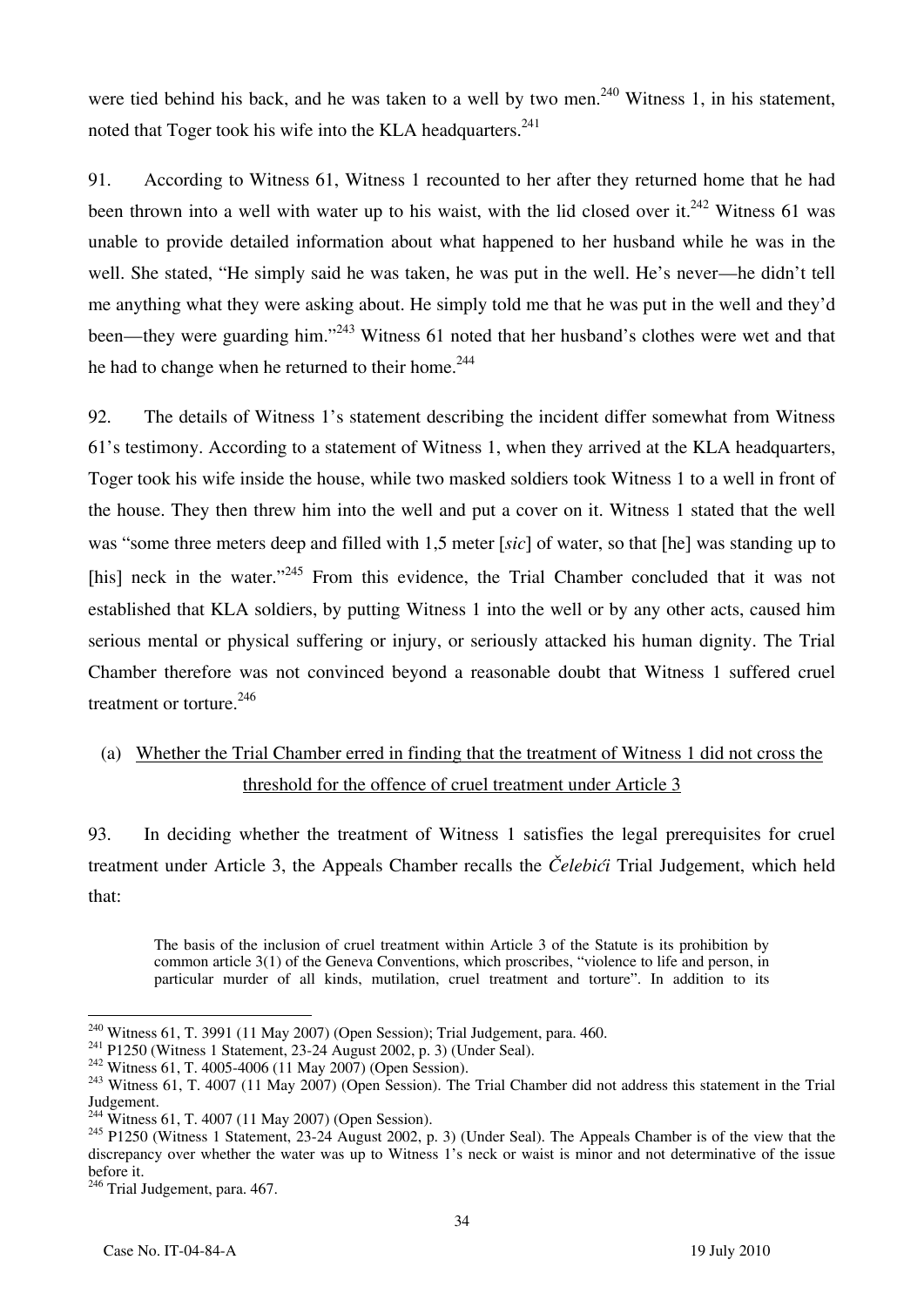were tied behind his back, and he was taken to a well by two men.[240] Witness 1, in his statement, noted that Toger took his wife into the KLA headquarters.[241]

91. According to Witness 61, Witness 1 recounted to her after they returned home that he had been thrown into a well with water up to his waist, with the lid closed over it.[242] Witness 61 was unable to provide detailed information about what happened to her husband while he was in the well. She stated, "He simply said he was taken, he was put in the well. He's never—he didn't tell me anything what they were asking about. He simply told me that he was put in the well and they'd been—they were guarding him."[243] Witness 61 noted that her husband's clothes were wet and that he had to change when he returned to their home.[244]

92. The details of Witness 1's statement describing the incident differ somewhat from Witness 61's testimony. According to a statement of Witness 1, when they arrived at the KLA headquarters, Toger took his wife inside the house, while two masked soldiers took Witness 1 to a well in front of the house. They then threw him into the well and put a cover on it. Witness 1 stated that the well was "some three meters deep and filled with 1,5 meter [*sic*] of water, so that [he] was standing up to [his] neck in the water."[245] From this evidence, the Trial Chamber concluded that it was not established that KLA soldiers, by putting Witness 1 into the well or by any other acts, caused him serious mental or physical suffering or injury, or seriously attacked his human dignity. The Trial Chamber therefore was not convinced beyond a reasonable doubt that Witness 1 suffered cruel treatment or torture.[246]

### (a) Whether the Trial Chamber erred in finding that the treatment of Witness 1 did not cross the threshold for the offence of cruel treatment under Article 3

93. In deciding whether the treatment of Witness 1 satisfies the legal prerequisites for cruel treatment under Article 3, the Appeals Chamber recalls the *Čelebići* Trial Judgement, which held that:

> The basis of the inclusion of cruel treatment within Article 3 of the Statute is its prohibition by common article 3(1) of the Geneva Conventions, which proscribes, "violence to life and person, in particular murder of all kinds, mutilation, cruel treatment and torture". In addition to its

---

[240] Witness 61, T. 3991 (11 May 2007) (Open Session); Trial Judgement, para. 460.

[241] P1250 (Witness 1 Statement, 23-24 August 2002, p. 3) (Under Seal).

[242] Witness 61, T. 4005-4006 (11 May 2007) (Open Session).

[243] Witness 61, T. 4007 (11 May 2007) (Open Session). The Trial Chamber did not address this statement in the Trial Judgement.

[244] Witness 61, T. 4007 (11 May 2007) (Open Session).

[245] P1250 (Witness 1 Statement, 23-24 August 2002, p. 3) (Under Seal). The Appeals Chamber is of the view that the discrepancy over whether the water was up to Witness 1's neck or waist is minor and not determinative of the issue before it.

[246] Trial Judgement, para. 467.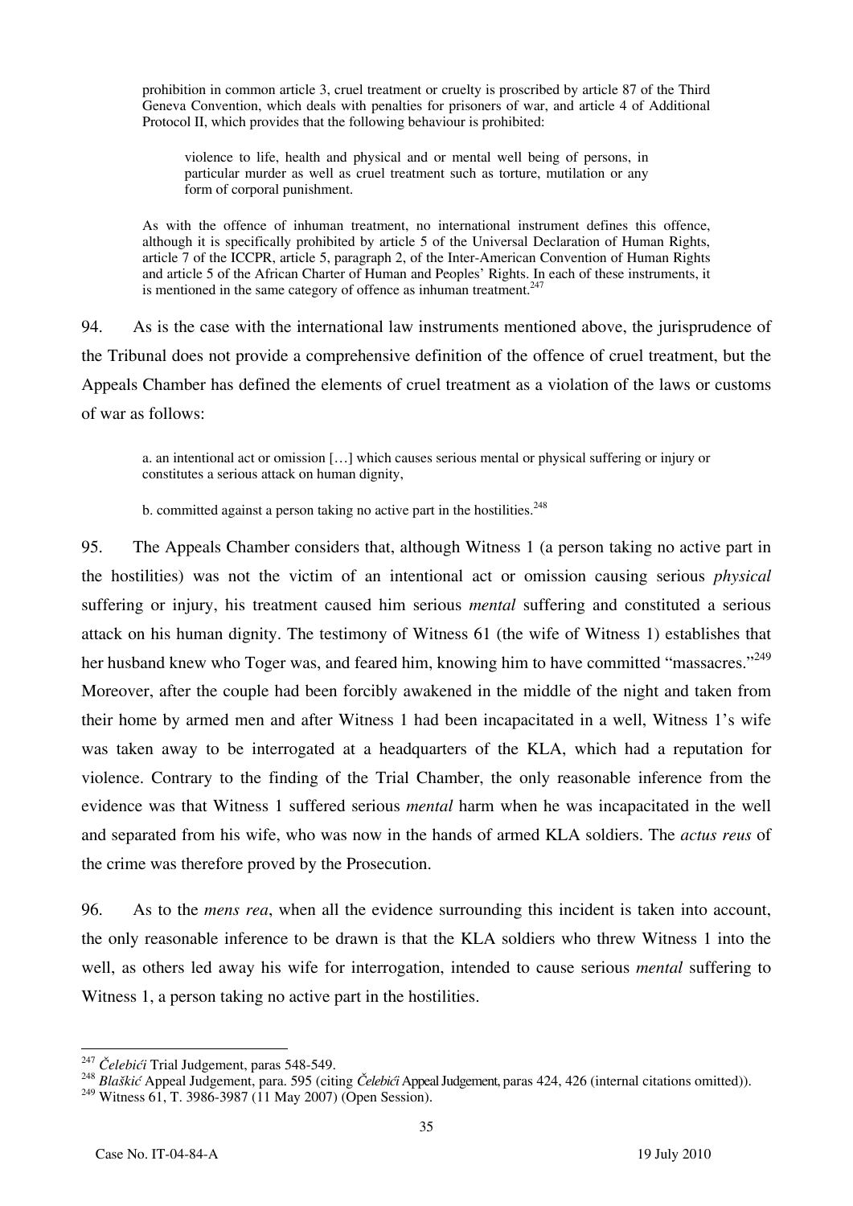> prohibition in common article 3, cruel treatment or cruelty is proscribed by article 87 of the Third Geneva Convention, which deals with penalties for prisoners of war, and article 4 of Additional Protocol II, which provides that the following behaviour is prohibited:
>
>> violence to life, health and physical and or mental well being of persons, in particular murder as well as cruel treatment such as torture, mutilation or any form of corporal punishment.
>
> As with the offence of inhuman treatment, no international instrument defines this offence, although it is specifically prohibited by article 5 of the Universal Declaration of Human Rights, article 7 of the ICCPR, article 5, paragraph 2, of the Inter-American Convention of Human Rights and article 5 of the African Charter of Human and Peoples' Rights. In each of these instruments, it is mentioned in the same category of offence as inhuman treatment.[247]

94. As is the case with the international law instruments mentioned above, the jurisprudence of the Tribunal does not provide a comprehensive definition of the offence of cruel treatment, but the Appeals Chamber has defined the elements of cruel treatment as a violation of the laws or customs of war as follows:

> a. an intentional act or omission […] which causes serious mental or physical suffering or injury or constitutes a serious attack on human dignity,
>
> b. committed against a person taking no active part in the hostilities.[248]

95. The Appeals Chamber considers that, although Witness 1 (a person taking no active part in the hostilities) was not the victim of an intentional act or omission causing serious *physical* suffering or injury, his treatment caused him serious *mental* suffering and constituted a serious attack on his human dignity. The testimony of Witness 61 (the wife of Witness 1) establishes that her husband knew who Toger was, and feared him, knowing him to have committed "massacres."[249] Moreover, after the couple had been forcibly awakened in the middle of the night and taken from their home by armed men and after Witness 1 had been incapacitated in a well, Witness 1's wife was taken away to be interrogated at a headquarters of the KLA, which had a reputation for violence. Contrary to the finding of the Trial Chamber, the only reasonable inference from the evidence was that Witness 1 suffered serious *mental* harm when he was incapacitated in the well and separated from his wife, who was now in the hands of armed KLA soldiers. The *actus reus* of the crime was therefore proved by the Prosecution.

96. As to the *mens rea*, when all the evidence surrounding this incident is taken into account, the only reasonable inference to be drawn is that the KLA soldiers who threw Witness 1 into the well, as others led away his wife for interrogation, intended to cause serious *mental* suffering to Witness 1, a person taking no active part in the hostilities.

---

[247] *Čelebići* Trial Judgement, paras 548-549.

[248] *Blaškić* Appeal Judgement, para. 595 (citing *Čelebići* Appeal Judgement, paras 424, 426 (internal citations omitted)).

[249] Witness 61, T. 3986-3987 (11 May 2007) (Open Session).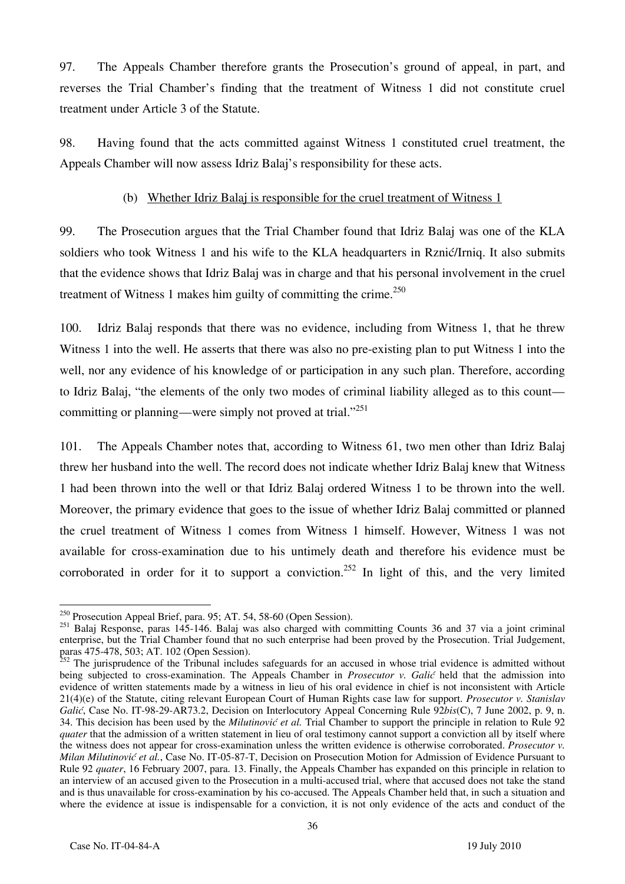97. The Appeals Chamber therefore grants the Prosecution's ground of appeal, in part, and reverses the Trial Chamber's finding that the treatment of Witness 1 did not constitute cruel treatment under Article 3 of the Statute.

98. Having found that the acts committed against Witness 1 constituted cruel treatment, the Appeals Chamber will now assess Idriz Balaj's responsibility for these acts.

(b) Whether Idriz Balaj is responsible for the cruel treatment of Witness 1

99. The Prosecution argues that the Trial Chamber found that Idriz Balaj was one of the KLA soldiers who took Witness 1 and his wife to the KLA headquarters in Rznić/Irniq. It also submits that the evidence shows that Idriz Balaj was in charge and that his personal involvement in the cruel treatment of Witness 1 makes him guilty of committing the crime.[250]

100. Idriz Balaj responds that there was no evidence, including from Witness 1, that he threw Witness 1 into the well. He asserts that there was also no pre-existing plan to put Witness 1 into the well, nor any evidence of his knowledge of or participation in any such plan. Therefore, according to Idriz Balaj, "the elements of the only two modes of criminal liability alleged as to this count—committing or planning—were simply not proved at trial."[251]

101. The Appeals Chamber notes that, according to Witness 61, two men other than Idriz Balaj threw her husband into the well. The record does not indicate whether Idriz Balaj knew that Witness 1 had been thrown into the well or that Idriz Balaj ordered Witness 1 to be thrown into the well. Moreover, the primary evidence that goes to the issue of whether Idriz Balaj committed or planned the cruel treatment of Witness 1 comes from Witness 1 himself. However, Witness 1 was not available for cross-examination due to his untimely death and therefore his evidence must be corroborated in order for it to support a conviction.[252] In light of this, and the very limited

---

[250] Prosecution Appeal Brief, para. 95; AT. 54, 58-60 (Open Session).

[251] Balaj Response, paras 145-146. Balaj was also charged with committing Counts 36 and 37 via a joint criminal enterprise, but the Trial Chamber found that no such enterprise had been proved by the Prosecution. Trial Judgement, paras 475-478, 503; AT. 102 (Open Session).

[252] The jurisprudence of the Tribunal includes safeguards for an accused in whose trial evidence is admitted without being subjected to cross-examination. The Appeals Chamber in *Prosecutor v. Galić* held that the admission into evidence of written statements made by a witness in lieu of his oral evidence in chief is not inconsistent with Article 21(4)(e) of the Statute, citing relevant European Court of Human Rights case law for support. *Prosecutor v. Stanislav Galić*, Case No. IT-98-29-AR73.2, Decision on Interlocutory Appeal Concerning Rule 92*bis*(C), 7 June 2002, p. 9, n. 34. This decision has been used by the *Milutinović et al.* Trial Chamber to support the principle in relation to Rule 92 *quater* that the admission of a written statement in lieu of oral testimony cannot support a conviction all by itself where the witness does not appear for cross-examination unless the written evidence is otherwise corroborated. *Prosecutor v. Milan Milutinović et al.*, Case No. IT-05-87-T, Decision on Prosecution Motion for Admission of Evidence Pursuant to Rule 92 *quater*, 16 February 2007, para. 13. Finally, the Appeals Chamber has expanded on this principle in relation to an interview of an accused given to the Prosecution in a multi-accused trial, where that accused does not take the stand and is thus unavailable for cross-examination by his co-accused. The Appeals Chamber held that, in such a situation and where the evidence at issue is indispensable for a conviction, it is not only evidence of the acts and conduct of the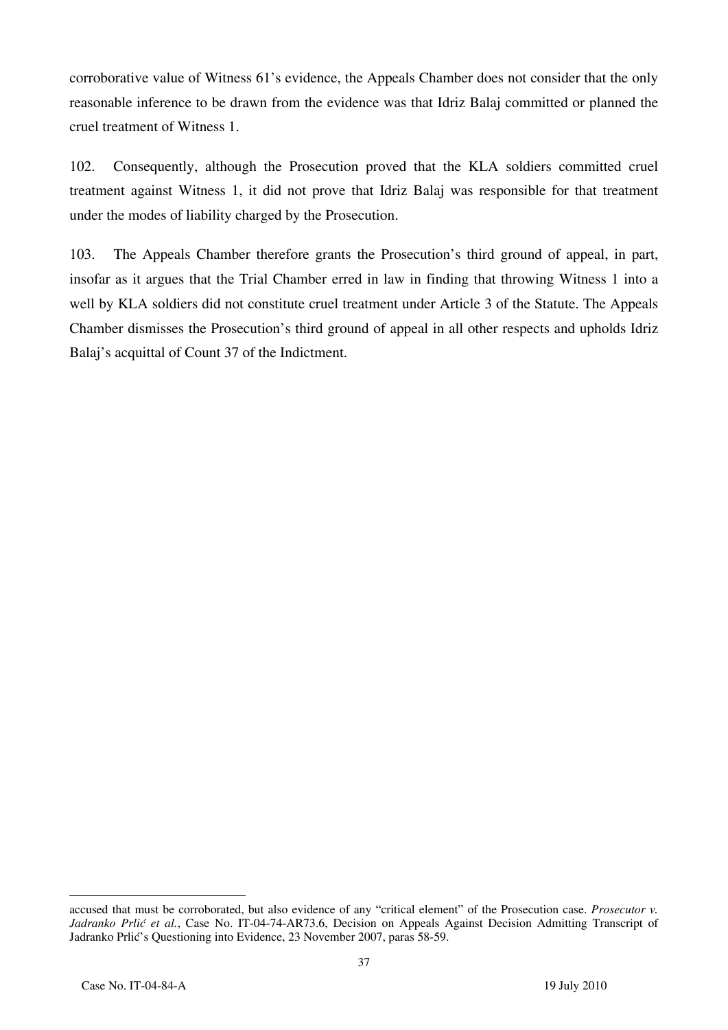corroborative value of Witness 61's evidence, the Appeals Chamber does not consider that the only reasonable inference to be drawn from the evidence was that Idriz Balaj committed or planned the cruel treatment of Witness 1.

102. Consequently, although the Prosecution proved that the KLA soldiers committed cruel treatment against Witness 1, it did not prove that Idriz Balaj was responsible for that treatment under the modes of liability charged by the Prosecution.

103. The Appeals Chamber therefore grants the Prosecution's third ground of appeal, in part, insofar as it argues that the Trial Chamber erred in law in finding that throwing Witness 1 into a well by KLA soldiers did not constitute cruel treatment under Article 3 of the Statute. The Appeals Chamber dismisses the Prosecution's third ground of appeal in all other respects and upholds Idriz Balaj's acquittal of Count 37 of the Indictment.

---

accused that must be corroborated, but also evidence of any "critical element" of the Prosecution case. *Prosecutor v. Jadranko Prlić et al.*, Case No. IT-04-74-AR73.6, Decision on Appeals Against Decision Admitting Transcript of Jadranko Prlić's Questioning into Evidence, 23 November 2007, paras 58-59.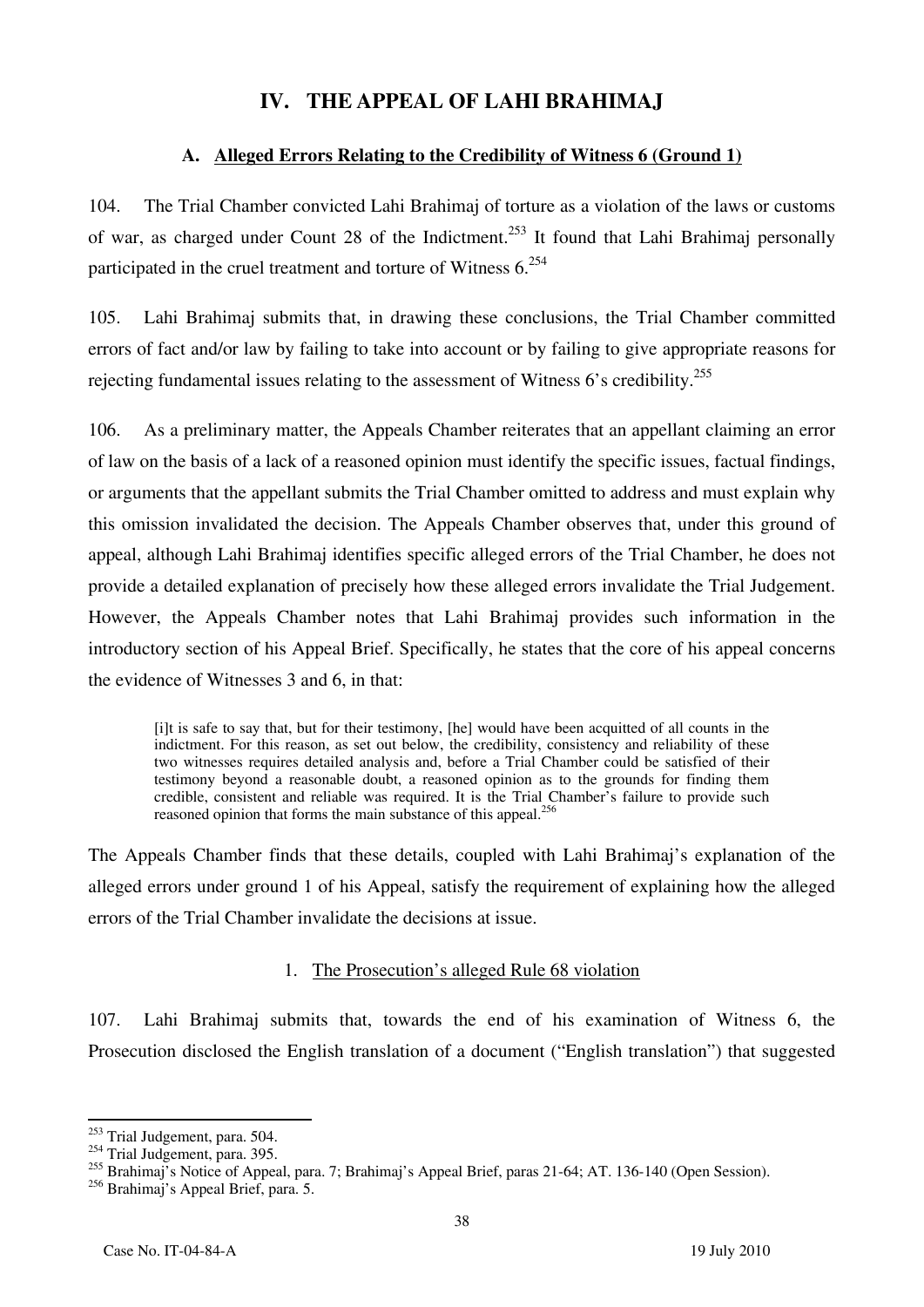# IV. THE APPEAL OF LAHI BRAHIMAJ

## A. Alleged Errors Relating to the Credibility of Witness 6 (Ground 1)

104. The Trial Chamber convicted Lahi Brahimaj of torture as a violation of the laws or customs of war, as charged under Count 28 of the Indictment.[253] It found that Lahi Brahimaj personally participated in the cruel treatment and torture of Witness 6.[254]

105. Lahi Brahimaj submits that, in drawing these conclusions, the Trial Chamber committed errors of fact and/or law by failing to take into account or by failing to give appropriate reasons for rejecting fundamental issues relating to the assessment of Witness 6's credibility.[255]

106. As a preliminary matter, the Appeals Chamber reiterates that an appellant claiming an error of law on the basis of a lack of a reasoned opinion must identify the specific issues, factual findings, or arguments that the appellant submits the Trial Chamber omitted to address and must explain why this omission invalidated the decision. The Appeals Chamber observes that, under this ground of appeal, although Lahi Brahimaj identifies specific alleged errors of the Trial Chamber, he does not provide a detailed explanation of precisely how these alleged errors invalidate the Trial Judgement. However, the Appeals Chamber notes that Lahi Brahimaj provides such information in the introductory section of his Appeal Brief. Specifically, he states that the core of his appeal concerns the evidence of Witnesses 3 and 6, in that:

> [i]t is safe to say that, but for their testimony, [he] would have been acquitted of all counts in the indictment. For this reason, as set out below, the credibility, consistency and reliability of these two witnesses requires detailed analysis and, before a Trial Chamber could be satisfied of their testimony beyond a reasonable doubt, a reasoned opinion as to the grounds for finding them credible, consistent and reliable was required. It is the Trial Chamber's failure to provide such reasoned opinion that forms the main substance of this appeal.[256]

The Appeals Chamber finds that these details, coupled with Lahi Brahimaj's explanation of the alleged errors under ground 1 of his Appeal, satisfy the requirement of explaining how the alleged errors of the Trial Chamber invalidate the decisions at issue.

### 1. The Prosecution's alleged Rule 68 violation

107. Lahi Brahimaj submits that, towards the end of his examination of Witness 6, the Prosecution disclosed the English translation of a document ("English translation") that suggested

---

[253] Trial Judgement, para. 504.

[254] Trial Judgement, para. 395.

[255] Brahimaj's Notice of Appeal, para. 7; Brahimaj's Appeal Brief, paras 21-64; AT. 136-140 (Open Session).

[256] Brahimaj's Appeal Brief, para. 5.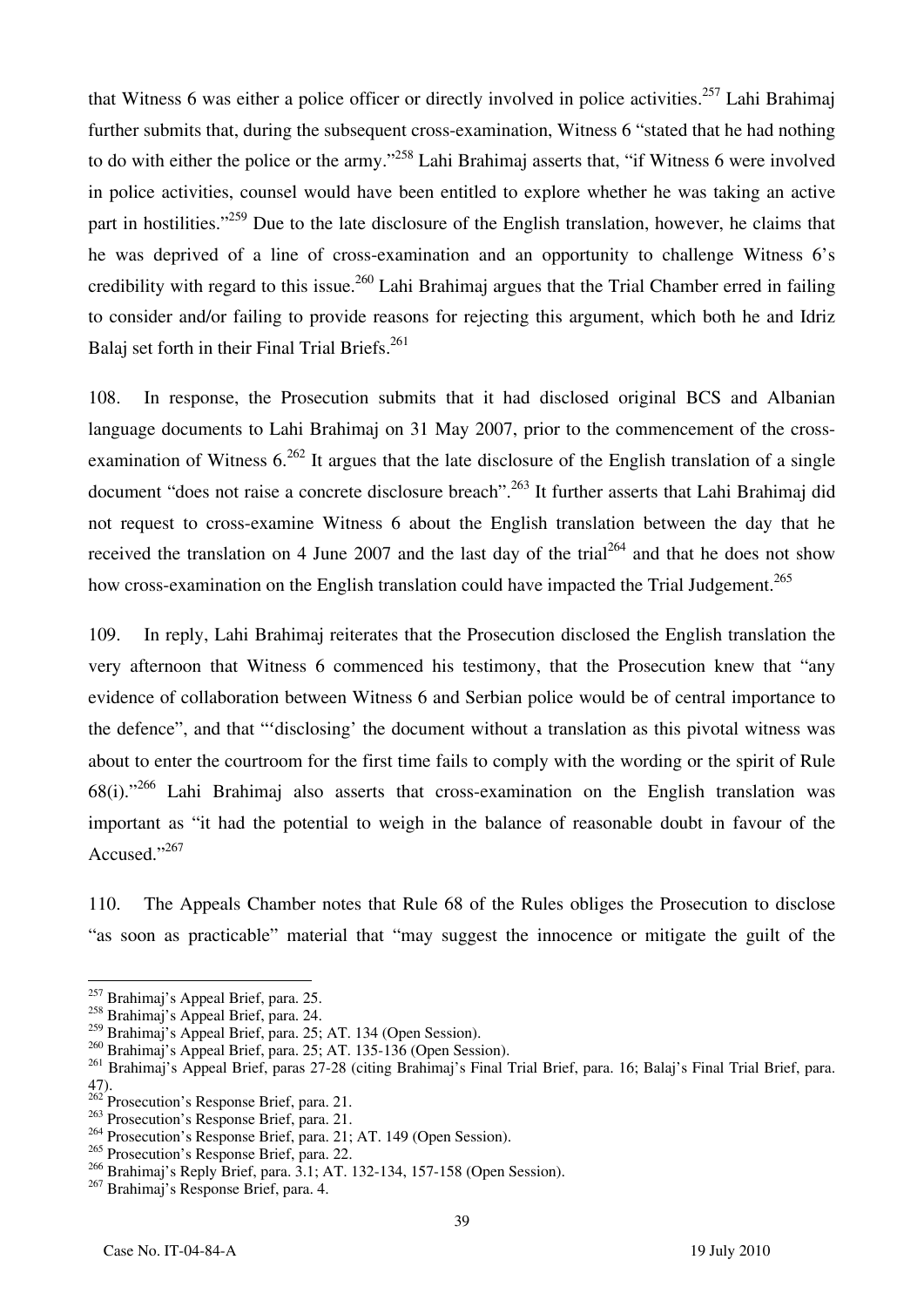that Witness 6 was either a police officer or directly involved in police activities.[257] Lahi Brahimaj further submits that, during the subsequent cross-examination, Witness 6 "stated that he had nothing to do with either the police or the army."[258] Lahi Brahimaj asserts that, "if Witness 6 were involved in police activities, counsel would have been entitled to explore whether he was taking an active part in hostilities."[259] Due to the late disclosure of the English translation, however, he claims that he was deprived of a line of cross-examination and an opportunity to challenge Witness 6's credibility with regard to this issue.[260] Lahi Brahimaj argues that the Trial Chamber erred in failing to consider and/or failing to provide reasons for rejecting this argument, which both he and Idriz Balaj set forth in their Final Trial Briefs.[261]

108. In response, the Prosecution submits that it had disclosed original BCS and Albanian language documents to Lahi Brahimaj on 31 May 2007, prior to the commencement of the cross-examination of Witness 6.[262] It argues that the late disclosure of the English translation of a single document "does not raise a concrete disclosure breach".[263] It further asserts that Lahi Brahimaj did not request to cross-examine Witness 6 about the English translation between the day that he received the translation on 4 June 2007 and the last day of the trial[264] and that he does not show how cross-examination on the English translation could have impacted the Trial Judgement.[265]

109. In reply, Lahi Brahimaj reiterates that the Prosecution disclosed the English translation the very afternoon that Witness 6 commenced his testimony, that the Prosecution knew that "any evidence of collaboration between Witness 6 and Serbian police would be of central importance to the defence", and that "'disclosing' the document without a translation as this pivotal witness was about to enter the courtroom for the first time fails to comply with the wording or the spirit of Rule 68(i)."[266] Lahi Brahimaj also asserts that cross-examination on the English translation was important as "it had the potential to weigh in the balance of reasonable doubt in favour of the Accused."[267]

110. The Appeals Chamber notes that Rule 68 of the Rules obliges the Prosecution to disclose "as soon as practicable" material that "may suggest the innocence or mitigate the guilt of the

---

[257] Brahimaj's Appeal Brief, para. 25.
[258] Brahimaj's Appeal Brief, para. 24.
[259] Brahimaj's Appeal Brief, para. 25; AT. 134 (Open Session).
[260] Brahimaj's Appeal Brief, para. 25; AT. 135-136 (Open Session).
[261] Brahimaj's Appeal Brief, paras 27-28 (citing Brahimaj's Final Trial Brief, para. 16; Balaj's Final Trial Brief, para. 47).
[262] Prosecution's Response Brief, para. 21.
[263] Prosecution's Response Brief, para. 21.
[264] Prosecution's Response Brief, para. 21; AT. 149 (Open Session).
[265] Prosecution's Response Brief, para. 22.
[266] Brahimaj's Reply Brief, para. 3.1; AT. 132-134, 157-158 (Open Session).
[267] Brahimaj's Response Brief, para. 4.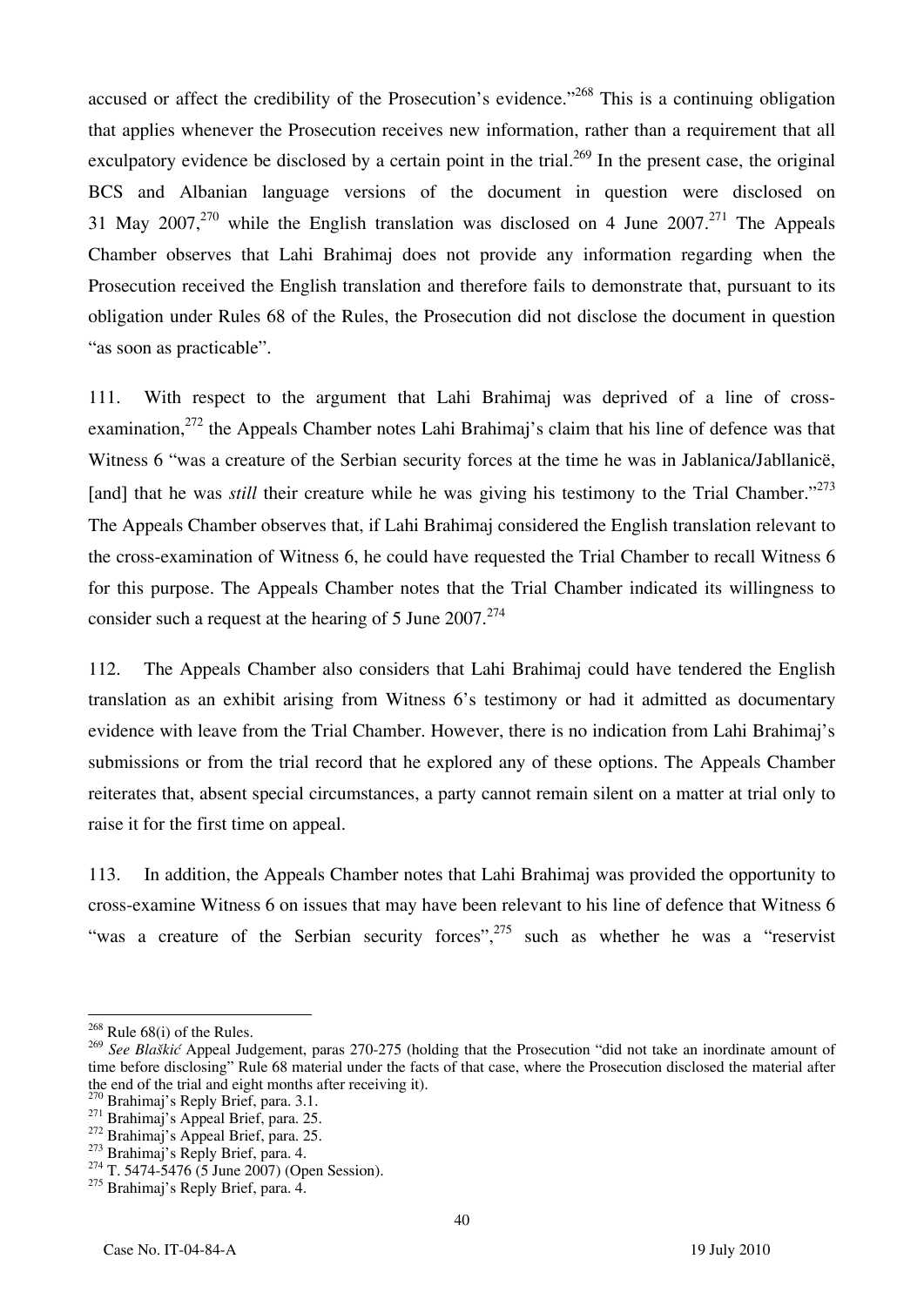accused or affect the credibility of the Prosecution's evidence."[268] This is a continuing obligation that applies whenever the Prosecution receives new information, rather than a requirement that all exculpatory evidence be disclosed by a certain point in the trial.[269] In the present case, the original BCS and Albanian language versions of the document in question were disclosed on 31 May 2007,[270] while the English translation was disclosed on 4 June 2007.[271] The Appeals Chamber observes that Lahi Brahimaj does not provide any information regarding when the Prosecution received the English translation and therefore fails to demonstrate that, pursuant to its obligation under Rules 68 of the Rules, the Prosecution did not disclose the document in question "as soon as practicable".

111. With respect to the argument that Lahi Brahimaj was deprived of a line of cross-examination,[272] the Appeals Chamber notes Lahi Brahimaj's claim that his line of defence was that Witness 6 "was a creature of the Serbian security forces at the time he was in Jablanica/Jabllanicë, [and] that he was *still* their creature while he was giving his testimony to the Trial Chamber."[273] The Appeals Chamber observes that, if Lahi Brahimaj considered the English translation relevant to the cross-examination of Witness 6, he could have requested the Trial Chamber to recall Witness 6 for this purpose. The Appeals Chamber notes that the Trial Chamber indicated its willingness to consider such a request at the hearing of 5 June 2007.[274]

112. The Appeals Chamber also considers that Lahi Brahimaj could have tendered the English translation as an exhibit arising from Witness 6's testimony or had it admitted as documentary evidence with leave from the Trial Chamber. However, there is no indication from Lahi Brahimaj's submissions or from the trial record that he explored any of these options. The Appeals Chamber reiterates that, absent special circumstances, a party cannot remain silent on a matter at trial only to raise it for the first time on appeal.

113. In addition, the Appeals Chamber notes that Lahi Brahimaj was provided the opportunity to cross-examine Witness 6 on issues that may have been relevant to his line of defence that Witness 6 "was a creature of the Serbian security forces",[275] such as whether he was a "reservist

---

[268] Rule 68(i) of the Rules.

[269] *See Blaškić* Appeal Judgement, paras 270-275 (holding that the Prosecution "did not take an inordinate amount of time before disclosing" Rule 68 material under the facts of that case, where the Prosecution disclosed the material after the end of the trial and eight months after receiving it).

[270] Brahimaj's Reply Brief, para. 3.1.

[271] Brahimaj's Appeal Brief, para. 25.

[272] Brahimaj's Appeal Brief, para. 25.

[273] Brahimaj's Reply Brief, para. 4.

[274] T. 5474-5476 (5 June 2007) (Open Session).

[275] Brahimaj's Reply Brief, para. 4.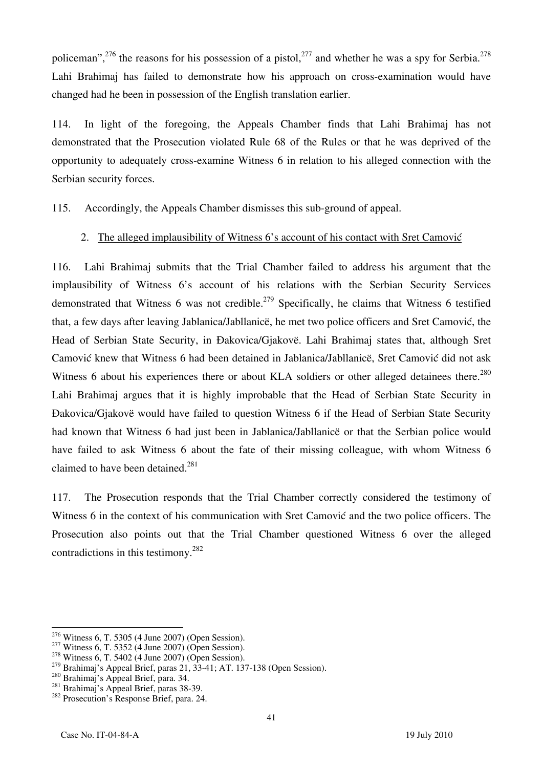policeman",[276] the reasons for his possession of a pistol,[277] and whether he was a spy for Serbia.[278] Lahi Brahimaj has failed to demonstrate how his approach on cross-examination would have changed had he been in possession of the English translation earlier.

114. In light of the foregoing, the Appeals Chamber finds that Lahi Brahimaj has not demonstrated that the Prosecution violated Rule 68 of the Rules or that he was deprived of the opportunity to adequately cross-examine Witness 6 in relation to his alleged connection with the Serbian security forces.

115. Accordingly, the Appeals Chamber dismisses this sub-ground of appeal.

### 2. The alleged implausibility of Witness 6's account of his contact with Sret Camović

116. Lahi Brahimaj submits that the Trial Chamber failed to address his argument that the implausibility of Witness 6's account of his relations with the Serbian Security Services demonstrated that Witness 6 was not credible.[279] Specifically, he claims that Witness 6 testified that, a few days after leaving Jablanica/Jabllanicë, he met two police officers and Sret Camović, the Head of Serbian State Security, in Đakovica/Gjakovë. Lahi Brahimaj states that, although Sret Camović knew that Witness 6 had been detained in Jablanica/Jabllanicë, Sret Camović did not ask Witness 6 about his experiences there or about KLA soldiers or other alleged detainees there.[280] Lahi Brahimaj argues that it is highly improbable that the Head of Serbian State Security in Đakovica/Gjakovë would have failed to question Witness 6 if the Head of Serbian State Security had known that Witness 6 had just been in Jablanica/Jabllanicë or that the Serbian police would have failed to ask Witness 6 about the fate of their missing colleague, with whom Witness 6 claimed to have been detained.[281]

117. The Prosecution responds that the Trial Chamber correctly considered the testimony of Witness 6 in the context of his communication with Sret Camović and the two police officers. The Prosecution also points out that the Trial Chamber questioned Witness 6 over the alleged contradictions in this testimony.[282]

---

[276] Witness 6, T. 5305 (4 June 2007) (Open Session).
[277] Witness 6, T. 5352 (4 June 2007) (Open Session).
[278] Witness 6, T. 5402 (4 June 2007) (Open Session).
[279] Brahimaj's Appeal Brief, paras 21, 33-41; AT. 137-138 (Open Session).
[280] Brahimaj's Appeal Brief, para. 34.
[281] Brahimaj's Appeal Brief, paras 38-39.
[282] Prosecution's Response Brief, para. 24.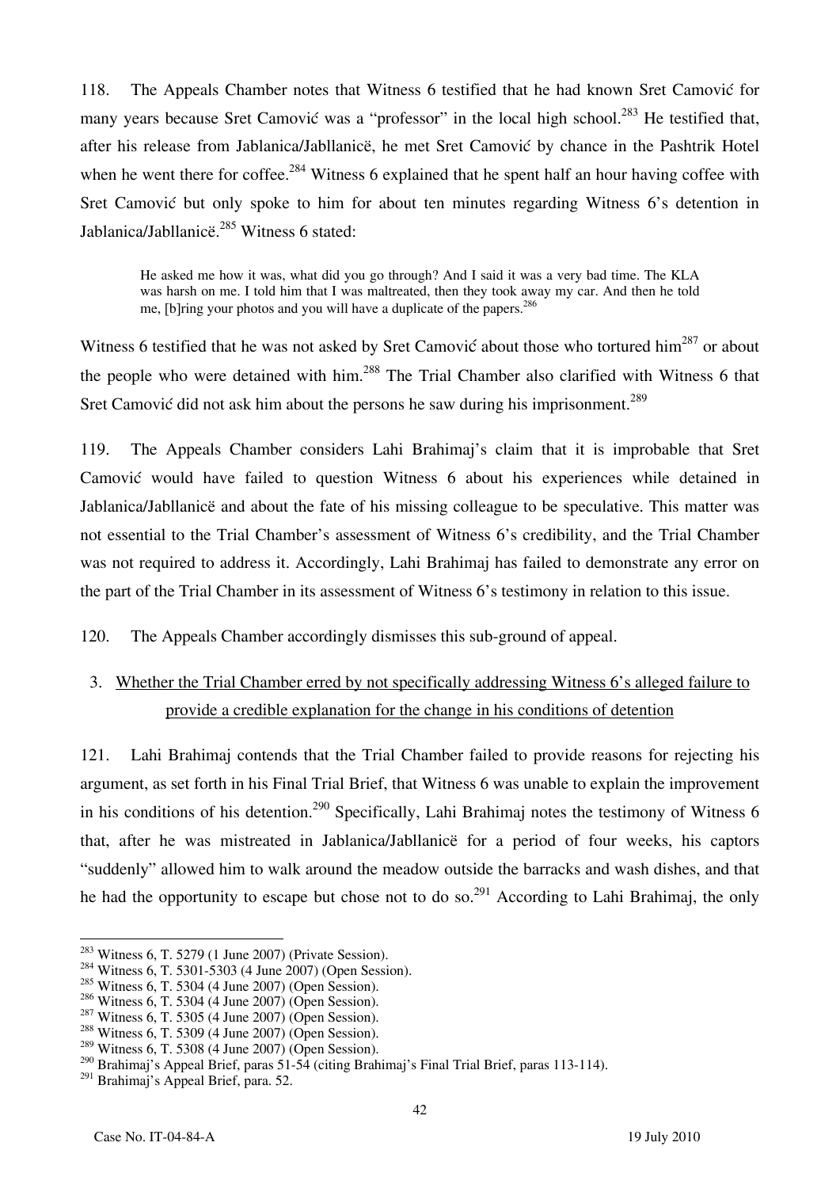118. The Appeals Chamber notes that Witness 6 testified that he had known Sret Camović for many years because Sret Camović was a "professor" in the local high school.[283] He testified that, after his release from Jablanica/Jabllanicë, he met Sret Camović by chance in the Pashtrik Hotel when he went there for coffee.[284] Witness 6 explained that he spent half an hour having coffee with Sret Camović but only spoke to him for about ten minutes regarding Witness 6's detention in Jablanica/Jabllanicë.[285] Witness 6 stated:

> He asked me how it was, what did you go through? And I said it was a very bad time. The KLA was harsh on me. I told him that I was maltreated, then they took away my car. And then he told me, [b]ring your photos and you will have a duplicate of the papers.[286]

Witness 6 testified that he was not asked by Sret Camović about those who tortured him[287] or about the people who were detained with him.[288] The Trial Chamber also clarified with Witness 6 that Sret Camović did not ask him about the persons he saw during his imprisonment.[289]

119. The Appeals Chamber considers Lahi Brahimaj's claim that it is improbable that Sret Camović would have failed to question Witness 6 about his experiences while detained in Jablanica/Jabllanicë and about the fate of his missing colleague to be speculative. This matter was not essential to the Trial Chamber's assessment of Witness 6's credibility, and the Trial Chamber was not required to address it. Accordingly, Lahi Brahimaj has failed to demonstrate any error on the part of the Trial Chamber in its assessment of Witness 6's testimony in relation to this issue.

120. The Appeals Chamber accordingly dismisses this sub-ground of appeal.

### 3. Whether the Trial Chamber erred by not specifically addressing Witness 6's alleged failure to provide a credible explanation for the change in his conditions of detention

121. Lahi Brahimaj contends that the Trial Chamber failed to provide reasons for rejecting his argument, as set forth in his Final Trial Brief, that Witness 6 was unable to explain the improvement in his conditions of his detention.[290] Specifically, Lahi Brahimaj notes the testimony of Witness 6 that, after he was mistreated in Jablanica/Jabllanicë for a period of four weeks, his captors "suddenly" allowed him to walk around the meadow outside the barracks and wash dishes, and that he had the opportunity to escape but chose not to do so.[291] According to Lahi Brahimaj, the only

---

[283] Witness 6, T. 5279 (1 June 2007) (Private Session).
[284] Witness 6, T. 5301-5303 (4 June 2007) (Open Session).
[285] Witness 6, T. 5304 (4 June 2007) (Open Session).
[286] Witness 6, T. 5304 (4 June 2007) (Open Session).
[287] Witness 6, T. 5305 (4 June 2007) (Open Session).
[288] Witness 6, T. 5309 (4 June 2007) (Open Session).
[289] Witness 6, T. 5308 (4 June 2007) (Open Session).
[290] Brahimaj's Appeal Brief, paras 51-54 (citing Brahimaj's Final Trial Brief, paras 113-114).
[291] Brahimaj's Appeal Brief, para. 52.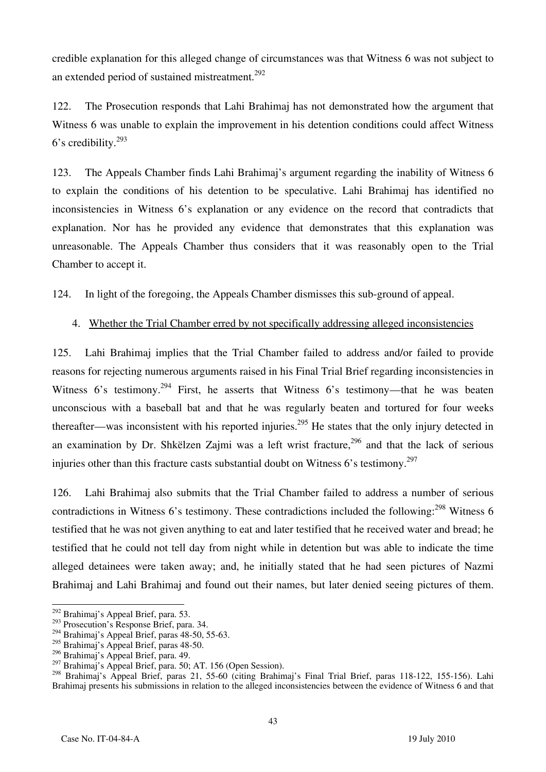credible explanation for this alleged change of circumstances was that Witness 6 was not subject to an extended period of sustained mistreatment.[292]

122. The Prosecution responds that Lahi Brahimaj has not demonstrated how the argument that Witness 6 was unable to explain the improvement in his detention conditions could affect Witness 6's credibility.[293]

123. The Appeals Chamber finds Lahi Brahimaj's argument regarding the inability of Witness 6 to explain the conditions of his detention to be speculative. Lahi Brahimaj has identified no inconsistencies in Witness 6's explanation or any evidence on the record that contradicts that explanation. Nor has he provided any evidence that demonstrates that this explanation was unreasonable. The Appeals Chamber thus considers that it was reasonably open to the Trial Chamber to accept it.

124. In light of the foregoing, the Appeals Chamber dismisses this sub-ground of appeal.

4. Whether the Trial Chamber erred by not specifically addressing alleged inconsistencies

125. Lahi Brahimaj implies that the Trial Chamber failed to address and/or failed to provide reasons for rejecting numerous arguments raised in his Final Trial Brief regarding inconsistencies in Witness 6's testimony.[294] First, he asserts that Witness 6's testimony—that he was beaten unconscious with a baseball bat and that he was regularly beaten and tortured for four weeks thereafter—was inconsistent with his reported injuries.[295] He states that the only injury detected in an examination by Dr. Shkëlzen Zajmi was a left wrist fracture,[296] and that the lack of serious injuries other than this fracture casts substantial doubt on Witness 6's testimony.[297]

126. Lahi Brahimaj also submits that the Trial Chamber failed to address a number of serious contradictions in Witness 6's testimony. These contradictions included the following:[298] Witness 6 testified that he was not given anything to eat and later testified that he received water and bread; he testified that he could not tell day from night while in detention but was able to indicate the time alleged detainees were taken away; and, he initially stated that he had seen pictures of Nazmi Brahimaj and Lahi Brahimaj and found out their names, but later denied seeing pictures of them.

---

[292] Brahimaj's Appeal Brief, para. 53.

[293] Prosecution's Response Brief, para. 34.

[294] Brahimaj's Appeal Brief, paras 48-50, 55-63.

[295] Brahimaj's Appeal Brief, paras 48-50.

[296] Brahimaj's Appeal Brief, para. 49.

[297] Brahimaj's Appeal Brief, para. 50; AT. 156 (Open Session).

[298] Brahimaj's Appeal Brief, paras 21, 55-60 (citing Brahimaj's Final Trial Brief, paras 118-122, 155-156). Lahi Brahimaj presents his submissions in relation to the alleged inconsistencies between the evidence of Witness 6 and that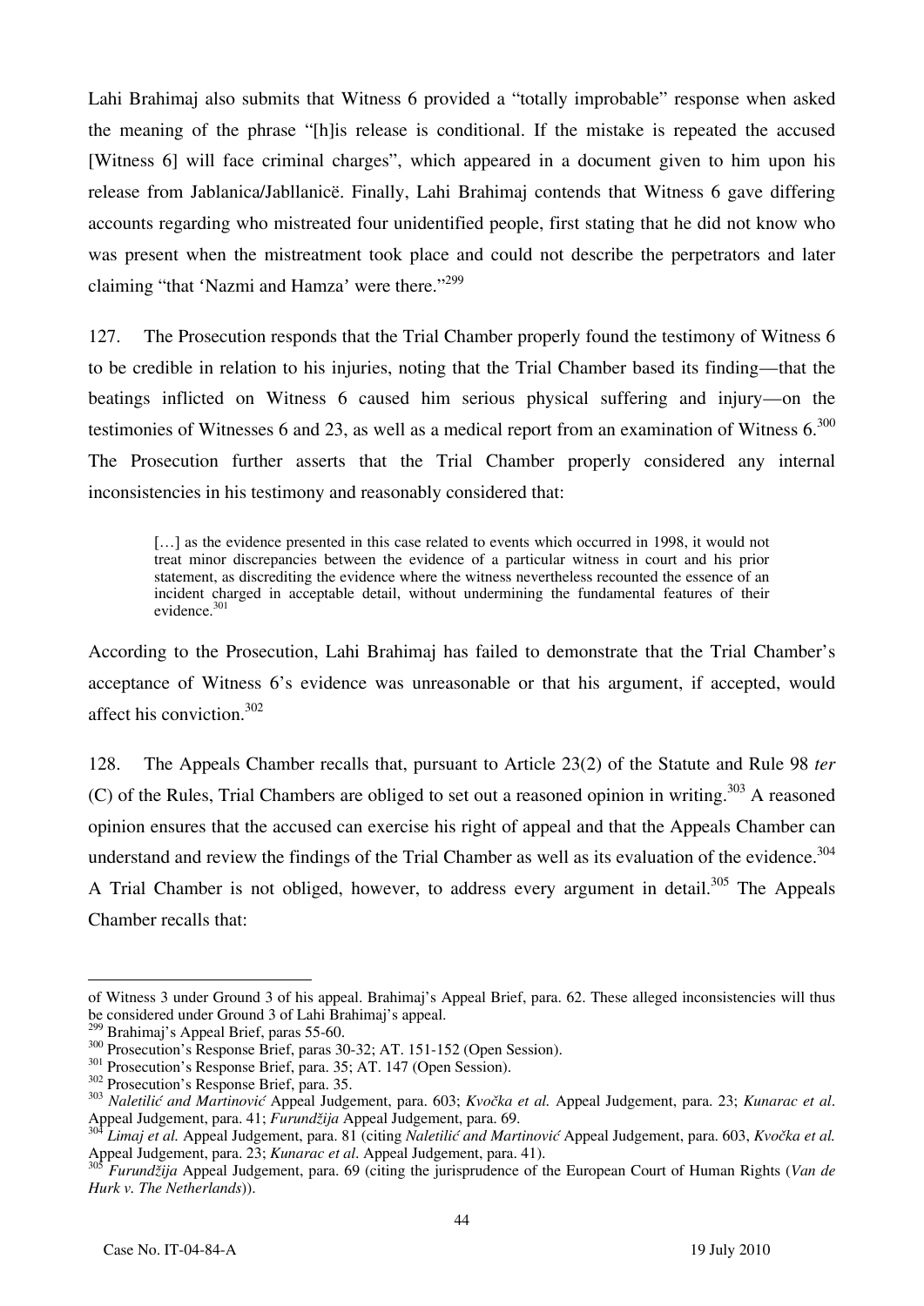Lahi Brahimaj also submits that Witness 6 provided a "totally improbable" response when asked the meaning of the phrase "[h]is release is conditional. If the mistake is repeated the accused [Witness 6] will face criminal charges", which appeared in a document given to him upon his release from Jablanica/Jabllanicë. Finally, Lahi Brahimaj contends that Witness 6 gave differing accounts regarding who mistreated four unidentified people, first stating that he did not know who was present when the mistreatment took place and could not describe the perpetrators and later claiming "that 'Nazmi and Hamza' were there."[299]

127. The Prosecution responds that the Trial Chamber properly found the testimony of Witness 6 to be credible in relation to his injuries, noting that the Trial Chamber based its finding—that the beatings inflicted on Witness 6 caused him serious physical suffering and injury—on the testimonies of Witnesses 6 and 23, as well as a medical report from an examination of Witness 6.[300] The Prosecution further asserts that the Trial Chamber properly considered any internal inconsistencies in his testimony and reasonably considered that:

> […] as the evidence presented in this case related to events which occurred in 1998, it would not treat minor discrepancies between the evidence of a particular witness in court and his prior statement, as discrediting the evidence where the witness nevertheless recounted the essence of an incident charged in acceptable detail, without undermining the fundamental features of their evidence.[301]

According to the Prosecution, Lahi Brahimaj has failed to demonstrate that the Trial Chamber's acceptance of Witness 6's evidence was unreasonable or that his argument, if accepted, would affect his conviction.[302]

128. The Appeals Chamber recalls that, pursuant to Article 23(2) of the Statute and Rule 98 *ter* (C) of the Rules, Trial Chambers are obliged to set out a reasoned opinion in writing.[303] A reasoned opinion ensures that the accused can exercise his right of appeal and that the Appeals Chamber can understand and review the findings of the Trial Chamber as well as its evaluation of the evidence.[304] A Trial Chamber is not obliged, however, to address every argument in detail.[305] The Appeals Chamber recalls that:

---

of Witness 3 under Ground 3 of his appeal. Brahimaj's Appeal Brief, para. 62. These alleged inconsistencies will thus be considered under Ground 3 of Lahi Brahimaj's appeal.

[299] Brahimaj's Appeal Brief, paras 55-60.

[300] Prosecution's Response Brief, paras 30-32; AT. 151-152 (Open Session).

[301] Prosecution's Response Brief, para. 35; AT. 147 (Open Session).

[302] Prosecution's Response Brief, para. 35.

[303] *Naletilić and Martinović* Appeal Judgement, para. 603; *Kvočka et al.* Appeal Judgement, para. 23; *Kunarac et al.* Appeal Judgement, para. 41; *Furundžija* Appeal Judgement, para. 69.

[304] *Limaj et al.* Appeal Judgement, para. 81 (citing *Naletilić and Martinović* Appeal Judgement, para. 603, *Kvočka et al.* Appeal Judgement, para. 23; *Kunarac et al.* Appeal Judgement, para. 41).

[305] *Furundžija* Appeal Judgement, para. 69 (citing the jurisprudence of the European Court of Human Rights (*Van de Hurk v. The Netherlands*)).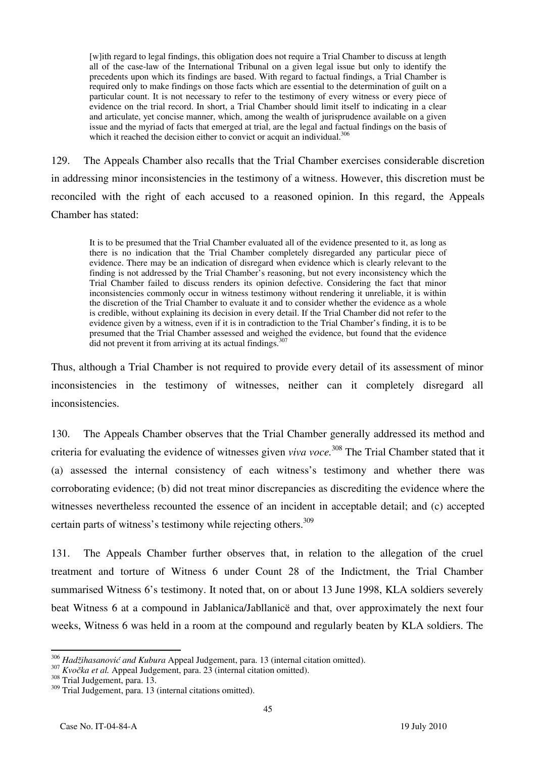> [w]ith regard to legal findings, this obligation does not require a Trial Chamber to discuss at length all of the case-law of the International Tribunal on a given legal issue but only to identify the precedents upon which its findings are based. With regard to factual findings, a Trial Chamber is required only to make findings on those facts which are essential to the determination of guilt on a particular count. It is not necessary to refer to the testimony of every witness or every piece of evidence on the trial record. In short, a Trial Chamber should limit itself to indicating in a clear and articulate, yet concise manner, which, among the wealth of jurisprudence available on a given issue and the myriad of facts that emerged at trial, are the legal and factual findings on the basis of which it reached the decision either to convict or acquit an individual.[306]

129. The Appeals Chamber also recalls that the Trial Chamber exercises considerable discretion in addressing minor inconsistencies in the testimony of a witness. However, this discretion must be reconciled with the right of each accused to a reasoned opinion. In this regard, the Appeals Chamber has stated:

> It is to be presumed that the Trial Chamber evaluated all of the evidence presented to it, as long as there is no indication that the Trial Chamber completely disregarded any particular piece of evidence. There may be an indication of disregard when evidence which is clearly relevant to the finding is not addressed by the Trial Chamber's reasoning, but not every inconsistency which the Trial Chamber failed to discuss renders its opinion defective. Considering the fact that minor inconsistencies commonly occur in witness testimony without rendering it unreliable, it is within the discretion of the Trial Chamber to evaluate it and to consider whether the evidence as a whole is credible, without explaining its decision in every detail. If the Trial Chamber did not refer to the evidence given by a witness, even if it is in contradiction to the Trial Chamber's finding, it is to be presumed that the Trial Chamber assessed and weighed the evidence, but found that the evidence did not prevent it from arriving at its actual findings.[307]

Thus, although a Trial Chamber is not required to provide every detail of its assessment of minor inconsistencies in the testimony of witnesses, neither can it completely disregard all inconsistencies.

130. The Appeals Chamber observes that the Trial Chamber generally addressed its method and criteria for evaluating the evidence of witnesses given *viva voce*.[308] The Trial Chamber stated that it (a) assessed the internal consistency of each witness's testimony and whether there was corroborating evidence; (b) did not treat minor discrepancies as discrediting the evidence where the witnesses nevertheless recounted the essence of an incident in acceptable detail; and (c) accepted certain parts of witness's testimony while rejecting others.[309]

131. The Appeals Chamber further observes that, in relation to the allegation of the cruel treatment and torture of Witness 6 under Count 28 of the Indictment, the Trial Chamber summarised Witness 6's testimony. It noted that, on or about 13 June 1998, KLA soldiers severely beat Witness 6 at a compound in Jablanica/Jabllanicë and that, over approximately the next four weeks, Witness 6 was held in a room at the compound and regularly beaten by KLA soldiers. The

---

[306] *Hadžihasanović and Kubura* Appeal Judgement, para. 13 (internal citation omitted).

[307] *Kvočka et al.* Appeal Judgement, para. 23 (internal citation omitted).

[308] Trial Judgement, para. 13.

[309] Trial Judgement, para. 13 (internal citations omitted).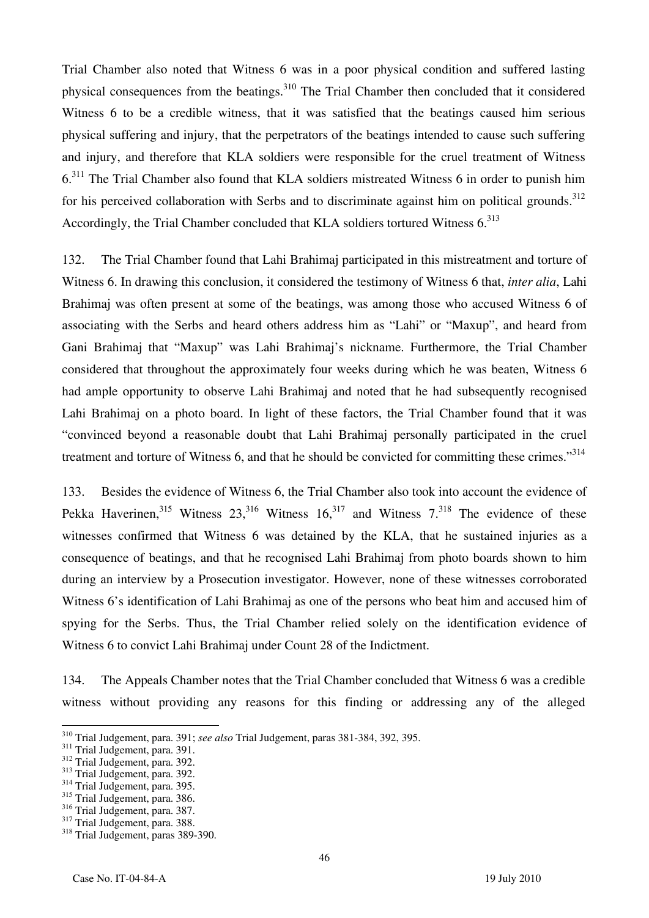Trial Chamber also noted that Witness 6 was in a poor physical condition and suffered lasting physical consequences from the beatings.[310] The Trial Chamber then concluded that it considered Witness 6 to be a credible witness, that it was satisfied that the beatings caused him serious physical suffering and injury, that the perpetrators of the beatings intended to cause such suffering and injury, and therefore that KLA soldiers were responsible for the cruel treatment of Witness 6.[311] The Trial Chamber also found that KLA soldiers mistreated Witness 6 in order to punish him for his perceived collaboration with Serbs and to discriminate against him on political grounds.[312] Accordingly, the Trial Chamber concluded that KLA soldiers tortured Witness 6.[313]

132. The Trial Chamber found that Lahi Brahimaj participated in this mistreatment and torture of Witness 6. In drawing this conclusion, it considered the testimony of Witness 6 that, *inter alia*, Lahi Brahimaj was often present at some of the beatings, was among those who accused Witness 6 of associating with the Serbs and heard others address him as "Lahi" or "Maxup", and heard from Gani Brahimaj that "Maxup" was Lahi Brahimaj's nickname. Furthermore, the Trial Chamber considered that throughout the approximately four weeks during which he was beaten, Witness 6 had ample opportunity to observe Lahi Brahimaj and noted that he had subsequently recognised Lahi Brahimaj on a photo board. In light of these factors, the Trial Chamber found that it was "convinced beyond a reasonable doubt that Lahi Brahimaj personally participated in the cruel treatment and torture of Witness 6, and that he should be convicted for committing these crimes."[314]

133. Besides the evidence of Witness 6, the Trial Chamber also took into account the evidence of Pekka Haverinen,[315] Witness 23,[316] Witness 16,[317] and Witness 7.[318] The evidence of these witnesses confirmed that Witness 6 was detained by the KLA, that he sustained injuries as a consequence of beatings, and that he recognised Lahi Brahimaj from photo boards shown to him during an interview by a Prosecution investigator. However, none of these witnesses corroborated Witness 6's identification of Lahi Brahimaj as one of the persons who beat him and accused him of spying for the Serbs. Thus, the Trial Chamber relied solely on the identification evidence of Witness 6 to convict Lahi Brahimaj under Count 28 of the Indictment.

134. The Appeals Chamber notes that the Trial Chamber concluded that Witness 6 was a credible witness without providing any reasons for this finding or addressing any of the alleged

---

[310] Trial Judgement, para. 391; *see also* Trial Judgement, paras 381-384, 392, 395.
[311] Trial Judgement, para. 391.
[312] Trial Judgement, para. 392.
[313] Trial Judgement, para. 392.
[314] Trial Judgement, para. 395.
[315] Trial Judgement, para. 386.
[316] Trial Judgement, para. 387.
[317] Trial Judgement, para. 388.
[318] Trial Judgement, paras 389-390.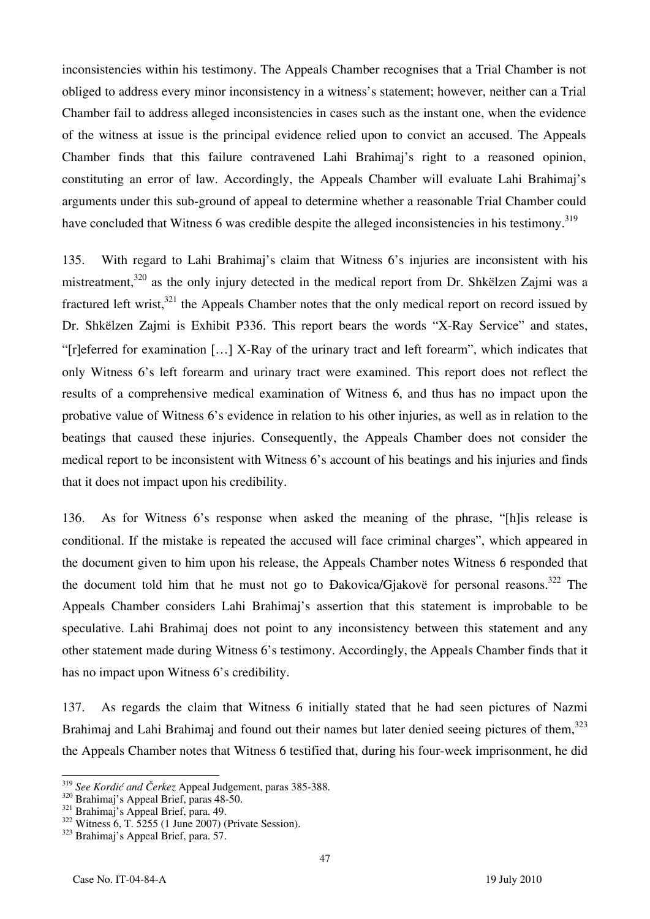inconsistencies within his testimony. The Appeals Chamber recognises that a Trial Chamber is not obliged to address every minor inconsistency in a witness's statement; however, neither can a Trial Chamber fail to address alleged inconsistencies in cases such as the instant one, when the evidence of the witness at issue is the principal evidence relied upon to convict an accused. The Appeals Chamber finds that this failure contravened Lahi Brahimaj's right to a reasoned opinion, constituting an error of law. Accordingly, the Appeals Chamber will evaluate Lahi Brahimaj's arguments under this sub-ground of appeal to determine whether a reasonable Trial Chamber could have concluded that Witness 6 was credible despite the alleged inconsistencies in his testimony.[319]

135. With regard to Lahi Brahimaj's claim that Witness 6's injuries are inconsistent with his mistreatment,[320] as the only injury detected in the medical report from Dr. Shkëlzen Zajmi was a fractured left wrist,[321] the Appeals Chamber notes that the only medical report on record issued by Dr. Shkëlzen Zajmi is Exhibit P336. This report bears the words "X-Ray Service" and states, "[r]eferred for examination […] X-Ray of the urinary tract and left forearm", which indicates that only Witness 6's left forearm and urinary tract were examined. This report does not reflect the results of a comprehensive medical examination of Witness 6, and thus has no impact upon the probative value of Witness 6's evidence in relation to his other injuries, as well as in relation to the beatings that caused these injuries. Consequently, the Appeals Chamber does not consider the medical report to be inconsistent with Witness 6's account of his beatings and his injuries and finds that it does not impact upon his credibility.

136. As for Witness 6's response when asked the meaning of the phrase, "[h]is release is conditional. If the mistake is repeated the accused will face criminal charges", which appeared in the document given to him upon his release, the Appeals Chamber notes Witness 6 responded that the document told him that he must not go to Đakovica/Gjakovë for personal reasons.[322] The Appeals Chamber considers Lahi Brahimaj's assertion that this statement is improbable to be speculative. Lahi Brahimaj does not point to any inconsistency between this statement and any other statement made during Witness 6's testimony. Accordingly, the Appeals Chamber finds that it has no impact upon Witness 6's credibility.

137. As regards the claim that Witness 6 initially stated that he had seen pictures of Nazmi Brahimaj and Lahi Brahimaj and found out their names but later denied seeing pictures of them,[323] the Appeals Chamber notes that Witness 6 testified that, during his four-week imprisonment, he did

---

[319] *See Kordić and Čerkez* Appeal Judgement, paras 385-388.

[320] Brahimaj's Appeal Brief, paras 48-50.

[321] Brahimaj's Appeal Brief, para. 49.

[322] Witness 6, T. 5255 (1 June 2007) (Private Session).

[323] Brahimaj's Appeal Brief, para. 57.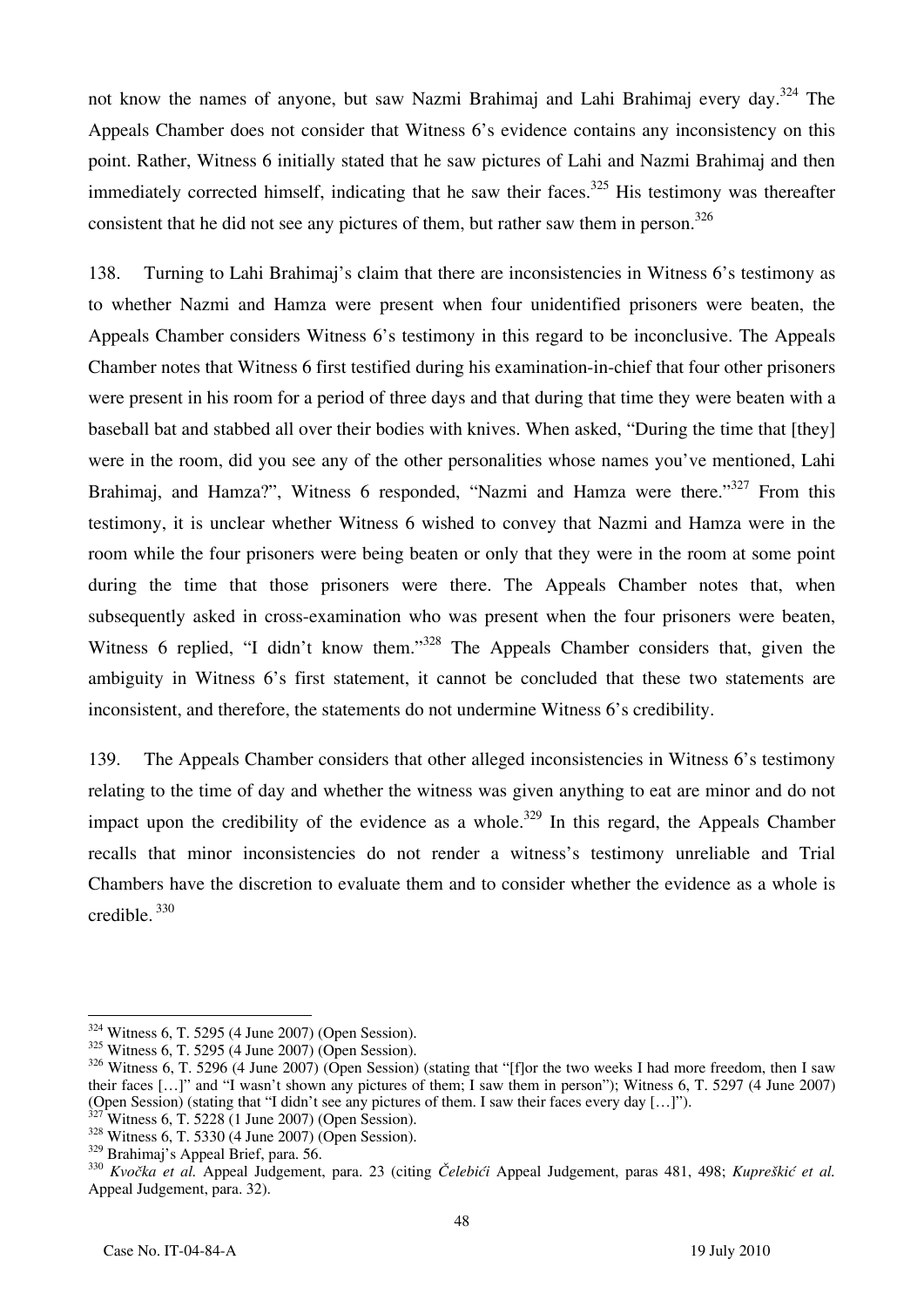not know the names of anyone, but saw Nazmi Brahimaj and Lahi Brahimaj every day.[324] The Appeals Chamber does not consider that Witness 6's evidence contains any inconsistency on this point. Rather, Witness 6 initially stated that he saw pictures of Lahi and Nazmi Brahimaj and then immediately corrected himself, indicating that he saw their faces.[325] His testimony was thereafter consistent that he did not see any pictures of them, but rather saw them in person.[326]

138. Turning to Lahi Brahimaj's claim that there are inconsistencies in Witness 6's testimony as to whether Nazmi and Hamza were present when four unidentified prisoners were beaten, the Appeals Chamber considers Witness 6's testimony in this regard to be inconclusive. The Appeals Chamber notes that Witness 6 first testified during his examination-in-chief that four other prisoners were present in his room for a period of three days and that during that time they were beaten with a baseball bat and stabbed all over their bodies with knives. When asked, "During the time that [they] were in the room, did you see any of the other personalities whose names you've mentioned, Lahi Brahimaj, and Hamza?", Witness 6 responded, "Nazmi and Hamza were there."[327] From this testimony, it is unclear whether Witness 6 wished to convey that Nazmi and Hamza were in the room while the four prisoners were being beaten or only that they were in the room at some point during the time that those prisoners were there. The Appeals Chamber notes that, when subsequently asked in cross-examination who was present when the four prisoners were beaten, Witness 6 replied, "I didn't know them."[328] The Appeals Chamber considers that, given the ambiguity in Witness 6's first statement, it cannot be concluded that these two statements are inconsistent, and therefore, the statements do not undermine Witness 6's credibility.

139. The Appeals Chamber considers that other alleged inconsistencies in Witness 6's testimony relating to the time of day and whether the witness was given anything to eat are minor and do not impact upon the credibility of the evidence as a whole.[329] In this regard, the Appeals Chamber recalls that minor inconsistencies do not render a witness's testimony unreliable and Trial Chambers have the discretion to evaluate them and to consider whether the evidence as a whole is credible.[330]

---

[324] Witness 6, T. 5295 (4 June 2007) (Open Session).

[325] Witness 6, T. 5295 (4 June 2007) (Open Session).

[326] Witness 6, T. 5296 (4 June 2007) (Open Session) (stating that "[f]or the two weeks I had more freedom, then I saw their faces […]" and "I wasn't shown any pictures of them; I saw them in person"); Witness 6, T. 5297 (4 June 2007) (Open Session) (stating that "I didn't see any pictures of them. I saw their faces every day […]").

[327] Witness 6, T. 5228 (1 June 2007) (Open Session).

[328] Witness 6, T. 5330 (4 June 2007) (Open Session).

[329] Brahimaj's Appeal Brief, para. 56.

[330] *Kvočka et al.* Appeal Judgement, para. 23 (citing *Čelebići* Appeal Judgement, paras 481, 498; *Kupreškić et al.* Appeal Judgement, para. 32).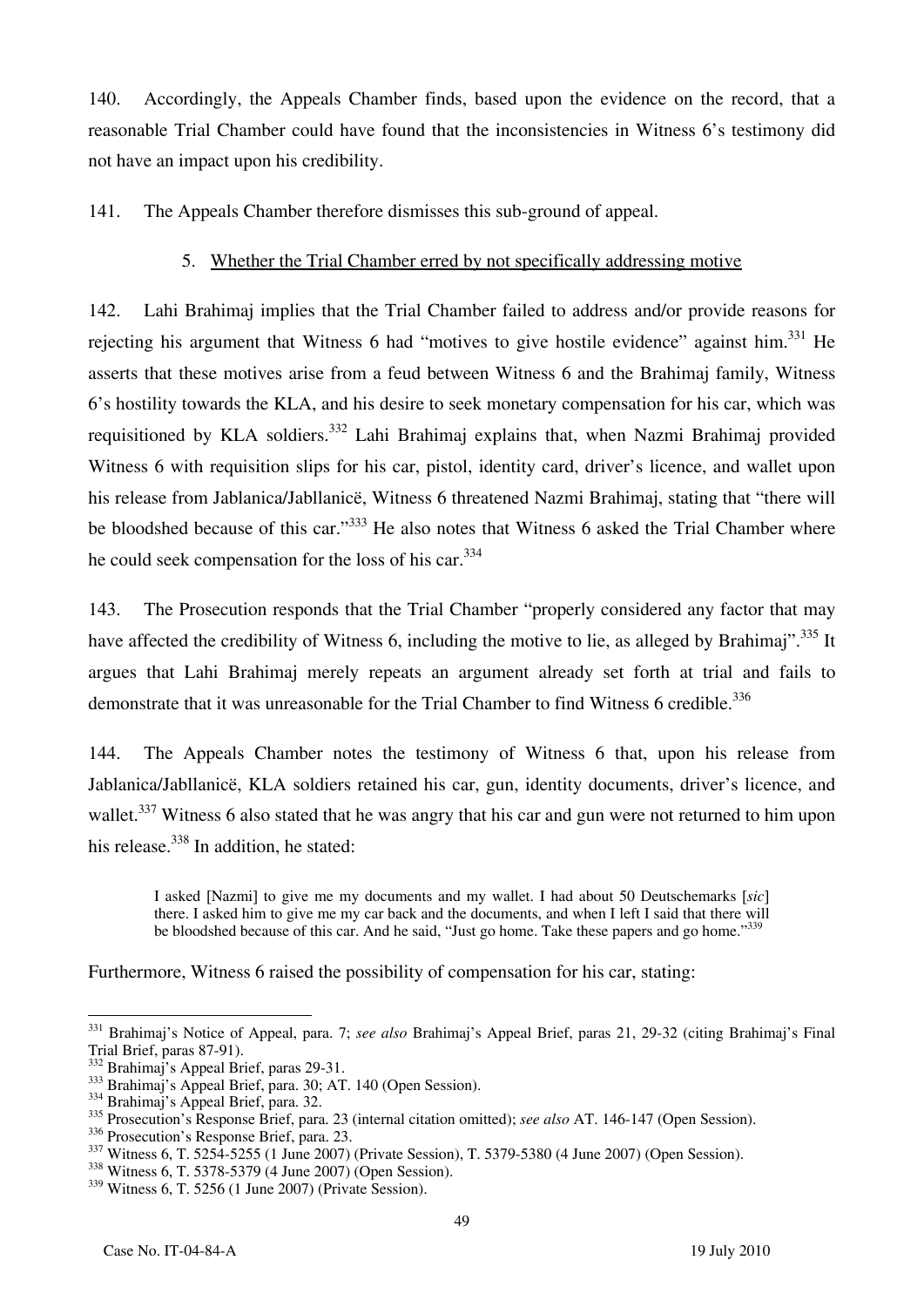140. Accordingly, the Appeals Chamber finds, based upon the evidence on the record, that a reasonable Trial Chamber could have found that the inconsistencies in Witness 6's testimony did not have an impact upon his credibility.

141. The Appeals Chamber therefore dismisses this sub-ground of appeal.

### 5. Whether the Trial Chamber erred by not specifically addressing motive

142. Lahi Brahimaj implies that the Trial Chamber failed to address and/or provide reasons for rejecting his argument that Witness 6 had "motives to give hostile evidence" against him.[331] He asserts that these motives arise from a feud between Witness 6 and the Brahimaj family, Witness 6's hostility towards the KLA, and his desire to seek monetary compensation for his car, which was requisitioned by KLA soldiers.[332] Lahi Brahimaj explains that, when Nazmi Brahimaj provided Witness 6 with requisition slips for his car, pistol, identity card, driver's licence, and wallet upon his release from Jablanica/Jabllanicë, Witness 6 threatened Nazmi Brahimaj, stating that "there will be bloodshed because of this car."[333] He also notes that Witness 6 asked the Trial Chamber where he could seek compensation for the loss of his car.[334]

143. The Prosecution responds that the Trial Chamber "properly considered any factor that may have affected the credibility of Witness 6, including the motive to lie, as alleged by Brahimaj".[335] It argues that Lahi Brahimaj merely repeats an argument already set forth at trial and fails to demonstrate that it was unreasonable for the Trial Chamber to find Witness 6 credible.[336]

144. The Appeals Chamber notes the testimony of Witness 6 that, upon his release from Jablanica/Jabllanicë, KLA soldiers retained his car, gun, identity documents, driver's licence, and wallet.[337] Witness 6 also stated that he was angry that his car and gun were not returned to him upon his release.[338] In addition, he stated:

> I asked [Nazmi] to give me my documents and my wallet. I had about 50 Deutschemarks [*sic*] there. I asked him to give me my car back and the documents, and when I left I said that there will be bloodshed because of this car. And he said, "Just go home. Take these papers and go home."[339]

Furthermore, Witness 6 raised the possibility of compensation for his car, stating:

---

[331] Brahimaj's Notice of Appeal, para. 7; *see also* Brahimaj's Appeal Brief, paras 21, 29-32 (citing Brahimaj's Final Trial Brief, paras 87-91).

[332] Brahimaj's Appeal Brief, paras 29-31.

[333] Brahimaj's Appeal Brief, para. 30; AT. 140 (Open Session).

[334] Brahimaj's Appeal Brief, para. 32.

[335] Prosecution's Response Brief, para. 23 (internal citation omitted); *see also* AT. 146-147 (Open Session).

[336] Prosecution's Response Brief, para. 23.

[337] Witness 6, T. 5254-5255 (1 June 2007) (Private Session), T. 5379-5380 (4 June 2007) (Open Session).

[338] Witness 6, T. 5378-5379 (4 June 2007) (Open Session).

[339] Witness 6, T. 5256 (1 June 2007) (Private Session).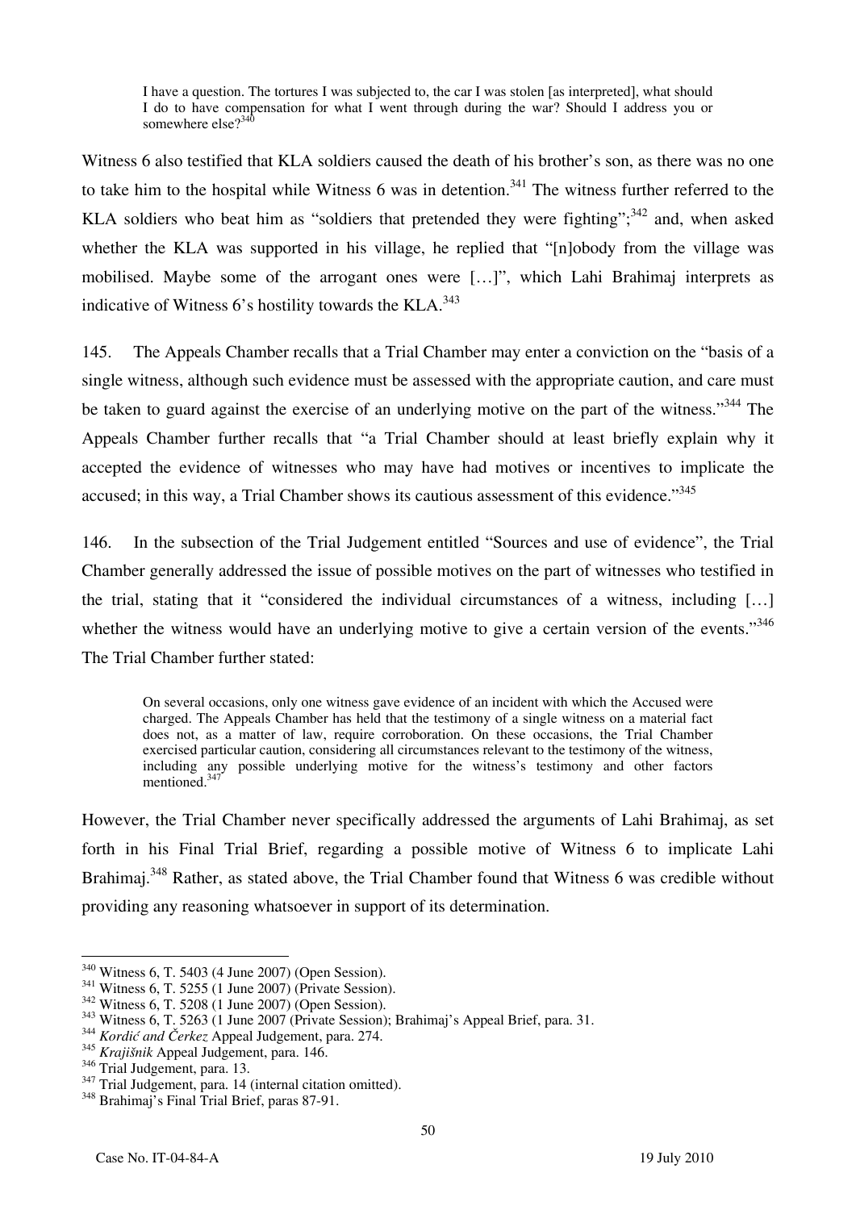> I have a question. The tortures I was subjected to, the car I was stolen [as interpreted], what should I do to have compensation for what I went through during the war? Should I address you or somewhere else?[340]

Witness 6 also testified that KLA soldiers caused the death of his brother's son, as there was no one to take him to the hospital while Witness 6 was in detention.[341] The witness further referred to the KLA soldiers who beat him as "soldiers that pretended they were fighting";[342] and, when asked whether the KLA was supported in his village, he replied that "[n]obody from the village was mobilised. Maybe some of the arrogant ones were […]", which Lahi Brahimaj interprets as indicative of Witness 6's hostility towards the KLA.[343]

145. The Appeals Chamber recalls that a Trial Chamber may enter a conviction on the "basis of a single witness, although such evidence must be assessed with the appropriate caution, and care must be taken to guard against the exercise of an underlying motive on the part of the witness."[344] The Appeals Chamber further recalls that "a Trial Chamber should at least briefly explain why it accepted the evidence of witnesses who may have had motives or incentives to implicate the accused; in this way, a Trial Chamber shows its cautious assessment of this evidence."[345]

146. In the subsection of the Trial Judgement entitled "Sources and use of evidence", the Trial Chamber generally addressed the issue of possible motives on the part of witnesses who testified in the trial, stating that it "considered the individual circumstances of a witness, including […] whether the witness would have an underlying motive to give a certain version of the events."[346] The Trial Chamber further stated:

> On several occasions, only one witness gave evidence of an incident with which the Accused were charged. The Appeals Chamber has held that the testimony of a single witness on a material fact does not, as a matter of law, require corroboration. On these occasions, the Trial Chamber exercised particular caution, considering all circumstances relevant to the testimony of the witness, including any possible underlying motive for the witness's testimony and other factors mentioned.[347]

However, the Trial Chamber never specifically addressed the arguments of Lahi Brahimaj, as set forth in his Final Trial Brief, regarding a possible motive of Witness 6 to implicate Lahi Brahimaj.[348] Rather, as stated above, the Trial Chamber found that Witness 6 was credible without providing any reasoning whatsoever in support of its determination.

---

[340] Witness 6, T. 5403 (4 June 2007) (Open Session).

[341] Witness 6, T. 5255 (1 June 2007) (Private Session).

[342] Witness 6, T. 5208 (1 June 2007) (Open Session).

[343] Witness 6, T. 5263 (1 June 2007) (Private Session); Brahimaj's Appeal Brief, para. 31.

[344] *Kordić and Čerkez* Appeal Judgement, para. 274.

[345] *Krajišnik* Appeal Judgement, para. 146.

[346] Trial Judgement, para. 13.

[347] Trial Judgement, para. 14 (internal citation omitted).

[348] Brahimaj's Final Trial Brief, paras 87-91.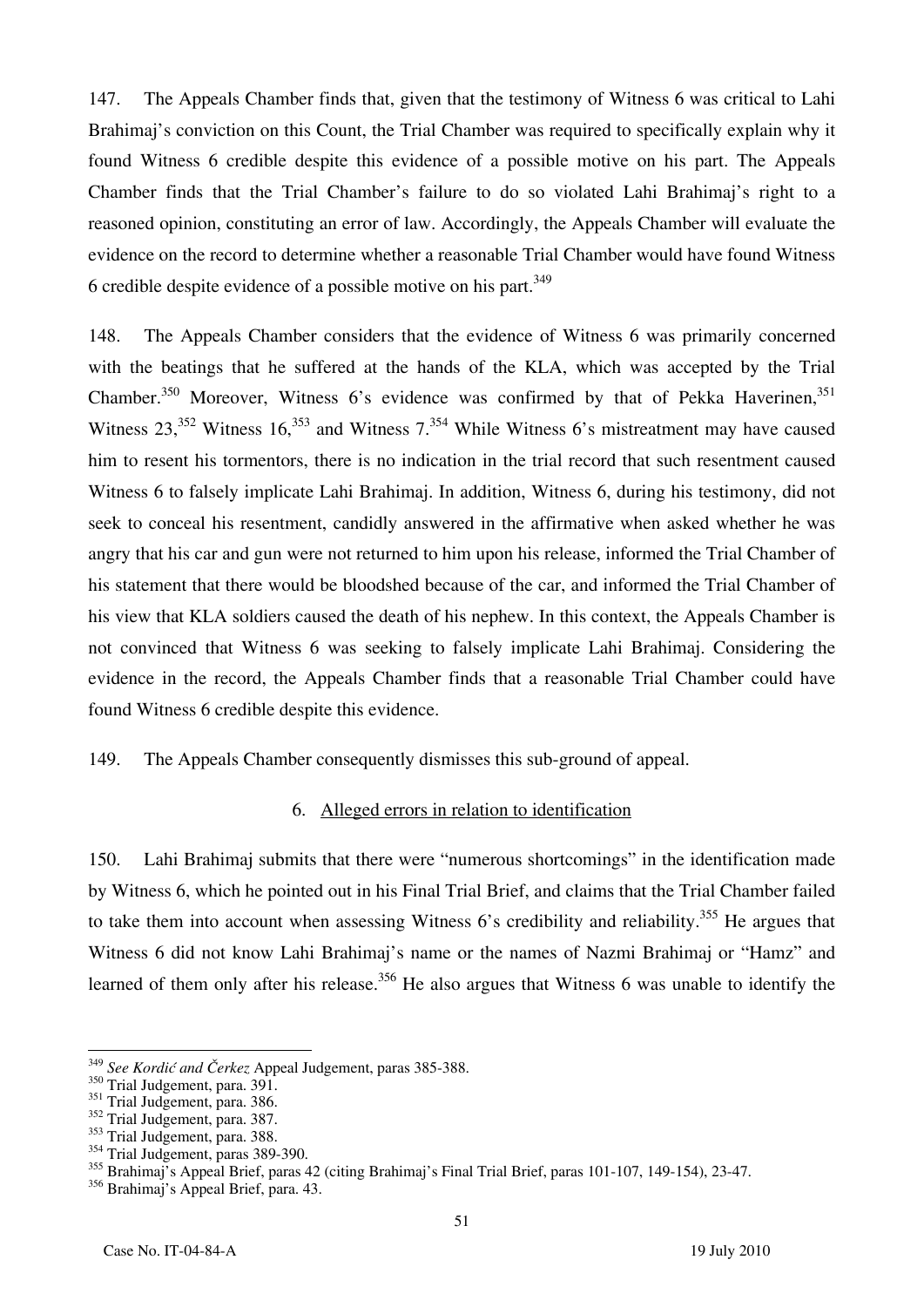147. The Appeals Chamber finds that, given that the testimony of Witness 6 was critical to Lahi Brahimaj's conviction on this Count, the Trial Chamber was required to specifically explain why it found Witness 6 credible despite this evidence of a possible motive on his part. The Appeals Chamber finds that the Trial Chamber's failure to do so violated Lahi Brahimaj's right to a reasoned opinion, constituting an error of law. Accordingly, the Appeals Chamber will evaluate the evidence on the record to determine whether a reasonable Trial Chamber would have found Witness 6 credible despite evidence of a possible motive on his part.[349]

148. The Appeals Chamber considers that the evidence of Witness 6 was primarily concerned with the beatings that he suffered at the hands of the KLA, which was accepted by the Trial Chamber.[350] Moreover, Witness 6's evidence was confirmed by that of Pekka Haverinen,[351] Witness 23,[352] Witness 16,[353] and Witness 7.[354] While Witness 6's mistreatment may have caused him to resent his tormentors, there is no indication in the trial record that such resentment caused Witness 6 to falsely implicate Lahi Brahimaj. In addition, Witness 6, during his testimony, did not seek to conceal his resentment, candidly answered in the affirmative when asked whether he was angry that his car and gun were not returned to him upon his release, informed the Trial Chamber of his statement that there would be bloodshed because of the car, and informed the Trial Chamber of his view that KLA soldiers caused the death of his nephew. In this context, the Appeals Chamber is not convinced that Witness 6 was seeking to falsely implicate Lahi Brahimaj. Considering the evidence in the record, the Appeals Chamber finds that a reasonable Trial Chamber could have found Witness 6 credible despite this evidence.

149. The Appeals Chamber consequently dismisses this sub-ground of appeal.

### 6. Alleged errors in relation to identification

150. Lahi Brahimaj submits that there were "numerous shortcomings" in the identification made by Witness 6, which he pointed out in his Final Trial Brief, and claims that the Trial Chamber failed to take them into account when assessing Witness 6's credibility and reliability.[355] He argues that Witness 6 did not know Lahi Brahimaj's name or the names of Nazmi Brahimaj or "Hamz" and learned of them only after his release.[356] He also argues that Witness 6 was unable to identify the

---

[349] *See Kordić and Čerkez* Appeal Judgement, paras 385-388.

[350] Trial Judgement, para. 391.

[351] Trial Judgement, para. 386.

[352] Trial Judgement, para. 387.

[353] Trial Judgement, para. 388.

[354] Trial Judgement, paras 389-390.

[355] Brahimaj's Appeal Brief, paras 42 (citing Brahimaj's Final Trial Brief, paras 101-107, 149-154), 23-47.

[356] Brahimaj's Appeal Brief, para. 43.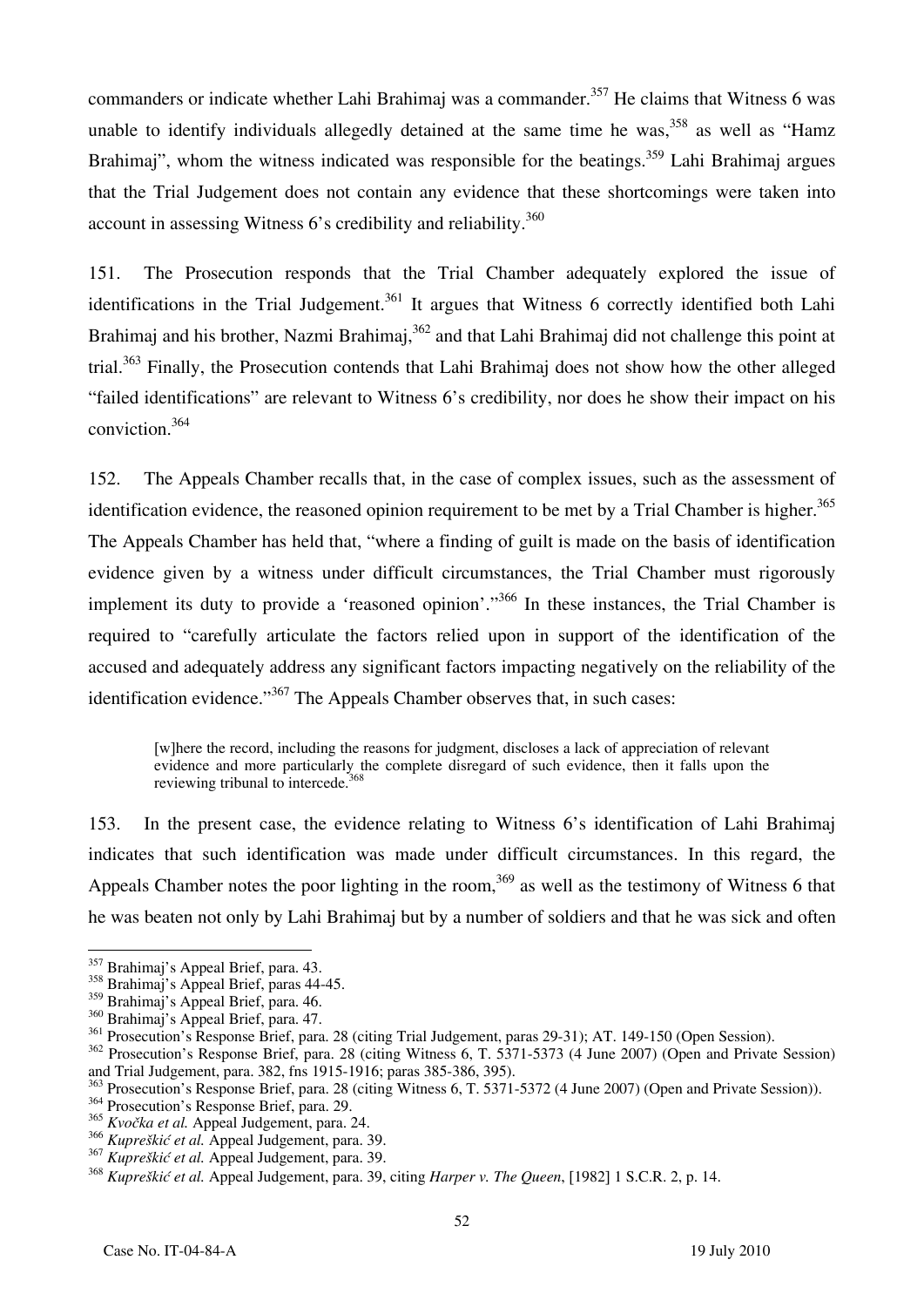commanders or indicate whether Lahi Brahimaj was a commander.[357] He claims that Witness 6 was unable to identify individuals allegedly detained at the same time he was,[358] as well as "Hamz Brahimaj", whom the witness indicated was responsible for the beatings.[359] Lahi Brahimaj argues that the Trial Judgement does not contain any evidence that these shortcomings were taken into account in assessing Witness 6's credibility and reliability.[360]

151. The Prosecution responds that the Trial Chamber adequately explored the issue of identifications in the Trial Judgement.[361] It argues that Witness 6 correctly identified both Lahi Brahimaj and his brother, Nazmi Brahimaj,[362] and that Lahi Brahimaj did not challenge this point at trial.[363] Finally, the Prosecution contends that Lahi Brahimaj does not show how the other alleged "failed identifications" are relevant to Witness 6's credibility, nor does he show their impact on his conviction.[364]

152. The Appeals Chamber recalls that, in the case of complex issues, such as the assessment of identification evidence, the reasoned opinion requirement to be met by a Trial Chamber is higher.[365] The Appeals Chamber has held that, "where a finding of guilt is made on the basis of identification evidence given by a witness under difficult circumstances, the Trial Chamber must rigorously implement its duty to provide a 'reasoned opinion'."[366] In these instances, the Trial Chamber is required to "carefully articulate the factors relied upon in support of the identification of the accused and adequately address any significant factors impacting negatively on the reliability of the identification evidence."[367] The Appeals Chamber observes that, in such cases:

> [w]here the record, including the reasons for judgment, discloses a lack of appreciation of relevant evidence and more particularly the complete disregard of such evidence, then it falls upon the reviewing tribunal to intercede.[368]

153. In the present case, the evidence relating to Witness 6's identification of Lahi Brahimaj indicates that such identification was made under difficult circumstances. In this regard, the Appeals Chamber notes the poor lighting in the room,[369] as well as the testimony of Witness 6 that he was beaten not only by Lahi Brahimaj but by a number of soldiers and that he was sick and often

---

[357] Brahimaj's Appeal Brief, para. 43.
[358] Brahimaj's Appeal Brief, paras 44-45.
[359] Brahimaj's Appeal Brief, para. 46.
[360] Brahimaj's Appeal Brief, para. 47.
[361] Prosecution's Response Brief, para. 28 (citing Trial Judgement, paras 29-31); AT. 149-150 (Open Session).
[362] Prosecution's Response Brief, para. 28 (citing Witness 6, T. 5371-5373 (4 June 2007) (Open and Private Session) and Trial Judgement, para. 382, fns 1915-1916; paras 385-386, 395).
[363] Prosecution's Response Brief, para. 28 (citing Witness 6, T. 5371-5372 (4 June 2007) (Open and Private Session)).
[364] Prosecution's Response Brief, para. 29.
[365] *Kvočka et al.* Appeal Judgement, para. 24.
[366] *Kupreškić et al.* Appeal Judgement, para. 39.
[367] *Kupreškić et al.* Appeal Judgement, para. 39.
[368] *Kupreškić et al.* Appeal Judgement, para. 39, citing *Harper v. The Queen*, [1982] 1 S.C.R. 2, p. 14.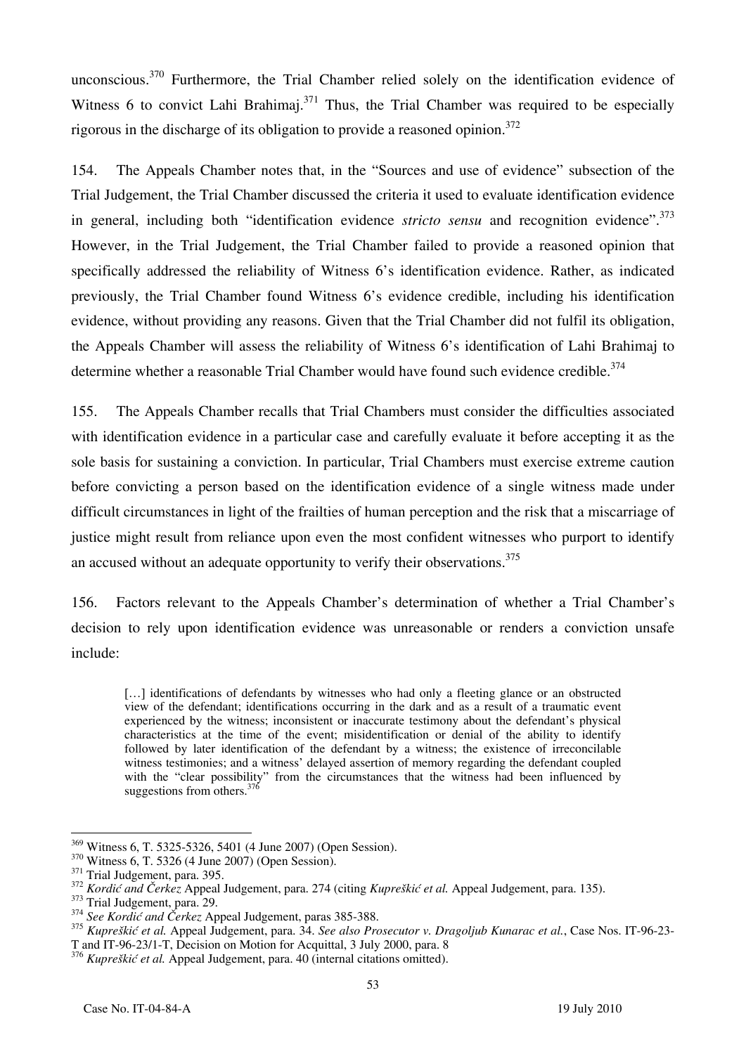unconscious.[370] Furthermore, the Trial Chamber relied solely on the identification evidence of Witness 6 to convict Lahi Brahimaj.[371] Thus, the Trial Chamber was required to be especially rigorous in the discharge of its obligation to provide a reasoned opinion.[372]

154. The Appeals Chamber notes that, in the "Sources and use of evidence" subsection of the Trial Judgement, the Trial Chamber discussed the criteria it used to evaluate identification evidence in general, including both "identification evidence *stricto sensu* and recognition evidence".[373] However, in the Trial Judgement, the Trial Chamber failed to provide a reasoned opinion that specifically addressed the reliability of Witness 6's identification evidence. Rather, as indicated previously, the Trial Chamber found Witness 6's evidence credible, including his identification evidence, without providing any reasons. Given that the Trial Chamber did not fulfil its obligation, the Appeals Chamber will assess the reliability of Witness 6's identification of Lahi Brahimaj to determine whether a reasonable Trial Chamber would have found such evidence credible.[374]

155. The Appeals Chamber recalls that Trial Chambers must consider the difficulties associated with identification evidence in a particular case and carefully evaluate it before accepting it as the sole basis for sustaining a conviction. In particular, Trial Chambers must exercise extreme caution before convicting a person based on the identification evidence of a single witness made under difficult circumstances in light of the frailties of human perception and the risk that a miscarriage of justice might result from reliance upon even the most confident witnesses who purport to identify an accused without an adequate opportunity to verify their observations.[375]

156. Factors relevant to the Appeals Chamber's determination of whether a Trial Chamber's decision to rely upon identification evidence was unreasonable or renders a conviction unsafe include:

> […] identifications of defendants by witnesses who had only a fleeting glance or an obstructed view of the defendant; identifications occurring in the dark and as a result of a traumatic event experienced by the witness; inconsistent or inaccurate testimony about the defendant's physical characteristics at the time of the event; misidentification or denial of the ability to identify followed by later identification of the defendant by a witness; the existence of irreconcilable witness testimonies; and a witness' delayed assertion of memory regarding the defendant coupled with the "clear possibility" from the circumstances that the witness had been influenced by suggestions from others.[376]

---

[369] Witness 6, T. 5325-5326, 5401 (4 June 2007) (Open Session).

[370] Witness 6, T. 5326 (4 June 2007) (Open Session).

[371] Trial Judgement, para. 395.

[372] *Kordić and Čerkez* Appeal Judgement, para. 274 (citing *Kupreškić et al.* Appeal Judgement, para. 135).

[373] Trial Judgement, para. 29.

[374] *See Kordić and Čerkez* Appeal Judgement, paras 385-388.

[375] *Kupreškić et al.* Appeal Judgement, para. 34. *See also Prosecutor v. Dragoljub Kunarac et al.*, Case Nos. IT-96-23-T and IT-96-23/1-T, Decision on Motion for Acquittal, 3 July 2000, para. 8

[376] *Kupreškić et al.* Appeal Judgement, para. 40 (internal citations omitted).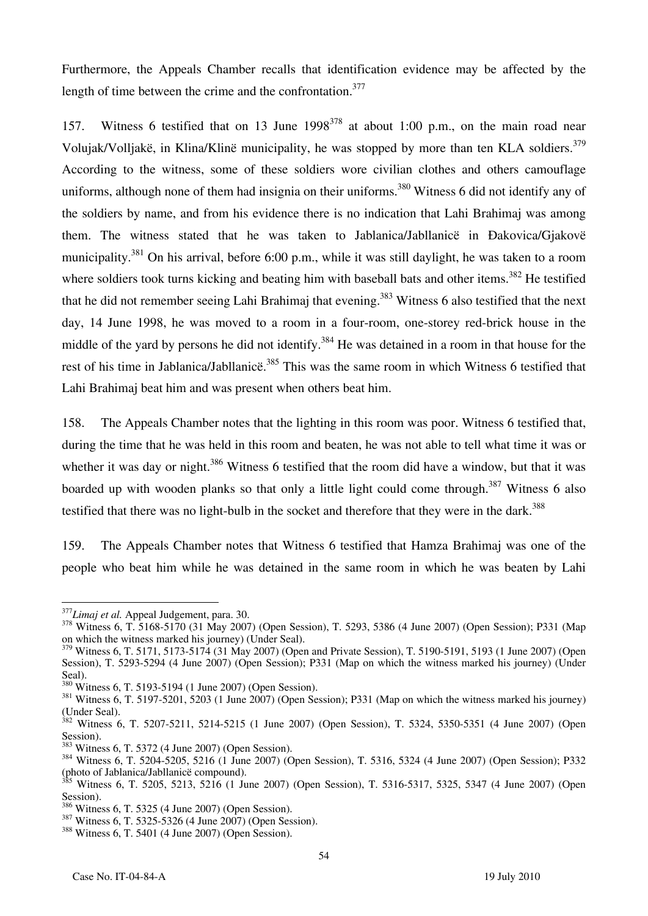Furthermore, the Appeals Chamber recalls that identification evidence may be affected by the length of time between the crime and the confrontation.[377]

157. Witness 6 testified that on 13 June 1998[378] at about 1:00 p.m., on the main road near Volujak/Volljakë, in Klina/Klinë municipality, he was stopped by more than ten KLA soldiers.[379] According to the witness, some of these soldiers wore civilian clothes and others camouflage uniforms, although none of them had insignia on their uniforms.[380] Witness 6 did not identify any of the soldiers by name, and from his evidence there is no indication that Lahi Brahimaj was among them. The witness stated that he was taken to Jablanica/Jabllanicë in Đakovica/Gjakovë municipality.[381] On his arrival, before 6:00 p.m., while it was still daylight, he was taken to a room where soldiers took turns kicking and beating him with baseball bats and other items.[382] He testified that he did not remember seeing Lahi Brahimaj that evening.[383] Witness 6 also testified that the next day, 14 June 1998, he was moved to a room in a four-room, one-storey red-brick house in the middle of the yard by persons he did not identify.[384] He was detained in a room in that house for the rest of his time in Jablanica/Jabllanicë.[385] This was the same room in which Witness 6 testified that Lahi Brahimaj beat him and was present when others beat him.

158. The Appeals Chamber notes that the lighting in this room was poor. Witness 6 testified that, during the time that he was held in this room and beaten, he was not able to tell what time it was or whether it was day or night.[386] Witness 6 testified that the room did have a window, but that it was boarded up with wooden planks so that only a little light could come through.[387] Witness 6 also testified that there was no light-bulb in the socket and therefore that they were in the dark.[388]

159. The Appeals Chamber notes that Witness 6 testified that Hamza Brahimaj was one of the people who beat him while he was detained in the same room in which he was beaten by Lahi

---

[377] *Limaj et al.* Appeal Judgement, para. 30.

[378] Witness 6, T. 5168-5170 (31 May 2007) (Open Session), T. 5293, 5386 (4 June 2007) (Open Session); P331 (Map on which the witness marked his journey) (Under Seal).

[379] Witness 6, T. 5171, 5173-5174 (31 May 2007) (Open and Private Session), T. 5190-5191, 5193 (1 June 2007) (Open Session), T. 5293-5294 (4 June 2007) (Open Session); P331 (Map on which the witness marked his journey) (Under Seal).

[380] Witness 6, T. 5193-5194 (1 June 2007) (Open Session).

[381] Witness 6, T. 5197-5201, 5203 (1 June 2007) (Open Session); P331 (Map on which the witness marked his journey) (Under Seal).

[382] Witness 6, T. 5207-5211, 5214-5215 (1 June 2007) (Open Session), T. 5324, 5350-5351 (4 June 2007) (Open Session).

[383] Witness 6, T. 5372 (4 June 2007) (Open Session).

[384] Witness 6, T. 5204-5205, 5216 (1 June 2007) (Open Session), T. 5316, 5324 (4 June 2007) (Open Session); P332 (photo of Jablanica/Jabllanicë compound).

[385] Witness 6, T. 5205, 5213, 5216 (1 June 2007) (Open Session), T. 5316-5317, 5325, 5347 (4 June 2007) (Open Session).

[386] Witness 6, T. 5325 (4 June 2007) (Open Session).

[387] Witness 6, T. 5325-5326 (4 June 2007) (Open Session).

[388] Witness 6, T. 5401 (4 June 2007) (Open Session).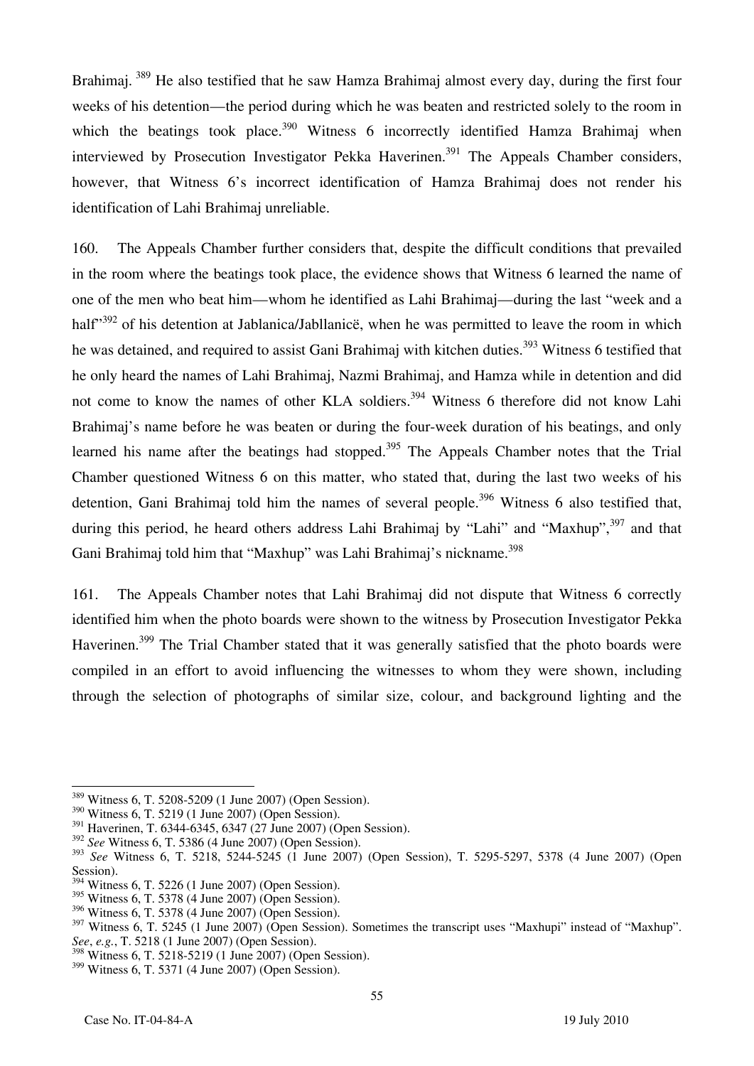Brahimaj.[389] He also testified that he saw Hamza Brahimaj almost every day, during the first four weeks of his detention—the period during which he was beaten and restricted solely to the room in which the beatings took place.[390] Witness 6 incorrectly identified Hamza Brahimaj when interviewed by Prosecution Investigator Pekka Haverinen.[391] The Appeals Chamber considers, however, that Witness 6's incorrect identification of Hamza Brahimaj does not render his identification of Lahi Brahimaj unreliable.

160. The Appeals Chamber further considers that, despite the difficult conditions that prevailed in the room where the beatings took place, the evidence shows that Witness 6 learned the name of one of the men who beat him—whom he identified as Lahi Brahimaj—during the last "week and a half"[392] of his detention at Jablanica/Jabllanicë, when he was permitted to leave the room in which he was detained, and required to assist Gani Brahimaj with kitchen duties.[393] Witness 6 testified that he only heard the names of Lahi Brahimaj, Nazmi Brahimaj, and Hamza while in detention and did not come to know the names of other KLA soldiers.[394] Witness 6 therefore did not know Lahi Brahimaj's name before he was beaten or during the four-week duration of his beatings, and only learned his name after the beatings had stopped.[395] The Appeals Chamber notes that the Trial Chamber questioned Witness 6 on this matter, who stated that, during the last two weeks of his detention, Gani Brahimaj told him the names of several people.[396] Witness 6 also testified that, during this period, he heard others address Lahi Brahimaj by "Lahi" and "Maxhup",[397] and that Gani Brahimaj told him that "Maxhup" was Lahi Brahimaj's nickname.[398]

161. The Appeals Chamber notes that Lahi Brahimaj did not dispute that Witness 6 correctly identified him when the photo boards were shown to the witness by Prosecution Investigator Pekka Haverinen.[399] The Trial Chamber stated that it was generally satisfied that the photo boards were compiled in an effort to avoid influencing the witnesses to whom they were shown, including through the selection of photographs of similar size, colour, and background lighting and the

---

[389] Witness 6, T. 5208-5209 (1 June 2007) (Open Session).

[390] Witness 6, T. 5219 (1 June 2007) (Open Session).

[391] Haverinen, T. 6344-6345, 6347 (27 June 2007) (Open Session).

[392] *See* Witness 6, T. 5386 (4 June 2007) (Open Session).

[393] *See* Witness 6, T. 5218, 5244-5245 (1 June 2007) (Open Session), T. 5295-5297, 5378 (4 June 2007) (Open Session).

[394] Witness 6, T. 5226 (1 June 2007) (Open Session).

[395] Witness 6, T. 5378 (4 June 2007) (Open Session).

[396] Witness 6, T. 5378 (4 June 2007) (Open Session).

[397] Witness 6, T. 5245 (1 June 2007) (Open Session). Sometimes the transcript uses "Maxhupi" instead of "Maxhup". *See*, *e.g.*, T. 5218 (1 June 2007) (Open Session).

[398] Witness 6, T. 5218-5219 (1 June 2007) (Open Session).

[399] Witness 6, T. 5371 (4 June 2007) (Open Session).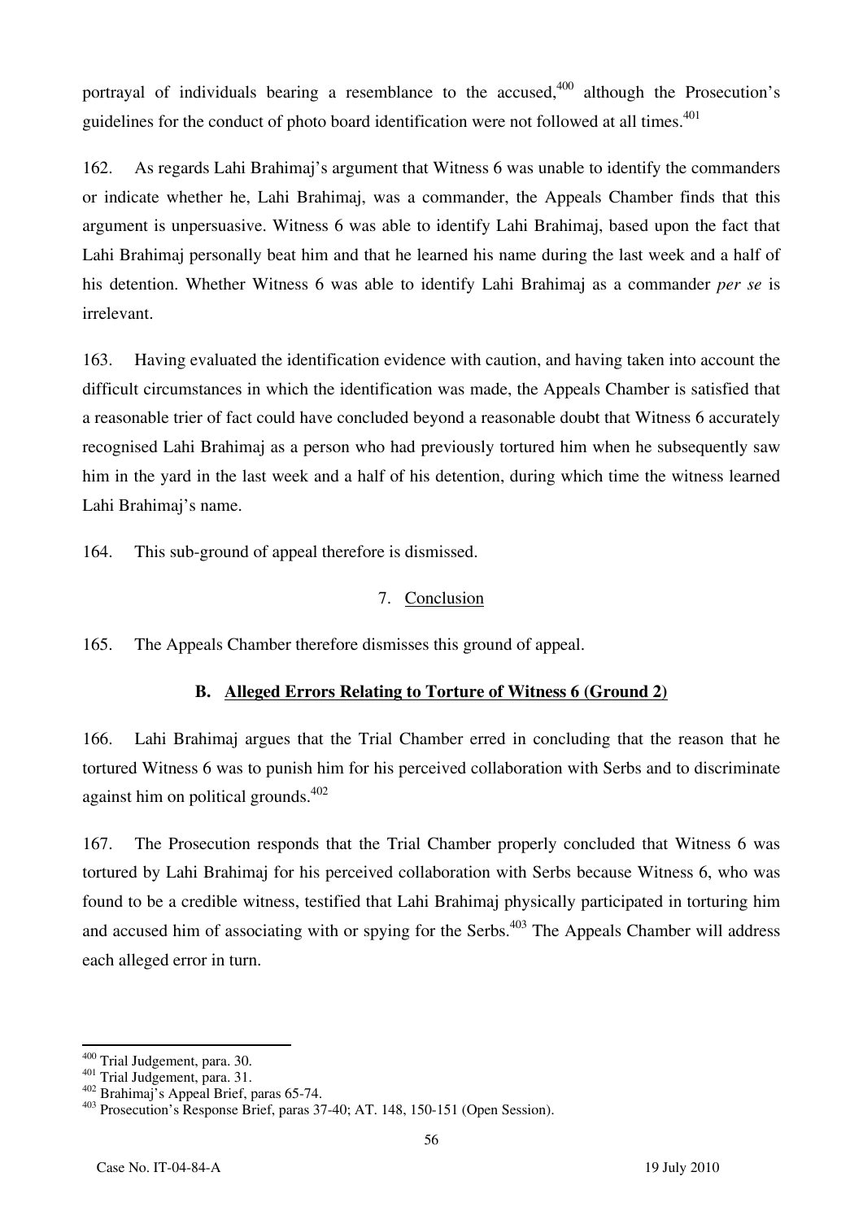portrayal of individuals bearing a resemblance to the accused,[400] although the Prosecution's guidelines for the conduct of photo board identification were not followed at all times.[401]

162. As regards Lahi Brahimaj's argument that Witness 6 was unable to identify the commanders or indicate whether he, Lahi Brahimaj, was a commander, the Appeals Chamber finds that this argument is unpersuasive. Witness 6 was able to identify Lahi Brahimaj, based upon the fact that Lahi Brahimaj personally beat him and that he learned his name during the last week and a half of his detention. Whether Witness 6 was able to identify Lahi Brahimaj as a commander *per se* is irrelevant.

163. Having evaluated the identification evidence with caution, and having taken into account the difficult circumstances in which the identification was made, the Appeals Chamber is satisfied that a reasonable trier of fact could have concluded beyond a reasonable doubt that Witness 6 accurately recognised Lahi Brahimaj as a person who had previously tortured him when he subsequently saw him in the yard in the last week and a half of his detention, during which time the witness learned Lahi Brahimaj's name.

164. This sub-ground of appeal therefore is dismissed.

### 7. Conclusion

165. The Appeals Chamber therefore dismisses this ground of appeal.

## B. Alleged Errors Relating to Torture of Witness 6 (Ground 2)

166. Lahi Brahimaj argues that the Trial Chamber erred in concluding that the reason that he tortured Witness 6 was to punish him for his perceived collaboration with Serbs and to discriminate against him on political grounds.[402]

167. The Prosecution responds that the Trial Chamber properly concluded that Witness 6 was tortured by Lahi Brahimaj for his perceived collaboration with Serbs because Witness 6, who was found to be a credible witness, testified that Lahi Brahimaj physically participated in torturing him and accused him of associating with or spying for the Serbs.[403] The Appeals Chamber will address each alleged error in turn.

---

[400] Trial Judgement, para. 30.

[401] Trial Judgement, para. 31.

[402] Brahimaj's Appeal Brief, paras 65-74.

[403] Prosecution's Response Brief, paras 37-40; AT. 148, 150-151 (Open Session).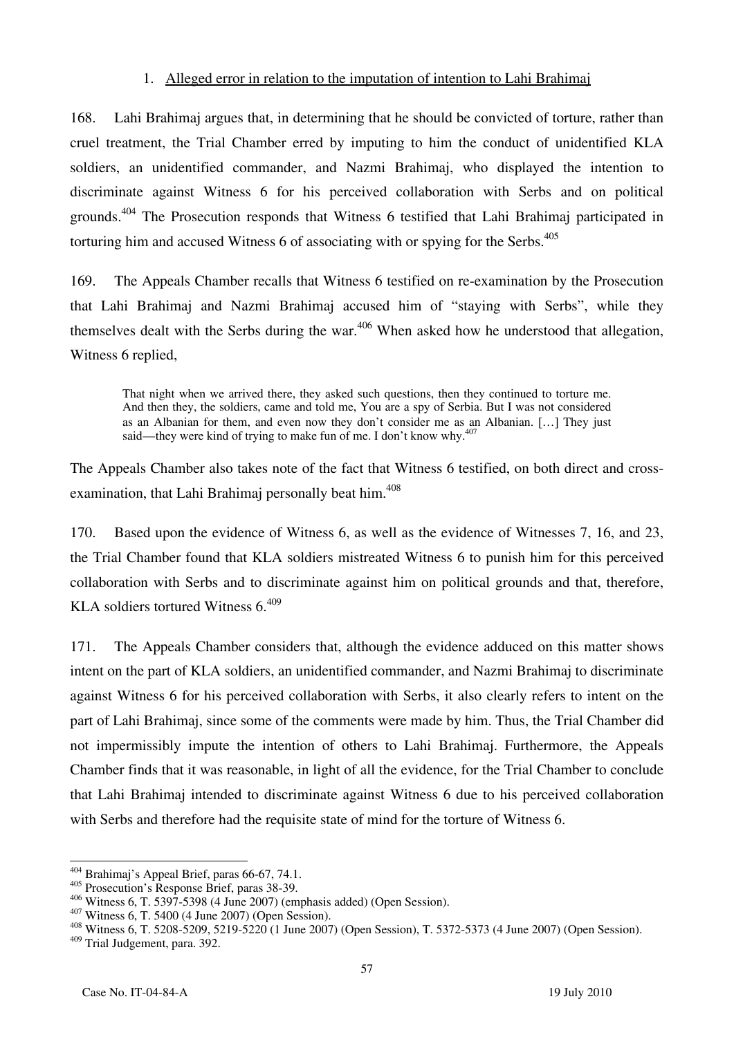### 1. Alleged error in relation to the imputation of intention to Lahi Brahimaj

168. Lahi Brahimaj argues that, in determining that he should be convicted of torture, rather than cruel treatment, the Trial Chamber erred by imputing to him the conduct of unidentified KLA soldiers, an unidentified commander, and Nazmi Brahimaj, who displayed the intention to discriminate against Witness 6 for his perceived collaboration with Serbs and on political grounds.[404] The Prosecution responds that Witness 6 testified that Lahi Brahimaj participated in torturing him and accused Witness 6 of associating with or spying for the Serbs.[405]

169. The Appeals Chamber recalls that Witness 6 testified on re-examination by the Prosecution that Lahi Brahimaj and Nazmi Brahimaj accused him of "staying with Serbs", while they themselves dealt with the Serbs during the war.[406] When asked how he understood that allegation, Witness 6 replied,

> That night when we arrived there, they asked such questions, then they continued to torture me. And then they, the soldiers, came and told me, You are a spy of Serbia. But I was not considered as an Albanian for them, and even now they don't consider me as an Albanian. […] They just said—they were kind of trying to make fun of me. I don't know why.[407]

The Appeals Chamber also takes note of the fact that Witness 6 testified, on both direct and cross-examination, that Lahi Brahimaj personally beat him.[408]

170. Based upon the evidence of Witness 6, as well as the evidence of Witnesses 7, 16, and 23, the Trial Chamber found that KLA soldiers mistreated Witness 6 to punish him for this perceived collaboration with Serbs and to discriminate against him on political grounds and that, therefore, KLA soldiers tortured Witness 6.[409]

171. The Appeals Chamber considers that, although the evidence adduced on this matter shows intent on the part of KLA soldiers, an unidentified commander, and Nazmi Brahimaj to discriminate against Witness 6 for his perceived collaboration with Serbs, it also clearly refers to intent on the part of Lahi Brahimaj, since some of the comments were made by him. Thus, the Trial Chamber did not impermissibly impute the intention of others to Lahi Brahimaj. Furthermore, the Appeals Chamber finds that it was reasonable, in light of all the evidence, for the Trial Chamber to conclude that Lahi Brahimaj intended to discriminate against Witness 6 due to his perceived collaboration with Serbs and therefore had the requisite state of mind for the torture of Witness 6.

---

[404] Brahimaj's Appeal Brief, paras 66-67, 74.1.

[405] Prosecution's Response Brief, paras 38-39.

[406] Witness 6, T. 5397-5398 (4 June 2007) (emphasis added) (Open Session).

[407] Witness 6, T. 5400 (4 June 2007) (Open Session).

[408] Witness 6, T. 5208-5209, 5219-5220 (1 June 2007) (Open Session), T. 5372-5373 (4 June 2007) (Open Session).

[409] Trial Judgement, para. 392.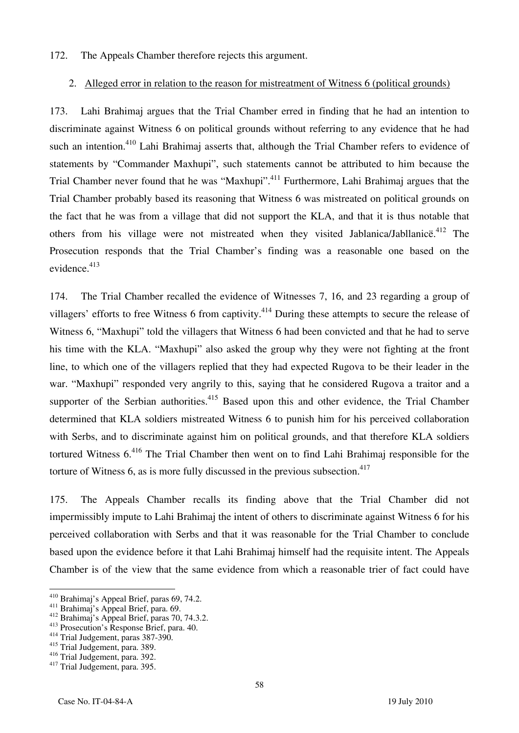172. The Appeals Chamber therefore rejects this argument.

2. Alleged error in relation to the reason for mistreatment of Witness 6 (political grounds)

173. Lahi Brahimaj argues that the Trial Chamber erred in finding that he had an intention to discriminate against Witness 6 on political grounds without referring to any evidence that he had such an intention.[410] Lahi Brahimaj asserts that, although the Trial Chamber refers to evidence of statements by "Commander Maxhupi", such statements cannot be attributed to him because the Trial Chamber never found that he was "Maxhupi".[411] Furthermore, Lahi Brahimaj argues that the Trial Chamber probably based its reasoning that Witness 6 was mistreated on political grounds on the fact that he was from a village that did not support the KLA, and that it is thus notable that others from his village were not mistreated when they visited Jablanica/Jabllanicë.[412] The Prosecution responds that the Trial Chamber's finding was a reasonable one based on the evidence.[413]

174. The Trial Chamber recalled the evidence of Witnesses 7, 16, and 23 regarding a group of villagers' efforts to free Witness 6 from captivity.[414] During these attempts to secure the release of Witness 6, "Maxhupi" told the villagers that Witness 6 had been convicted and that he had to serve his time with the KLA. "Maxhupi" also asked the group why they were not fighting at the front line, to which one of the villagers replied that they had expected Rugova to be their leader in the war. "Maxhupi" responded very angrily to this, saying that he considered Rugova a traitor and a supporter of the Serbian authorities.[415] Based upon this and other evidence, the Trial Chamber determined that KLA soldiers mistreated Witness 6 to punish him for his perceived collaboration with Serbs, and to discriminate against him on political grounds, and that therefore KLA soldiers tortured Witness 6.[416] The Trial Chamber then went on to find Lahi Brahimaj responsible for the torture of Witness 6, as is more fully discussed in the previous subsection.[417]

175. The Appeals Chamber recalls its finding above that the Trial Chamber did not impermissibly impute to Lahi Brahimaj the intent of others to discriminate against Witness 6 for his perceived collaboration with Serbs and that it was reasonable for the Trial Chamber to conclude based upon the evidence before it that Lahi Brahimaj himself had the requisite intent. The Appeals Chamber is of the view that the same evidence from which a reasonable trier of fact could have

---

[410] Brahimaj's Appeal Brief, paras 69, 74.2.
[411] Brahimaj's Appeal Brief, para. 69.
[412] Brahimaj's Appeal Brief, paras 70, 74.3.2.
[413] Prosecution's Response Brief, para. 40.
[414] Trial Judgement, paras 387-390.
[415] Trial Judgement, para. 389.
[416] Trial Judgement, para. 392.
[417] Trial Judgement, para. 395.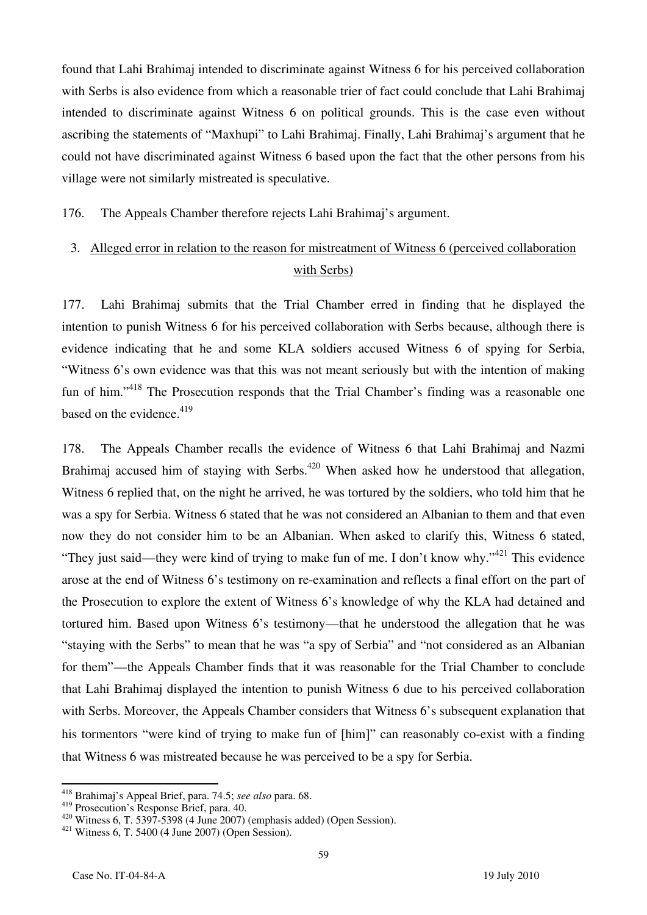found that Lahi Brahimaj intended to discriminate against Witness 6 for his perceived collaboration with Serbs is also evidence from which a reasonable trier of fact could conclude that Lahi Brahimaj intended to discriminate against Witness 6 on political grounds. This is the case even without ascribing the statements of "Maxhupi" to Lahi Brahimaj. Finally, Lahi Brahimaj's argument that he could not have discriminated against Witness 6 based upon the fact that the other persons from his village were not similarly mistreated is speculative.

176. The Appeals Chamber therefore rejects Lahi Brahimaj's argument.

### 3. Alleged error in relation to the reason for mistreatment of Witness 6 (perceived collaboration with Serbs)

177. Lahi Brahimaj submits that the Trial Chamber erred in finding that he displayed the intention to punish Witness 6 for his perceived collaboration with Serbs because, although there is evidence indicating that he and some KLA soldiers accused Witness 6 of spying for Serbia, "Witness 6's own evidence was that this was not meant seriously but with the intention of making fun of him."[418] The Prosecution responds that the Trial Chamber's finding was a reasonable one based on the evidence.[419]

178. The Appeals Chamber recalls the evidence of Witness 6 that Lahi Brahimaj and Nazmi Brahimaj accused him of staying with Serbs.[420] When asked how he understood that allegation, Witness 6 replied that, on the night he arrived, he was tortured by the soldiers, who told him that he was a spy for Serbia. Witness 6 stated that he was not considered an Albanian to them and that even now they do not consider him to be an Albanian. When asked to clarify this, Witness 6 stated, "They just said—they were kind of trying to make fun of me. I don't know why."[421] This evidence arose at the end of Witness 6's testimony on re-examination and reflects a final effort on the part of the Prosecution to explore the extent of Witness 6's knowledge of why the KLA had detained and tortured him. Based upon Witness 6's testimony—that he understood the allegation that he was "staying with the Serbs" to mean that he was "a spy of Serbia" and "not considered as an Albanian for them"—the Appeals Chamber finds that it was reasonable for the Trial Chamber to conclude that Lahi Brahimaj displayed the intention to punish Witness 6 due to his perceived collaboration with Serbs. Moreover, the Appeals Chamber considers that Witness 6's subsequent explanation that his tormentors "were kind of trying to make fun of [him]" can reasonably co-exist with a finding that Witness 6 was mistreated because he was perceived to be a spy for Serbia.

---

[418] Brahimaj's Appeal Brief, para. 74.5; *see also* para. 68.

[419] Prosecution's Response Brief, para. 40.

[420] Witness 6, T. 5397-5398 (4 June 2007) (emphasis added) (Open Session).

[421] Witness 6, T. 5400 (4 June 2007) (Open Session).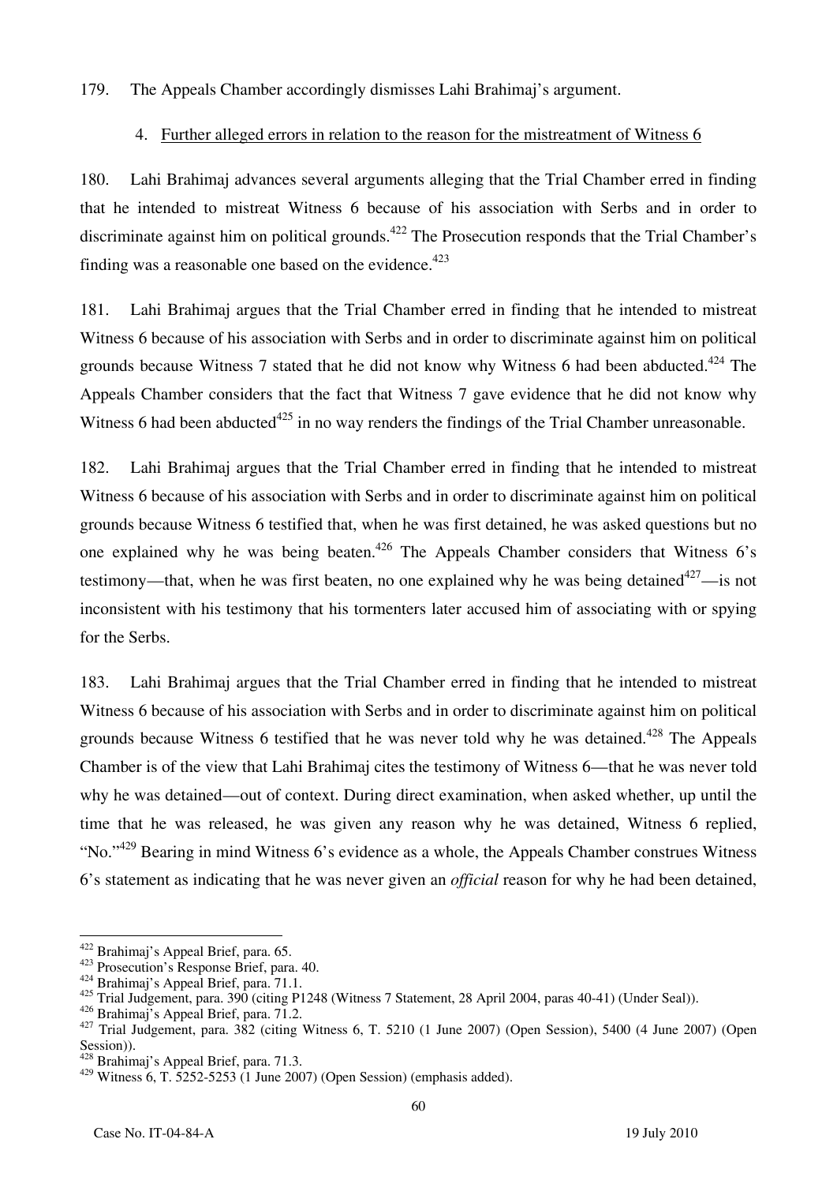179. The Appeals Chamber accordingly dismisses Lahi Brahimaj's argument.

### 4. Further alleged errors in relation to the reason for the mistreatment of Witness 6

180. Lahi Brahimaj advances several arguments alleging that the Trial Chamber erred in finding that he intended to mistreat Witness 6 because of his association with Serbs and in order to discriminate against him on political grounds.[422] The Prosecution responds that the Trial Chamber's finding was a reasonable one based on the evidence.[423]

181. Lahi Brahimaj argues that the Trial Chamber erred in finding that he intended to mistreat Witness 6 because of his association with Serbs and in order to discriminate against him on political grounds because Witness 7 stated that he did not know why Witness 6 had been abducted.[424] The Appeals Chamber considers that the fact that Witness 7 gave evidence that he did not know why Witness 6 had been abducted[425] in no way renders the findings of the Trial Chamber unreasonable.

182. Lahi Brahimaj argues that the Trial Chamber erred in finding that he intended to mistreat Witness 6 because of his association with Serbs and in order to discriminate against him on political grounds because Witness 6 testified that, when he was first detained, he was asked questions but no one explained why he was being beaten.[426] The Appeals Chamber considers that Witness 6's testimony—that, when he was first beaten, no one explained why he was being detained[427]—is not inconsistent with his testimony that his tormenters later accused him of associating with or spying for the Serbs.

183. Lahi Brahimaj argues that the Trial Chamber erred in finding that he intended to mistreat Witness 6 because of his association with Serbs and in order to discriminate against him on political grounds because Witness 6 testified that he was never told why he was detained.[428] The Appeals Chamber is of the view that Lahi Brahimaj cites the testimony of Witness 6—that he was never told why he was detained—out of context. During direct examination, when asked whether, up until the time that he was released, he was given any reason why he was detained, Witness 6 replied, "No."[429] Bearing in mind Witness 6's evidence as a whole, the Appeals Chamber construes Witness 6's statement as indicating that he was never given an *official* reason for why he had been detained,

---

[422] Brahimaj's Appeal Brief, para. 65.

[423] Prosecution's Response Brief, para. 40.

[424] Brahimaj's Appeal Brief, para. 71.1.

[425] Trial Judgement, para. 390 (citing P1248 (Witness 7 Statement, 28 April 2004, paras 40-41) (Under Seal)).

[426] Brahimaj's Appeal Brief, para. 71.2.

[427] Trial Judgement, para. 382 (citing Witness 6, T. 5210 (1 June 2007) (Open Session), 5400 (4 June 2007) (Open Session)).

[428] Brahimaj's Appeal Brief, para. 71.3.

[429] Witness 6, T. 5252-5253 (1 June 2007) (Open Session) (emphasis added).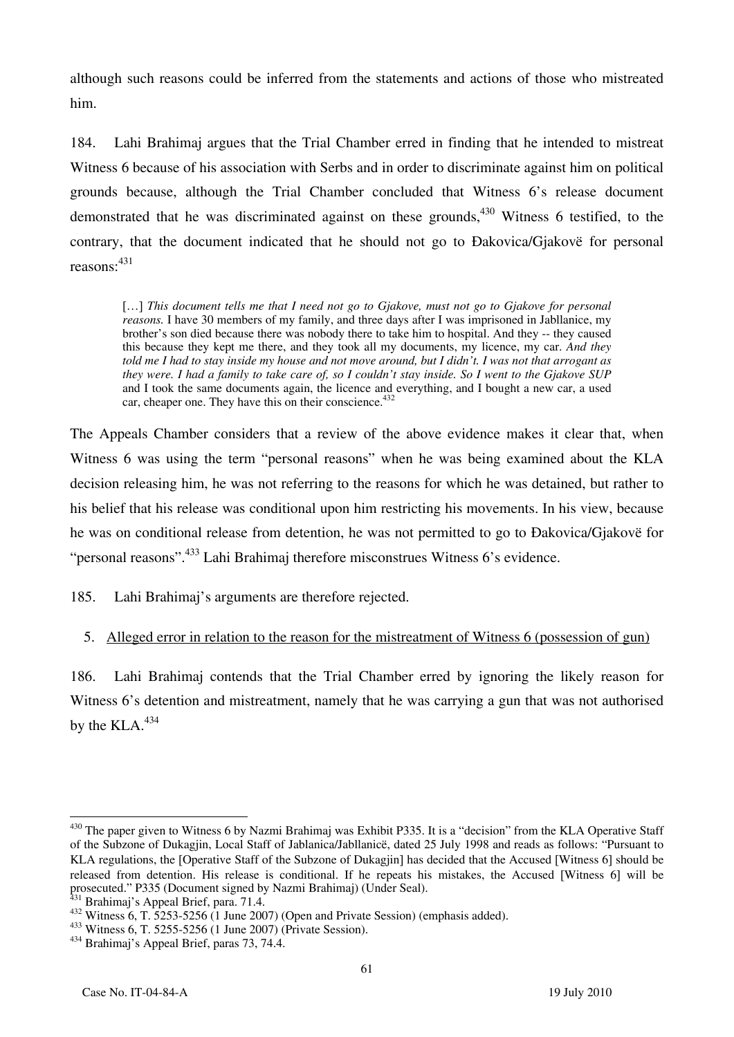although such reasons could be inferred from the statements and actions of those who mistreated him.

184. Lahi Brahimaj argues that the Trial Chamber erred in finding that he intended to mistreat Witness 6 because of his association with Serbs and in order to discriminate against him on political grounds because, although the Trial Chamber concluded that Witness 6's release document demonstrated that he was discriminated against on these grounds,[430] Witness 6 testified, to the contrary, that the document indicated that he should not go to Đakovica/Gjakovë for personal reasons:[431]

> […] *This document tells me that I need not go to Gjakove, must not go to Gjakove for personal reasons.* I have 30 members of my family, and three days after I was imprisoned in Jabllanice, my brother's son died because there was nobody there to take him to hospital. And they -- they caused this because they kept me there, and they took all my documents, my licence, my car. *And they told me I had to stay inside my house and not move around, but I didn't. I was not that arrogant as they were. I had a family to take care of, so I couldn't stay inside. So I went to the Gjakove SUP* and I took the same documents again, the licence and everything, and I bought a new car, a used car, cheaper one. They have this on their conscience.[432]

The Appeals Chamber considers that a review of the above evidence makes it clear that, when Witness 6 was using the term "personal reasons" when he was being examined about the KLA decision releasing him, he was not referring to the reasons for which he was detained, but rather to his belief that his release was conditional upon him restricting his movements. In his view, because he was on conditional release from detention, he was not permitted to go to Đakovica/Gjakovë for "personal reasons".[433] Lahi Brahimaj therefore misconstrues Witness 6's evidence.

185. Lahi Brahimaj's arguments are therefore rejected.

5. <u>Alleged error in relation to the reason for the mistreatment of Witness 6 (possession of gun)</u>

186. Lahi Brahimaj contends that the Trial Chamber erred by ignoring the likely reason for Witness 6's detention and mistreatment, namely that he was carrying a gun that was not authorised by the KLA.[434]

---

[430] The paper given to Witness 6 by Nazmi Brahimaj was Exhibit P335. It is a "decision" from the KLA Operative Staff of the Subzone of Dukagjin, Local Staff of Jablanica/Jabllanicë, dated 25 July 1998 and reads as follows: "Pursuant to KLA regulations, the [Operative Staff of the Subzone of Dukagjin] has decided that the Accused [Witness 6] should be released from detention. His release is conditional. If he repeats his mistakes, the Accused [Witness 6] will be prosecuted." P335 (Document signed by Nazmi Brahimaj) (Under Seal).

[431] Brahimaj's Appeal Brief, para. 71.4.

[432] Witness 6, T. 5253-5256 (1 June 2007) (Open and Private Session) (emphasis added).

[433] Witness 6, T. 5255-5256 (1 June 2007) (Private Session).

[434] Brahimaj's Appeal Brief, paras 73, 74.4.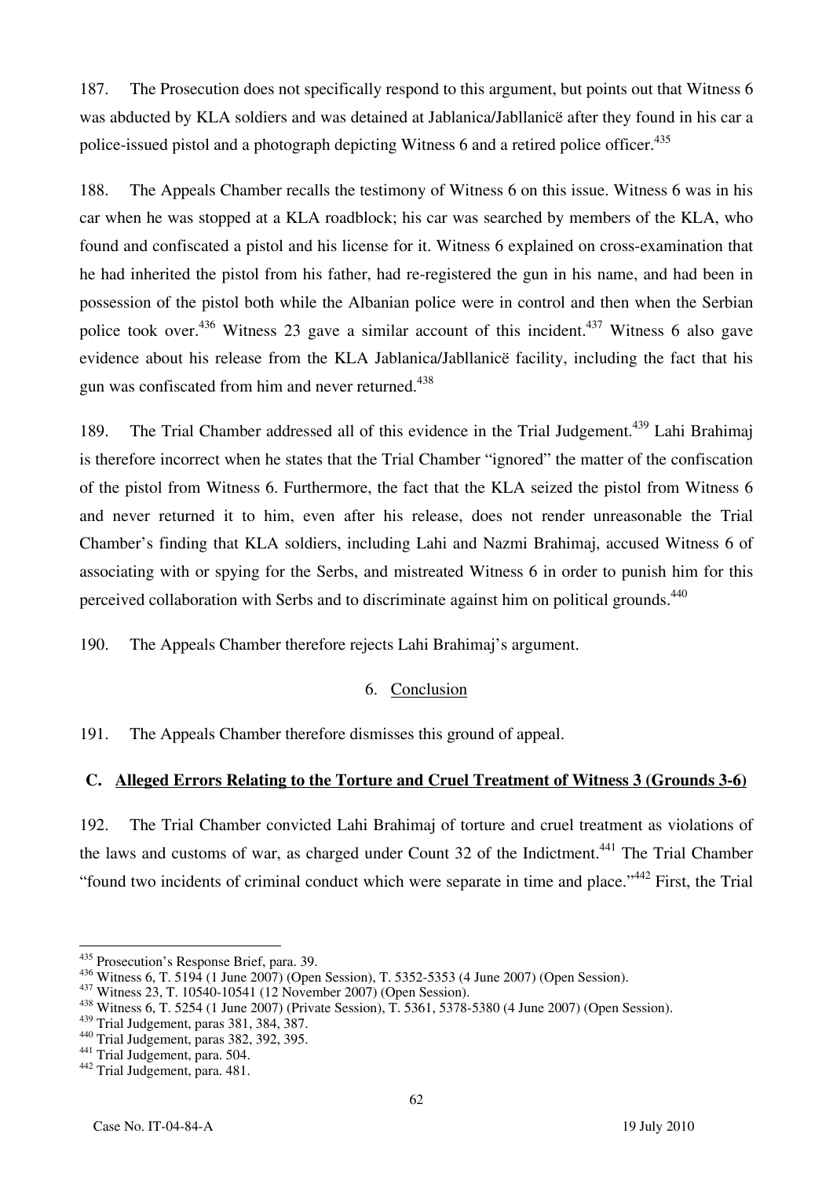187. The Prosecution does not specifically respond to this argument, but points out that Witness 6 was abducted by KLA soldiers and was detained at Jablanica/Jabllanicë after they found in his car a police-issued pistol and a photograph depicting Witness 6 and a retired police officer.[435]

188. The Appeals Chamber recalls the testimony of Witness 6 on this issue. Witness 6 was in his car when he was stopped at a KLA roadblock; his car was searched by members of the KLA, who found and confiscated a pistol and his license for it. Witness 6 explained on cross-examination that he had inherited the pistol from his father, had re-registered the gun in his name, and had been in possession of the pistol both while the Albanian police were in control and then when the Serbian police took over.[436] Witness 23 gave a similar account of this incident.[437] Witness 6 also gave evidence about his release from the KLA Jablanica/Jabllanicë facility, including the fact that his gun was confiscated from him and never returned.[438]

189. The Trial Chamber addressed all of this evidence in the Trial Judgement.[439] Lahi Brahimaj is therefore incorrect when he states that the Trial Chamber "ignored" the matter of the confiscation of the pistol from Witness 6. Furthermore, the fact that the KLA seized the pistol from Witness 6 and never returned it to him, even after his release, does not render unreasonable the Trial Chamber's finding that KLA soldiers, including Lahi and Nazmi Brahimaj, accused Witness 6 of associating with or spying for the Serbs, and mistreated Witness 6 in order to punish him for this perceived collaboration with Serbs and to discriminate against him on political grounds.[440]

190. The Appeals Chamber therefore rejects Lahi Brahimaj's argument.

### 6. Conclusion

191. The Appeals Chamber therefore dismisses this ground of appeal.

## C. Alleged Errors Relating to the Torture and Cruel Treatment of Witness 3 (Grounds 3-6)

192. The Trial Chamber convicted Lahi Brahimaj of torture and cruel treatment as violations of the laws and customs of war, as charged under Count 32 of the Indictment.[441] The Trial Chamber "found two incidents of criminal conduct which were separate in time and place."[442] First, the Trial

---

[435] Prosecution's Response Brief, para. 39.
[436] Witness 6, T. 5194 (1 June 2007) (Open Session), T. 5352-5353 (4 June 2007) (Open Session).
[437] Witness 23, T. 10540-10541 (12 November 2007) (Open Session).
[438] Witness 6, T. 5254 (1 June 2007) (Private Session), T. 5361, 5378-5380 (4 June 2007) (Open Session).
[439] Trial Judgement, paras 381, 384, 387.
[440] Trial Judgement, paras 382, 392, 395.
[441] Trial Judgement, para. 504.
[442] Trial Judgement, para. 481.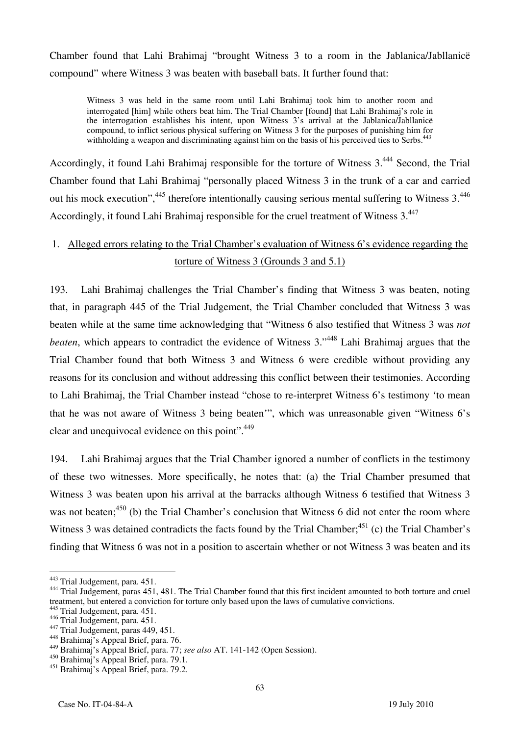Chamber found that Lahi Brahimaj "brought Witness 3 to a room in the Jablanica/Jabllanicë compound" where Witness 3 was beaten with baseball bats. It further found that:

> Witness 3 was held in the same room until Lahi Brahimaj took him to another room and interrogated [him] while others beat him. The Trial Chamber [found] that Lahi Brahimaj's role in the interrogation establishes his intent, upon Witness 3's arrival at the Jablanica/Jabllanicë compound, to inflict serious physical suffering on Witness 3 for the purposes of punishing him for withholding a weapon and discriminating against him on the basis of his perceived ties to Serbs.[443]

Accordingly, it found Lahi Brahimaj responsible for the torture of Witness 3.[444] Second, the Trial Chamber found that Lahi Brahimaj "personally placed Witness 3 in the trunk of a car and carried out his mock execution",[445] therefore intentionally causing serious mental suffering to Witness 3.[446] Accordingly, it found Lahi Brahimaj responsible for the cruel treatment of Witness 3.[447]

## 1. Alleged errors relating to the Trial Chamber's evaluation of Witness 6's evidence regarding the torture of Witness 3 (Grounds 3 and 5.1)

193. Lahi Brahimaj challenges the Trial Chamber's finding that Witness 3 was beaten, noting that, in paragraph 445 of the Trial Judgement, the Trial Chamber concluded that Witness 3 was beaten while at the same time acknowledging that "Witness 6 also testified that Witness 3 was *not beaten*, which appears to contradict the evidence of Witness 3."[448] Lahi Brahimaj argues that the Trial Chamber found that both Witness 3 and Witness 6 were credible without providing any reasons for its conclusion and without addressing this conflict between their testimonies. According to Lahi Brahimaj, the Trial Chamber instead "chose to re-interpret Witness 6's testimony 'to mean that he was not aware of Witness 3 being beaten'", which was unreasonable given "Witness 6's clear and unequivocal evidence on this point".[449]

194. Lahi Brahimaj argues that the Trial Chamber ignored a number of conflicts in the testimony of these two witnesses. More specifically, he notes that: (a) the Trial Chamber presumed that Witness 3 was beaten upon his arrival at the barracks although Witness 6 testified that Witness 3 was not beaten;[450] (b) the Trial Chamber's conclusion that Witness 6 did not enter the room where Witness 3 was detained contradicts the facts found by the Trial Chamber;[451] (c) the Trial Chamber's finding that Witness 6 was not in a position to ascertain whether or not Witness 3 was beaten and its

---

[443] Trial Judgement, para. 451.

[444] Trial Judgement, paras 451, 481. The Trial Chamber found that this first incident amounted to both torture and cruel treatment, but entered a conviction for torture only based upon the laws of cumulative convictions.

[445] Trial Judgement, para. 451.

[446] Trial Judgement, para. 451.

[447] Trial Judgement, paras 449, 451.

[448] Brahimaj's Appeal Brief, para. 76.

[449] Brahimaj's Appeal Brief, para. 77; *see also* AT. 141-142 (Open Session).

[450] Brahimaj's Appeal Brief, para. 79.1.

[451] Brahimaj's Appeal Brief, para. 79.2.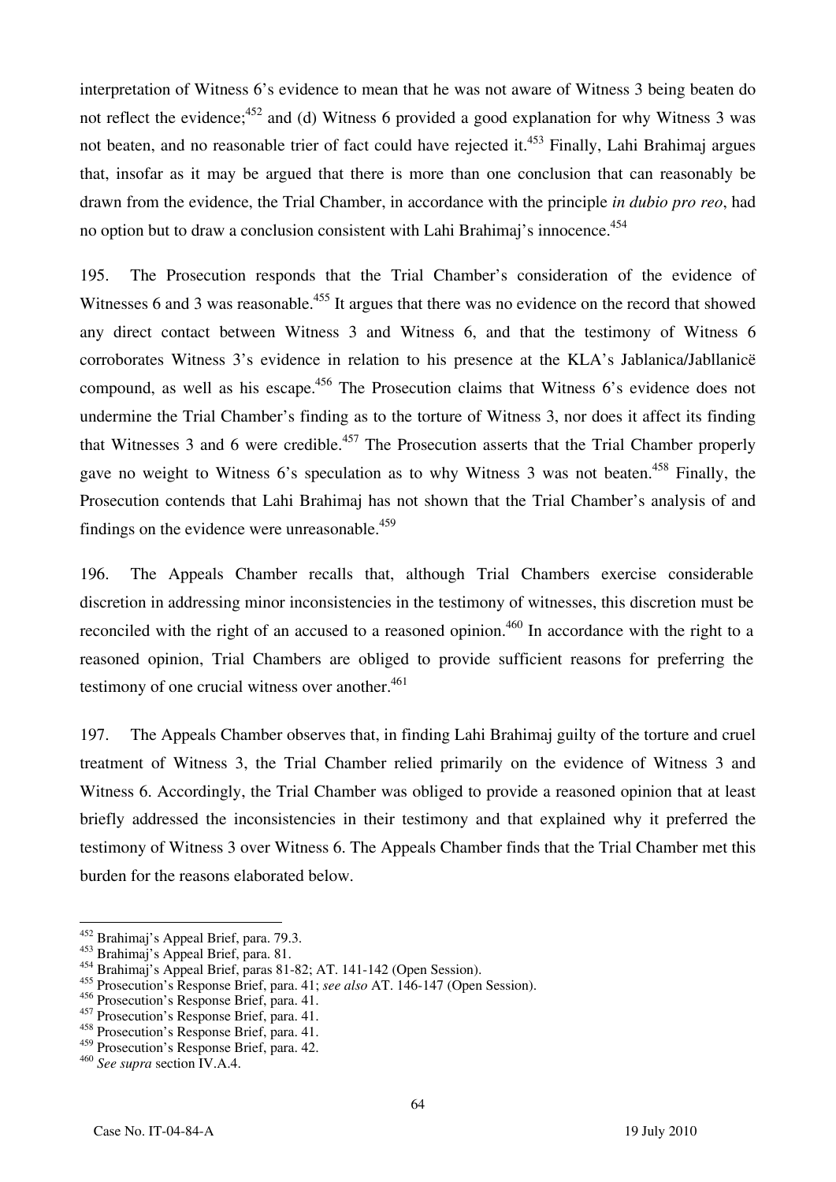interpretation of Witness 6's evidence to mean that he was not aware of Witness 3 being beaten do not reflect the evidence;[452] and (d) Witness 6 provided a good explanation for why Witness 3 was not beaten, and no reasonable trier of fact could have rejected it.[453] Finally, Lahi Brahimaj argues that, insofar as it may be argued that there is more than one conclusion that can reasonably be drawn from the evidence, the Trial Chamber, in accordance with the principle *in dubio pro reo*, had no option but to draw a conclusion consistent with Lahi Brahimaj's innocence.[454]

195. The Prosecution responds that the Trial Chamber's consideration of the evidence of Witnesses 6 and 3 was reasonable.[455] It argues that there was no evidence on the record that showed any direct contact between Witness 3 and Witness 6, and that the testimony of Witness 6 corroborates Witness 3's evidence in relation to his presence at the KLA's Jablanica/Jabllanicë compound, as well as his escape.[456] The Prosecution claims that Witness 6's evidence does not undermine the Trial Chamber's finding as to the torture of Witness 3, nor does it affect its finding that Witnesses 3 and 6 were credible.[457] The Prosecution asserts that the Trial Chamber properly gave no weight to Witness 6's speculation as to why Witness 3 was not beaten.[458] Finally, the Prosecution contends that Lahi Brahimaj has not shown that the Trial Chamber's analysis of and findings on the evidence were unreasonable.[459]

196. The Appeals Chamber recalls that, although Trial Chambers exercise considerable discretion in addressing minor inconsistencies in the testimony of witnesses, this discretion must be reconciled with the right of an accused to a reasoned opinion.[460] In accordance with the right to a reasoned opinion, Trial Chambers are obliged to provide sufficient reasons for preferring the testimony of one crucial witness over another.[461]

197. The Appeals Chamber observes that, in finding Lahi Brahimaj guilty of the torture and cruel treatment of Witness 3, the Trial Chamber relied primarily on the evidence of Witness 3 and Witness 6. Accordingly, the Trial Chamber was obliged to provide a reasoned opinion that at least briefly addressed the inconsistencies in their testimony and that explained why it preferred the testimony of Witness 3 over Witness 6. The Appeals Chamber finds that the Trial Chamber met this burden for the reasons elaborated below.

---

[452] Brahimaj's Appeal Brief, para. 79.3.
[453] Brahimaj's Appeal Brief, para. 81.
[454] Brahimaj's Appeal Brief, paras 81-82; AT. 141-142 (Open Session).
[455] Prosecution's Response Brief, para. 41; *see also* AT. 146-147 (Open Session).
[456] Prosecution's Response Brief, para. 41.
[457] Prosecution's Response Brief, para. 41.
[458] Prosecution's Response Brief, para. 41.
[459] Prosecution's Response Brief, para. 42.
[460] *See supra* section IV.A.4.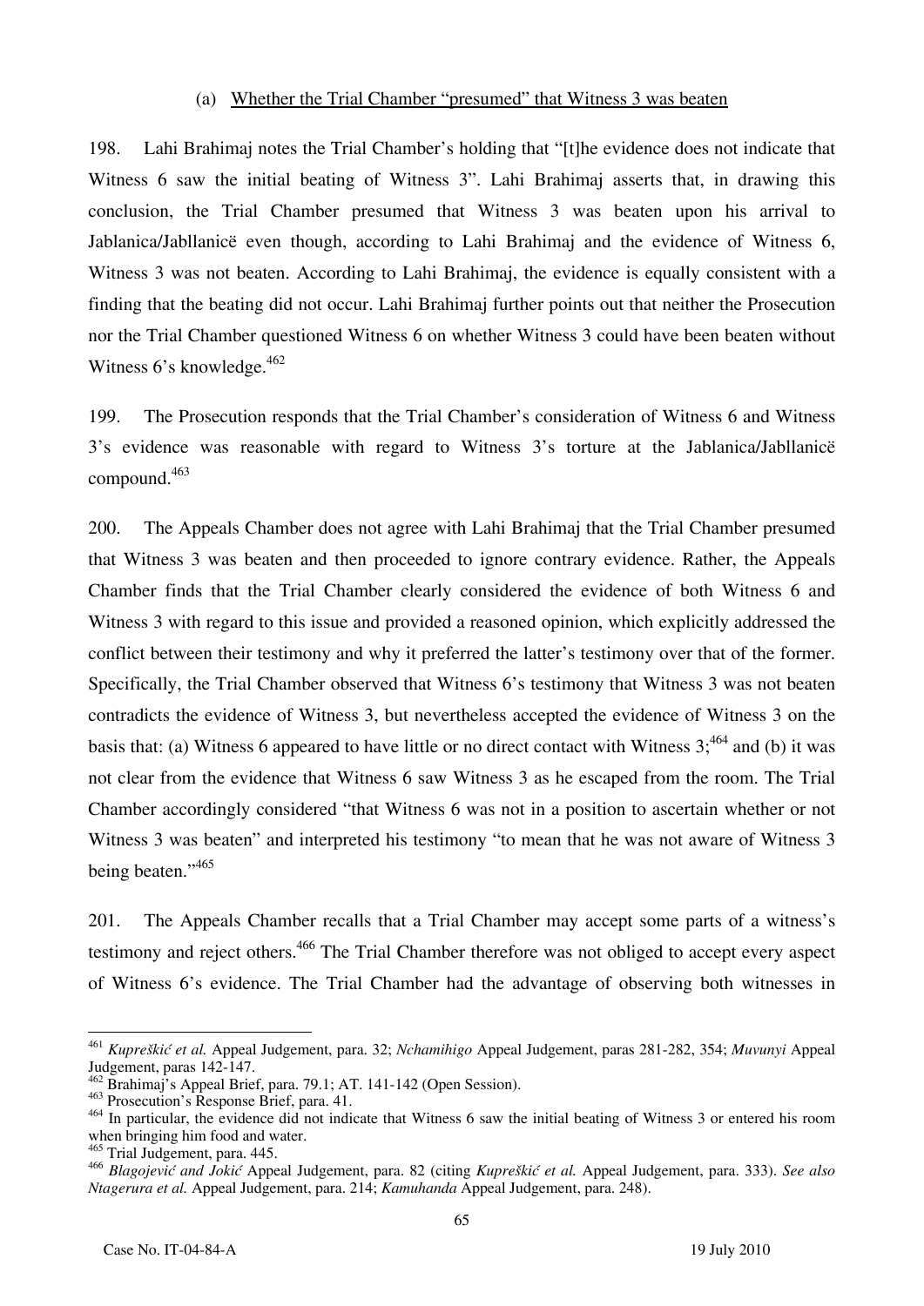(a) Whether the Trial Chamber "presumed" that Witness 3 was beaten

198. Lahi Brahimaj notes the Trial Chamber's holding that "[t]he evidence does not indicate that Witness 6 saw the initial beating of Witness 3". Lahi Brahimaj asserts that, in drawing this conclusion, the Trial Chamber presumed that Witness 3 was beaten upon his arrival to Jablanica/Jabllanicë even though, according to Lahi Brahimaj and the evidence of Witness 6, Witness 3 was not beaten. According to Lahi Brahimaj, the evidence is equally consistent with a finding that the beating did not occur. Lahi Brahimaj further points out that neither the Prosecution nor the Trial Chamber questioned Witness 6 on whether Witness 3 could have been beaten without Witness 6's knowledge.[462]

199. The Prosecution responds that the Trial Chamber's consideration of Witness 6 and Witness 3's evidence was reasonable with regard to Witness 3's torture at the Jablanica/Jabllanicë compound.[463]

200. The Appeals Chamber does not agree with Lahi Brahimaj that the Trial Chamber presumed that Witness 3 was beaten and then proceeded to ignore contrary evidence. Rather, the Appeals Chamber finds that the Trial Chamber clearly considered the evidence of both Witness 6 and Witness 3 with regard to this issue and provided a reasoned opinion, which explicitly addressed the conflict between their testimony and why it preferred the latter's testimony over that of the former. Specifically, the Trial Chamber observed that Witness 6's testimony that Witness 3 was not beaten contradicts the evidence of Witness 3, but nevertheless accepted the evidence of Witness 3 on the basis that: (a) Witness 6 appeared to have little or no direct contact with Witness 3;[464] and (b) it was not clear from the evidence that Witness 6 saw Witness 3 as he escaped from the room. The Trial Chamber accordingly considered "that Witness 6 was not in a position to ascertain whether or not Witness 3 was beaten" and interpreted his testimony "to mean that he was not aware of Witness 3 being beaten."[465]

201. The Appeals Chamber recalls that a Trial Chamber may accept some parts of a witness's testimony and reject others.[466] The Trial Chamber therefore was not obliged to accept every aspect of Witness 6's evidence. The Trial Chamber had the advantage of observing both witnesses in

---

[461] *Kupreškić et al.* Appeal Judgement, para. 32; *Nchamihigo* Appeal Judgement, paras 281-282, 354; *Muvunyi* Appeal Judgement, paras 142-147.

[462] Brahimaj's Appeal Brief, para. 79.1; AT. 141-142 (Open Session).

[463] Prosecution's Response Brief, para. 41.

[464] In particular, the evidence did not indicate that Witness 6 saw the initial beating of Witness 3 or entered his room when bringing him food and water.

[465] Trial Judgement, para. 445.

[466] *Blagojević and Jokić* Appeal Judgement, para. 82 (citing *Kupreškić et al.* Appeal Judgement, para. 333). *See also Ntagerura et al.* Appeal Judgement, para. 214; *Kamuhanda* Appeal Judgement, para. 248).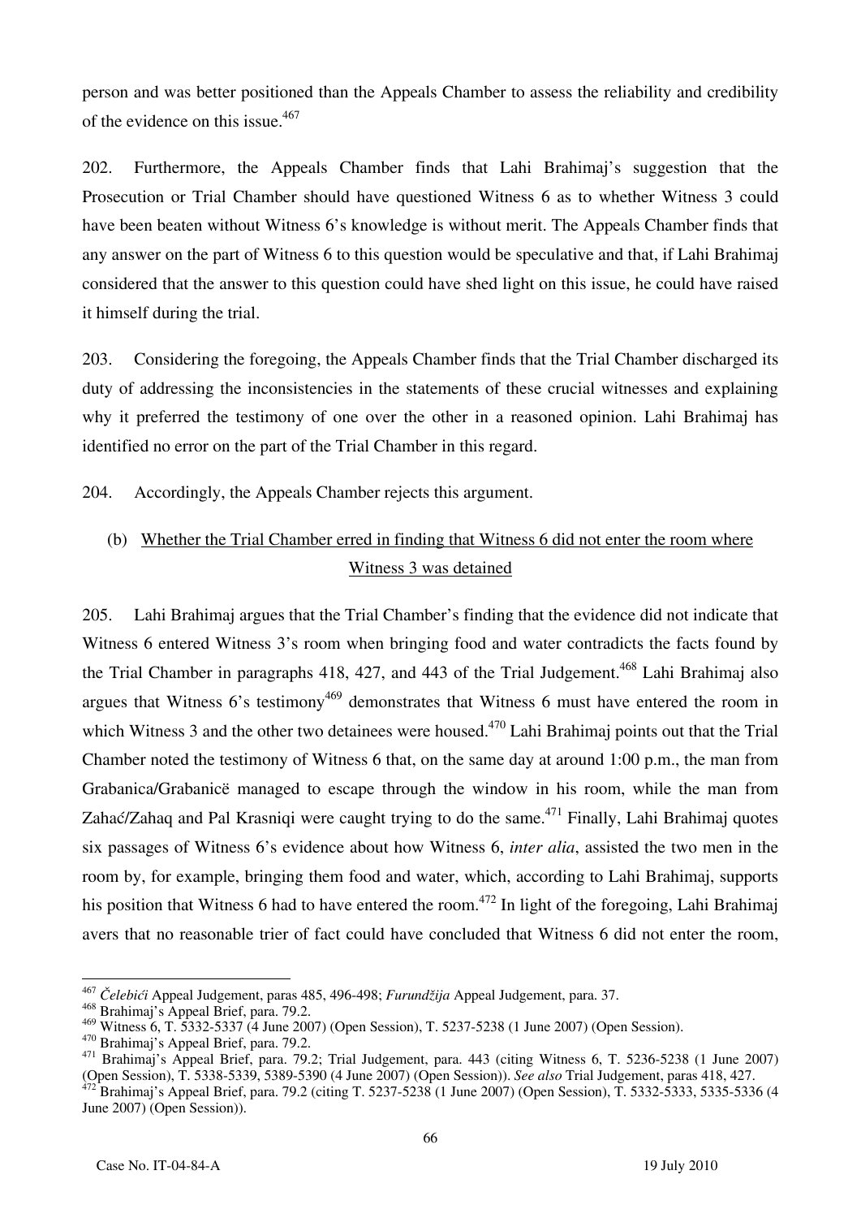person and was better positioned than the Appeals Chamber to assess the reliability and credibility of the evidence on this issue.[467]

202. Furthermore, the Appeals Chamber finds that Lahi Brahimaj's suggestion that the Prosecution or Trial Chamber should have questioned Witness 6 as to whether Witness 3 could have been beaten without Witness 6's knowledge is without merit. The Appeals Chamber finds that any answer on the part of Witness 6 to this question would be speculative and that, if Lahi Brahimaj considered that the answer to this question could have shed light on this issue, he could have raised it himself during the trial.

203. Considering the foregoing, the Appeals Chamber finds that the Trial Chamber discharged its duty of addressing the inconsistencies in the statements of these crucial witnesses and explaining why it preferred the testimony of one over the other in a reasoned opinion. Lahi Brahimaj has identified no error on the part of the Trial Chamber in this regard.

204. Accordingly, the Appeals Chamber rejects this argument.

### (b) Whether the Trial Chamber erred in finding that Witness 6 did not enter the room where Witness 3 was detained

205. Lahi Brahimaj argues that the Trial Chamber's finding that the evidence did not indicate that Witness 6 entered Witness 3's room when bringing food and water contradicts the facts found by the Trial Chamber in paragraphs 418, 427, and 443 of the Trial Judgement.[468] Lahi Brahimaj also argues that Witness 6's testimony[469] demonstrates that Witness 6 must have entered the room in which Witness 3 and the other two detainees were housed.[470] Lahi Brahimaj points out that the Trial Chamber noted the testimony of Witness 6 that, on the same day at around 1:00 p.m., the man from Grabanica/Grabanicë managed to escape through the window in his room, while the man from Zahać/Zahaq and Pal Krasniqi were caught trying to do the same.[471] Finally, Lahi Brahimaj quotes six passages of Witness 6's evidence about how Witness 6, *inter alia*, assisted the two men in the room by, for example, bringing them food and water, which, according to Lahi Brahimaj, supports his position that Witness 6 had to have entered the room.[472] In light of the foregoing, Lahi Brahimaj avers that no reasonable trier of fact could have concluded that Witness 6 did not enter the room,

---

[467] *Čelebići* Appeal Judgement, paras 485, 496-498; *Furundžija* Appeal Judgement, para. 37.

[468] Brahimaj's Appeal Brief, para. 79.2.

[469] Witness 6, T. 5332-5337 (4 June 2007) (Open Session), T. 5237-5238 (1 June 2007) (Open Session).

[470] Brahimaj's Appeal Brief, para. 79.2.

[471] Brahimaj's Appeal Brief, para. 79.2; Trial Judgement, para. 443 (citing Witness 6, T. 5236-5238 (1 June 2007) (Open Session), T. 5338-5339, 5389-5390 (4 June 2007) (Open Session)). *See also* Trial Judgement, paras 418, 427.

[472] Brahimaj's Appeal Brief, para. 79.2 (citing T. 5237-5238 (1 June 2007) (Open Session), T. 5332-5333, 5335-5336 (4 June 2007) (Open Session)).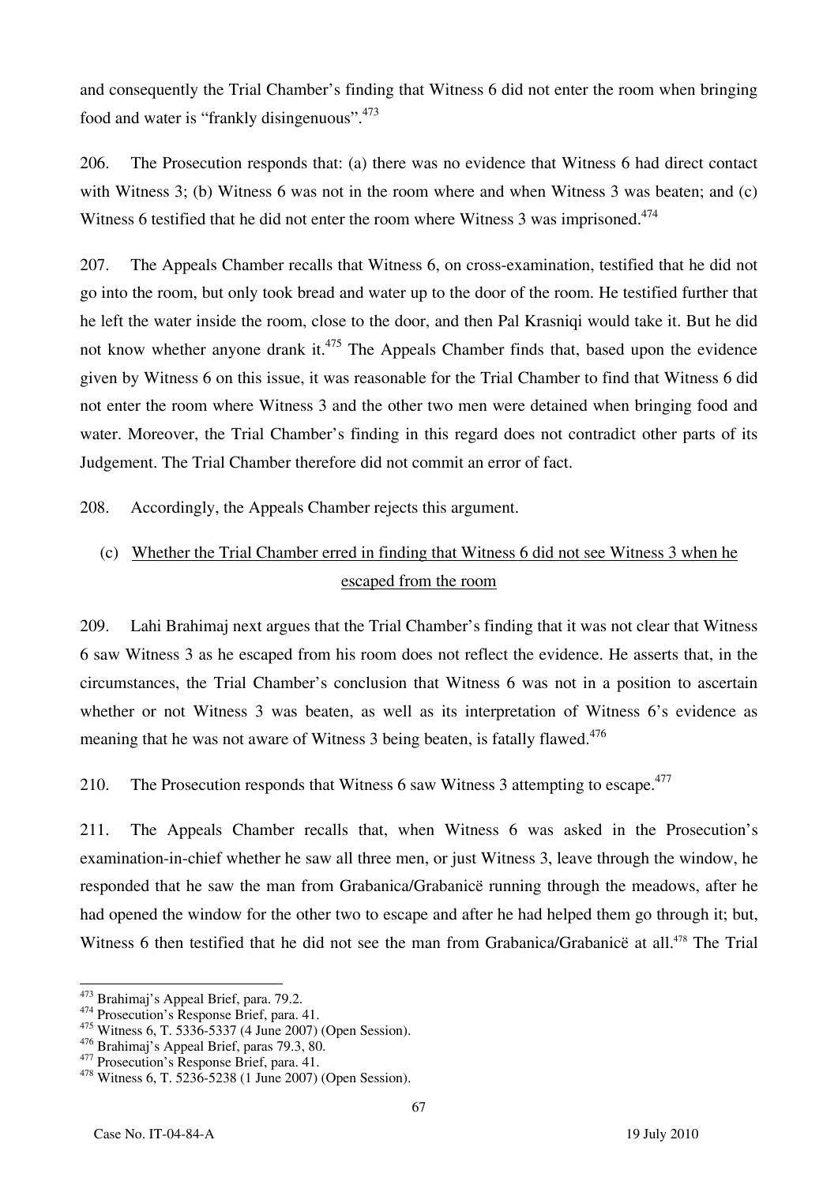and consequently the Trial Chamber's finding that Witness 6 did not enter the room when bringing food and water is "frankly disingenuous".[473]

206. The Prosecution responds that: (a) there was no evidence that Witness 6 had direct contact with Witness 3; (b) Witness 6 was not in the room where and when Witness 3 was beaten; and (c) Witness 6 testified that he did not enter the room where Witness 3 was imprisoned.[474]

207. The Appeals Chamber recalls that Witness 6, on cross-examination, testified that he did not go into the room, but only took bread and water up to the door of the room. He testified further that he left the water inside the room, close to the door, and then Pal Krasniqi would take it. But he did not know whether anyone drank it.[475] The Appeals Chamber finds that, based upon the evidence given by Witness 6 on this issue, it was reasonable for the Trial Chamber to find that Witness 6 did not enter the room where Witness 3 and the other two men were detained when bringing food and water. Moreover, the Trial Chamber's finding in this regard does not contradict other parts of its Judgement. The Trial Chamber therefore did not commit an error of fact.

208. Accordingly, the Appeals Chamber rejects this argument.

### (c) Whether the Trial Chamber erred in finding that Witness 6 did not see Witness 3 when he escaped from the room

209. Lahi Brahimaj next argues that the Trial Chamber's finding that it was not clear that Witness 6 saw Witness 3 as he escaped from his room does not reflect the evidence. He asserts that, in the circumstances, the Trial Chamber's conclusion that Witness 6 was not in a position to ascertain whether or not Witness 3 was beaten, as well as its interpretation of Witness 6's evidence as meaning that he was not aware of Witness 3 being beaten, is fatally flawed.[476]

210. The Prosecution responds that Witness 6 saw Witness 3 attempting to escape.[477]

211. The Appeals Chamber recalls that, when Witness 6 was asked in the Prosecution's examination-in-chief whether he saw all three men, or just Witness 3, leave through the window, he responded that he saw the man from Grabanica/Grabanicë running through the meadows, after he had opened the window for the other two to escape and after he had helped them go through it; but, Witness 6 then testified that he did not see the man from Grabanica/Grabanicë at all.[478] The Trial

---

[473] Brahimaj's Appeal Brief, para. 79.2.

[474] Prosecution's Response Brief, para. 41.

[475] Witness 6, T. 5336-5337 (4 June 2007) (Open Session).

[476] Brahimaj's Appeal Brief, paras 79.3, 80.

[477] Prosecution's Response Brief, para. 41.

[478] Witness 6, T. 5236-5238 (1 June 2007) (Open Session).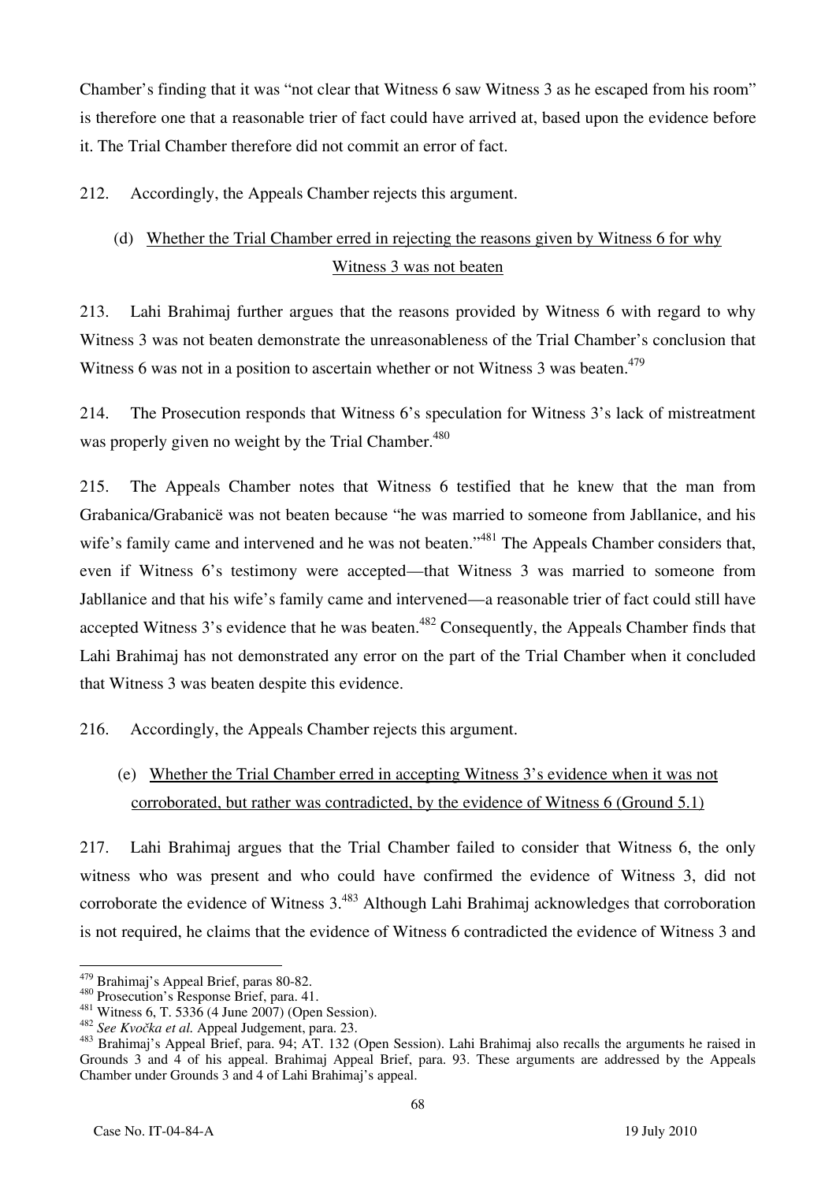Chamber's finding that it was "not clear that Witness 6 saw Witness 3 as he escaped from his room" is therefore one that a reasonable trier of fact could have arrived at, based upon the evidence before it. The Trial Chamber therefore did not commit an error of fact.

212. Accordingly, the Appeals Chamber rejects this argument.

### (d) Whether the Trial Chamber erred in rejecting the reasons given by Witness 6 for why Witness 3 was not beaten

213. Lahi Brahimaj further argues that the reasons provided by Witness 6 with regard to why Witness 3 was not beaten demonstrate the unreasonableness of the Trial Chamber's conclusion that Witness 6 was not in a position to ascertain whether or not Witness 3 was beaten.[479]

214. The Prosecution responds that Witness 6's speculation for Witness 3's lack of mistreatment was properly given no weight by the Trial Chamber.[480]

215. The Appeals Chamber notes that Witness 6 testified that he knew that the man from Grabanica/Grabanicë was not beaten because "he was married to someone from Jabllanice, and his wife's family came and intervened and he was not beaten."[481] The Appeals Chamber considers that, even if Witness 6's testimony were accepted—that Witness 3 was married to someone from Jabllanice and that his wife's family came and intervened—a reasonable trier of fact could still have accepted Witness 3's evidence that he was beaten.[482] Consequently, the Appeals Chamber finds that Lahi Brahimaj has not demonstrated any error on the part of the Trial Chamber when it concluded that Witness 3 was beaten despite this evidence.

216. Accordingly, the Appeals Chamber rejects this argument.

### (e) Whether the Trial Chamber erred in accepting Witness 3's evidence when it was not corroborated, but rather was contradicted, by the evidence of Witness 6 (Ground 5.1)

217. Lahi Brahimaj argues that the Trial Chamber failed to consider that Witness 6, the only witness who was present and who could have confirmed the evidence of Witness 3, did not corroborate the evidence of Witness 3.[483] Although Lahi Brahimaj acknowledges that corroboration is not required, he claims that the evidence of Witness 6 contradicted the evidence of Witness 3 and

---

[479] Brahimaj's Appeal Brief, paras 80-82.

[480] Prosecution's Response Brief, para. 41.

[481] Witness 6, T. 5336 (4 June 2007) (Open Session).

[482] *See Kvočka et al.* Appeal Judgement, para. 23.

[483] Brahimaj's Appeal Brief, para. 94; AT. 132 (Open Session). Lahi Brahimaj also recalls the arguments he raised in Grounds 3 and 4 of his appeal. Brahimaj Appeal Brief, para. 93. These arguments are addressed by the Appeals Chamber under Grounds 3 and 4 of Lahi Brahimaj's appeal.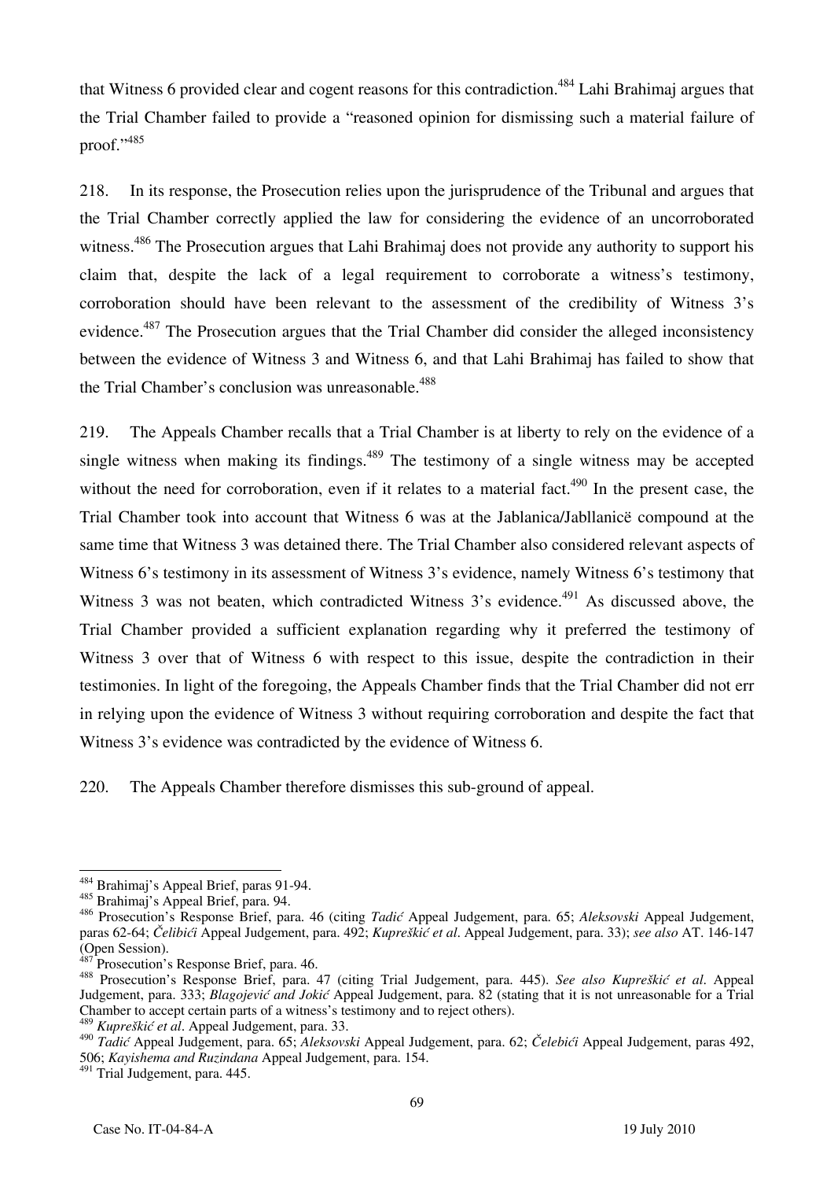that Witness 6 provided clear and cogent reasons for this contradiction.[484] Lahi Brahimaj argues that the Trial Chamber failed to provide a "reasoned opinion for dismissing such a material failure of proof."[485]

218. In its response, the Prosecution relies upon the jurisprudence of the Tribunal and argues that the Trial Chamber correctly applied the law for considering the evidence of an uncorroborated witness.[486] The Prosecution argues that Lahi Brahimaj does not provide any authority to support his claim that, despite the lack of a legal requirement to corroborate a witness's testimony, corroboration should have been relevant to the assessment of the credibility of Witness 3's evidence.[487] The Prosecution argues that the Trial Chamber did consider the alleged inconsistency between the evidence of Witness 3 and Witness 6, and that Lahi Brahimaj has failed to show that the Trial Chamber's conclusion was unreasonable.[488]

219. The Appeals Chamber recalls that a Trial Chamber is at liberty to rely on the evidence of a single witness when making its findings.[489] The testimony of a single witness may be accepted without the need for corroboration, even if it relates to a material fact.[490] In the present case, the Trial Chamber took into account that Witness 6 was at the Jablanica/Jabllanicë compound at the same time that Witness 3 was detained there. The Trial Chamber also considered relevant aspects of Witness 6's testimony in its assessment of Witness 3's evidence, namely Witness 6's testimony that Witness 3 was not beaten, which contradicted Witness 3's evidence.[491] As discussed above, the Trial Chamber provided a sufficient explanation regarding why it preferred the testimony of Witness 3 over that of Witness 6 with respect to this issue, despite the contradiction in their testimonies. In light of the foregoing, the Appeals Chamber finds that the Trial Chamber did not err in relying upon the evidence of Witness 3 without requiring corroboration and despite the fact that Witness 3's evidence was contradicted by the evidence of Witness 6.

220. The Appeals Chamber therefore dismisses this sub-ground of appeal.

---

[484] Brahimaj's Appeal Brief, paras 91-94.

[485] Brahimaj's Appeal Brief, para. 94.

[486] Prosecution's Response Brief, para. 46 (citing *Tadić* Appeal Judgement, para. 65; *Aleksovski* Appeal Judgement, paras 62-64; *Čelibići* Appeal Judgement, para. 492; *Kupreškić et al*. Appeal Judgement, para. 33); *see also* AT. 146-147 (Open Session).

[487] Prosecution's Response Brief, para. 46.

[488] Prosecution's Response Brief, para. 47 (citing Trial Judgement, para. 445). *See also Kupreškić et al*. Appeal Judgement, para. 333; *Blagojević and Jokić* Appeal Judgement, para. 82 (stating that it is not unreasonable for a Trial Chamber to accept certain parts of a witness's testimony and to reject others).

[489] *Kupreškić et al*. Appeal Judgement, para. 33.

[490] *Tadić* Appeal Judgement, para. 65; *Aleksovski* Appeal Judgement, para. 62; *Čelebići* Appeal Judgement, paras 492, 506; *Kayishema and Ruzindana* Appeal Judgement, para. 154.

[491] Trial Judgement, para. 445.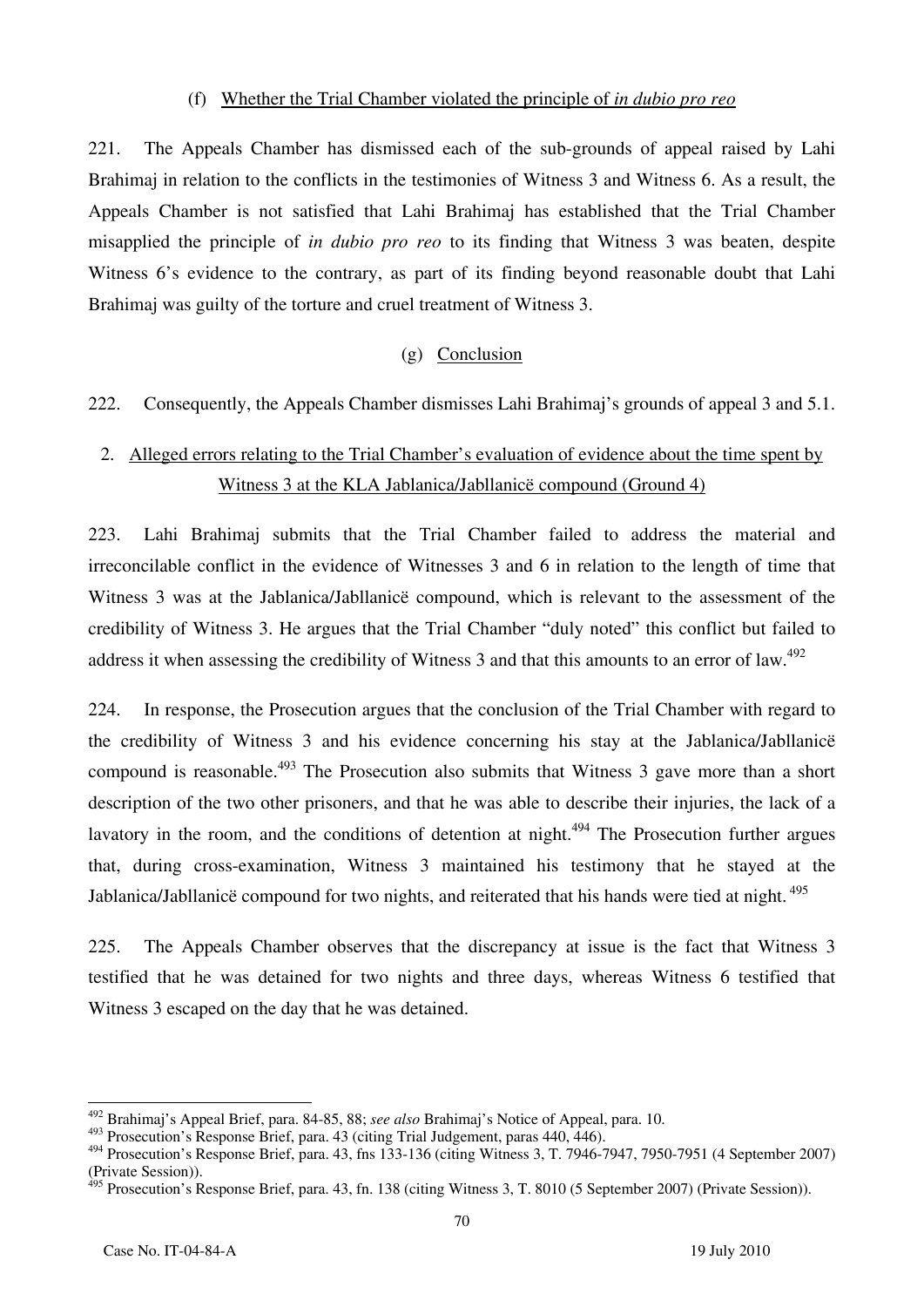(f) Whether the Trial Chamber violated the principle of *in dubio pro reo*

221. The Appeals Chamber has dismissed each of the sub-grounds of appeal raised by Lahi Brahimaj in relation to the conflicts in the testimonies of Witness 3 and Witness 6. As a result, the Appeals Chamber is not satisfied that Lahi Brahimaj has established that the Trial Chamber misapplied the principle of *in dubio pro reo* to its finding that Witness 3 was beaten, despite Witness 6's evidence to the contrary, as part of its finding beyond reasonable doubt that Lahi Brahimaj was guilty of the torture and cruel treatment of Witness 3.

(g) Conclusion

222. Consequently, the Appeals Chamber dismisses Lahi Brahimaj's grounds of appeal 3 and 5.1.

2. Alleged errors relating to the Trial Chamber's evaluation of evidence about the time spent by Witness 3 at the KLA Jablanica/Jabllanicë compound (Ground 4)

223. Lahi Brahimaj submits that the Trial Chamber failed to address the material and irreconcilable conflict in the evidence of Witnesses 3 and 6 in relation to the length of time that Witness 3 was at the Jablanica/Jabllanicë compound, which is relevant to the assessment of the credibility of Witness 3. He argues that the Trial Chamber "duly noted" this conflict but failed to address it when assessing the credibility of Witness 3 and that this amounts to an error of law.[492]

224. In response, the Prosecution argues that the conclusion of the Trial Chamber with regard to the credibility of Witness 3 and his evidence concerning his stay at the Jablanica/Jabllanicë compound is reasonable.[493] The Prosecution also submits that Witness 3 gave more than a short description of the two other prisoners, and that he was able to describe their injuries, the lack of a lavatory in the room, and the conditions of detention at night.[494] The Prosecution further argues that, during cross-examination, Witness 3 maintained his testimony that he stayed at the Jablanica/Jabllanicë compound for two nights, and reiterated that his hands were tied at night.[495]

225. The Appeals Chamber observes that the discrepancy at issue is the fact that Witness 3 testified that he was detained for two nights and three days, whereas Witness 6 testified that Witness 3 escaped on the day that he was detained.

---

[492] Brahimaj's Appeal Brief, para. 84-85, 88; *see also* Brahimaj's Notice of Appeal, para. 10.

[493] Prosecution's Response Brief, para. 43 (citing Trial Judgement, paras 440, 446).

[494] Prosecution's Response Brief, para. 43, fns 133-136 (citing Witness 3, T. 7946-7947, 7950-7951 (4 September 2007) (Private Session)).

[495] Prosecution's Response Brief, para. 43, fn. 138 (citing Witness 3, T. 8010 (5 September 2007) (Private Session)).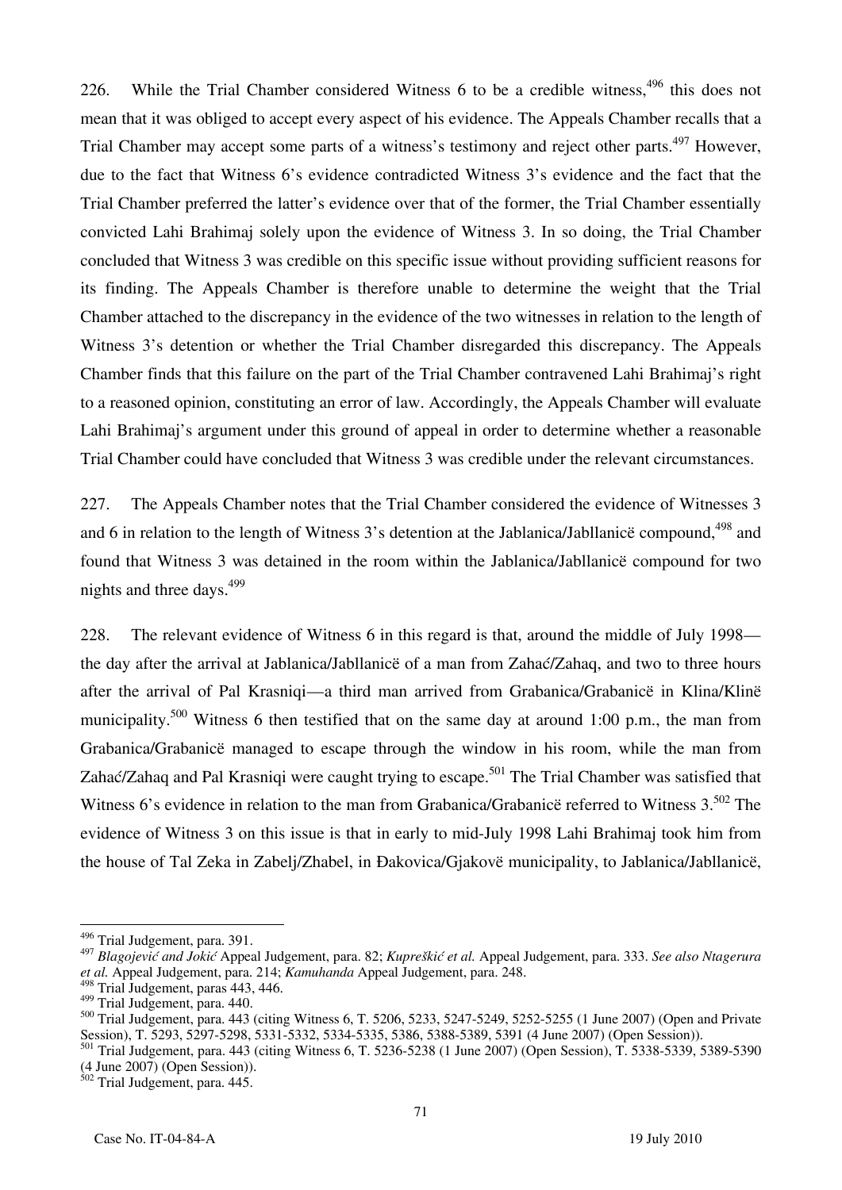226. While the Trial Chamber considered Witness 6 to be a credible witness,[496] this does not mean that it was obliged to accept every aspect of his evidence. The Appeals Chamber recalls that a Trial Chamber may accept some parts of a witness's testimony and reject other parts.[497] However, due to the fact that Witness 6's evidence contradicted Witness 3's evidence and the fact that the Trial Chamber preferred the latter's evidence over that of the former, the Trial Chamber essentially convicted Lahi Brahimaj solely upon the evidence of Witness 3. In so doing, the Trial Chamber concluded that Witness 3 was credible on this specific issue without providing sufficient reasons for its finding. The Appeals Chamber is therefore unable to determine the weight that the Trial Chamber attached to the discrepancy in the evidence of the two witnesses in relation to the length of Witness 3's detention or whether the Trial Chamber disregarded this discrepancy. The Appeals Chamber finds that this failure on the part of the Trial Chamber contravened Lahi Brahimaj's right to a reasoned opinion, constituting an error of law. Accordingly, the Appeals Chamber will evaluate Lahi Brahimaj's argument under this ground of appeal in order to determine whether a reasonable Trial Chamber could have concluded that Witness 3 was credible under the relevant circumstances.

227. The Appeals Chamber notes that the Trial Chamber considered the evidence of Witnesses 3 and 6 in relation to the length of Witness 3's detention at the Jablanica/Jabllanicë compound,[498] and found that Witness 3 was detained in the room within the Jablanica/Jabllanicë compound for two nights and three days.[499]

228. The relevant evidence of Witness 6 in this regard is that, around the middle of July 1998—the day after the arrival at Jablanica/Jabllanicë of a man from Zahać/Zahaq, and two to three hours after the arrival of Pal Krasniqi—a third man arrived from Grabanica/Grabanicë in Klina/Klinë municipality.[500] Witness 6 then testified that on the same day at around 1:00 p.m., the man from Grabanica/Grabanicë managed to escape through the window in his room, while the man from Zahać/Zahaq and Pal Krasniqi were caught trying to escape.[501] The Trial Chamber was satisfied that Witness 6's evidence in relation to the man from Grabanica/Grabanicë referred to Witness 3.[502] The evidence of Witness 3 on this issue is that in early to mid-July 1998 Lahi Brahimaj took him from the house of Tal Zeka in Zabelj/Zhabel, in Đakovica/Gjakovë municipality, to Jablanica/Jabllanicë,

---

[496] Trial Judgement, para. 391.

[497] *Blagojević and Jokić* Appeal Judgement, para. 82; *Kupreškić et al.* Appeal Judgement, para. 333. *See also Ntagerura et al.* Appeal Judgement, para. 214; *Kamuhanda* Appeal Judgement, para. 248.

[498] Trial Judgement, paras 443, 446.

[499] Trial Judgement, para. 440.

[500] Trial Judgement, para. 443 (citing Witness 6, T. 5206, 5233, 5247-5249, 5252-5255 (1 June 2007) (Open and Private Session), T. 5293, 5297-5298, 5331-5332, 5334-5335, 5386, 5388-5389, 5391 (4 June 2007) (Open Session)).

[501] Trial Judgement, para. 443 (citing Witness 6, T. 5236-5238 (1 June 2007) (Open Session), T. 5338-5339, 5389-5390 (4 June 2007) (Open Session)).

[502] Trial Judgement, para. 445.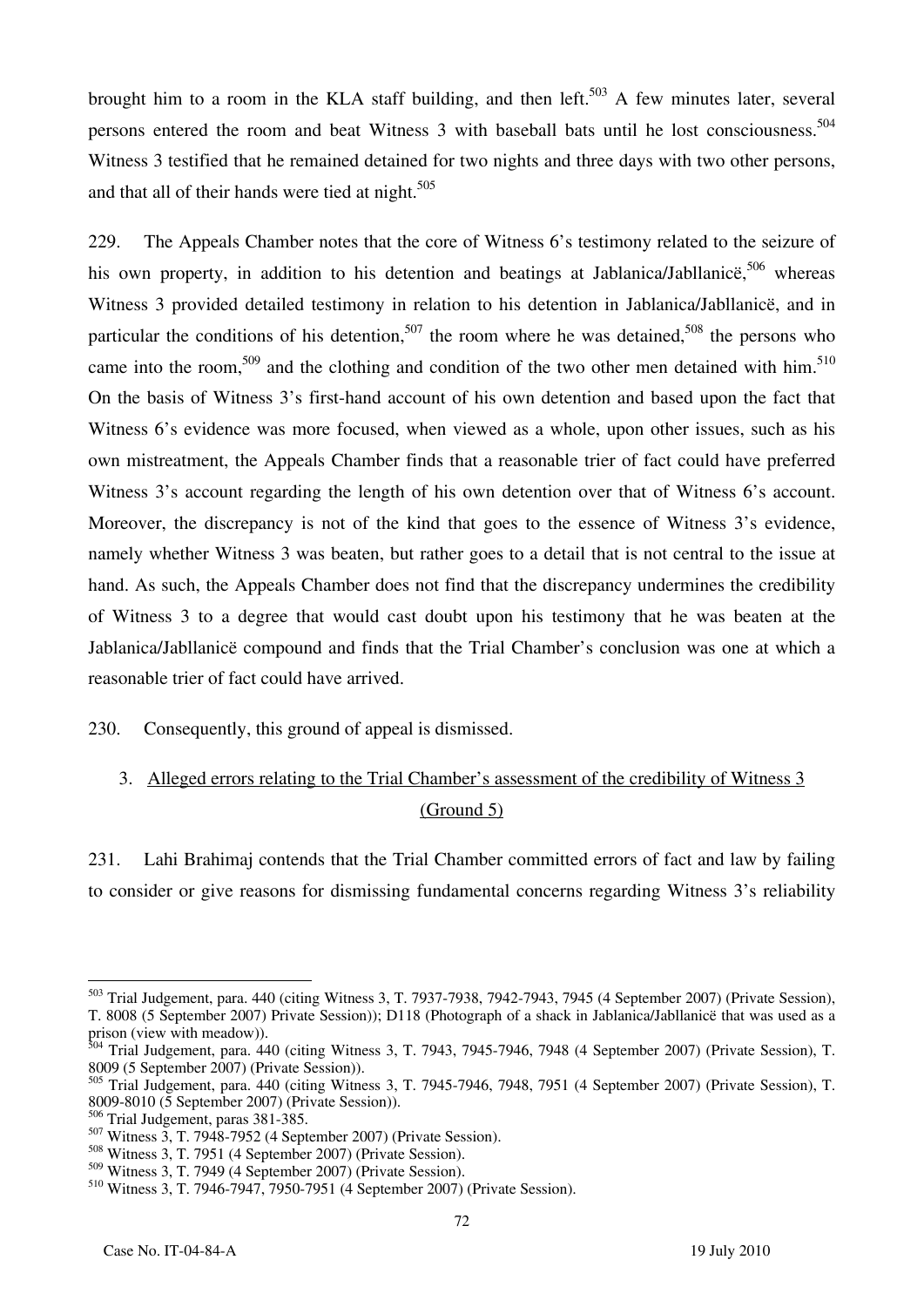brought him to a room in the KLA staff building, and then left.[503] A few minutes later, several persons entered the room and beat Witness 3 with baseball bats until he lost consciousness.[504] Witness 3 testified that he remained detained for two nights and three days with two other persons, and that all of their hands were tied at night.[505]

229. The Appeals Chamber notes that the core of Witness 6's testimony related to the seizure of his own property, in addition to his detention and beatings at Jablanica/Jabllanicë,[506] whereas Witness 3 provided detailed testimony in relation to his detention in Jablanica/Jabllanicë, and in particular the conditions of his detention,[507] the room where he was detained,[508] the persons who came into the room,[509] and the clothing and condition of the two other men detained with him.[510] On the basis of Witness 3's first-hand account of his own detention and based upon the fact that Witness 6's evidence was more focused, when viewed as a whole, upon other issues, such as his own mistreatment, the Appeals Chamber finds that a reasonable trier of fact could have preferred Witness 3's account regarding the length of his own detention over that of Witness 6's account. Moreover, the discrepancy is not of the kind that goes to the essence of Witness 3's evidence, namely whether Witness 3 was beaten, but rather goes to a detail that is not central to the issue at hand. As such, the Appeals Chamber does not find that the discrepancy undermines the credibility of Witness 3 to a degree that would cast doubt upon his testimony that he was beaten at the Jablanica/Jabllanicë compound and finds that the Trial Chamber's conclusion was one at which a reasonable trier of fact could have arrived.

230. Consequently, this ground of appeal is dismissed.

### 3. Alleged errors relating to the Trial Chamber's assessment of the credibility of Witness 3 (Ground 5)

231. Lahi Brahimaj contends that the Trial Chamber committed errors of fact and law by failing to consider or give reasons for dismissing fundamental concerns regarding Witness 3's reliability

---

[503] Trial Judgement, para. 440 (citing Witness 3, T. 7937-7938, 7942-7943, 7945 (4 September 2007) (Private Session), T. 8008 (5 September 2007) Private Session)); D118 (Photograph of a shack in Jablanica/Jabllanicë that was used as a prison (view with meadow)).

[504] Trial Judgement, para. 440 (citing Witness 3, T. 7943, 7945-7946, 7948 (4 September 2007) (Private Session), T. 8009 (5 September 2007) (Private Session)).

[505] Trial Judgement, para. 440 (citing Witness 3, T. 7945-7946, 7948, 7951 (4 September 2007) (Private Session), T. 8009-8010 (5 September 2007) (Private Session)).

[506] Trial Judgement, paras 381-385.

[507] Witness 3, T. 7948-7952 (4 September 2007) (Private Session).

[508] Witness 3, T. 7951 (4 September 2007) (Private Session).

[509] Witness 3, T. 7949 (4 September 2007) (Private Session).

[510] Witness 3, T. 7946-7947, 7950-7951 (4 September 2007) (Private Session).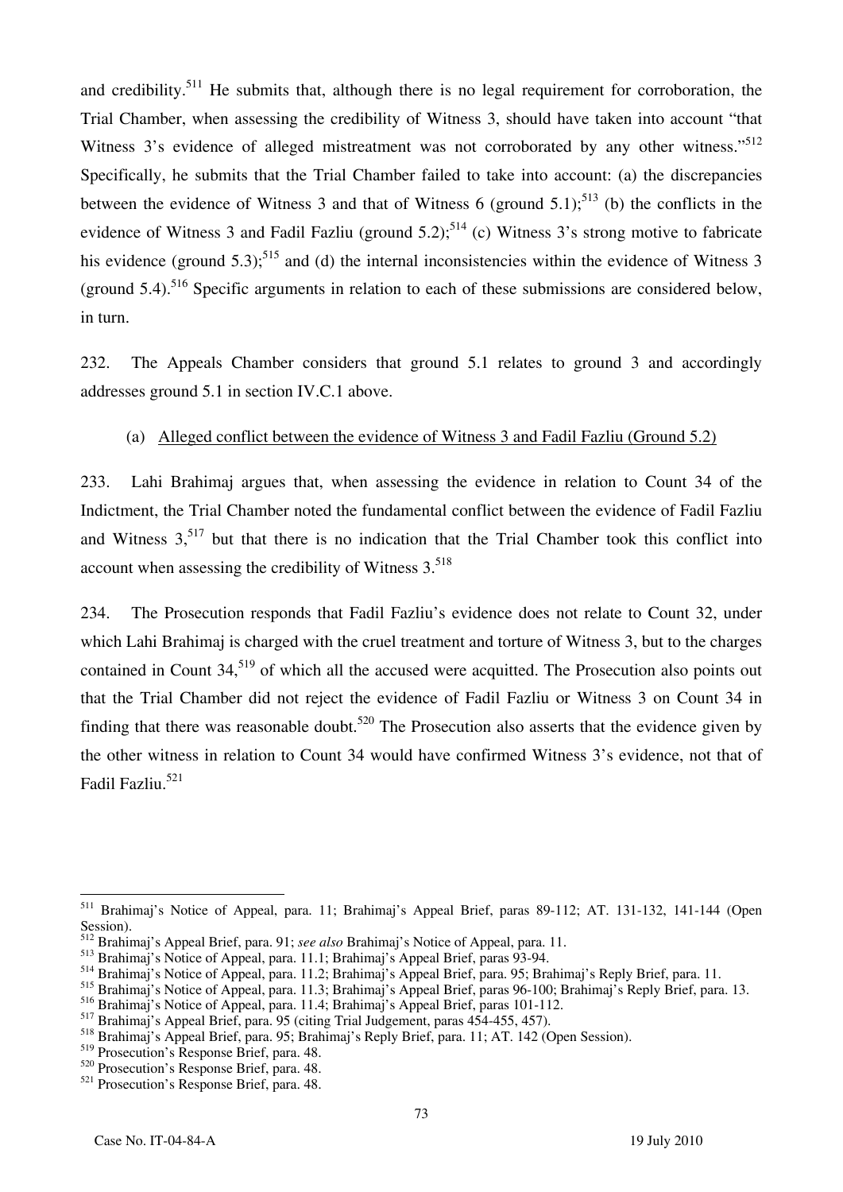and credibility.[511] He submits that, although there is no legal requirement for corroboration, the Trial Chamber, when assessing the credibility of Witness 3, should have taken into account "that Witness 3's evidence of alleged mistreatment was not corroborated by any other witness."[512] Specifically, he submits that the Trial Chamber failed to take into account: (a) the discrepancies between the evidence of Witness 3 and that of Witness 6 (ground 5.1);[513] (b) the conflicts in the evidence of Witness 3 and Fadil Fazliu (ground 5.2);[514] (c) Witness 3's strong motive to fabricate his evidence (ground 5.3);[515] and (d) the internal inconsistencies within the evidence of Witness 3 (ground 5.4).[516] Specific arguments in relation to each of these submissions are considered below, in turn.

232. The Appeals Chamber considers that ground 5.1 relates to ground 3 and accordingly addresses ground 5.1 in section IV.C.1 above.

### (a) Alleged conflict between the evidence of Witness 3 and Fadil Fazliu (Ground 5.2)

233. Lahi Brahimaj argues that, when assessing the evidence in relation to Count 34 of the Indictment, the Trial Chamber noted the fundamental conflict between the evidence of Fadil Fazliu and Witness 3,[517] but that there is no indication that the Trial Chamber took this conflict into account when assessing the credibility of Witness 3.[518]

234. The Prosecution responds that Fadil Fazliu's evidence does not relate to Count 32, under which Lahi Brahimaj is charged with the cruel treatment and torture of Witness 3, but to the charges contained in Count 34,[519] of which all the accused were acquitted. The Prosecution also points out that the Trial Chamber did not reject the evidence of Fadil Fazliu or Witness 3 on Count 34 in finding that there was reasonable doubt.[520] The Prosecution also asserts that the evidence given by the other witness in relation to Count 34 would have confirmed Witness 3's evidence, not that of Fadil Fazliu.[521]

---

[511] Brahimaj's Notice of Appeal, para. 11; Brahimaj's Appeal Brief, paras 89-112; AT. 131-132, 141-144 (Open Session).

[512] Brahimaj's Appeal Brief, para. 91; *see also* Brahimaj's Notice of Appeal, para. 11.

[513] Brahimaj's Notice of Appeal, para. 11.1; Brahimaj's Appeal Brief, paras 93-94.

[514] Brahimaj's Notice of Appeal, para. 11.2; Brahimaj's Appeal Brief, para. 95; Brahimaj's Reply Brief, para. 11.

[515] Brahimaj's Notice of Appeal, para. 11.3; Brahimaj's Appeal Brief, paras 96-100; Brahimaj's Reply Brief, para. 13.

[516] Brahimaj's Notice of Appeal, para. 11.4; Brahimaj's Appeal Brief, paras 101-112.

[517] Brahimaj's Appeal Brief, para. 95 (citing Trial Judgement, paras 454-455, 457).

[518] Brahimaj's Appeal Brief, para. 95; Brahimaj's Reply Brief, para. 11; AT. 142 (Open Session).

[519] Prosecution's Response Brief, para. 48.

[520] Prosecution's Response Brief, para. 48.

[521] Prosecution's Response Brief, para. 48.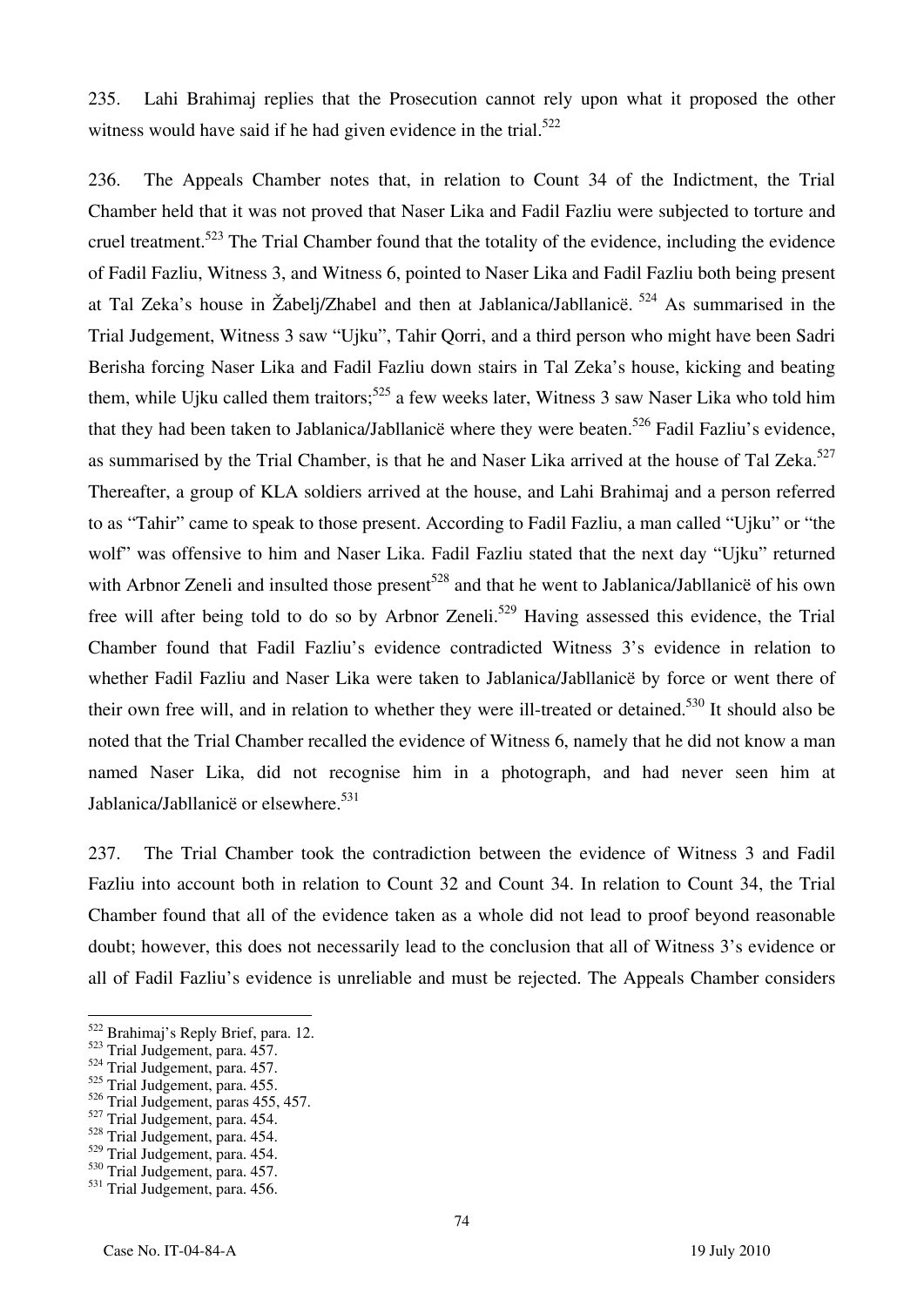235. Lahi Brahimaj replies that the Prosecution cannot rely upon what it proposed the other witness would have said if he had given evidence in the trial.[522]

236. The Appeals Chamber notes that, in relation to Count 34 of the Indictment, the Trial Chamber held that it was not proved that Naser Lika and Fadil Fazliu were subjected to torture and cruel treatment.[523] The Trial Chamber found that the totality of the evidence, including the evidence of Fadil Fazliu, Witness 3, and Witness 6, pointed to Naser Lika and Fadil Fazliu both being present at Tal Zeka's house in Žabelj/Zhabel and then at Jablanica/Jabllanicë.[524] As summarised in the Trial Judgement, Witness 3 saw "Ujku", Tahir Qorri, and a third person who might have been Sadri Berisha forcing Naser Lika and Fadil Fazliu down stairs in Tal Zeka's house, kicking and beating them, while Ujku called them traitors;[525] a few weeks later, Witness 3 saw Naser Lika who told him that they had been taken to Jablanica/Jabllanicë where they were beaten.[526] Fadil Fazliu's evidence, as summarised by the Trial Chamber, is that he and Naser Lika arrived at the house of Tal Zeka.[527] Thereafter, a group of KLA soldiers arrived at the house, and Lahi Brahimaj and a person referred to as "Tahir" came to speak to those present. According to Fadil Fazliu, a man called "Ujku" or "the wolf" was offensive to him and Naser Lika. Fadil Fazliu stated that the next day "Ujku" returned with Arbnor Zeneli and insulted those present[528] and that he went to Jablanica/Jabllanicë of his own free will after being told to do so by Arbnor Zeneli.[529] Having assessed this evidence, the Trial Chamber found that Fadil Fazliu's evidence contradicted Witness 3's evidence in relation to whether Fadil Fazliu and Naser Lika were taken to Jablanica/Jabllanicë by force or went there of their own free will, and in relation to whether they were ill-treated or detained.[530] It should also be noted that the Trial Chamber recalled the evidence of Witness 6, namely that he did not know a man named Naser Lika, did not recognise him in a photograph, and had never seen him at Jablanica/Jabllanicë or elsewhere.[531]

237. The Trial Chamber took the contradiction between the evidence of Witness 3 and Fadil Fazliu into account both in relation to Count 32 and Count 34. In relation to Count 34, the Trial Chamber found that all of the evidence taken as a whole did not lead to proof beyond reasonable doubt; however, this does not necessarily lead to the conclusion that all of Witness 3's evidence or all of Fadil Fazliu's evidence is unreliable and must be rejected. The Appeals Chamber considers

---

[522] Brahimaj's Reply Brief, para. 12.
[523] Trial Judgement, para. 457.
[524] Trial Judgement, para. 457.
[525] Trial Judgement, para. 455.
[526] Trial Judgement, paras 455, 457.
[527] Trial Judgement, para. 454.
[528] Trial Judgement, para. 454.
[529] Trial Judgement, para. 454.
[530] Trial Judgement, para. 457.
[531] Trial Judgement, para. 456.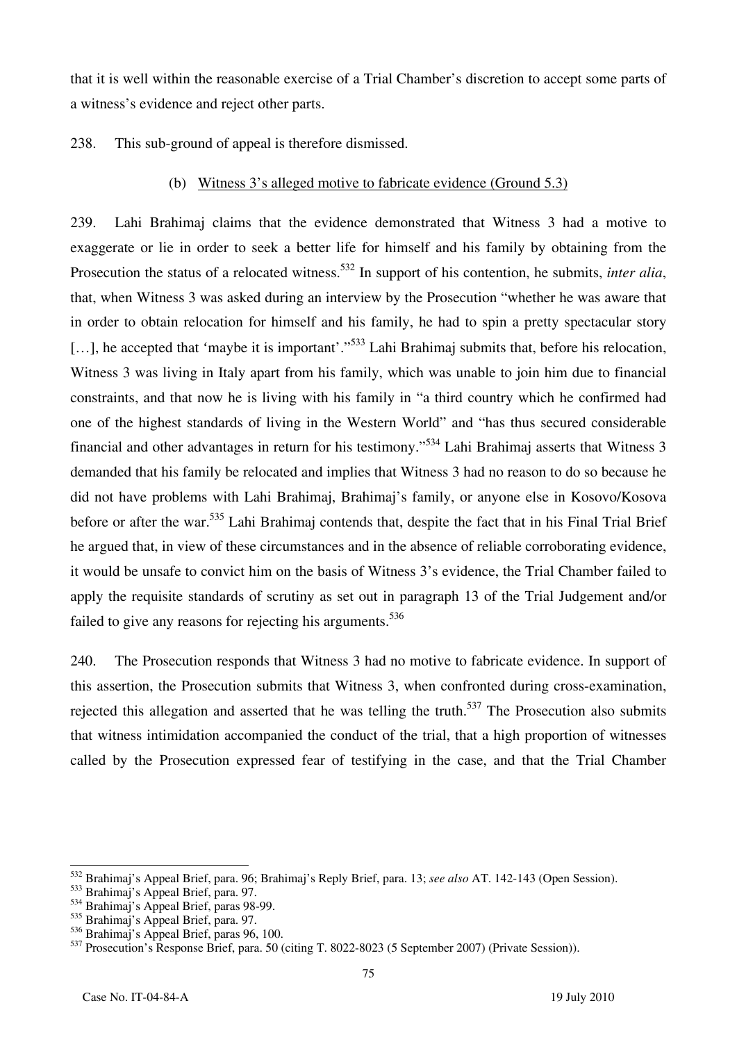that it is well within the reasonable exercise of a Trial Chamber's discretion to accept some parts of a witness's evidence and reject other parts.

238. This sub-ground of appeal is therefore dismissed.

#### (b) Witness 3's alleged motive to fabricate evidence (Ground 5.3)

239. Lahi Brahimaj claims that the evidence demonstrated that Witness 3 had a motive to exaggerate or lie in order to seek a better life for himself and his family by obtaining from the Prosecution the status of a relocated witness.[532] In support of his contention, he submits, *inter alia*, that, when Witness 3 was asked during an interview by the Prosecution "whether he was aware that in order to obtain relocation for himself and his family, he had to spin a pretty spectacular story […], he accepted that 'maybe it is important'."[533] Lahi Brahimaj submits that, before his relocation, Witness 3 was living in Italy apart from his family, which was unable to join him due to financial constraints, and that now he is living with his family in "a third country which he confirmed had one of the highest standards of living in the Western World" and "has thus secured considerable financial and other advantages in return for his testimony."[534] Lahi Brahimaj asserts that Witness 3 demanded that his family be relocated and implies that Witness 3 had no reason to do so because he did not have problems with Lahi Brahimaj, Brahimaj's family, or anyone else in Kosovo/Kosova before or after the war.[535] Lahi Brahimaj contends that, despite the fact that in his Final Trial Brief he argued that, in view of these circumstances and in the absence of reliable corroborating evidence, it would be unsafe to convict him on the basis of Witness 3's evidence, the Trial Chamber failed to apply the requisite standards of scrutiny as set out in paragraph 13 of the Trial Judgement and/or failed to give any reasons for rejecting his arguments.[536]

240. The Prosecution responds that Witness 3 had no motive to fabricate evidence. In support of this assertion, the Prosecution submits that Witness 3, when confronted during cross-examination, rejected this allegation and asserted that he was telling the truth.[537] The Prosecution also submits that witness intimidation accompanied the conduct of the trial, that a high proportion of witnesses called by the Prosecution expressed fear of testifying in the case, and that the Trial Chamber

---

[532] Brahimaj's Appeal Brief, para. 96; Brahimaj's Reply Brief, para. 13; *see also* AT. 142-143 (Open Session).

[533] Brahimaj's Appeal Brief, para. 97.

[534] Brahimaj's Appeal Brief, paras 98-99.

[535] Brahimaj's Appeal Brief, para. 97.

[536] Brahimaj's Appeal Brief, paras 96, 100.

[537] Prosecution's Response Brief, para. 50 (citing T. 8022-8023 (5 September 2007) (Private Session)).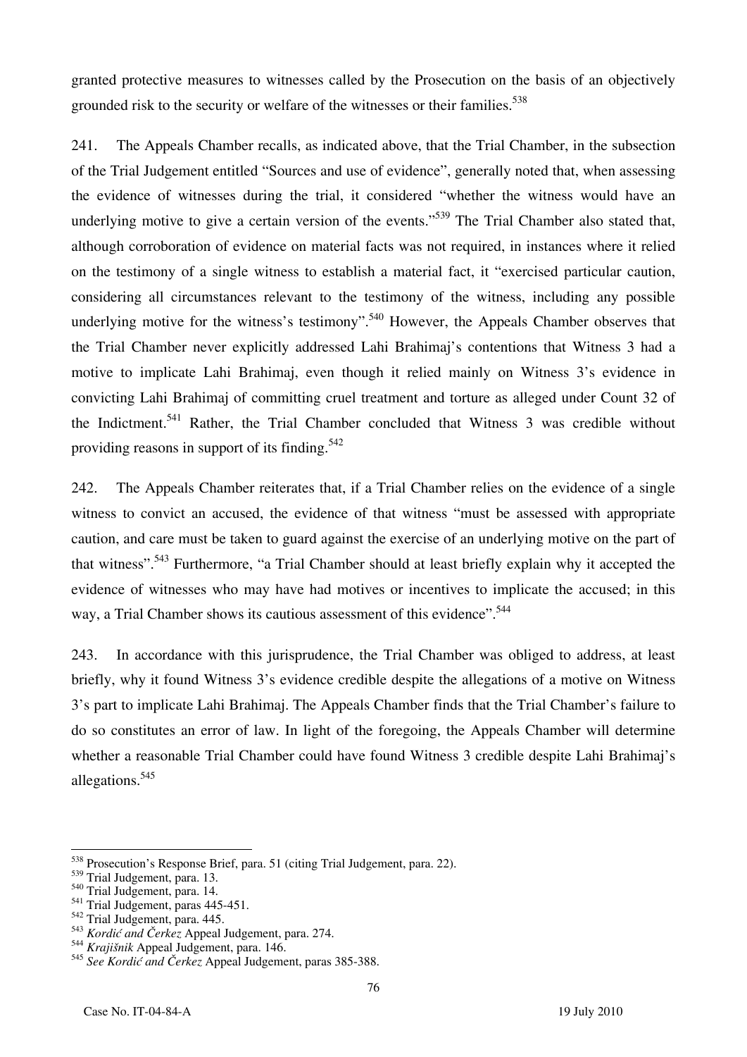granted protective measures to witnesses called by the Prosecution on the basis of an objectively grounded risk to the security or welfare of the witnesses or their families.[538]

241. The Appeals Chamber recalls, as indicated above, that the Trial Chamber, in the subsection of the Trial Judgement entitled "Sources and use of evidence", generally noted that, when assessing the evidence of witnesses during the trial, it considered "whether the witness would have an underlying motive to give a certain version of the events."[539] The Trial Chamber also stated that, although corroboration of evidence on material facts was not required, in instances where it relied on the testimony of a single witness to establish a material fact, it "exercised particular caution, considering all circumstances relevant to the testimony of the witness, including any possible underlying motive for the witness's testimony".[540] However, the Appeals Chamber observes that the Trial Chamber never explicitly addressed Lahi Brahimaj's contentions that Witness 3 had a motive to implicate Lahi Brahimaj, even though it relied mainly on Witness 3's evidence in convicting Lahi Brahimaj of committing cruel treatment and torture as alleged under Count 32 of the Indictment.[541] Rather, the Trial Chamber concluded that Witness 3 was credible without providing reasons in support of its finding.[542]

242. The Appeals Chamber reiterates that, if a Trial Chamber relies on the evidence of a single witness to convict an accused, the evidence of that witness "must be assessed with appropriate caution, and care must be taken to guard against the exercise of an underlying motive on the part of that witness".[543] Furthermore, "a Trial Chamber should at least briefly explain why it accepted the evidence of witnesses who may have had motives or incentives to implicate the accused; in this way, a Trial Chamber shows its cautious assessment of this evidence".[544]

243. In accordance with this jurisprudence, the Trial Chamber was obliged to address, at least briefly, why it found Witness 3's evidence credible despite the allegations of a motive on Witness 3's part to implicate Lahi Brahimaj. The Appeals Chamber finds that the Trial Chamber's failure to do so constitutes an error of law. In light of the foregoing, the Appeals Chamber will determine whether a reasonable Trial Chamber could have found Witness 3 credible despite Lahi Brahimaj's allegations.[545]

---

[538] Prosecution's Response Brief, para. 51 (citing Trial Judgement, para. 22).
[539] Trial Judgement, para. 13.
[540] Trial Judgement, para. 14.
[541] Trial Judgement, paras 445-451.
[542] Trial Judgement, para. 445.
[543] *Kordić and Čerkez* Appeal Judgement, para. 274.
[544] *Krajišnik* Appeal Judgement, para. 146.
[545] *See Kordić and Čerkez* Appeal Judgement, paras 385-388.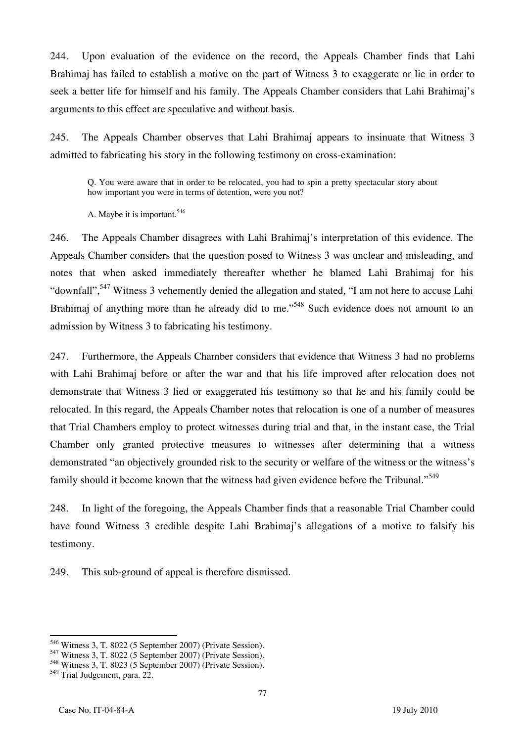244. Upon evaluation of the evidence on the record, the Appeals Chamber finds that Lahi Brahimaj has failed to establish a motive on the part of Witness 3 to exaggerate or lie in order to seek a better life for himself and his family. The Appeals Chamber considers that Lahi Brahimaj's arguments to this effect are speculative and without basis.

245. The Appeals Chamber observes that Lahi Brahimaj appears to insinuate that Witness 3 admitted to fabricating his story in the following testimony on cross-examination:

> Q. You were aware that in order to be relocated, you had to spin a pretty spectacular story about how important you were in terms of detention, were you not?
>
> A. Maybe it is important.[546]

246. The Appeals Chamber disagrees with Lahi Brahimaj's interpretation of this evidence. The Appeals Chamber considers that the question posed to Witness 3 was unclear and misleading, and notes that when asked immediately thereafter whether he blamed Lahi Brahimaj for his "downfall",[547] Witness 3 vehemently denied the allegation and stated, "I am not here to accuse Lahi Brahimaj of anything more than he already did to me."[548] Such evidence does not amount to an admission by Witness 3 to fabricating his testimony.

247. Furthermore, the Appeals Chamber considers that evidence that Witness 3 had no problems with Lahi Brahimaj before or after the war and that his life improved after relocation does not demonstrate that Witness 3 lied or exaggerated his testimony so that he and his family could be relocated. In this regard, the Appeals Chamber notes that relocation is one of a number of measures that Trial Chambers employ to protect witnesses during trial and that, in the instant case, the Trial Chamber only granted protective measures to witnesses after determining that a witness demonstrated "an objectively grounded risk to the security or welfare of the witness or the witness's family should it become known that the witness had given evidence before the Tribunal."[549]

248. In light of the foregoing, the Appeals Chamber finds that a reasonable Trial Chamber could have found Witness 3 credible despite Lahi Brahimaj's allegations of a motive to falsify his testimony.

249. This sub-ground of appeal is therefore dismissed.

---

[546] Witness 3, T. 8022 (5 September 2007) (Private Session).
[547] Witness 3, T. 8022 (5 September 2007) (Private Session).
[548] Witness 3, T. 8023 (5 September 2007) (Private Session).
[549] Trial Judgement, para. 22.

Case No. IT-04-84-A 19 July 2010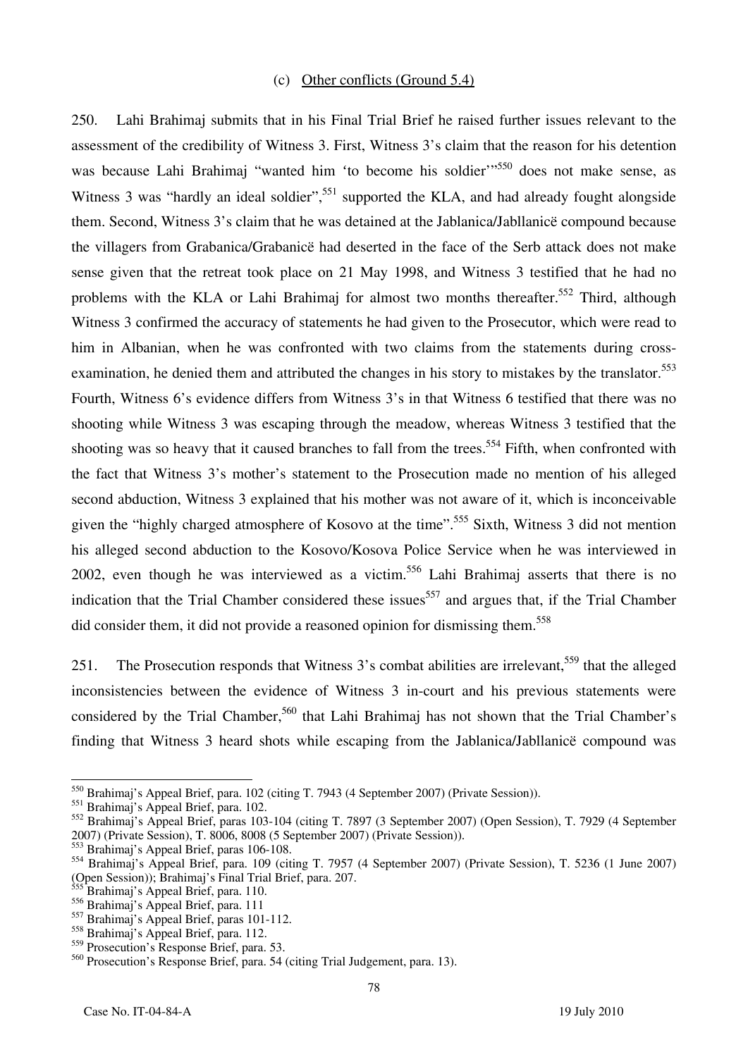### (c) Other conflicts (Ground 5.4)

250. Lahi Brahimaj submits that in his Final Trial Brief he raised further issues relevant to the assessment of the credibility of Witness 3. First, Witness 3's claim that the reason for his detention was because Lahi Brahimaj "wanted him 'to become his soldier'"[550] does not make sense, as Witness 3 was "hardly an ideal soldier",[551] supported the KLA, and had already fought alongside them. Second, Witness 3's claim that he was detained at the Jablanica/Jabllanicë compound because the villagers from Grabanica/Grabanicë had deserted in the face of the Serb attack does not make sense given that the retreat took place on 21 May 1998, and Witness 3 testified that he had no problems with the KLA or Lahi Brahimaj for almost two months thereafter.[552] Third, although Witness 3 confirmed the accuracy of statements he had given to the Prosecutor, which were read to him in Albanian, when he was confronted with two claims from the statements during cross-examination, he denied them and attributed the changes in his story to mistakes by the translator.[553] Fourth, Witness 6's evidence differs from Witness 3's in that Witness 6 testified that there was no shooting while Witness 3 was escaping through the meadow, whereas Witness 3 testified that the shooting was so heavy that it caused branches to fall from the trees.[554] Fifth, when confronted with the fact that Witness 3's mother's statement to the Prosecution made no mention of his alleged second abduction, Witness 3 explained that his mother was not aware of it, which is inconceivable given the "highly charged atmosphere of Kosovo at the time".[555] Sixth, Witness 3 did not mention his alleged second abduction to the Kosovo/Kosova Police Service when he was interviewed in 2002, even though he was interviewed as a victim.[556] Lahi Brahimaj asserts that there is no indication that the Trial Chamber considered these issues[557] and argues that, if the Trial Chamber did consider them, it did not provide a reasoned opinion for dismissing them.[558]

251. The Prosecution responds that Witness 3's combat abilities are irrelevant,[559] that the alleged inconsistencies between the evidence of Witness 3 in-court and his previous statements were considered by the Trial Chamber,[560] that Lahi Brahimaj has not shown that the Trial Chamber's finding that Witness 3 heard shots while escaping from the Jablanica/Jabllanicë compound was

---

[550] Brahimaj's Appeal Brief, para. 102 (citing T. 7943 (4 September 2007) (Private Session)).

[551] Brahimaj's Appeal Brief, para. 102.

[552] Brahimaj's Appeal Brief, paras 103-104 (citing T. 7897 (3 September 2007) (Open Session), T. 7929 (4 September 2007) (Private Session), T. 8006, 8008 (5 September 2007) (Private Session)).

[553] Brahimaj's Appeal Brief, paras 106-108.

[554] Brahimaj's Appeal Brief, para. 109 (citing T. 7957 (4 September 2007) (Private Session), T. 5236 (1 June 2007) (Open Session)); Brahimaj's Final Trial Brief, para. 207.

[555] Brahimaj's Appeal Brief, para. 110.

[556] Brahimaj's Appeal Brief, para. 111

[557] Brahimaj's Appeal Brief, paras 101-112.

[558] Brahimaj's Appeal Brief, para. 112.

[559] Prosecution's Response Brief, para. 53.

[560] Prosecution's Response Brief, para. 54 (citing Trial Judgement, para. 13).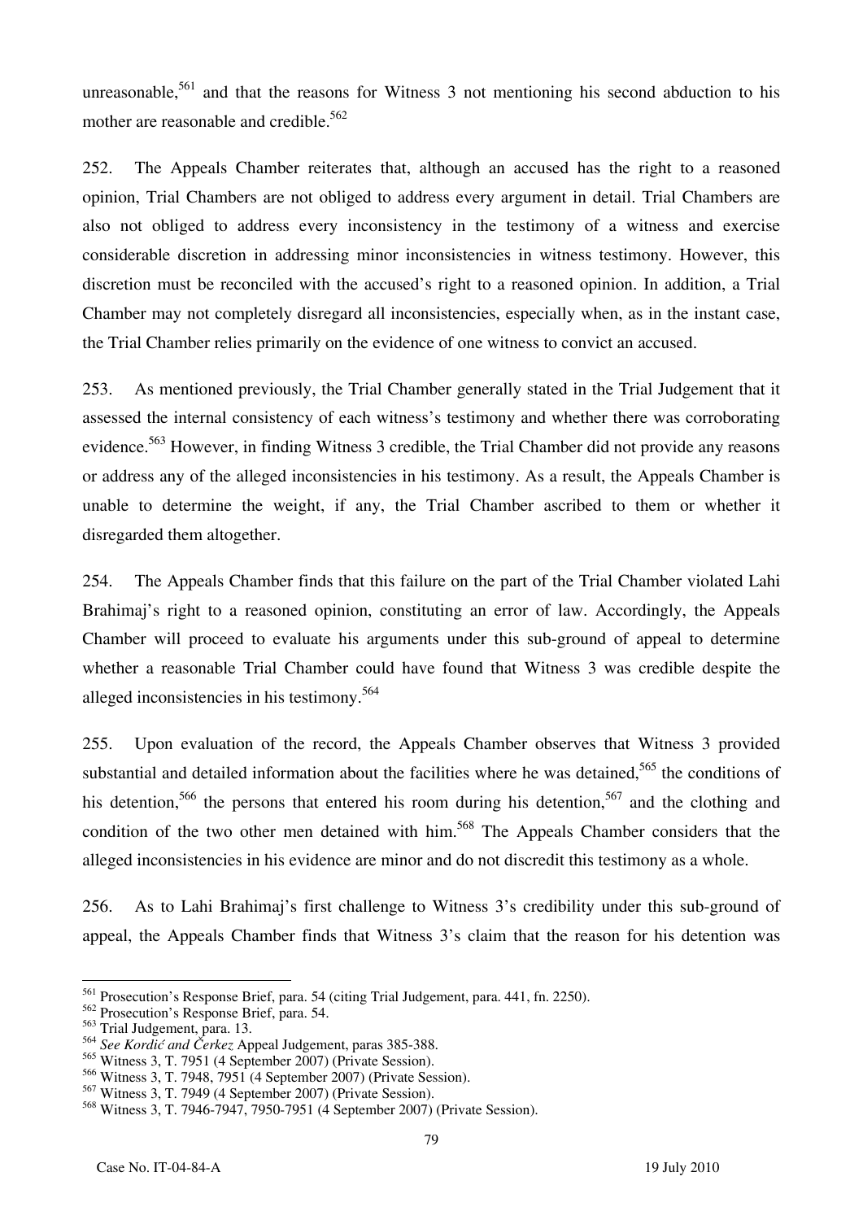unreasonable,[561] and that the reasons for Witness 3 not mentioning his second abduction to his mother are reasonable and credible.[562]

252. The Appeals Chamber reiterates that, although an accused has the right to a reasoned opinion, Trial Chambers are not obliged to address every argument in detail. Trial Chambers are also not obliged to address every inconsistency in the testimony of a witness and exercise considerable discretion in addressing minor inconsistencies in witness testimony. However, this discretion must be reconciled with the accused's right to a reasoned opinion. In addition, a Trial Chamber may not completely disregard all inconsistencies, especially when, as in the instant case, the Trial Chamber relies primarily on the evidence of one witness to convict an accused.

253. As mentioned previously, the Trial Chamber generally stated in the Trial Judgement that it assessed the internal consistency of each witness's testimony and whether there was corroborating evidence.[563] However, in finding Witness 3 credible, the Trial Chamber did not provide any reasons or address any of the alleged inconsistencies in his testimony. As a result, the Appeals Chamber is unable to determine the weight, if any, the Trial Chamber ascribed to them or whether it disregarded them altogether.

254. The Appeals Chamber finds that this failure on the part of the Trial Chamber violated Lahi Brahimaj's right to a reasoned opinion, constituting an error of law. Accordingly, the Appeals Chamber will proceed to evaluate his arguments under this sub-ground of appeal to determine whether a reasonable Trial Chamber could have found that Witness 3 was credible despite the alleged inconsistencies in his testimony.[564]

255. Upon evaluation of the record, the Appeals Chamber observes that Witness 3 provided substantial and detailed information about the facilities where he was detained,[565] the conditions of his detention,[566] the persons that entered his room during his detention,[567] and the clothing and condition of the two other men detained with him.[568] The Appeals Chamber considers that the alleged inconsistencies in his evidence are minor and do not discredit this testimony as a whole.

256. As to Lahi Brahimaj's first challenge to Witness 3's credibility under this sub-ground of appeal, the Appeals Chamber finds that Witness 3's claim that the reason for his detention was

---

[561] Prosecution's Response Brief, para. 54 (citing Trial Judgement, para. 441, fn. 2250).

[562] Prosecution's Response Brief, para. 54.

[563] Trial Judgement, para. 13.

[564] *See Kordić and Čerkez* Appeal Judgement, paras 385-388.

[565] Witness 3, T. 7951 (4 September 2007) (Private Session).

[566] Witness 3, T. 7948, 7951 (4 September 2007) (Private Session).

[567] Witness 3, T. 7949 (4 September 2007) (Private Session).

[568] Witness 3, T. 7946-7947, 7950-7951 (4 September 2007) (Private Session).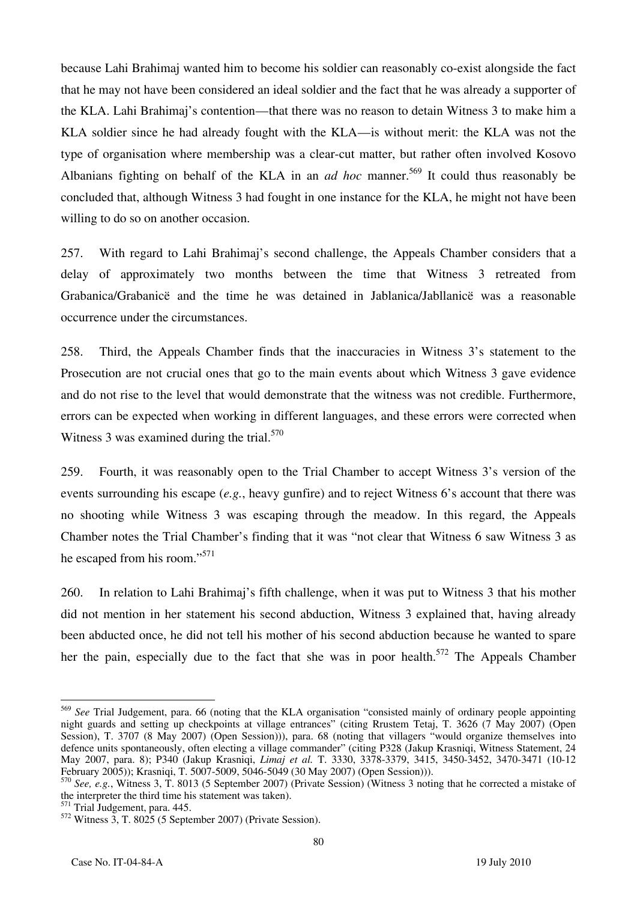because Lahi Brahimaj wanted him to become his soldier can reasonably co-exist alongside the fact that he may not have been considered an ideal soldier and the fact that he was already a supporter of the KLA. Lahi Brahimaj's contention—that there was no reason to detain Witness 3 to make him a KLA soldier since he had already fought with the KLA—is without merit: the KLA was not the type of organisation where membership was a clear-cut matter, but rather often involved Kosovo Albanians fighting on behalf of the KLA in an *ad hoc* manner.[569] It could thus reasonably be concluded that, although Witness 3 had fought in one instance for the KLA, he might not have been willing to do so on another occasion.

257. With regard to Lahi Brahimaj's second challenge, the Appeals Chamber considers that a delay of approximately two months between the time that Witness 3 retreated from Grabanica/Grabanicë and the time he was detained in Jablanica/Jabllanicë was a reasonable occurrence under the circumstances.

258. Third, the Appeals Chamber finds that the inaccuracies in Witness 3's statement to the Prosecution are not crucial ones that go to the main events about which Witness 3 gave evidence and do not rise to the level that would demonstrate that the witness was not credible. Furthermore, errors can be expected when working in different languages, and these errors were corrected when Witness 3 was examined during the trial.[570]

259. Fourth, it was reasonably open to the Trial Chamber to accept Witness 3's version of the events surrounding his escape (*e.g.*, heavy gunfire) and to reject Witness 6's account that there was no shooting while Witness 3 was escaping through the meadow. In this regard, the Appeals Chamber notes the Trial Chamber's finding that it was "not clear that Witness 6 saw Witness 3 as he escaped from his room."[571]

260. In relation to Lahi Brahimaj's fifth challenge, when it was put to Witness 3 that his mother did not mention in her statement his second abduction, Witness 3 explained that, having already been abducted once, he did not tell his mother of his second abduction because he wanted to spare her the pain, especially due to the fact that she was in poor health.[572] The Appeals Chamber

---

[569] *See* Trial Judgement, para. 66 (noting that the KLA organisation "consisted mainly of ordinary people appointing night guards and setting up checkpoints at village entrances" (citing Rrustem Tetaj, T. 3626 (7 May 2007) (Open Session), T. 3707 (8 May 2007) (Open Session))), para. 68 (noting that villagers "would organize themselves into defence units spontaneously, often electing a village commander" (citing P328 (Jakup Krasniqi, Witness Statement, 24 May 2007, para. 8); P340 (Jakup Krasniqi, *Limaj et al.* T. 3330, 3378-3379, 3415, 3450-3452, 3470-3471 (10-12 February 2005)); Krasniqi, T. 5007-5009, 5046-5049 (30 May 2007) (Open Session))).

[570] *See, e.g.*, Witness 3, T. 8013 (5 September 2007) (Private Session) (Witness 3 noting that he corrected a mistake of the interpreter the third time his statement was taken).

[571] Trial Judgement, para. 445.

[572] Witness 3, T. 8025 (5 September 2007) (Private Session).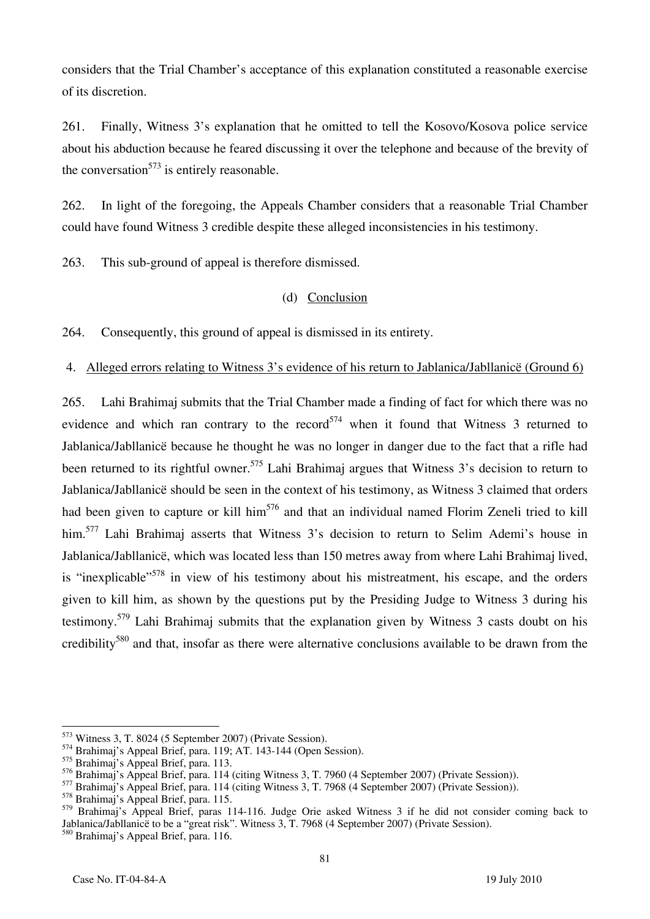considers that the Trial Chamber's acceptance of this explanation constituted a reasonable exercise of its discretion.

261. Finally, Witness 3's explanation that he omitted to tell the Kosovo/Kosova police service about his abduction because he feared discussing it over the telephone and because of the brevity of the conversation[573] is entirely reasonable.

262. In light of the foregoing, the Appeals Chamber considers that a reasonable Trial Chamber could have found Witness 3 credible despite these alleged inconsistencies in his testimony.

263. This sub-ground of appeal is therefore dismissed.

(d) Conclusion

264. Consequently, this ground of appeal is dismissed in its entirety.

4. Alleged errors relating to Witness 3's evidence of his return to Jablanica/Jabllanicë (Ground 6)

265. Lahi Brahimaj submits that the Trial Chamber made a finding of fact for which there was no evidence and which ran contrary to the record[574] when it found that Witness 3 returned to Jablanica/Jabllanicë because he thought he was no longer in danger due to the fact that a rifle had been returned to its rightful owner.[575] Lahi Brahimaj argues that Witness 3's decision to return to Jablanica/Jabllanicë should be seen in the context of his testimony, as Witness 3 claimed that orders had been given to capture or kill him[576] and that an individual named Florim Zeneli tried to kill him.[577] Lahi Brahimaj asserts that Witness 3's decision to return to Selim Ademi's house in Jablanica/Jabllanicë, which was located less than 150 metres away from where Lahi Brahimaj lived, is "inexplicable"[578] in view of his testimony about his mistreatment, his escape, and the orders given to kill him, as shown by the questions put by the Presiding Judge to Witness 3 during his testimony.[579] Lahi Brahimaj submits that the explanation given by Witness 3 casts doubt on his credibility[580] and that, insofar as there were alternative conclusions available to be drawn from the

---

[573] Witness 3, T. 8024 (5 September 2007) (Private Session).

[574] Brahimaj's Appeal Brief, para. 119; AT. 143-144 (Open Session).

[575] Brahimaj's Appeal Brief, para. 113.

[576] Brahimaj's Appeal Brief, para. 114 (citing Witness 3, T. 7960 (4 September 2007) (Private Session)).

[577] Brahimaj's Appeal Brief, para. 114 (citing Witness 3, T. 7968 (4 September 2007) (Private Session)).

[578] Brahimaj's Appeal Brief, para. 115.

[579] Brahimaj's Appeal Brief, paras 114-116. Judge Orie asked Witness 3 if he did not consider coming back to Jablanica/Jabllanicë to be a "great risk". Witness 3, T. 7968 (4 September 2007) (Private Session).

[580] Brahimaj's Appeal Brief, para. 116.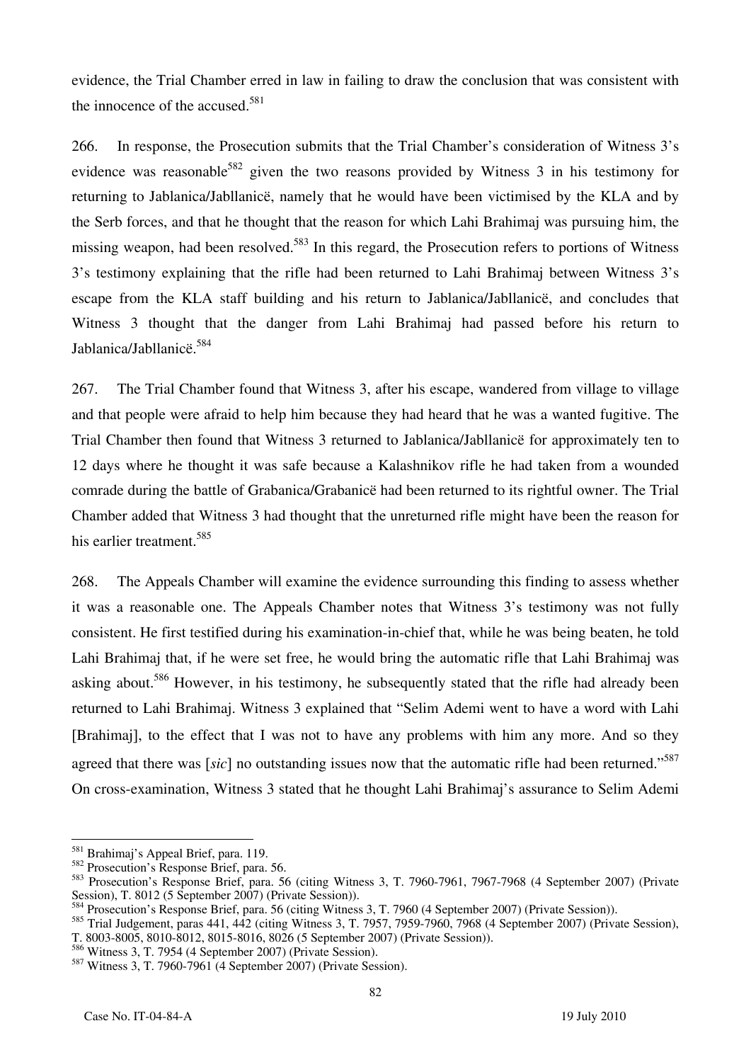evidence, the Trial Chamber erred in law in failing to draw the conclusion that was consistent with the innocence of the accused.[581]

266. In response, the Prosecution submits that the Trial Chamber's consideration of Witness 3's evidence was reasonable[582] given the two reasons provided by Witness 3 in his testimony for returning to Jablanica/Jabllanicë, namely that he would have been victimised by the KLA and by the Serb forces, and that he thought that the reason for which Lahi Brahimaj was pursuing him, the missing weapon, had been resolved.[583] In this regard, the Prosecution refers to portions of Witness 3's testimony explaining that the rifle had been returned to Lahi Brahimaj between Witness 3's escape from the KLA staff building and his return to Jablanica/Jabllanicë, and concludes that Witness 3 thought that the danger from Lahi Brahimaj had passed before his return to Jablanica/Jabllanicë.[584]

267. The Trial Chamber found that Witness 3, after his escape, wandered from village to village and that people were afraid to help him because they had heard that he was a wanted fugitive. The Trial Chamber then found that Witness 3 returned to Jablanica/Jabllanicë for approximately ten to 12 days where he thought it was safe because a Kalashnikov rifle he had taken from a wounded comrade during the battle of Grabanica/Grabanicë had been returned to its rightful owner. The Trial Chamber added that Witness 3 had thought that the unreturned rifle might have been the reason for his earlier treatment.[585]

268. The Appeals Chamber will examine the evidence surrounding this finding to assess whether it was a reasonable one. The Appeals Chamber notes that Witness 3's testimony was not fully consistent. He first testified during his examination-in-chief that, while he was being beaten, he told Lahi Brahimaj that, if he were set free, he would bring the automatic rifle that Lahi Brahimaj was asking about.[586] However, in his testimony, he subsequently stated that the rifle had already been returned to Lahi Brahimaj. Witness 3 explained that "Selim Ademi went to have a word with Lahi [Brahimaj], to the effect that I was not to have any problems with him any more. And so they agreed that there was [*sic*] no outstanding issues now that the automatic rifle had been returned."[587] On cross-examination, Witness 3 stated that he thought Lahi Brahimaj's assurance to Selim Ademi

---

[581] Brahimaj's Appeal Brief, para. 119.

[582] Prosecution's Response Brief, para. 56.

[583] Prosecution's Response Brief, para. 56 (citing Witness 3, T. 7960-7961, 7967-7968 (4 September 2007) (Private Session), T. 8012 (5 September 2007) (Private Session)).

[584] Prosecution's Response Brief, para. 56 (citing Witness 3, T. 7960 (4 September 2007) (Private Session)).

[585] Trial Judgement, paras 441, 442 (citing Witness 3, T. 7957, 7959-7960, 7968 (4 September 2007) (Private Session), T. 8003-8005, 8010-8012, 8015-8016, 8026 (5 September 2007) (Private Session)).

[586] Witness 3, T. 7954 (4 September 2007) (Private Session).

[587] Witness 3, T. 7960-7961 (4 September 2007) (Private Session).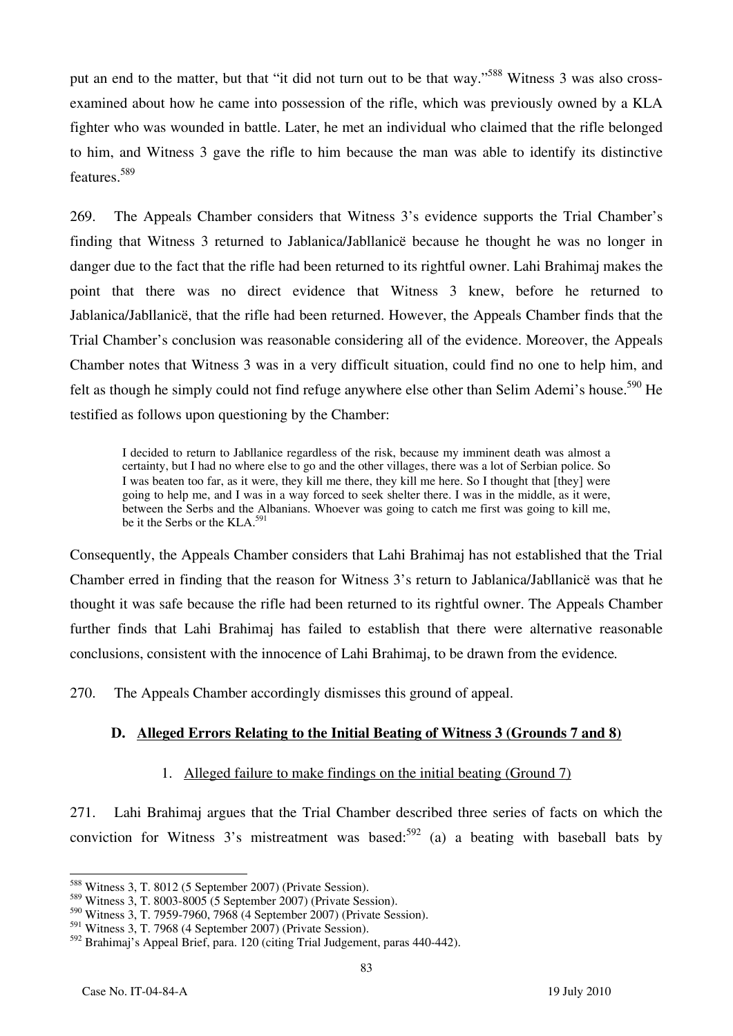put an end to the matter, but that "it did not turn out to be that way."[588] Witness 3 was also cross-examined about how he came into possession of the rifle, which was previously owned by a KLA fighter who was wounded in battle. Later, he met an individual who claimed that the rifle belonged to him, and Witness 3 gave the rifle to him because the man was able to identify its distinctive features.[589]

269. The Appeals Chamber considers that Witness 3's evidence supports the Trial Chamber's finding that Witness 3 returned to Jablanica/Jabllanicë because he thought he was no longer in danger due to the fact that the rifle had been returned to its rightful owner. Lahi Brahimaj makes the point that there was no direct evidence that Witness 3 knew, before he returned to Jablanica/Jabllanicë, that the rifle had been returned. However, the Appeals Chamber finds that the Trial Chamber's conclusion was reasonable considering all of the evidence. Moreover, the Appeals Chamber notes that Witness 3 was in a very difficult situation, could find no one to help him, and felt as though he simply could not find refuge anywhere else other than Selim Ademi's house.[590] He testified as follows upon questioning by the Chamber:

> I decided to return to Jabllanice regardless of the risk, because my imminent death was almost a certainty, but I had no where else to go and the other villages, there was a lot of Serbian police. So I was beaten too far, as it were, they kill me there, they kill me here. So I thought that [they] were going to help me, and I was in a way forced to seek shelter there. I was in the middle, as it were, between the Serbs and the Albanians. Whoever was going to catch me first was going to kill me, be it the Serbs or the KLA.[591]

Consequently, the Appeals Chamber considers that Lahi Brahimaj has not established that the Trial Chamber erred in finding that the reason for Witness 3's return to Jablanica/Jabllanicë was that he thought it was safe because the rifle had been returned to its rightful owner. The Appeals Chamber further finds that Lahi Brahimaj has failed to establish that there were alternative reasonable conclusions, consistent with the innocence of Lahi Brahimaj, to be drawn from the evidence.

270. The Appeals Chamber accordingly dismisses this ground of appeal.

### D. Alleged Errors Relating to the Initial Beating of Witness 3 (Grounds 7 and 8)

#### 1. Alleged failure to make findings on the initial beating (Ground 7)

271. Lahi Brahimaj argues that the Trial Chamber described three series of facts on which the conviction for Witness 3's mistreatment was based:[592] (a) a beating with baseball bats by

---

[588] Witness 3, T. 8012 (5 September 2007) (Private Session).
[589] Witness 3, T. 8003-8005 (5 September 2007) (Private Session).
[590] Witness 3, T. 7959-7960, 7968 (4 September 2007) (Private Session).
[591] Witness 3, T. 7968 (4 September 2007) (Private Session).
[592] Brahimaj's Appeal Brief, para. 120 (citing Trial Judgement, paras 440-442).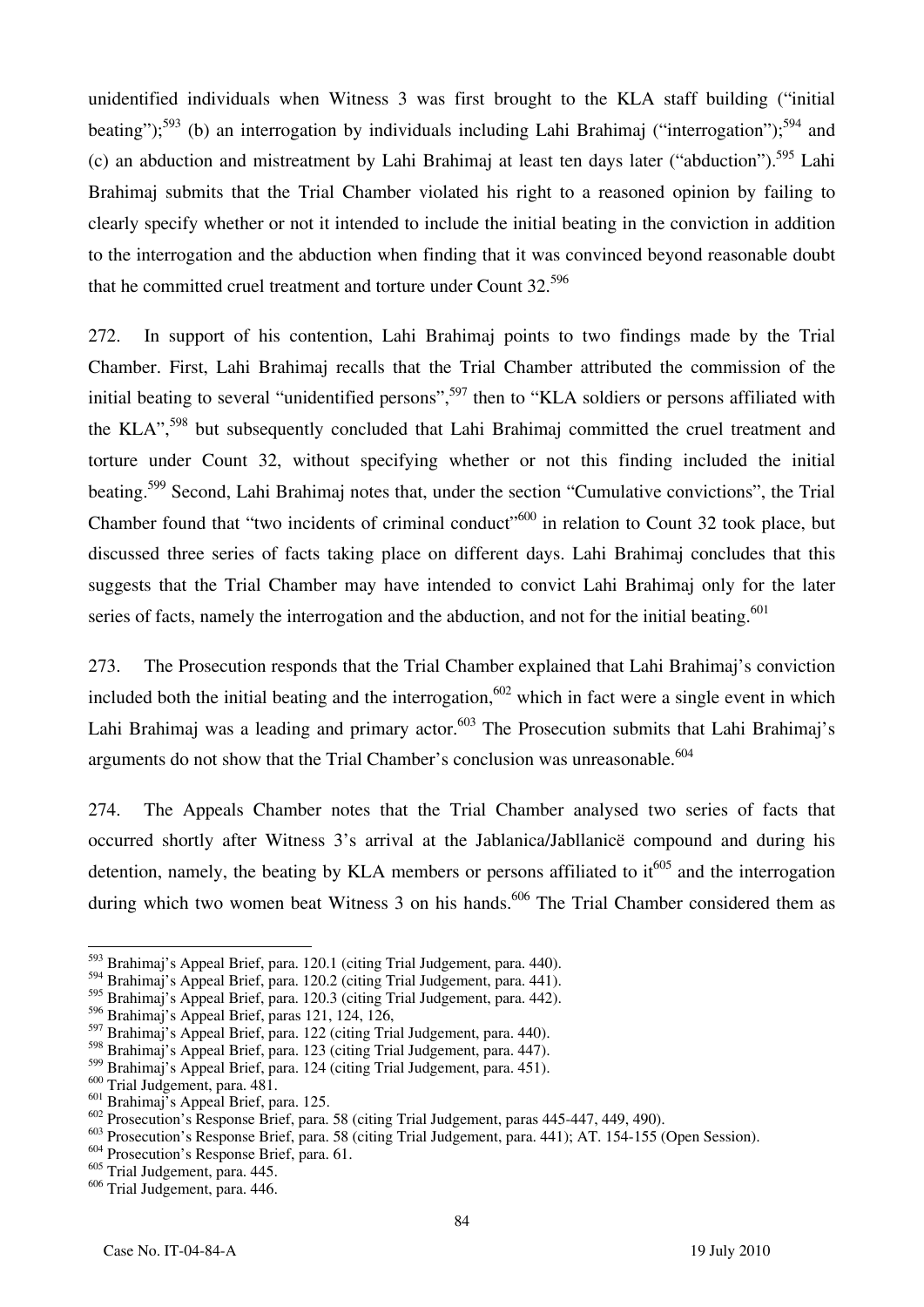unidentified individuals when Witness 3 was first brought to the KLA staff building ("initial beating");[593] (b) an interrogation by individuals including Lahi Brahimaj ("interrogation");[594] and (c) an abduction and mistreatment by Lahi Brahimaj at least ten days later ("abduction").[595] Lahi Brahimaj submits that the Trial Chamber violated his right to a reasoned opinion by failing to clearly specify whether or not it intended to include the initial beating in the conviction in addition to the interrogation and the abduction when finding that it was convinced beyond reasonable doubt that he committed cruel treatment and torture under Count 32.[596]

272. In support of his contention, Lahi Brahimaj points to two findings made by the Trial Chamber. First, Lahi Brahimaj recalls that the Trial Chamber attributed the commission of the initial beating to several "unidentified persons",[597] then to "KLA soldiers or persons affiliated with the KLA",[598] but subsequently concluded that Lahi Brahimaj committed the cruel treatment and torture under Count 32, without specifying whether or not this finding included the initial beating.[599] Second, Lahi Brahimaj notes that, under the section "Cumulative convictions", the Trial Chamber found that "two incidents of criminal conduct"[600] in relation to Count 32 took place, but discussed three series of facts taking place on different days. Lahi Brahimaj concludes that this suggests that the Trial Chamber may have intended to convict Lahi Brahimaj only for the later series of facts, namely the interrogation and the abduction, and not for the initial beating.[601]

273. The Prosecution responds that the Trial Chamber explained that Lahi Brahimaj's conviction included both the initial beating and the interrogation,[602] which in fact were a single event in which Lahi Brahimaj was a leading and primary actor.[603] The Prosecution submits that Lahi Brahimaj's arguments do not show that the Trial Chamber's conclusion was unreasonable.[604]

274. The Appeals Chamber notes that the Trial Chamber analysed two series of facts that occurred shortly after Witness 3's arrival at the Jablanica/Jabllanicë compound and during his detention, namely, the beating by KLA members or persons affiliated to it[605] and the interrogation during which two women beat Witness 3 on his hands.[606] The Trial Chamber considered them as

---

[593] Brahimaj's Appeal Brief, para. 120.1 (citing Trial Judgement, para. 440).
[594] Brahimaj's Appeal Brief, para. 120.2 (citing Trial Judgement, para. 441).
[595] Brahimaj's Appeal Brief, para. 120.3 (citing Trial Judgement, para. 442).
[596] Brahimaj's Appeal Brief, paras 121, 124, 126,
[597] Brahimaj's Appeal Brief, para. 122 (citing Trial Judgement, para. 440).
[598] Brahimaj's Appeal Brief, para. 123 (citing Trial Judgement, para. 447).
[599] Brahimaj's Appeal Brief, para. 124 (citing Trial Judgement, para. 451).
[600] Trial Judgement, para. 481.
[601] Brahimaj's Appeal Brief, para. 125.
[602] Prosecution's Response Brief, para. 58 (citing Trial Judgement, paras 445-447, 449, 490).
[603] Prosecution's Response Brief, para. 58 (citing Trial Judgement, para. 441); AT. 154-155 (Open Session).
[604] Prosecution's Response Brief, para. 61.
[605] Trial Judgement, para. 445.
[606] Trial Judgement, para. 446.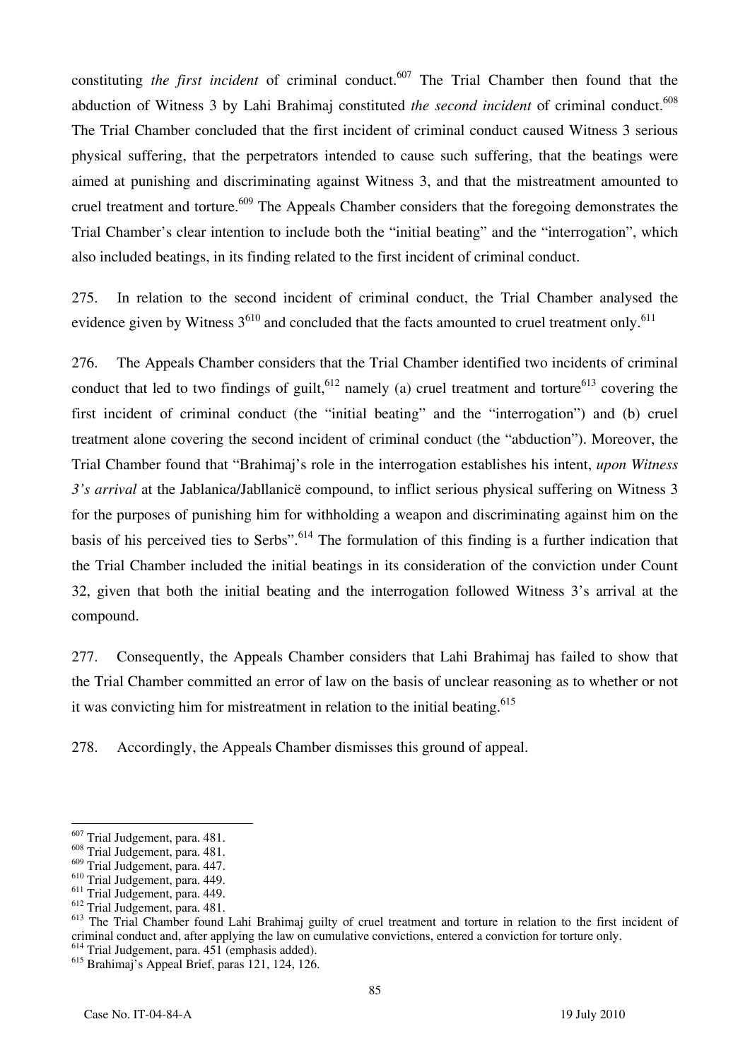constituting *the first incident* of criminal conduct.[607] The Trial Chamber then found that the abduction of Witness 3 by Lahi Brahimaj constituted *the second incident* of criminal conduct.[608] The Trial Chamber concluded that the first incident of criminal conduct caused Witness 3 serious physical suffering, that the perpetrators intended to cause such suffering, that the beatings were aimed at punishing and discriminating against Witness 3, and that the mistreatment amounted to cruel treatment and torture.[609] The Appeals Chamber considers that the foregoing demonstrates the Trial Chamber's clear intention to include both the "initial beating" and the "interrogation", which also included beatings, in its finding related to the first incident of criminal conduct.

275. In relation to the second incident of criminal conduct, the Trial Chamber analysed the evidence given by Witness 3[610] and concluded that the facts amounted to cruel treatment only.[611]

276. The Appeals Chamber considers that the Trial Chamber identified two incidents of criminal conduct that led to two findings of guilt,[612] namely (a) cruel treatment and torture[613] covering the first incident of criminal conduct (the "initial beating" and the "interrogation") and (b) cruel treatment alone covering the second incident of criminal conduct (the "abduction"). Moreover, the Trial Chamber found that "Brahimaj's role in the interrogation establishes his intent, *upon Witness 3's arrival* at the Jablanica/Jabllanicë compound, to inflict serious physical suffering on Witness 3 for the purposes of punishing him for withholding a weapon and discriminating against him on the basis of his perceived ties to Serbs".[614] The formulation of this finding is a further indication that the Trial Chamber included the initial beatings in its consideration of the conviction under Count 32, given that both the initial beating and the interrogation followed Witness 3's arrival at the compound.

277. Consequently, the Appeals Chamber considers that Lahi Brahimaj has failed to show that the Trial Chamber committed an error of law on the basis of unclear reasoning as to whether or not it was convicting him for mistreatment in relation to the initial beating.[615]

278. Accordingly, the Appeals Chamber dismisses this ground of appeal.

---

[607] Trial Judgement, para. 481.
[608] Trial Judgement, para. 481.
[609] Trial Judgement, para. 447.
[610] Trial Judgement, para. 449.
[611] Trial Judgement, para. 449.
[612] Trial Judgement, para. 481.
[613] The Trial Chamber found Lahi Brahimaj guilty of cruel treatment and torture in relation to the first incident of criminal conduct and, after applying the law on cumulative convictions, entered a conviction for torture only.
[614] Trial Judgement, para. 451 (emphasis added).
[615] Brahimaj's Appeal Brief, paras 121, 124, 126.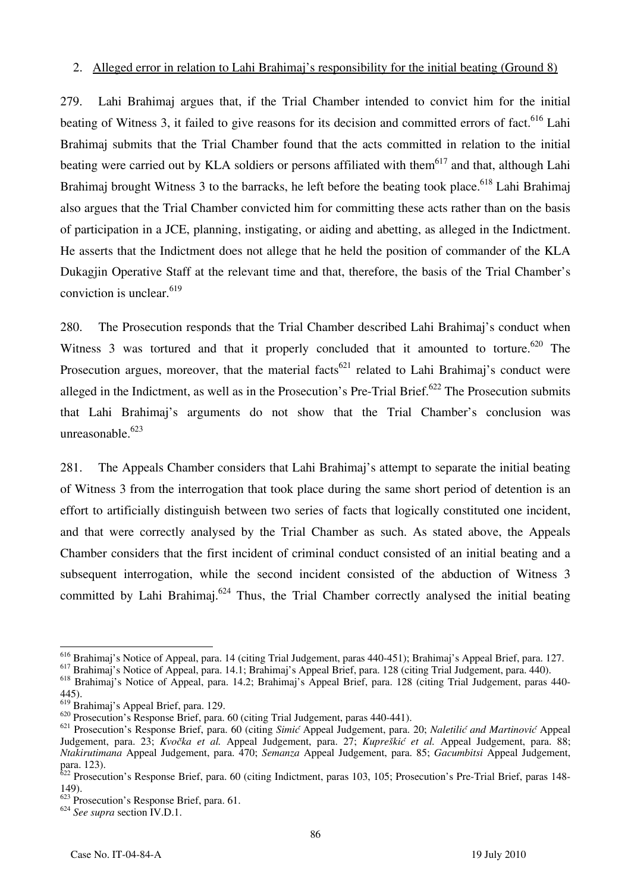2. Alleged error in relation to Lahi Brahimaj's responsibility for the initial beating (Ground 8)

279. Lahi Brahimaj argues that, if the Trial Chamber intended to convict him for the initial beating of Witness 3, it failed to give reasons for its decision and committed errors of fact.[616] Lahi Brahimaj submits that the Trial Chamber found that the acts committed in relation to the initial beating were carried out by KLA soldiers or persons affiliated with them[617] and that, although Lahi Brahimaj brought Witness 3 to the barracks, he left before the beating took place.[618] Lahi Brahimaj also argues that the Trial Chamber convicted him for committing these acts rather than on the basis of participation in a JCE, planning, instigating, or aiding and abetting, as alleged in the Indictment. He asserts that the Indictment does not allege that he held the position of commander of the KLA Dukagjin Operative Staff at the relevant time and that, therefore, the basis of the Trial Chamber's conviction is unclear.[619]

280. The Prosecution responds that the Trial Chamber described Lahi Brahimaj's conduct when Witness 3 was tortured and that it properly concluded that it amounted to torture.[620] The Prosecution argues, moreover, that the material facts[621] related to Lahi Brahimaj's conduct were alleged in the Indictment, as well as in the Prosecution's Pre-Trial Brief.[622] The Prosecution submits that Lahi Brahimaj's arguments do not show that the Trial Chamber's conclusion was unreasonable.[623]

281. The Appeals Chamber considers that Lahi Brahimaj's attempt to separate the initial beating of Witness 3 from the interrogation that took place during the same short period of detention is an effort to artificially distinguish between two series of facts that logically constituted one incident, and that were correctly analysed by the Trial Chamber as such. As stated above, the Appeals Chamber considers that the first incident of criminal conduct consisted of an initial beating and a subsequent interrogation, while the second incident consisted of the abduction of Witness 3 committed by Lahi Brahimaj.[624] Thus, the Trial Chamber correctly analysed the initial beating

---

[616] Brahimaj's Notice of Appeal, para. 14 (citing Trial Judgement, paras 440-451); Brahimaj's Appeal Brief, para. 127.

[617] Brahimaj's Notice of Appeal, para. 14.1; Brahimaj's Appeal Brief, para. 128 (citing Trial Judgement, para. 440).

[618] Brahimaj's Notice of Appeal, para. 14.2; Brahimaj's Appeal Brief, para. 128 (citing Trial Judgement, paras 440-445).

[619] Brahimaj's Appeal Brief, para. 129.

[620] Prosecution's Response Brief, para. 60 (citing Trial Judgement, paras 440-441).

[621] Prosecution's Response Brief, para. 60 (citing *Simić* Appeal Judgement, para. 20; *Naletilić and Martinović* Appeal Judgement, para. 23; *Kvočka et al.* Appeal Judgement, para. 27; *Kupreškić et al.* Appeal Judgement, para. 88; *Ntakirutimana* Appeal Judgement, para. 470; *Semanza* Appeal Judgement, para. 85; *Gacumbitsi* Appeal Judgement, para. 123).

[622] Prosecution's Response Brief, para. 60 (citing Indictment, paras 103, 105; Prosecution's Pre-Trial Brief, paras 148-149).

[623] Prosecution's Response Brief, para. 61.

[624] *See supra* section IV.D.1.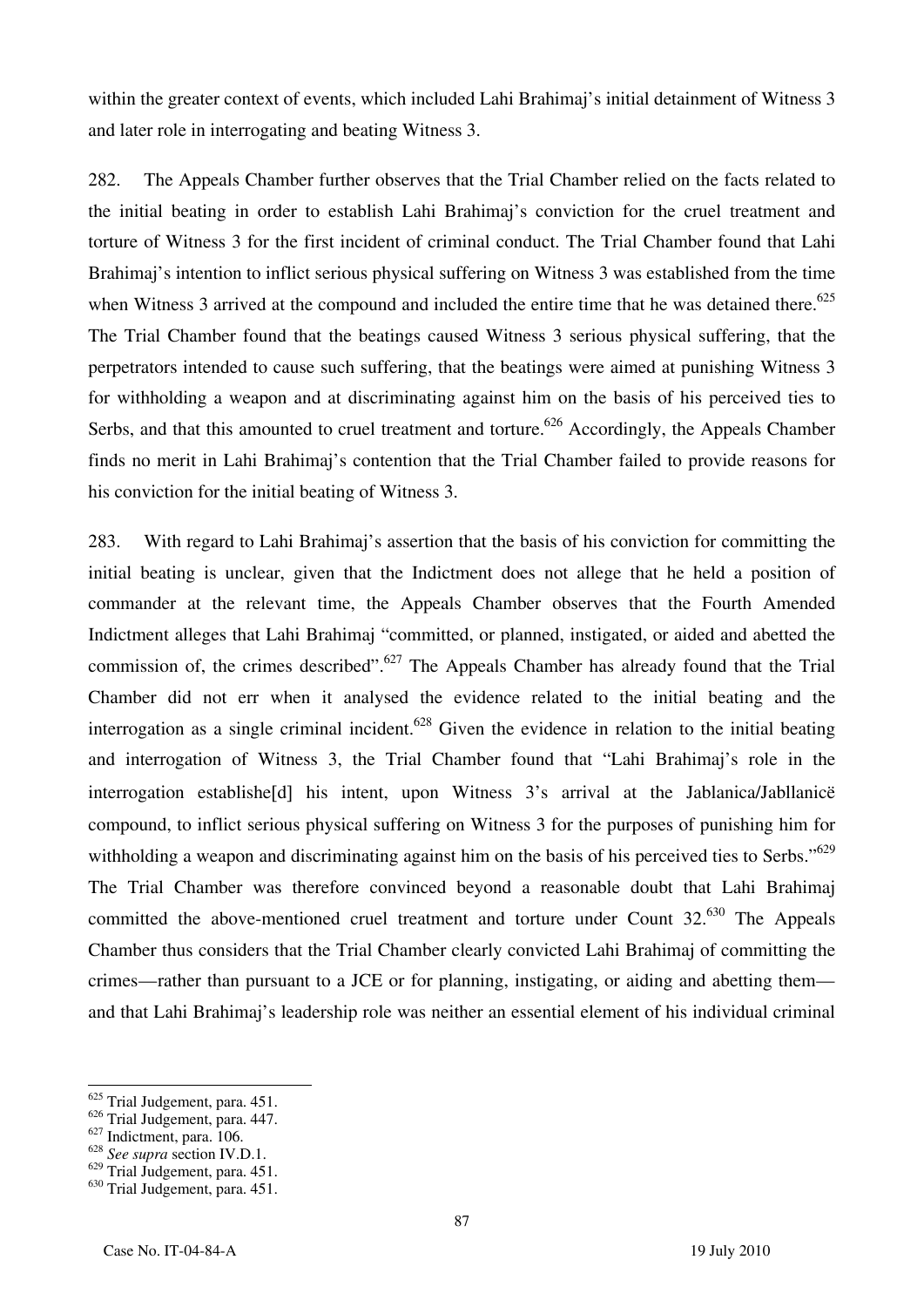within the greater context of events, which included Lahi Brahimaj's initial detainment of Witness 3 and later role in interrogating and beating Witness 3.

282. The Appeals Chamber further observes that the Trial Chamber relied on the facts related to the initial beating in order to establish Lahi Brahimaj's conviction for the cruel treatment and torture of Witness 3 for the first incident of criminal conduct. The Trial Chamber found that Lahi Brahimaj's intention to inflict serious physical suffering on Witness 3 was established from the time when Witness 3 arrived at the compound and included the entire time that he was detained there.[625] The Trial Chamber found that the beatings caused Witness 3 serious physical suffering, that the perpetrators intended to cause such suffering, that the beatings were aimed at punishing Witness 3 for withholding a weapon and at discriminating against him on the basis of his perceived ties to Serbs, and that this amounted to cruel treatment and torture.[626] Accordingly, the Appeals Chamber finds no merit in Lahi Brahimaj's contention that the Trial Chamber failed to provide reasons for his conviction for the initial beating of Witness 3.

283. With regard to Lahi Brahimaj's assertion that the basis of his conviction for committing the initial beating is unclear, given that the Indictment does not allege that he held a position of commander at the relevant time, the Appeals Chamber observes that the Fourth Amended Indictment alleges that Lahi Brahimaj "committed, or planned, instigated, or aided and abetted the commission of, the crimes described".[627] The Appeals Chamber has already found that the Trial Chamber did not err when it analysed the evidence related to the initial beating and the interrogation as a single criminal incident.[628] Given the evidence in relation to the initial beating and interrogation of Witness 3, the Trial Chamber found that "Lahi Brahimaj's role in the interrogation establishe[d] his intent, upon Witness 3's arrival at the Jablanica/Jabllanicë compound, to inflict serious physical suffering on Witness 3 for the purposes of punishing him for withholding a weapon and discriminating against him on the basis of his perceived ties to Serbs."[629] The Trial Chamber was therefore convinced beyond a reasonable doubt that Lahi Brahimaj committed the above-mentioned cruel treatment and torture under Count 32.[630] The Appeals Chamber thus considers that the Trial Chamber clearly convicted Lahi Brahimaj of committing the crimes—rather than pursuant to a JCE or for planning, instigating, or aiding and abetting them—and that Lahi Brahimaj's leadership role was neither an essential element of his individual criminal

---

[625] Trial Judgement, para. 451.
[626] Trial Judgement, para. 447.
[627] Indictment, para. 106.
[628] *See supra* section IV.D.1.
[629] Trial Judgement, para. 451.
[630] Trial Judgement, para. 451.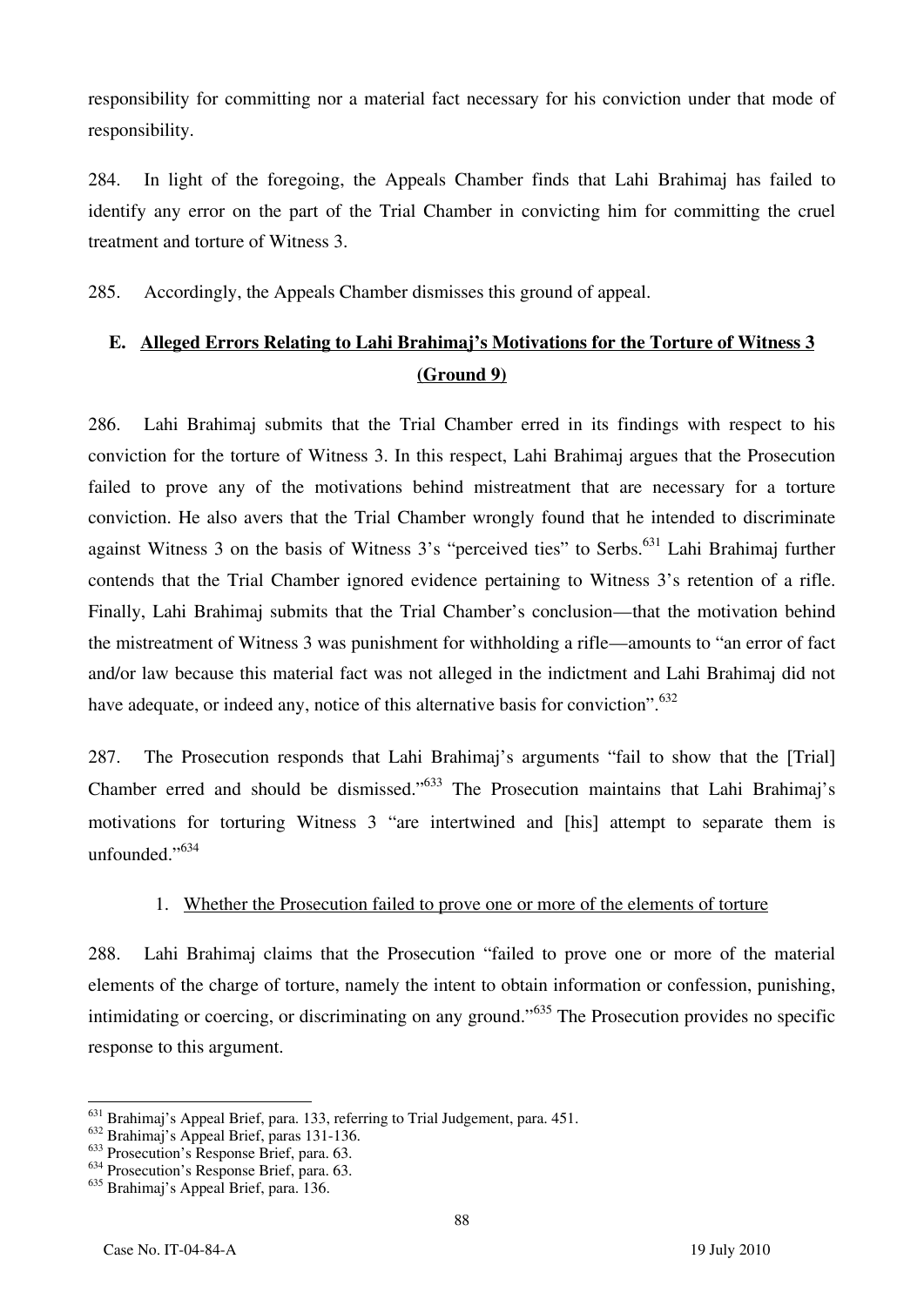responsibility for committing nor a material fact necessary for his conviction under that mode of responsibility.

284. In light of the foregoing, the Appeals Chamber finds that Lahi Brahimaj has failed to identify any error on the part of the Trial Chamber in convicting him for committing the cruel treatment and torture of Witness 3.

285. Accordingly, the Appeals Chamber dismisses this ground of appeal.

## E. Alleged Errors Relating to Lahi Brahimaj's Motivations for the Torture of Witness 3 (Ground 9)

286. Lahi Brahimaj submits that the Trial Chamber erred in its findings with respect to his conviction for the torture of Witness 3. In this respect, Lahi Brahimaj argues that the Prosecution failed to prove any of the motivations behind mistreatment that are necessary for a torture conviction. He also avers that the Trial Chamber wrongly found that he intended to discriminate against Witness 3 on the basis of Witness 3's "perceived ties" to Serbs.[631] Lahi Brahimaj further contends that the Trial Chamber ignored evidence pertaining to Witness 3's retention of a rifle. Finally, Lahi Brahimaj submits that the Trial Chamber's conclusion—that the motivation behind the mistreatment of Witness 3 was punishment for withholding a rifle—amounts to "an error of fact and/or law because this material fact was not alleged in the indictment and Lahi Brahimaj did not have adequate, or indeed any, notice of this alternative basis for conviction".[632]

287. The Prosecution responds that Lahi Brahimaj's arguments "fail to show that the [Trial] Chamber erred and should be dismissed."[633] The Prosecution maintains that Lahi Brahimaj's motivations for torturing Witness 3 "are intertwined and [his] attempt to separate them is unfounded."[634]

### 1. Whether the Prosecution failed to prove one or more of the elements of torture

288. Lahi Brahimaj claims that the Prosecution "failed to prove one or more of the material elements of the charge of torture, namely the intent to obtain information or confession, punishing, intimidating or coercing, or discriminating on any ground."[635] The Prosecution provides no specific response to this argument.

---

[631] Brahimaj's Appeal Brief, para. 133, referring to Trial Judgement, para. 451.

[632] Brahimaj's Appeal Brief, paras 131-136.

[633] Prosecution's Response Brief, para. 63.

[634] Prosecution's Response Brief, para. 63.

[635] Brahimaj's Appeal Brief, para. 136.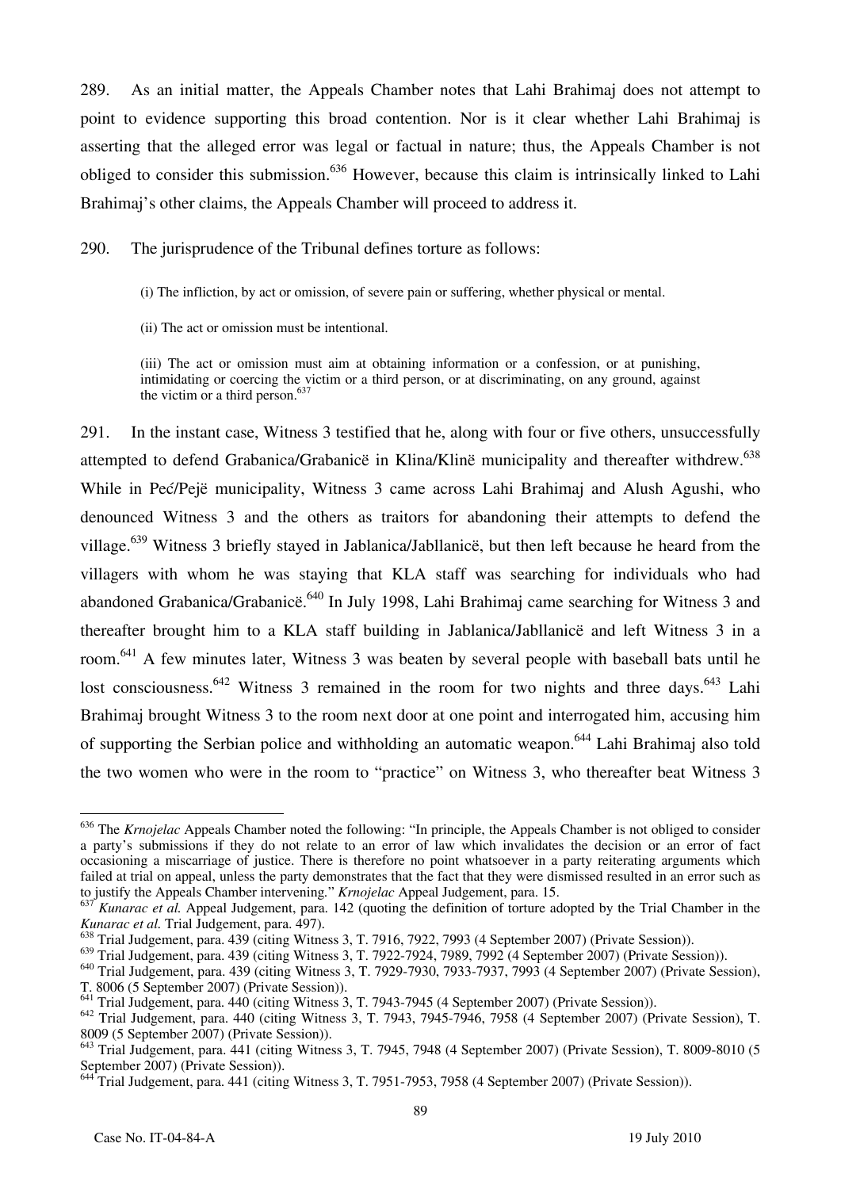289. As an initial matter, the Appeals Chamber notes that Lahi Brahimaj does not attempt to point to evidence supporting this broad contention. Nor is it clear whether Lahi Brahimaj is asserting that the alleged error was legal or factual in nature; thus, the Appeals Chamber is not obliged to consider this submission.[636] However, because this claim is intrinsically linked to Lahi Brahimaj's other claims, the Appeals Chamber will proceed to address it.

290. The jurisprudence of the Tribunal defines torture as follows:

> (i) The infliction, by act or omission, of severe pain or suffering, whether physical or mental.
>
> (ii) The act or omission must be intentional.
>
> (iii) The act or omission must aim at obtaining information or a confession, or at punishing, intimidating or coercing the victim or a third person, or at discriminating, on any ground, against the victim or a third person.[637]

291. In the instant case, Witness 3 testified that he, along with four or five others, unsuccessfully attempted to defend Grabanica/Grabanicë in Klina/Klinë municipality and thereafter withdrew.[638] While in Peć/Pejë municipality, Witness 3 came across Lahi Brahimaj and Alush Agushi, who denounced Witness 3 and the others as traitors for abandoning their attempts to defend the village.[639] Witness 3 briefly stayed in Jablanica/Jabllanicë, but then left because he heard from the villagers with whom he was staying that KLA staff was searching for individuals who had abandoned Grabanica/Grabanicë.[640] In July 1998, Lahi Brahimaj came searching for Witness 3 and thereafter brought him to a KLA staff building in Jablanica/Jabllanicë and left Witness 3 in a room.[641] A few minutes later, Witness 3 was beaten by several people with baseball bats until he lost consciousness.[642] Witness 3 remained in the room for two nights and three days.[643] Lahi Brahimaj brought Witness 3 to the room next door at one point and interrogated him, accusing him of supporting the Serbian police and withholding an automatic weapon.[644] Lahi Brahimaj also told the two women who were in the room to "practice" on Witness 3, who thereafter beat Witness 3

---

[636] The *Krnojelac* Appeals Chamber noted the following: "In principle, the Appeals Chamber is not obliged to consider a party's submissions if they do not relate to an error of law which invalidates the decision or an error of fact occasioning a miscarriage of justice. There is therefore no point whatsoever in a party reiterating arguments which failed at trial on appeal, unless the party demonstrates that the fact that they were dismissed resulted in an error such as to justify the Appeals Chamber intervening." *Krnojelac* Appeal Judgement, para. 15.

[637] *Kunarac et al.* Appeal Judgement, para. 142 (quoting the definition of torture adopted by the Trial Chamber in the *Kunarac et al.* Trial Judgement, para. 497).

[638] Trial Judgement, para. 439 (citing Witness 3, T. 7916, 7922, 7993 (4 September 2007) (Private Session)).

[639] Trial Judgement, para. 439 (citing Witness 3, T. 7922-7924, 7989, 7992 (4 September 2007) (Private Session)).

[640] Trial Judgement, para. 439 (citing Witness 3, T. 7929-7930, 7933-7937, 7993 (4 September 2007) (Private Session), T. 8006 (5 September 2007) (Private Session)).

[641] Trial Judgement, para. 440 (citing Witness 3, T. 7943-7945 (4 September 2007) (Private Session)).

[642] Trial Judgement, para. 440 (citing Witness 3, T. 7943, 7945-7946, 7958 (4 September 2007) (Private Session), T. 8009 (5 September 2007) (Private Session)).

[643] Trial Judgement, para. 441 (citing Witness 3, T. 7945, 7948 (4 September 2007) (Private Session), T. 8009-8010 (5 September 2007) (Private Session)).

[644] Trial Judgement, para. 441 (citing Witness 3, T. 7951-7953, 7958 (4 September 2007) (Private Session)).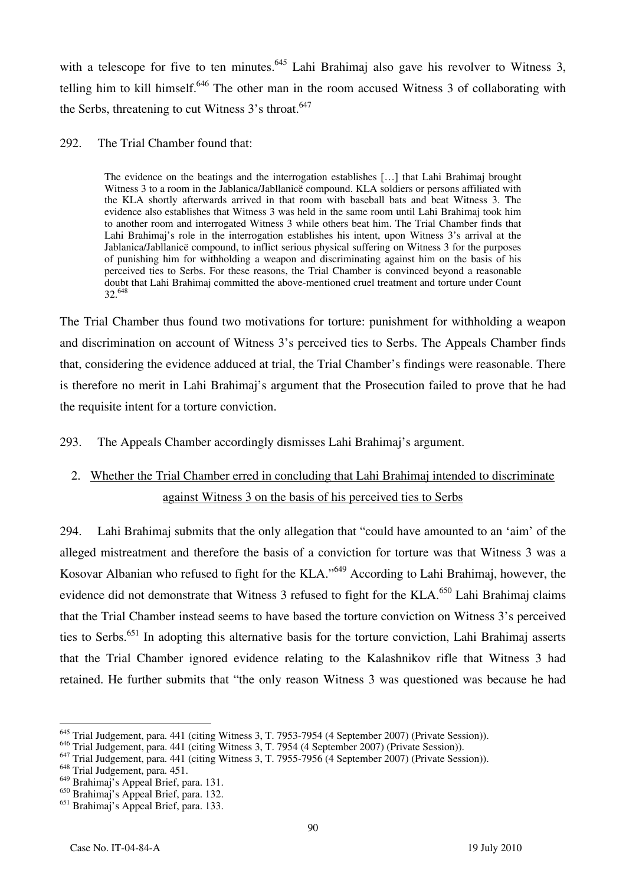with a telescope for five to ten minutes.[645] Lahi Brahimaj also gave his revolver to Witness 3, telling him to kill himself.[646] The other man in the room accused Witness 3 of collaborating with the Serbs, threatening to cut Witness 3's throat.[647]

292. The Trial Chamber found that:

> The evidence on the beatings and the interrogation establishes […] that Lahi Brahimaj brought Witness 3 to a room in the Jablanica/Jabllanicë compound. KLA soldiers or persons affiliated with the KLA shortly afterwards arrived in that room with baseball bats and beat Witness 3. The evidence also establishes that Witness 3 was held in the same room until Lahi Brahimaj took him to another room and interrogated Witness 3 while others beat him. The Trial Chamber finds that Lahi Brahimaj's role in the interrogation establishes his intent, upon Witness 3's arrival at the Jablanica/Jabllanicë compound, to inflict serious physical suffering on Witness 3 for the purposes of punishing him for withholding a weapon and discriminating against him on the basis of his perceived ties to Serbs. For these reasons, the Trial Chamber is convinced beyond a reasonable doubt that Lahi Brahimaj committed the above-mentioned cruel treatment and torture under Count 32.[648]

The Trial Chamber thus found two motivations for torture: punishment for withholding a weapon and discrimination on account of Witness 3's perceived ties to Serbs. The Appeals Chamber finds that, considering the evidence adduced at trial, the Trial Chamber's findings were reasonable. There is therefore no merit in Lahi Brahimaj's argument that the Prosecution failed to prove that he had the requisite intent for a torture conviction.

293. The Appeals Chamber accordingly dismisses Lahi Brahimaj's argument.

## 2. Whether the Trial Chamber erred in concluding that Lahi Brahimaj intended to discriminate against Witness 3 on the basis of his perceived ties to Serbs

294. Lahi Brahimaj submits that the only allegation that "could have amounted to an 'aim' of the alleged mistreatment and therefore the basis of a conviction for torture was that Witness 3 was a Kosovar Albanian who refused to fight for the KLA."[649] According to Lahi Brahimaj, however, the evidence did not demonstrate that Witness 3 refused to fight for the KLA.[650] Lahi Brahimaj claims that the Trial Chamber instead seems to have based the torture conviction on Witness 3's perceived ties to Serbs.[651] In adopting this alternative basis for the torture conviction, Lahi Brahimaj asserts that the Trial Chamber ignored evidence relating to the Kalashnikov rifle that Witness 3 had retained. He further submits that "the only reason Witness 3 was questioned was because he had

---

[645] Trial Judgement, para. 441 (citing Witness 3, T. 7953-7954 (4 September 2007) (Private Session)).
[646] Trial Judgement, para. 441 (citing Witness 3, T. 7954 (4 September 2007) (Private Session)).
[647] Trial Judgement, para. 441 (citing Witness 3, T. 7955-7956 (4 September 2007) (Private Session)).
[648] Trial Judgement, para. 451.
[649] Brahimaj's Appeal Brief, para. 131.
[650] Brahimaj's Appeal Brief, para. 132.
[651] Brahimaj's Appeal Brief, para. 133.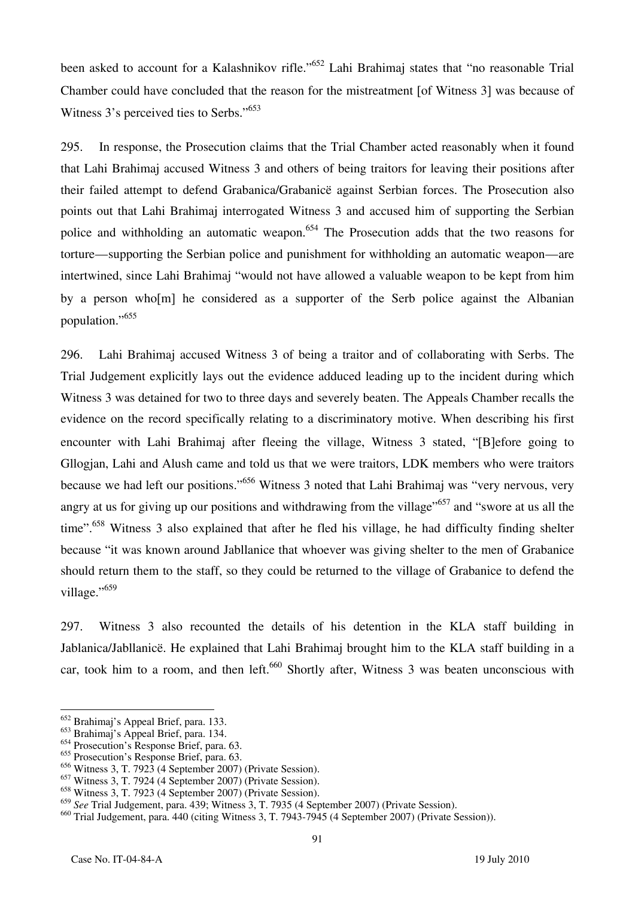been asked to account for a Kalashnikov rifle."[652] Lahi Brahimaj states that "no reasonable Trial Chamber could have concluded that the reason for the mistreatment [of Witness 3] was because of Witness 3's perceived ties to Serbs."[653]

295. In response, the Prosecution claims that the Trial Chamber acted reasonably when it found that Lahi Brahimaj accused Witness 3 and others of being traitors for leaving their positions after their failed attempt to defend Grabanica/Grabanicë against Serbian forces. The Prosecution also points out that Lahi Brahimaj interrogated Witness 3 and accused him of supporting the Serbian police and withholding an automatic weapon.[654] The Prosecution adds that the two reasons for torture—supporting the Serbian police and punishment for withholding an automatic weapon—are intertwined, since Lahi Brahimaj "would not have allowed a valuable weapon to be kept from him by a person who[m] he considered as a supporter of the Serb police against the Albanian population."[655]

296. Lahi Brahimaj accused Witness 3 of being a traitor and of collaborating with Serbs. The Trial Judgement explicitly lays out the evidence adduced leading up to the incident during which Witness 3 was detained for two to three days and severely beaten. The Appeals Chamber recalls the evidence on the record specifically relating to a discriminatory motive. When describing his first encounter with Lahi Brahimaj after fleeing the village, Witness 3 stated, "[B]efore going to Gllogjan, Lahi and Alush came and told us that we were traitors, LDK members who were traitors because we had left our positions."[656] Witness 3 noted that Lahi Brahimaj was "very nervous, very angry at us for giving up our positions and withdrawing from the village"[657] and "swore at us all the time".[658] Witness 3 also explained that after he fled his village, he had difficulty finding shelter because "it was known around Jabllanice that whoever was giving shelter to the men of Grabanice should return them to the staff, so they could be returned to the village of Grabanice to defend the village."[659]

297. Witness 3 also recounted the details of his detention in the KLA staff building in Jablanica/Jabllanicë. He explained that Lahi Brahimaj brought him to the KLA staff building in a car, took him to a room, and then left.[660] Shortly after, Witness 3 was beaten unconscious with

---

[652] Brahimaj's Appeal Brief, para. 133.
[653] Brahimaj's Appeal Brief, para. 134.
[654] Prosecution's Response Brief, para. 63.
[655] Prosecution's Response Brief, para. 63.
[656] Witness 3, T. 7923 (4 September 2007) (Private Session).
[657] Witness 3, T. 7924 (4 September 2007) (Private Session).
[658] Witness 3, T. 7923 (4 September 2007) (Private Session).
[659] *See* Trial Judgement, para. 439; Witness 3, T. 7935 (4 September 2007) (Private Session).
[660] Trial Judgement, para. 440 (citing Witness 3, T. 7943-7945 (4 September 2007) (Private Session)).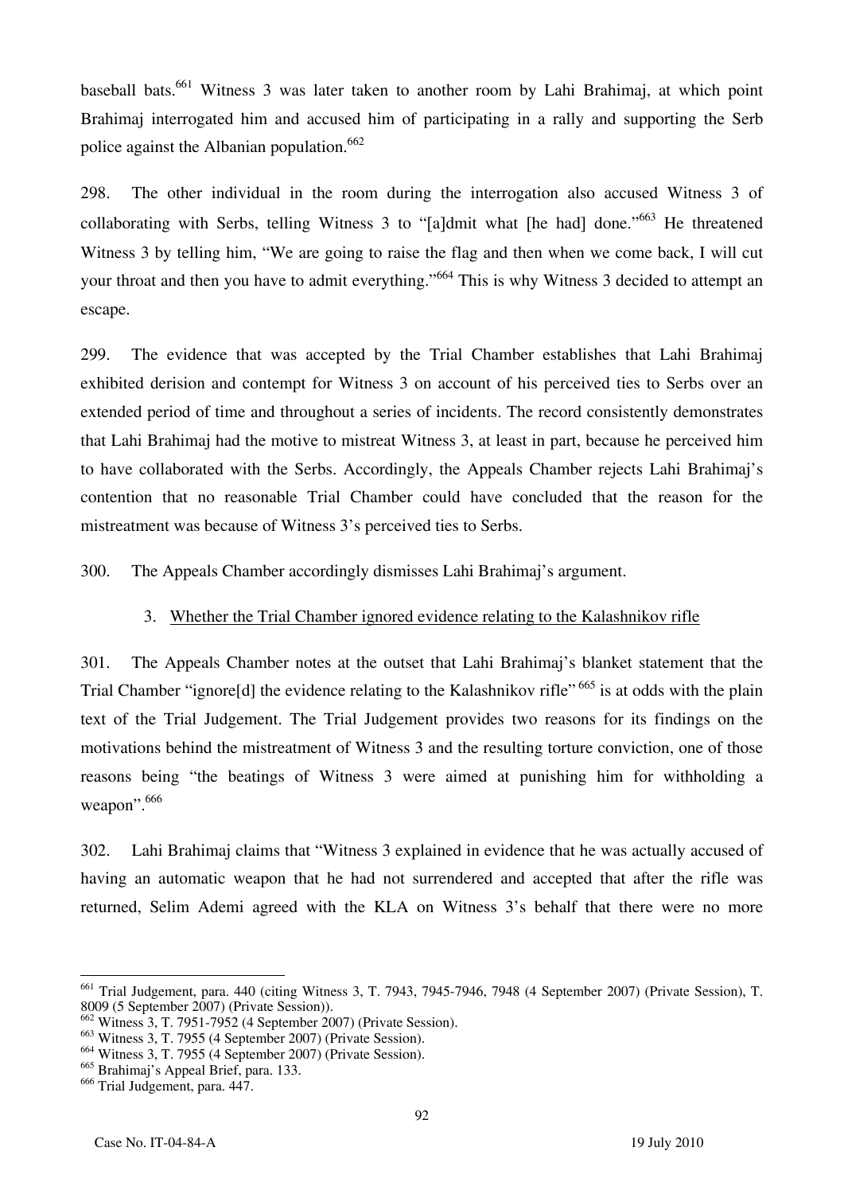baseball bats.[661] Witness 3 was later taken to another room by Lahi Brahimaj, at which point Brahimaj interrogated him and accused him of participating in a rally and supporting the Serb police against the Albanian population.[662]

298. The other individual in the room during the interrogation also accused Witness 3 of collaborating with Serbs, telling Witness 3 to "[a]dmit what [he had] done."[663] He threatened Witness 3 by telling him, "We are going to raise the flag and then when we come back, I will cut your throat and then you have to admit everything."[664] This is why Witness 3 decided to attempt an escape.

299. The evidence that was accepted by the Trial Chamber establishes that Lahi Brahimaj exhibited derision and contempt for Witness 3 on account of his perceived ties to Serbs over an extended period of time and throughout a series of incidents. The record consistently demonstrates that Lahi Brahimaj had the motive to mistreat Witness 3, at least in part, because he perceived him to have collaborated with the Serbs. Accordingly, the Appeals Chamber rejects Lahi Brahimaj's contention that no reasonable Trial Chamber could have concluded that the reason for the mistreatment was because of Witness 3's perceived ties to Serbs.

300. The Appeals Chamber accordingly dismisses Lahi Brahimaj's argument.

### 3. Whether the Trial Chamber ignored evidence relating to the Kalashnikov rifle

301. The Appeals Chamber notes at the outset that Lahi Brahimaj's blanket statement that the Trial Chamber "ignore[d] the evidence relating to the Kalashnikov rifle"[665] is at odds with the plain text of the Trial Judgement. The Trial Judgement provides two reasons for its findings on the motivations behind the mistreatment of Witness 3 and the resulting torture conviction, one of those reasons being "the beatings of Witness 3 were aimed at punishing him for withholding a weapon".[666]

302. Lahi Brahimaj claims that "Witness 3 explained in evidence that he was actually accused of having an automatic weapon that he had not surrendered and accepted that after the rifle was returned, Selim Ademi agreed with the KLA on Witness 3's behalf that there were no more

---

[661] Trial Judgement, para. 440 (citing Witness 3, T. 7943, 7945-7946, 7948 (4 September 2007) (Private Session), T. 8009 (5 September 2007) (Private Session)).

[662] Witness 3, T. 7951-7952 (4 September 2007) (Private Session).

[663] Witness 3, T. 7955 (4 September 2007) (Private Session).

[664] Witness 3, T. 7955 (4 September 2007) (Private Session).

[665] Brahimaj's Appeal Brief, para. 133.

[666] Trial Judgement, para. 447.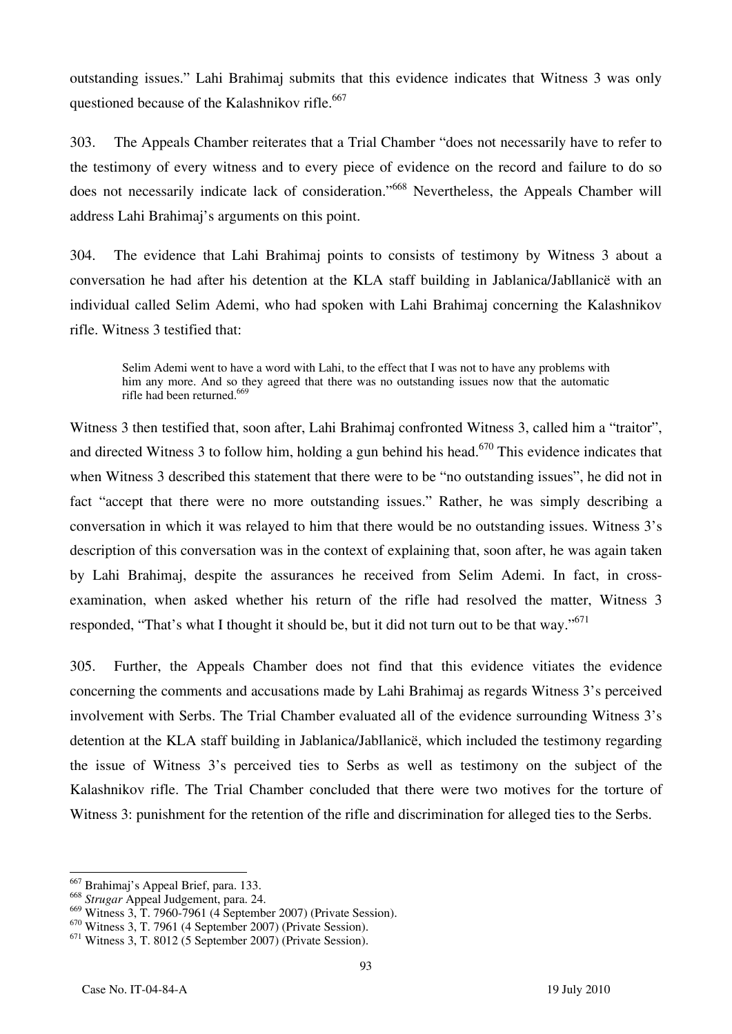outstanding issues." Lahi Brahimaj submits that this evidence indicates that Witness 3 was only questioned because of the Kalashnikov rifle.[667]

303. The Appeals Chamber reiterates that a Trial Chamber "does not necessarily have to refer to the testimony of every witness and to every piece of evidence on the record and failure to do so does not necessarily indicate lack of consideration."[668] Nevertheless, the Appeals Chamber will address Lahi Brahimaj's arguments on this point.

304. The evidence that Lahi Brahimaj points to consists of testimony by Witness 3 about a conversation he had after his detention at the KLA staff building in Jablanica/Jabllanicë with an individual called Selim Ademi, who had spoken with Lahi Brahimaj concerning the Kalashnikov rifle. Witness 3 testified that:

> Selim Ademi went to have a word with Lahi, to the effect that I was not to have any problems with him any more. And so they agreed that there was no outstanding issues now that the automatic rifle had been returned.[669]

Witness 3 then testified that, soon after, Lahi Brahimaj confronted Witness 3, called him a "traitor", and directed Witness 3 to follow him, holding a gun behind his head.[670] This evidence indicates that when Witness 3 described this statement that there were to be "no outstanding issues", he did not in fact "accept that there were no more outstanding issues." Rather, he was simply describing a conversation in which it was relayed to him that there would be no outstanding issues. Witness 3's description of this conversation was in the context of explaining that, soon after, he was again taken by Lahi Brahimaj, despite the assurances he received from Selim Ademi. In fact, in cross-examination, when asked whether his return of the rifle had resolved the matter, Witness 3 responded, "That's what I thought it should be, but it did not turn out to be that way."[671]

305. Further, the Appeals Chamber does not find that this evidence vitiates the evidence concerning the comments and accusations made by Lahi Brahimaj as regards Witness 3's perceived involvement with Serbs. The Trial Chamber evaluated all of the evidence surrounding Witness 3's detention at the KLA staff building in Jablanica/Jabllanicë, which included the testimony regarding the issue of Witness 3's perceived ties to Serbs as well as testimony on the subject of the Kalashnikov rifle. The Trial Chamber concluded that there were two motives for the torture of Witness 3: punishment for the retention of the rifle and discrimination for alleged ties to the Serbs.

---

[667] Brahimaj's Appeal Brief, para. 133.

[668] *Strugar* Appeal Judgement, para. 24.

[669] Witness 3, T. 7960-7961 (4 September 2007) (Private Session).

[670] Witness 3, T. 7961 (4 September 2007) (Private Session).

[671] Witness 3, T. 8012 (5 September 2007) (Private Session).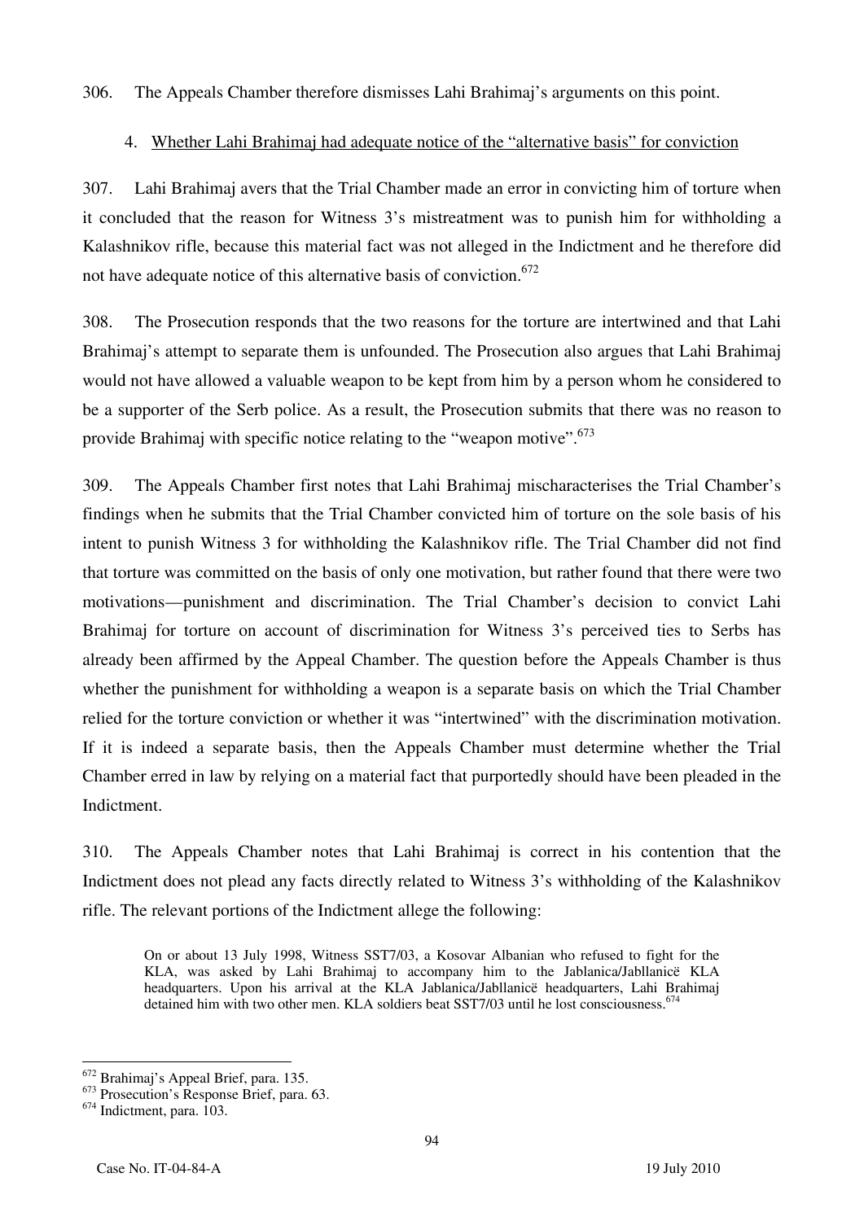306. The Appeals Chamber therefore dismisses Lahi Brahimaj's arguments on this point.

### 4. Whether Lahi Brahimaj had adequate notice of the "alternative basis" for conviction

307. Lahi Brahimaj avers that the Trial Chamber made an error in convicting him of torture when it concluded that the reason for Witness 3's mistreatment was to punish him for withholding a Kalashnikov rifle, because this material fact was not alleged in the Indictment and he therefore did not have adequate notice of this alternative basis of conviction.[672]

308. The Prosecution responds that the two reasons for the torture are intertwined and that Lahi Brahimaj's attempt to separate them is unfounded. The Prosecution also argues that Lahi Brahimaj would not have allowed a valuable weapon to be kept from him by a person whom he considered to be a supporter of the Serb police. As a result, the Prosecution submits that there was no reason to provide Brahimaj with specific notice relating to the "weapon motive".[673]

309. The Appeals Chamber first notes that Lahi Brahimaj mischaracterises the Trial Chamber's findings when he submits that the Trial Chamber convicted him of torture on the sole basis of his intent to punish Witness 3 for withholding the Kalashnikov rifle. The Trial Chamber did not find that torture was committed on the basis of only one motivation, but rather found that there were two motivations—punishment and discrimination. The Trial Chamber's decision to convict Lahi Brahimaj for torture on account of discrimination for Witness 3's perceived ties to Serbs has already been affirmed by the Appeal Chamber. The question before the Appeals Chamber is thus whether the punishment for withholding a weapon is a separate basis on which the Trial Chamber relied for the torture conviction or whether it was "intertwined" with the discrimination motivation. If it is indeed a separate basis, then the Appeals Chamber must determine whether the Trial Chamber erred in law by relying on a material fact that purportedly should have been pleaded in the Indictment.

310. The Appeals Chamber notes that Lahi Brahimaj is correct in his contention that the Indictment does not plead any facts directly related to Witness 3's withholding of the Kalashnikov rifle. The relevant portions of the Indictment allege the following:

> On or about 13 July 1998, Witness SST7/03, a Kosovar Albanian who refused to fight for the KLA, was asked by Lahi Brahimaj to accompany him to the Jablanica/Jabllanicë KLA headquarters. Upon his arrival at the KLA Jablanica/Jabllanicë headquarters, Lahi Brahimaj detained him with two other men. KLA soldiers beat SST7/03 until he lost consciousness.[674]

---

[672] Brahimaj's Appeal Brief, para. 135.

[673] Prosecution's Response Brief, para. 63.

[674] Indictment, para. 103.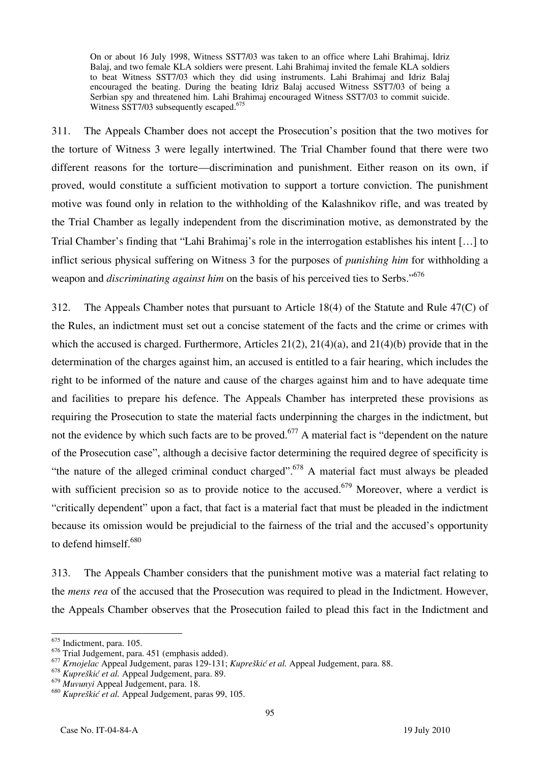> On or about 16 July 1998, Witness SST7/03 was taken to an office where Lahi Brahimaj, Idriz Balaj, and two female KLA soldiers were present. Lahi Brahimaj invited the female KLA soldiers to beat Witness SST7/03 which they did using instruments. Lahi Brahimaj and Idriz Balaj encouraged the beating. During the beating Idriz Balaj accused Witness SST7/03 of being a Serbian spy and threatened him. Lahi Brahimaj encouraged Witness SST7/03 to commit suicide. Witness SST7/03 subsequently escaped.[675]

311. The Appeals Chamber does not accept the Prosecution's position that the two motives for the torture of Witness 3 were legally intertwined. The Trial Chamber found that there were two different reasons for the torture—discrimination and punishment. Either reason on its own, if proved, would constitute a sufficient motivation to support a torture conviction. The punishment motive was found only in relation to the withholding of the Kalashnikov rifle, and was treated by the Trial Chamber as legally independent from the discrimination motive, as demonstrated by the Trial Chamber's finding that "Lahi Brahimaj's role in the interrogation establishes his intent […] to inflict serious physical suffering on Witness 3 for the purposes of *punishing him* for withholding a weapon and *discriminating against him* on the basis of his perceived ties to Serbs."[676]

312. The Appeals Chamber notes that pursuant to Article 18(4) of the Statute and Rule 47(C) of the Rules, an indictment must set out a concise statement of the facts and the crime or crimes with which the accused is charged. Furthermore, Articles 21(2), 21(4)(a), and 21(4)(b) provide that in the determination of the charges against him, an accused is entitled to a fair hearing, which includes the right to be informed of the nature and cause of the charges against him and to have adequate time and facilities to prepare his defence. The Appeals Chamber has interpreted these provisions as requiring the Prosecution to state the material facts underpinning the charges in the indictment, but not the evidence by which such facts are to be proved.[677] A material fact is "dependent on the nature of the Prosecution case", although a decisive factor determining the required degree of specificity is "the nature of the alleged criminal conduct charged".[678] A material fact must always be pleaded with sufficient precision so as to provide notice to the accused.[679] Moreover, where a verdict is "critically dependent" upon a fact, that fact is a material fact that must be pleaded in the indictment because its omission would be prejudicial to the fairness of the trial and the accused's opportunity to defend himself.[680]

313. The Appeals Chamber considers that the punishment motive was a material fact relating to the *mens rea* of the accused that the Prosecution was required to plead in the Indictment. However, the Appeals Chamber observes that the Prosecution failed to plead this fact in the Indictment and

---

[675] Indictment, para. 105.

[676] Trial Judgement, para. 451 (emphasis added).

[677] *Krnojelac* Appeal Judgement, paras 129-131; *Kupreškić et al.* Appeal Judgement, para. 88.

[678] *Kupreškić et al.* Appeal Judgement, para. 89.

[679] *Muvunyi* Appeal Judgement, para. 18.

[680] *Kupreškić et al.* Appeal Judgement, paras 99, 105.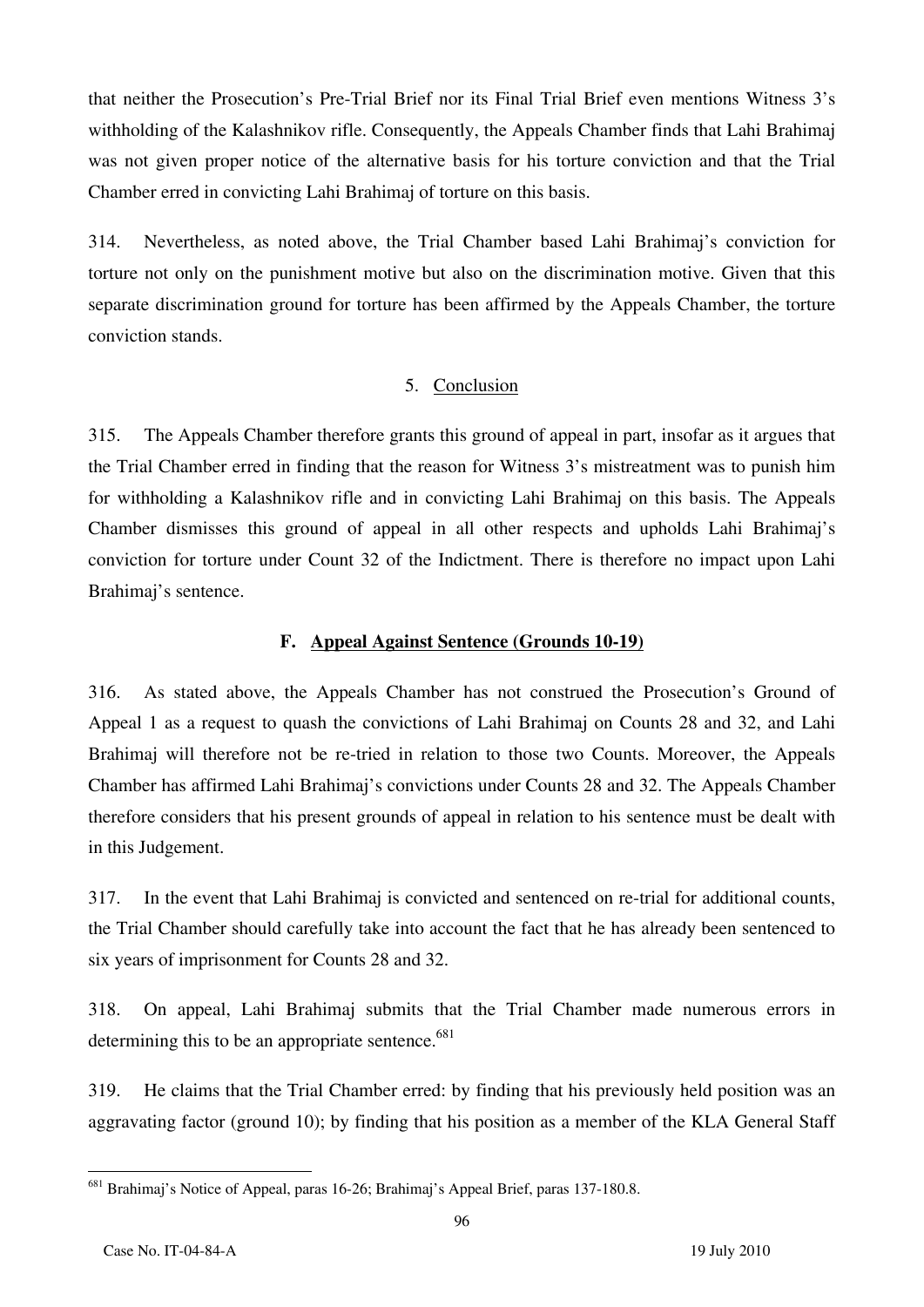that neither the Prosecution's Pre-Trial Brief nor its Final Trial Brief even mentions Witness 3's withholding of the Kalashnikov rifle. Consequently, the Appeals Chamber finds that Lahi Brahimaj was not given proper notice of the alternative basis for his torture conviction and that the Trial Chamber erred in convicting Lahi Brahimaj of torture on this basis.

314. Nevertheless, as noted above, the Trial Chamber based Lahi Brahimaj's conviction for torture not only on the punishment motive but also on the discrimination motive. Given that this separate discrimination ground for torture has been affirmed by the Appeals Chamber, the torture conviction stands.

### 5. Conclusion

315. The Appeals Chamber therefore grants this ground of appeal in part, insofar as it argues that the Trial Chamber erred in finding that the reason for Witness 3's mistreatment was to punish him for withholding a Kalashnikov rifle and in convicting Lahi Brahimaj on this basis. The Appeals Chamber dismisses this ground of appeal in all other respects and upholds Lahi Brahimaj's conviction for torture under Count 32 of the Indictment. There is therefore no impact upon Lahi Brahimaj's sentence.

## F. Appeal Against Sentence (Grounds 10-19)

316. As stated above, the Appeals Chamber has not construed the Prosecution's Ground of Appeal 1 as a request to quash the convictions of Lahi Brahimaj on Counts 28 and 32, and Lahi Brahimaj will therefore not be re-tried in relation to those two Counts. Moreover, the Appeals Chamber has affirmed Lahi Brahimaj's convictions under Counts 28 and 32. The Appeals Chamber therefore considers that his present grounds of appeal in relation to his sentence must be dealt with in this Judgement.

317. In the event that Lahi Brahimaj is convicted and sentenced on re-trial for additional counts, the Trial Chamber should carefully take into account the fact that he has already been sentenced to six years of imprisonment for Counts 28 and 32.

318. On appeal, Lahi Brahimaj submits that the Trial Chamber made numerous errors in determining this to be an appropriate sentence.[681]

319. He claims that the Trial Chamber erred: by finding that his previously held position was an aggravating factor (ground 10); by finding that his position as a member of the KLA General Staff

---

[681] Brahimaj's Notice of Appeal, paras 16-26; Brahimaj's Appeal Brief, paras 137-180.8.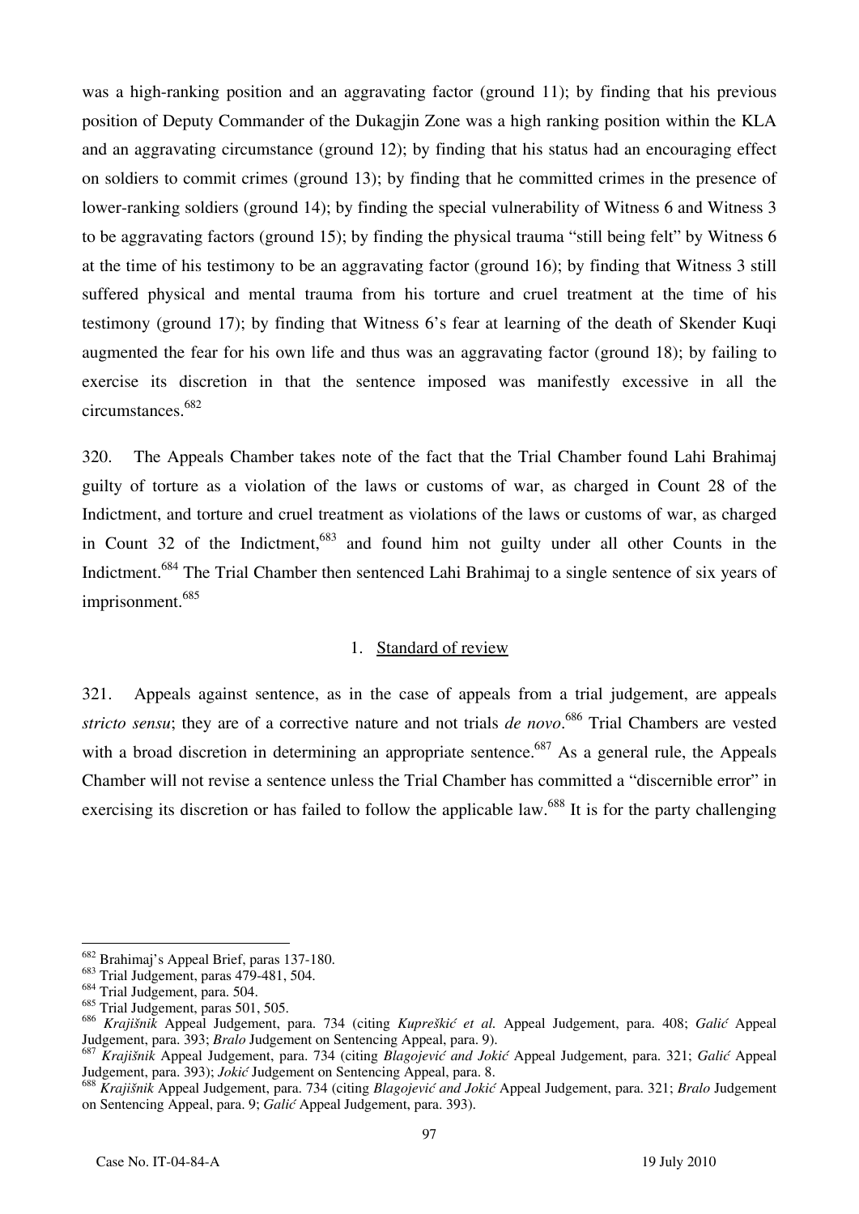was a high-ranking position and an aggravating factor (ground 11); by finding that his previous position of Deputy Commander of the Dukagjin Zone was a high ranking position within the KLA and an aggravating circumstance (ground 12); by finding that his status had an encouraging effect on soldiers to commit crimes (ground 13); by finding that he committed crimes in the presence of lower-ranking soldiers (ground 14); by finding the special vulnerability of Witness 6 and Witness 3 to be aggravating factors (ground 15); by finding the physical trauma "still being felt" by Witness 6 at the time of his testimony to be an aggravating factor (ground 16); by finding that Witness 3 still suffered physical and mental trauma from his torture and cruel treatment at the time of his testimony (ground 17); by finding that Witness 6's fear at learning of the death of Skender Kuqi augmented the fear for his own life and thus was an aggravating factor (ground 18); by failing to exercise its discretion in that the sentence imposed was manifestly excessive in all the circumstances.[682]

320. The Appeals Chamber takes note of the fact that the Trial Chamber found Lahi Brahimaj guilty of torture as a violation of the laws or customs of war, as charged in Count 28 of the Indictment, and torture and cruel treatment as violations of the laws or customs of war, as charged in Count 32 of the Indictment,[683] and found him not guilty under all other Counts in the Indictment.[684] The Trial Chamber then sentenced Lahi Brahimaj to a single sentence of six years of imprisonment.[685]

### 1. Standard of review

321. Appeals against sentence, as in the case of appeals from a trial judgement, are appeals *stricto sensu*; they are of a corrective nature and not trials *de novo*.[686] Trial Chambers are vested with a broad discretion in determining an appropriate sentence.[687] As a general rule, the Appeals Chamber will not revise a sentence unless the Trial Chamber has committed a "discernible error" in exercising its discretion or has failed to follow the applicable law.[688] It is for the party challenging

---

[682] Brahimaj's Appeal Brief, paras 137-180.

[683] Trial Judgement, paras 479-481, 504.

[684] Trial Judgement, para. 504.

[685] Trial Judgement, paras 501, 505.

[686] *Krajišnik* Appeal Judgement, para. 734 (citing *Kupreškić et al.* Appeal Judgement, para. 408; *Galić* Appeal Judgement, para. 393; *Bralo* Judgement on Sentencing Appeal, para. 9).

[687] *Krajišnik* Appeal Judgement, para. 734 (citing *Blagojević and Jokić* Appeal Judgement, para. 321; *Galić* Appeal Judgement, para. 393); *Jokić* Judgement on Sentencing Appeal, para. 8.

[688] *Krajišnik* Appeal Judgement, para. 734 (citing *Blagojević and Jokić* Appeal Judgement, para. 321; *Bralo* Judgement on Sentencing Appeal, para. 9; *Galić* Appeal Judgement, para. 393).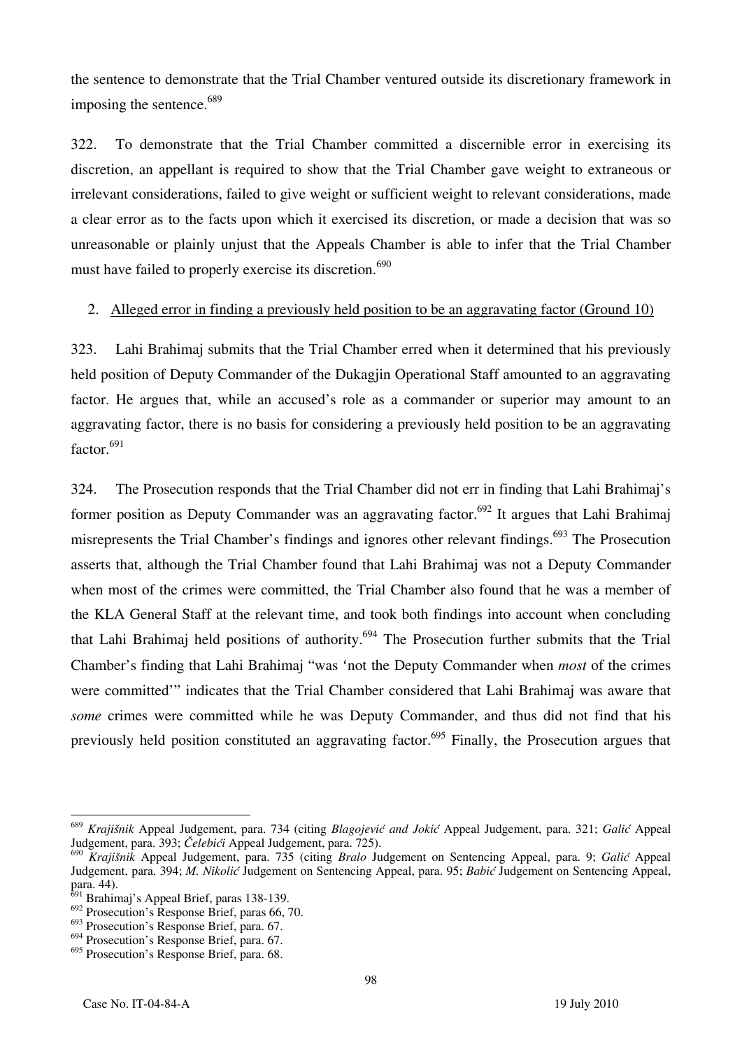the sentence to demonstrate that the Trial Chamber ventured outside its discretionary framework in imposing the sentence.[689]

322. To demonstrate that the Trial Chamber committed a discernible error in exercising its discretion, an appellant is required to show that the Trial Chamber gave weight to extraneous or irrelevant considerations, failed to give weight or sufficient weight to relevant considerations, made a clear error as to the facts upon which it exercised its discretion, or made a decision that was so unreasonable or plainly unjust that the Appeals Chamber is able to infer that the Trial Chamber must have failed to properly exercise its discretion.[690]

2. Alleged error in finding a previously held position to be an aggravating factor (Ground 10)

323. Lahi Brahimaj submits that the Trial Chamber erred when it determined that his previously held position of Deputy Commander of the Dukagjin Operational Staff amounted to an aggravating factor. He argues that, while an accused's role as a commander or superior may amount to an aggravating factor, there is no basis for considering a previously held position to be an aggravating factor.[691]

324. The Prosecution responds that the Trial Chamber did not err in finding that Lahi Brahimaj's former position as Deputy Commander was an aggravating factor.[692] It argues that Lahi Brahimaj misrepresents the Trial Chamber's findings and ignores other relevant findings.[693] The Prosecution asserts that, although the Trial Chamber found that Lahi Brahimaj was not a Deputy Commander when most of the crimes were committed, the Trial Chamber also found that he was a member of the KLA General Staff at the relevant time, and took both findings into account when concluding that Lahi Brahimaj held positions of authority.[694] The Prosecution further submits that the Trial Chamber's finding that Lahi Brahimaj "was 'not the Deputy Commander when *most* of the crimes were committed'" indicates that the Trial Chamber considered that Lahi Brahimaj was aware that *some* crimes were committed while he was Deputy Commander, and thus did not find that his previously held position constituted an aggravating factor.[695] Finally, the Prosecution argues that

---

[689] *Krajišnik* Appeal Judgement, para. 734 (citing *Blagojević and Jokić* Appeal Judgement, para. 321; *Galić* Appeal Judgement, para. 393; *Čelebići* Appeal Judgement, para. 725).

[690] *Krajišnik* Appeal Judgement, para. 735 (citing *Bralo* Judgement on Sentencing Appeal, para. 9; *Galić* Appeal Judgement, para. 394; *M. Nikolić* Judgement on Sentencing Appeal, para. 95; *Babić* Judgement on Sentencing Appeal, para. 44).

[691] Brahimaj's Appeal Brief, paras 138-139.

[692] Prosecution's Response Brief, paras 66, 70.

[693] Prosecution's Response Brief, para. 67.

[694] Prosecution's Response Brief, para. 67.

[695] Prosecution's Response Brief, para. 68.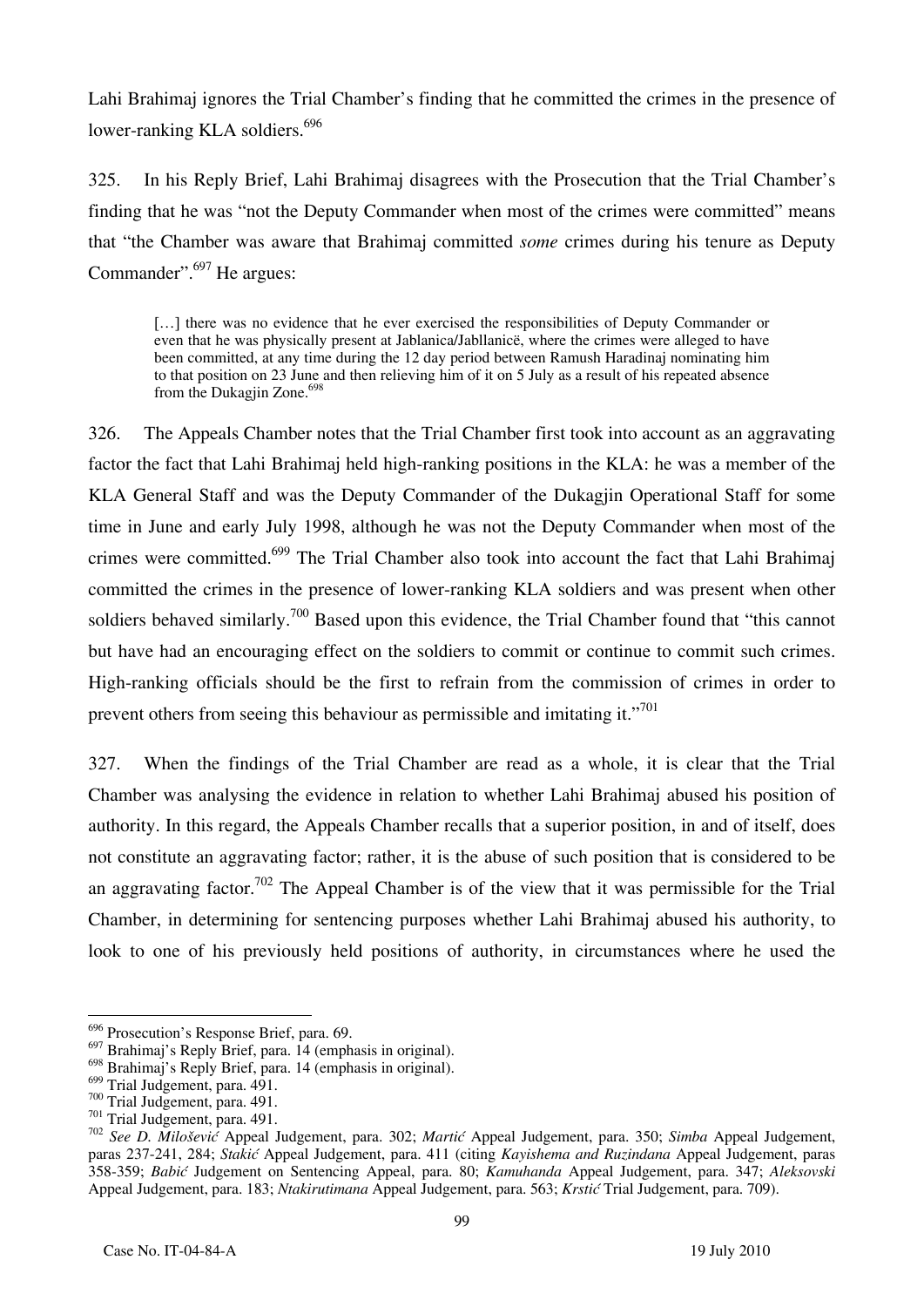Lahi Brahimaj ignores the Trial Chamber's finding that he committed the crimes in the presence of lower-ranking KLA soldiers.[696]

325. In his Reply Brief, Lahi Brahimaj disagrees with the Prosecution that the Trial Chamber's finding that he was "not the Deputy Commander when most of the crimes were committed" means that "the Chamber was aware that Brahimaj committed *some* crimes during his tenure as Deputy Commander".[697] He argues:

> […] there was no evidence that he ever exercised the responsibilities of Deputy Commander or even that he was physically present at Jablanica/Jabllanicë, where the crimes were alleged to have been committed, at any time during the 12 day period between Ramush Haradinaj nominating him to that position on 23 June and then relieving him of it on 5 July as a result of his repeated absence from the Dukagjin Zone.[698]

326. The Appeals Chamber notes that the Trial Chamber first took into account as an aggravating factor the fact that Lahi Brahimaj held high-ranking positions in the KLA: he was a member of the KLA General Staff and was the Deputy Commander of the Dukagjin Operational Staff for some time in June and early July 1998, although he was not the Deputy Commander when most of the crimes were committed.[699] The Trial Chamber also took into account the fact that Lahi Brahimaj committed the crimes in the presence of lower-ranking KLA soldiers and was present when other soldiers behaved similarly.[700] Based upon this evidence, the Trial Chamber found that "this cannot but have had an encouraging effect on the soldiers to commit or continue to commit such crimes. High-ranking officials should be the first to refrain from the commission of crimes in order to prevent others from seeing this behaviour as permissible and imitating it."[701]

327. When the findings of the Trial Chamber are read as a whole, it is clear that the Trial Chamber was analysing the evidence in relation to whether Lahi Brahimaj abused his position of authority. In this regard, the Appeals Chamber recalls that a superior position, in and of itself, does not constitute an aggravating factor; rather, it is the abuse of such position that is considered to be an aggravating factor.[702] The Appeal Chamber is of the view that it was permissible for the Trial Chamber, in determining for sentencing purposes whether Lahi Brahimaj abused his authority, to look to one of his previously held positions of authority, in circumstances where he used the

---

[696] Prosecution's Response Brief, para. 69.

[697] Brahimaj's Reply Brief, para. 14 (emphasis in original).

[698] Brahimaj's Reply Brief, para. 14 (emphasis in original).

[699] Trial Judgement, para. 491.

[700] Trial Judgement, para. 491.

[701] Trial Judgement, para. 491.

[702] *See D. Milošević* Appeal Judgement, para. 302; *Martić* Appeal Judgement, para. 350; *Simba* Appeal Judgement, paras 237-241, 284; *Stakić* Appeal Judgement, para. 411 (citing *Kayishema and Ruzindana* Appeal Judgement, paras 358-359; *Babić* Judgement on Sentencing Appeal, para. 80; *Kamuhanda* Appeal Judgement, para. 347; *Aleksovski* Appeal Judgement, para. 183; *Ntakirutimana* Appeal Judgement, para. 563; *Krstić* Trial Judgement, para. 709).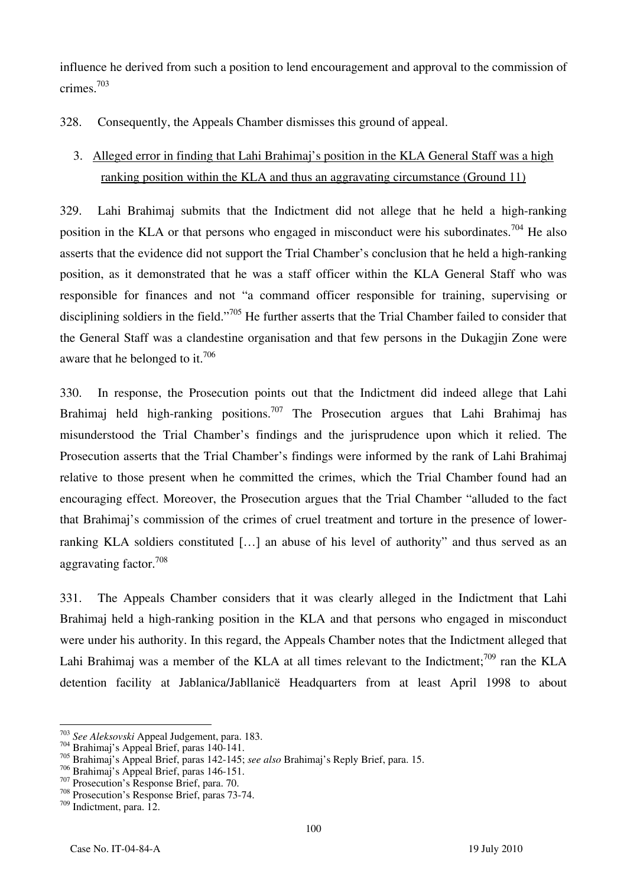influence he derived from such a position to lend encouragement and approval to the commission of crimes.[703]

328. Consequently, the Appeals Chamber dismisses this ground of appeal.

### 3. Alleged error in finding that Lahi Brahimaj's position in the KLA General Staff was a high ranking position within the KLA and thus an aggravating circumstance (Ground 11)

329. Lahi Brahimaj submits that the Indictment did not allege that he held a high-ranking position in the KLA or that persons who engaged in misconduct were his subordinates.[704] He also asserts that the evidence did not support the Trial Chamber's conclusion that he held a high-ranking position, as it demonstrated that he was a staff officer within the KLA General Staff who was responsible for finances and not "a command officer responsible for training, supervising or disciplining soldiers in the field."[705] He further asserts that the Trial Chamber failed to consider that the General Staff was a clandestine organisation and that few persons in the Dukagjin Zone were aware that he belonged to it.[706]

330. In response, the Prosecution points out that the Indictment did indeed allege that Lahi Brahimaj held high-ranking positions.[707] The Prosecution argues that Lahi Brahimaj has misunderstood the Trial Chamber's findings and the jurisprudence upon which it relied. The Prosecution asserts that the Trial Chamber's findings were informed by the rank of Lahi Brahimaj relative to those present when he committed the crimes, which the Trial Chamber found had an encouraging effect. Moreover, the Prosecution argues that the Trial Chamber "alluded to the fact that Brahimaj's commission of the crimes of cruel treatment and torture in the presence of lower-ranking KLA soldiers constituted […] an abuse of his level of authority" and thus served as an aggravating factor.[708]

331. The Appeals Chamber considers that it was clearly alleged in the Indictment that Lahi Brahimaj held a high-ranking position in the KLA and that persons who engaged in misconduct were under his authority. In this regard, the Appeals Chamber notes that the Indictment alleged that Lahi Brahimaj was a member of the KLA at all times relevant to the Indictment;[709] ran the KLA detention facility at Jablanica/Jabllanicë Headquarters from at least April 1998 to about

---

[703] *See Aleksovski* Appeal Judgement, para. 183.

[704] Brahimaj's Appeal Brief, paras 140-141.

[705] Brahimaj's Appeal Brief, paras 142-145; *see also* Brahimaj's Reply Brief, para. 15.

[706] Brahimaj's Appeal Brief, paras 146-151.

[707] Prosecution's Response Brief, para. 70.

[708] Prosecution's Response Brief, paras 73-74.

[709] Indictment, para. 12.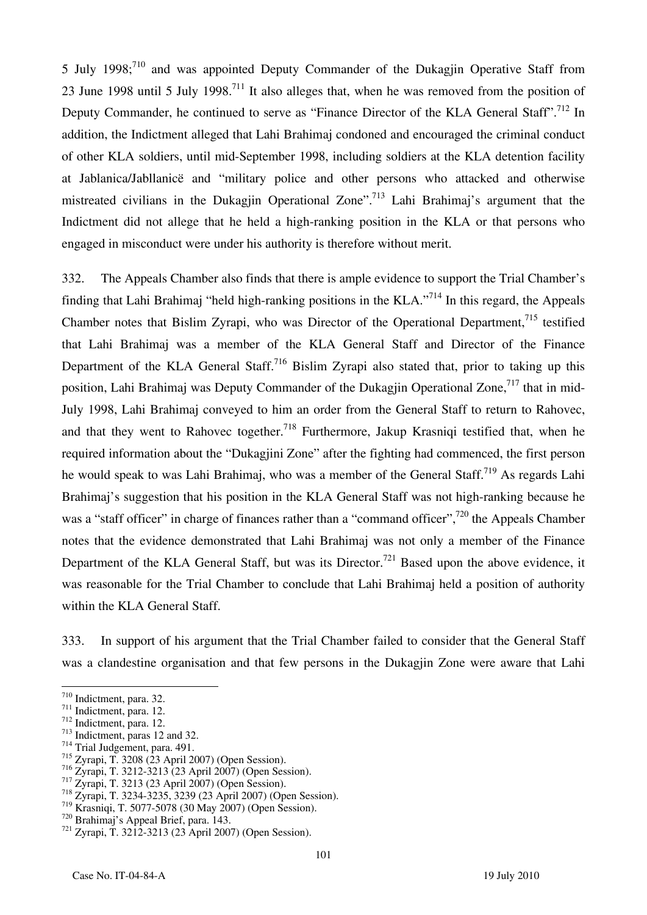5 July 1998;[710] and was appointed Deputy Commander of the Dukagjin Operative Staff from 23 June 1998 until 5 July 1998.[711] It also alleges that, when he was removed from the position of Deputy Commander, he continued to serve as "Finance Director of the KLA General Staff".[712] In addition, the Indictment alleged that Lahi Brahimaj condoned and encouraged the criminal conduct of other KLA soldiers, until mid-September 1998, including soldiers at the KLA detention facility at Jablanica/Jabllanicë and "military police and other persons who attacked and otherwise mistreated civilians in the Dukagjin Operational Zone".[713] Lahi Brahimaj's argument that the Indictment did not allege that he held a high-ranking position in the KLA or that persons who engaged in misconduct were under his authority is therefore without merit.

332. The Appeals Chamber also finds that there is ample evidence to support the Trial Chamber's finding that Lahi Brahimaj "held high-ranking positions in the KLA."[714] In this regard, the Appeals Chamber notes that Bislim Zyrapi, who was Director of the Operational Department,[715] testified that Lahi Brahimaj was a member of the KLA General Staff and Director of the Finance Department of the KLA General Staff.[716] Bislim Zyrapi also stated that, prior to taking up this position, Lahi Brahimaj was Deputy Commander of the Dukagjin Operational Zone,[717] that in mid-July 1998, Lahi Brahimaj conveyed to him an order from the General Staff to return to Rahovec, and that they went to Rahovec together.[718] Furthermore, Jakup Krasniqi testified that, when he required information about the "Dukagjini Zone" after the fighting had commenced, the first person he would speak to was Lahi Brahimaj, who was a member of the General Staff.[719] As regards Lahi Brahimaj's suggestion that his position in the KLA General Staff was not high-ranking because he was a "staff officer" in charge of finances rather than a "command officer",[720] the Appeals Chamber notes that the evidence demonstrated that Lahi Brahimaj was not only a member of the Finance Department of the KLA General Staff, but was its Director.[721] Based upon the above evidence, it was reasonable for the Trial Chamber to conclude that Lahi Brahimaj held a position of authority within the KLA General Staff.

333. In support of his argument that the Trial Chamber failed to consider that the General Staff was a clandestine organisation and that few persons in the Dukagjin Zone were aware that Lahi

---

[710] Indictment, para. 32.
[711] Indictment, para. 12.
[712] Indictment, para. 12.
[713] Indictment, paras 12 and 32.
[714] Trial Judgement, para. 491.
[715] Zyrapi, T. 3208 (23 April 2007) (Open Session).
[716] Zyrapi, T. 3212-3213 (23 April 2007) (Open Session).
[717] Zyrapi, T. 3213 (23 April 2007) (Open Session).
[718] Zyrapi, T. 3234-3235, 3239 (23 April 2007) (Open Session).
[719] Krasniqi, T. 5077-5078 (30 May 2007) (Open Session).
[720] Brahimaj's Appeal Brief, para. 143.
[721] Zyrapi, T. 3212-3213 (23 April 2007) (Open Session).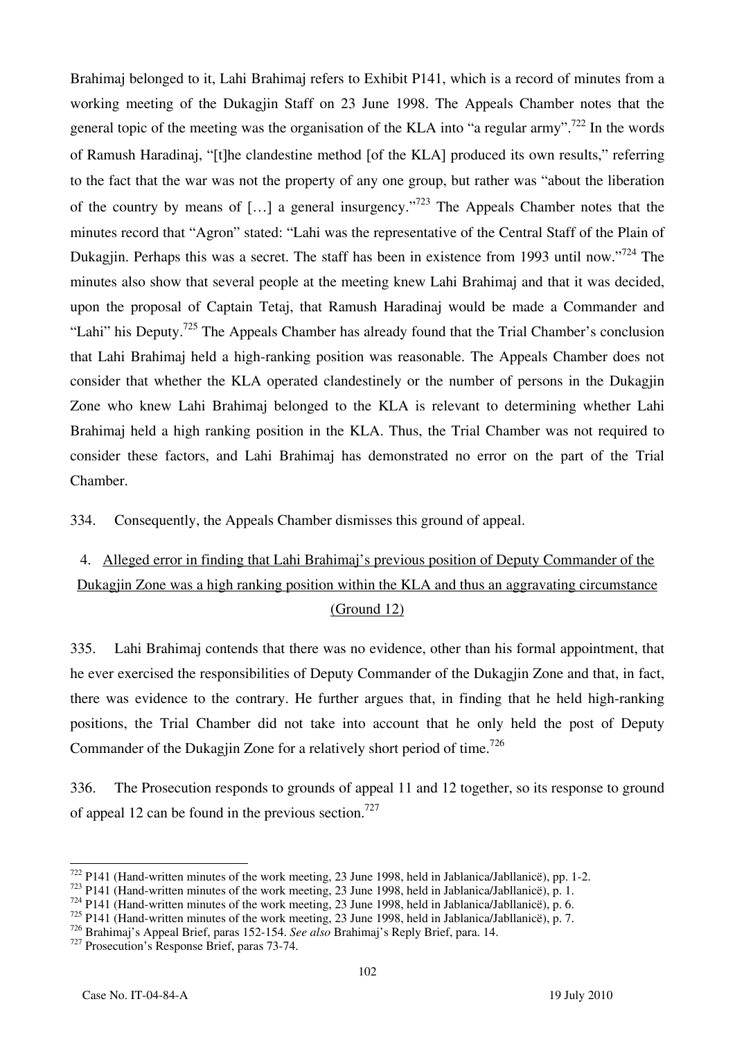Brahimaj belonged to it, Lahi Brahimaj refers to Exhibit P141, which is a record of minutes from a working meeting of the Dukagjin Staff on 23 June 1998. The Appeals Chamber notes that the general topic of the meeting was the organisation of the KLA into "a regular army".[722] In the words of Ramush Haradinaj, "[t]he clandestine method [of the KLA] produced its own results," referring to the fact that the war was not the property of any one group, but rather was "about the liberation of the country by means of […] a general insurgency."[723] The Appeals Chamber notes that the minutes record that "Agron" stated: "Lahi was the representative of the Central Staff of the Plain of Dukagjin. Perhaps this was a secret. The staff has been in existence from 1993 until now."[724] The minutes also show that several people at the meeting knew Lahi Brahimaj and that it was decided, upon the proposal of Captain Tetaj, that Ramush Haradinaj would be made a Commander and "Lahi" his Deputy.[725] The Appeals Chamber has already found that the Trial Chamber's conclusion that Lahi Brahimaj held a high-ranking position was reasonable. The Appeals Chamber does not consider that whether the KLA operated clandestinely or the number of persons in the Dukagjin Zone who knew Lahi Brahimaj belonged to the KLA is relevant to determining whether Lahi Brahimaj held a high ranking position in the KLA. Thus, the Trial Chamber was not required to consider these factors, and Lahi Brahimaj has demonstrated no error on the part of the Trial Chamber.

334. Consequently, the Appeals Chamber dismisses this ground of appeal.

### 4. Alleged error in finding that Lahi Brahimaj's previous position of Deputy Commander of the Dukagjin Zone was a high ranking position within the KLA and thus an aggravating circumstance (Ground 12)

335. Lahi Brahimaj contends that there was no evidence, other than his formal appointment, that he ever exercised the responsibilities of Deputy Commander of the Dukagjin Zone and that, in fact, there was evidence to the contrary. He further argues that, in finding that he held high-ranking positions, the Trial Chamber did not take into account that he only held the post of Deputy Commander of the Dukagjin Zone for a relatively short period of time.[726]

336. The Prosecution responds to grounds of appeal 11 and 12 together, so its response to ground of appeal 12 can be found in the previous section.[727]

---

[722] P141 (Hand-written minutes of the work meeting, 23 June 1998, held in Jablanica/Jabllanicë), pp. 1-2.

[723] P141 (Hand-written minutes of the work meeting, 23 June 1998, held in Jablanica/Jabllanicë), p. 1.

[724] P141 (Hand-written minutes of the work meeting, 23 June 1998, held in Jablanica/Jabllanicë), p. 6.

[725] P141 (Hand-written minutes of the work meeting, 23 June 1998, held in Jablanica/Jabllanicë), p. 7.

[726] Brahimaj's Appeal Brief, paras 152-154. *See also* Brahimaj's Reply Brief, para. 14.

[727] Prosecution's Response Brief, paras 73-74.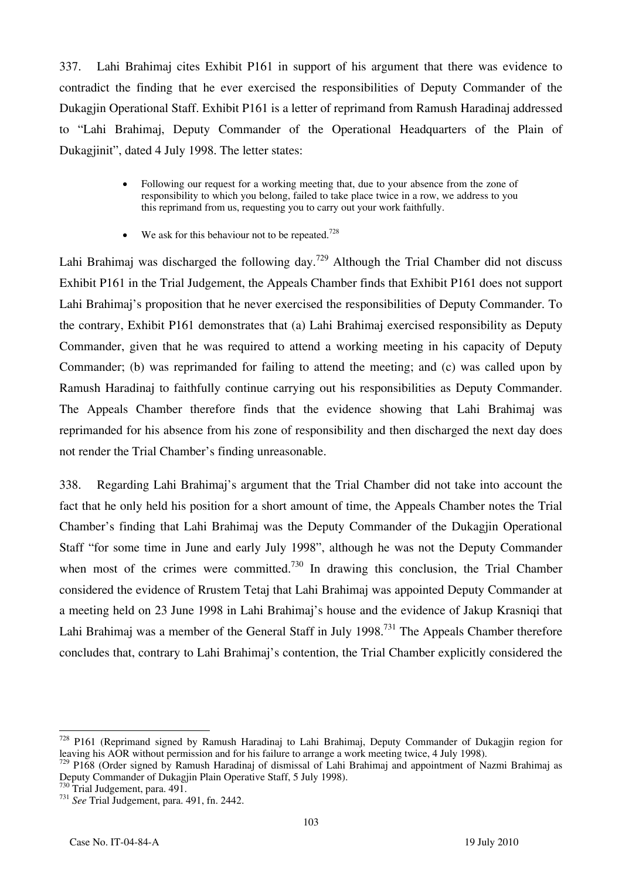337. Lahi Brahimaj cites Exhibit P161 in support of his argument that there was evidence to contradict the finding that he ever exercised the responsibilities of Deputy Commander of the Dukagjin Operational Staff. Exhibit P161 is a letter of reprimand from Ramush Haradinaj addressed to "Lahi Brahimaj, Deputy Commander of the Operational Headquarters of the Plain of Dukagjinit", dated 4 July 1998. The letter states:

> - Following our request for a working meeting that, due to your absence from the zone of responsibility to which you belong, failed to take place twice in a row, we address to you this reprimand from us, requesting you to carry out your work faithfully.
>
> - We ask for this behaviour not to be repeated.[728]

Lahi Brahimaj was discharged the following day.[729] Although the Trial Chamber did not discuss Exhibit P161 in the Trial Judgement, the Appeals Chamber finds that Exhibit P161 does not support Lahi Brahimaj's proposition that he never exercised the responsibilities of Deputy Commander. To the contrary, Exhibit P161 demonstrates that (a) Lahi Brahimaj exercised responsibility as Deputy Commander, given that he was required to attend a working meeting in his capacity of Deputy Commander; (b) was reprimanded for failing to attend the meeting; and (c) was called upon by Ramush Haradinaj to faithfully continue carrying out his responsibilities as Deputy Commander. The Appeals Chamber therefore finds that the evidence showing that Lahi Brahimaj was reprimanded for his absence from his zone of responsibility and then discharged the next day does not render the Trial Chamber's finding unreasonable.

338. Regarding Lahi Brahimaj's argument that the Trial Chamber did not take into account the fact that he only held his position for a short amount of time, the Appeals Chamber notes the Trial Chamber's finding that Lahi Brahimaj was the Deputy Commander of the Dukagjin Operational Staff "for some time in June and early July 1998", although he was not the Deputy Commander when most of the crimes were committed.[730] In drawing this conclusion, the Trial Chamber considered the evidence of Rrustem Tetaj that Lahi Brahimaj was appointed Deputy Commander at a meeting held on 23 June 1998 in Lahi Brahimaj's house and the evidence of Jakup Krasniqi that Lahi Brahimaj was a member of the General Staff in July 1998.[731] The Appeals Chamber therefore concludes that, contrary to Lahi Brahimaj's contention, the Trial Chamber explicitly considered the

---

[728] P161 (Reprimand signed by Ramush Haradinaj to Lahi Brahimaj, Deputy Commander of Dukagjin region for leaving his AOR without permission and for his failure to arrange a work meeting twice, 4 July 1998).

[729] P168 (Order signed by Ramush Haradinaj of dismissal of Lahi Brahimaj and appointment of Nazmi Brahimaj as Deputy Commander of Dukagjin Plain Operative Staff, 5 July 1998).

[730] Trial Judgement, para. 491.

[731] *See* Trial Judgement, para. 491, fn. 2442.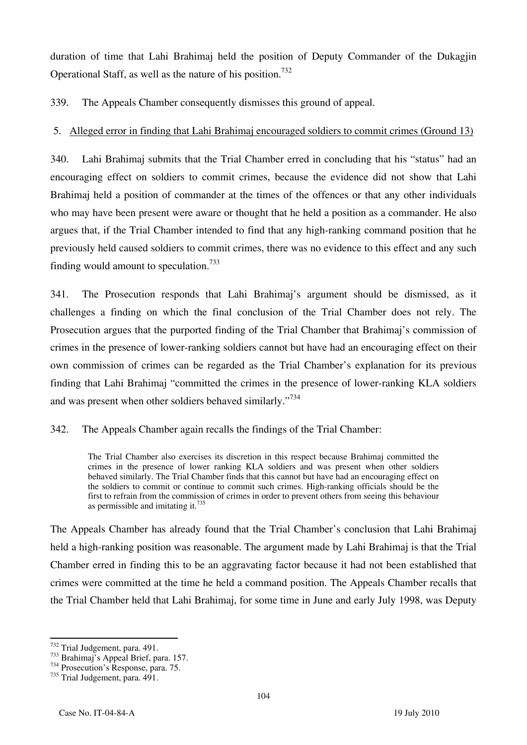duration of time that Lahi Brahimaj held the position of Deputy Commander of the Dukagjin Operational Staff, as well as the nature of his position.[732]

339. The Appeals Chamber consequently dismisses this ground of appeal.

5. Alleged error in finding that Lahi Brahimaj encouraged soldiers to commit crimes (Ground 13)

340. Lahi Brahimaj submits that the Trial Chamber erred in concluding that his "status" had an encouraging effect on soldiers to commit crimes, because the evidence did not show that Lahi Brahimaj held a position of commander at the times of the offences or that any other individuals who may have been present were aware or thought that he held a position as a commander. He also argues that, if the Trial Chamber intended to find that any high-ranking command position that he previously held caused soldiers to commit crimes, there was no evidence to this effect and any such finding would amount to speculation.[733]

341. The Prosecution responds that Lahi Brahimaj's argument should be dismissed, as it challenges a finding on which the final conclusion of the Trial Chamber does not rely. The Prosecution argues that the purported finding of the Trial Chamber that Brahimaj's commission of crimes in the presence of lower-ranking soldiers cannot but have had an encouraging effect on their own commission of crimes can be regarded as the Trial Chamber's explanation for its previous finding that Lahi Brahimaj "committed the crimes in the presence of lower-ranking KLA soldiers and was present when other soldiers behaved similarly."[734]

342. The Appeals Chamber again recalls the findings of the Trial Chamber:

> The Trial Chamber also exercises its discretion in this respect because Brahimaj committed the crimes in the presence of lower ranking KLA soldiers and was present when other soldiers behaved similarly. The Trial Chamber finds that this cannot but have had an encouraging effect on the soldiers to commit or continue to commit such crimes. High-ranking officials should be the first to refrain from the commission of crimes in order to prevent others from seeing this behaviour as permissible and imitating it.[735]

The Appeals Chamber has already found that the Trial Chamber's conclusion that Lahi Brahimaj held a high-ranking position was reasonable. The argument made by Lahi Brahimaj is that the Trial Chamber erred in finding this to be an aggravating factor because it had not been established that crimes were committed at the time he held a command position. The Appeals Chamber recalls that the Trial Chamber held that Lahi Brahimaj, for some time in June and early July 1998, was Deputy

---

[732] Trial Judgement, para. 491.
[733] Brahimaj's Appeal Brief, para. 157.
[734] Prosecution's Response, para. 75.
[735] Trial Judgement, para. 491.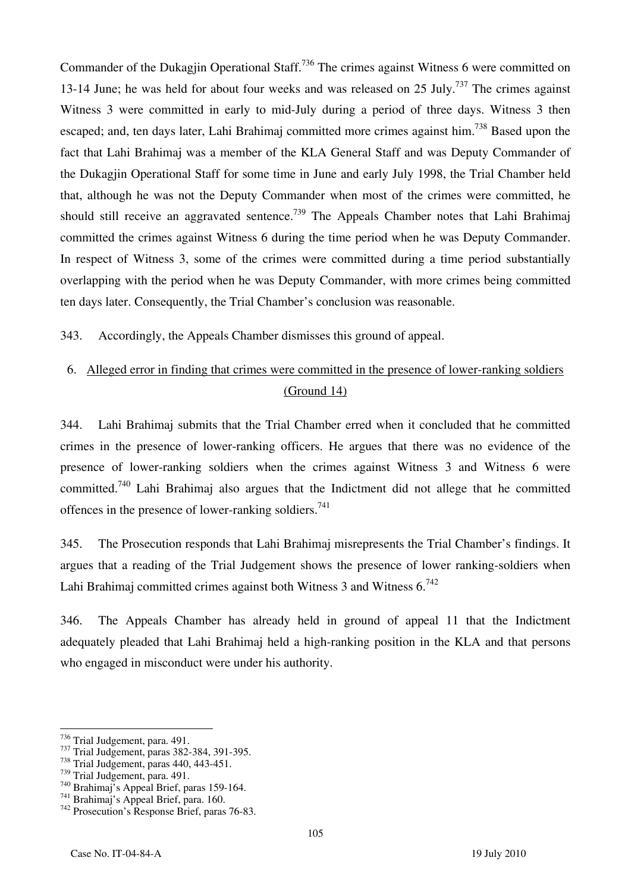Commander of the Dukagjin Operational Staff.[736] The crimes against Witness 6 were committed on 13-14 June; he was held for about four weeks and was released on 25 July.[737] The crimes against Witness 3 were committed in early to mid-July during a period of three days. Witness 3 then escaped; and, ten days later, Lahi Brahimaj committed more crimes against him.[738] Based upon the fact that Lahi Brahimaj was a member of the KLA General Staff and was Deputy Commander of the Dukagjin Operational Staff for some time in June and early July 1998, the Trial Chamber held that, although he was not the Deputy Commander when most of the crimes were committed, he should still receive an aggravated sentence.[739] The Appeals Chamber notes that Lahi Brahimaj committed the crimes against Witness 6 during the time period when he was Deputy Commander. In respect of Witness 3, some of the crimes were committed during a time period substantially overlapping with the period when he was Deputy Commander, with more crimes being committed ten days later. Consequently, the Trial Chamber's conclusion was reasonable.

343. Accordingly, the Appeals Chamber dismisses this ground of appeal.

### 6. Alleged error in finding that crimes were committed in the presence of lower-ranking soldiers (Ground 14)

344. Lahi Brahimaj submits that the Trial Chamber erred when it concluded that he committed crimes in the presence of lower-ranking officers. He argues that there was no evidence of the presence of lower-ranking soldiers when the crimes against Witness 3 and Witness 6 were committed.[740] Lahi Brahimaj also argues that the Indictment did not allege that he committed offences in the presence of lower-ranking soldiers.[741]

345. The Prosecution responds that Lahi Brahimaj misrepresents the Trial Chamber's findings. It argues that a reading of the Trial Judgement shows the presence of lower ranking-soldiers when Lahi Brahimaj committed crimes against both Witness 3 and Witness 6.[742]

346. The Appeals Chamber has already held in ground of appeal 11 that the Indictment adequately pleaded that Lahi Brahimaj held a high-ranking position in the KLA and that persons who engaged in misconduct were under his authority.

---

[736] Trial Judgement, para. 491.
[737] Trial Judgement, paras 382-384, 391-395.
[738] Trial Judgement, paras 440, 443-451.
[739] Trial Judgement, para. 491.
[740] Brahimaj's Appeal Brief, paras 159-164.
[741] Brahimaj's Appeal Brief, para. 160.
[742] Prosecution's Response Brief, paras 76-83.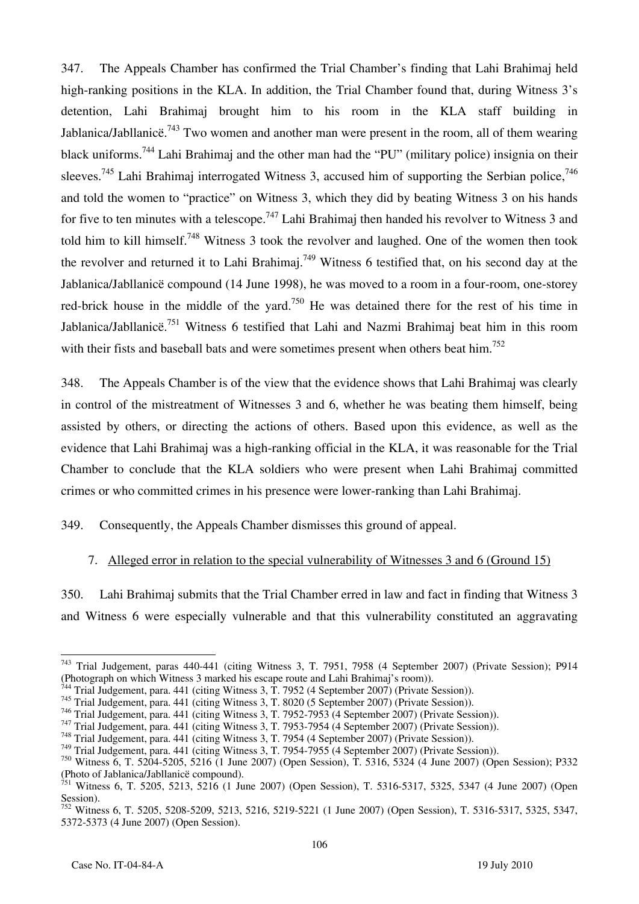347. The Appeals Chamber has confirmed the Trial Chamber's finding that Lahi Brahimaj held high-ranking positions in the KLA. In addition, the Trial Chamber found that, during Witness 3's detention, Lahi Brahimaj brought him to his room in the KLA staff building in Jablanica/Jabllanicë.[743] Two women and another man were present in the room, all of them wearing black uniforms.[744] Lahi Brahimaj and the other man had the "PU" (military police) insignia on their sleeves.[745] Lahi Brahimaj interrogated Witness 3, accused him of supporting the Serbian police,[746] and told the women to "practice" on Witness 3, which they did by beating Witness 3 on his hands for five to ten minutes with a telescope.[747] Lahi Brahimaj then handed his revolver to Witness 3 and told him to kill himself.[748] Witness 3 took the revolver and laughed. One of the women then took the revolver and returned it to Lahi Brahimaj.[749] Witness 6 testified that, on his second day at the Jablanica/Jabllanicë compound (14 June 1998), he was moved to a room in a four-room, one-storey red-brick house in the middle of the yard.[750] He was detained there for the rest of his time in Jablanica/Jabllanicë.[751] Witness 6 testified that Lahi and Nazmi Brahimaj beat him in this room with their fists and baseball bats and were sometimes present when others beat him.[752]

348. The Appeals Chamber is of the view that the evidence shows that Lahi Brahimaj was clearly in control of the mistreatment of Witnesses 3 and 6, whether he was beating them himself, being assisted by others, or directing the actions of others. Based upon this evidence, as well as the evidence that Lahi Brahimaj was a high-ranking official in the KLA, it was reasonable for the Trial Chamber to conclude that the KLA soldiers who were present when Lahi Brahimaj committed crimes or who committed crimes in his presence were lower-ranking than Lahi Brahimaj.

349. Consequently, the Appeals Chamber dismisses this ground of appeal.

### 7. Alleged error in relation to the special vulnerability of Witnesses 3 and 6 (Ground 15)

350. Lahi Brahimaj submits that the Trial Chamber erred in law and fact in finding that Witness 3 and Witness 6 were especially vulnerable and that this vulnerability constituted an aggravating

---

[743] Trial Judgement, paras 440-441 (citing Witness 3, T. 7951, 7958 (4 September 2007) (Private Session); P914 (Photograph on which Witness 3 marked his escape route and Lahi Brahimaj's room)).

[744] Trial Judgement, para. 441 (citing Witness 3, T. 7952 (4 September 2007) (Private Session)).

[745] Trial Judgement, para. 441 (citing Witness 3, T. 8020 (5 September 2007) (Private Session)).

[746] Trial Judgement, para. 441 (citing Witness 3, T. 7952-7953 (4 September 2007) (Private Session)).

[747] Trial Judgement, para. 441 (citing Witness 3, T. 7953-7954 (4 September 2007) (Private Session)).

[748] Trial Judgement, para. 441 (citing Witness 3, T. 7954 (4 September 2007) (Private Session)).

[749] Trial Judgement, para. 441 (citing Witness 3, T. 7954-7955 (4 September 2007) (Private Session)).

[750] Witness 6, T. 5204-5205, 5216 (1 June 2007) (Open Session), T. 5316, 5324 (4 June 2007) (Open Session); P332 (Photo of Jablanica/Jabllanicë compound).

[751] Witness 6, T. 5205, 5213, 5216 (1 June 2007) (Open Session), T. 5316-5317, 5325, 5347 (4 June 2007) (Open Session).

[752] Witness 6, T. 5205, 5208-5209, 5213, 5216, 5219-5221 (1 June 2007) (Open Session), T. 5316-5317, 5325, 5347, 5372-5373 (4 June 2007) (Open Session).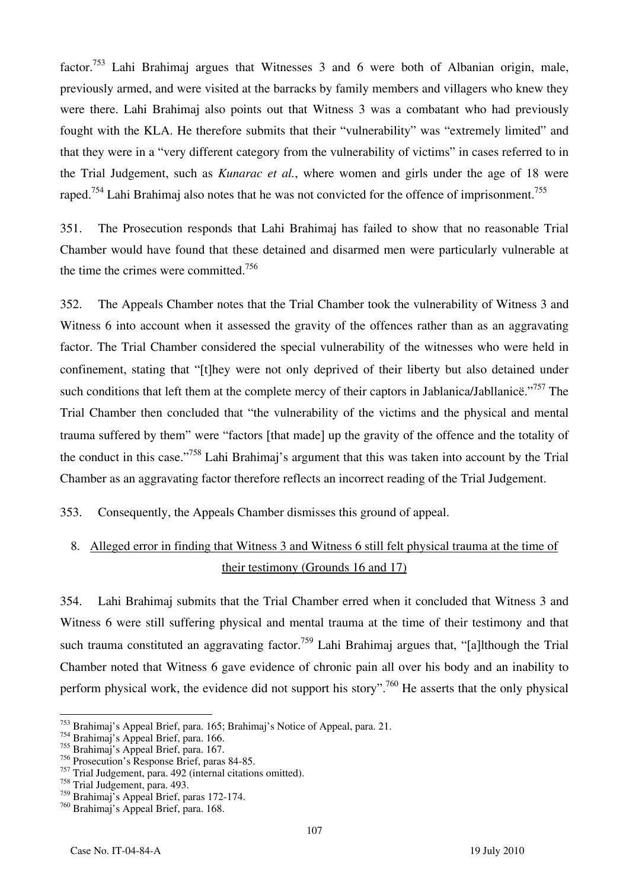factor.[753] Lahi Brahimaj argues that Witnesses 3 and 6 were both of Albanian origin, male, previously armed, and were visited at the barracks by family members and villagers who knew they were there. Lahi Brahimaj also points out that Witness 3 was a combatant who had previously fought with the KLA. He therefore submits that their "vulnerability" was "extremely limited" and that they were in a "very different category from the vulnerability of victims" in cases referred to in the Trial Judgement, such as *Kunarac et al.*, where women and girls under the age of 18 were raped.[754] Lahi Brahimaj also notes that he was not convicted for the offence of imprisonment.[755]

351. The Prosecution responds that Lahi Brahimaj has failed to show that no reasonable Trial Chamber would have found that these detained and disarmed men were particularly vulnerable at the time the crimes were committed.[756]

352. The Appeals Chamber notes that the Trial Chamber took the vulnerability of Witness 3 and Witness 6 into account when it assessed the gravity of the offences rather than as an aggravating factor. The Trial Chamber considered the special vulnerability of the witnesses who were held in confinement, stating that "[t]hey were not only deprived of their liberty but also detained under such conditions that left them at the complete mercy of their captors in Jablanica/Jabllanicë."[757] The Trial Chamber then concluded that "the vulnerability of the victims and the physical and mental trauma suffered by them" were "factors [that made] up the gravity of the offence and the totality of the conduct in this case."[758] Lahi Brahimaj's argument that this was taken into account by the Trial Chamber as an aggravating factor therefore reflects an incorrect reading of the Trial Judgement.

353. Consequently, the Appeals Chamber dismisses this ground of appeal.

### 8. Alleged error in finding that Witness 3 and Witness 6 still felt physical trauma at the time of their testimony (Grounds 16 and 17)

354. Lahi Brahimaj submits that the Trial Chamber erred when it concluded that Witness 3 and Witness 6 were still suffering physical and mental trauma at the time of their testimony and that such trauma constituted an aggravating factor.[759] Lahi Brahimaj argues that, "[a]lthough the Trial Chamber noted that Witness 6 gave evidence of chronic pain all over his body and an inability to perform physical work, the evidence did not support his story".[760] He asserts that the only physical

---

[753] Brahimaj's Appeal Brief, para. 165; Brahimaj's Notice of Appeal, para. 21.

[754] Brahimaj's Appeal Brief, para. 166.

[755] Brahimaj's Appeal Brief, para. 167.

[756] Prosecution's Response Brief, paras 84-85.

[757] Trial Judgement, para. 492 (internal citations omitted).

[758] Trial Judgement, para. 493.

[759] Brahimaj's Appeal Brief, paras 172-174.

[760] Brahimaj's Appeal Brief, para. 168.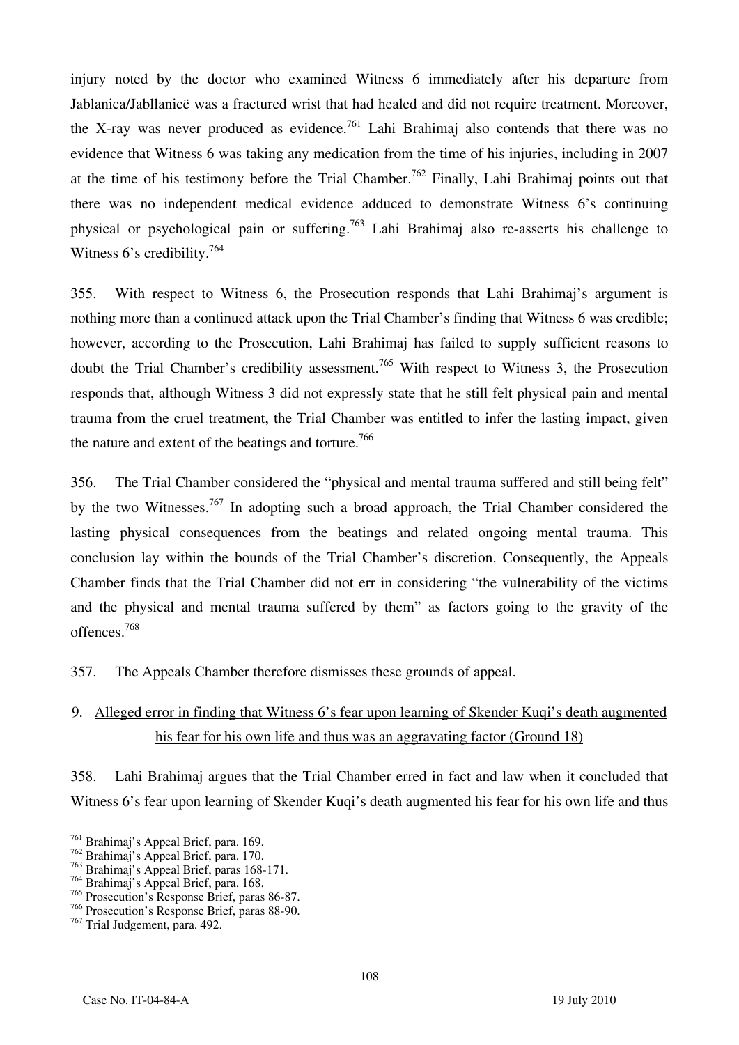injury noted by the doctor who examined Witness 6 immediately after his departure from Jablanica/Jabllanicë was a fractured wrist that had healed and did not require treatment. Moreover, the X-ray was never produced as evidence.[761] Lahi Brahimaj also contends that there was no evidence that Witness 6 was taking any medication from the time of his injuries, including in 2007 at the time of his testimony before the Trial Chamber.[762] Finally, Lahi Brahimaj points out that there was no independent medical evidence adduced to demonstrate Witness 6's continuing physical or psychological pain or suffering.[763] Lahi Brahimaj also re-asserts his challenge to Witness 6's credibility.[764]

355. With respect to Witness 6, the Prosecution responds that Lahi Brahimaj's argument is nothing more than a continued attack upon the Trial Chamber's finding that Witness 6 was credible; however, according to the Prosecution, Lahi Brahimaj has failed to supply sufficient reasons to doubt the Trial Chamber's credibility assessment.[765] With respect to Witness 3, the Prosecution responds that, although Witness 3 did not expressly state that he still felt physical pain and mental trauma from the cruel treatment, the Trial Chamber was entitled to infer the lasting impact, given the nature and extent of the beatings and torture.[766]

356. The Trial Chamber considered the "physical and mental trauma suffered and still being felt" by the two Witnesses.[767] In adopting such a broad approach, the Trial Chamber considered the lasting physical consequences from the beatings and related ongoing mental trauma. This conclusion lay within the bounds of the Trial Chamber's discretion. Consequently, the Appeals Chamber finds that the Trial Chamber did not err in considering "the vulnerability of the victims and the physical and mental trauma suffered by them" as factors going to the gravity of the offences.[768]

357. The Appeals Chamber therefore dismisses these grounds of appeal.

### 9. Alleged error in finding that Witness 6's fear upon learning of Skender Kuqi's death augmented his fear for his own life and thus was an aggravating factor (Ground 18)

358. Lahi Brahimaj argues that the Trial Chamber erred in fact and law when it concluded that Witness 6's fear upon learning of Skender Kuqi's death augmented his fear for his own life and thus

---

[761] Brahimaj's Appeal Brief, para. 169.
[762] Brahimaj's Appeal Brief, para. 170.
[763] Brahimaj's Appeal Brief, paras 168-171.
[764] Brahimaj's Appeal Brief, para. 168.
[765] Prosecution's Response Brief, paras 86-87.
[766] Prosecution's Response Brief, paras 88-90.
[767] Trial Judgement, para. 492.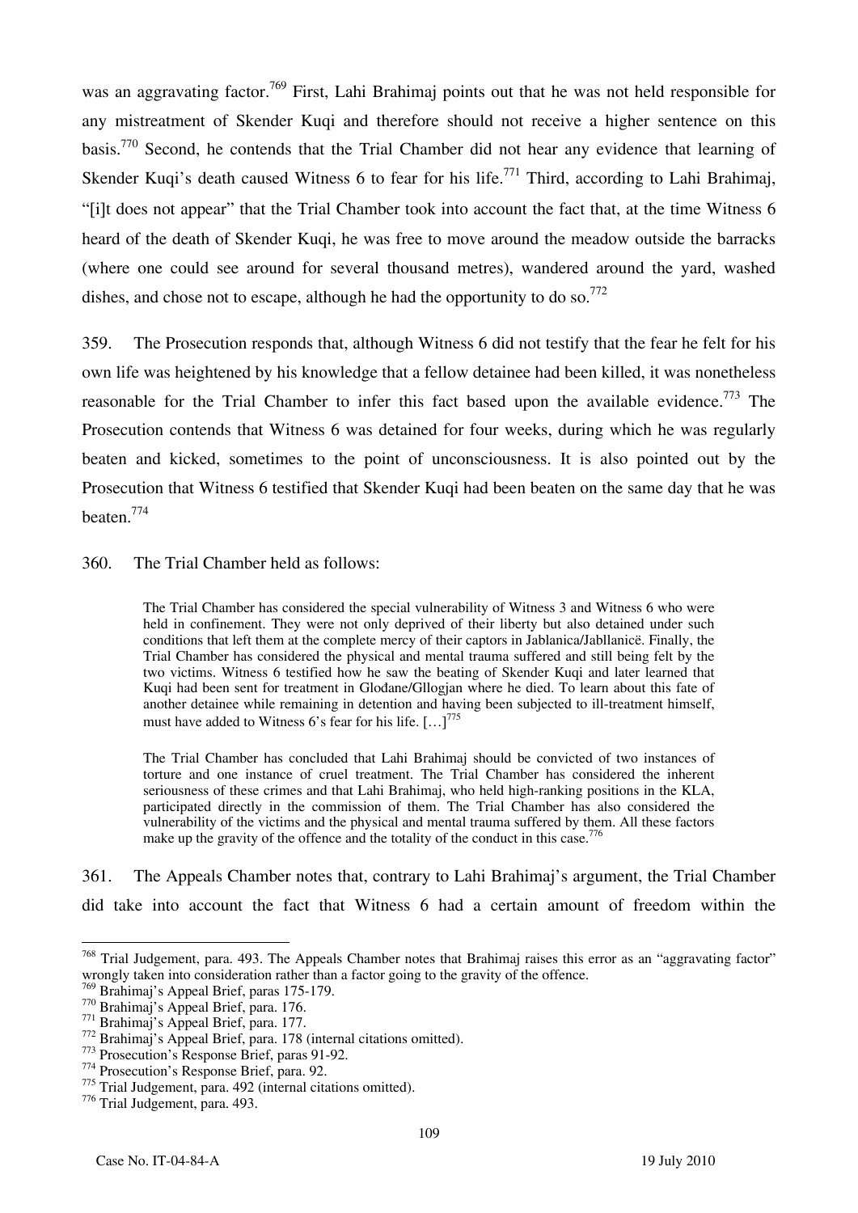was an aggravating factor.[769] First, Lahi Brahimaj points out that he was not held responsible for any mistreatment of Skender Kuqi and therefore should not receive a higher sentence on this basis.[770] Second, he contends that the Trial Chamber did not hear any evidence that learning of Skender Kuqi's death caused Witness 6 to fear for his life.[771] Third, according to Lahi Brahimaj, "[i]t does not appear" that the Trial Chamber took into account the fact that, at the time Witness 6 heard of the death of Skender Kuqi, he was free to move around the meadow outside the barracks (where one could see around for several thousand metres), wandered around the yard, washed dishes, and chose not to escape, although he had the opportunity to do so.[772]

359. The Prosecution responds that, although Witness 6 did not testify that the fear he felt for his own life was heightened by his knowledge that a fellow detainee had been killed, it was nonetheless reasonable for the Trial Chamber to infer this fact based upon the available evidence.[773] The Prosecution contends that Witness 6 was detained for four weeks, during which he was regularly beaten and kicked, sometimes to the point of unconsciousness. It is also pointed out by the Prosecution that Witness 6 testified that Skender Kuqi had been beaten on the same day that he was beaten.[774]

360. The Trial Chamber held as follows:

> The Trial Chamber has considered the special vulnerability of Witness 3 and Witness 6 who were held in confinement. They were not only deprived of their liberty but also detained under such conditions that left them at the complete mercy of their captors in Jablanica/Jabllanicë. Finally, the Trial Chamber has considered the physical and mental trauma suffered and still being felt by the two victims. Witness 6 testified how he saw the beating of Skender Kuqi and later learned that Kuqi had been sent for treatment in Glođane/Gllogjan where he died. To learn about this fate of another detainee while remaining in detention and having been subjected to ill-treatment himself, must have added to Witness 6's fear for his life. […][775]
>
> The Trial Chamber has concluded that Lahi Brahimaj should be convicted of two instances of torture and one instance of cruel treatment. The Trial Chamber has considered the inherent seriousness of these crimes and that Lahi Brahimaj, who held high-ranking positions in the KLA, participated directly in the commission of them. The Trial Chamber has also considered the vulnerability of the victims and the physical and mental trauma suffered by them. All these factors make up the gravity of the offence and the totality of the conduct in this case.[776]

361. The Appeals Chamber notes that, contrary to Lahi Brahimaj's argument, the Trial Chamber did take into account the fact that Witness 6 had a certain amount of freedom within the

---

[768] Trial Judgement, para. 493. The Appeals Chamber notes that Brahimaj raises this error as an "aggravating factor" wrongly taken into consideration rather than a factor going to the gravity of the offence.

[769] Brahimaj's Appeal Brief, paras 175-179.

[770] Brahimaj's Appeal Brief, para. 176.

[771] Brahimaj's Appeal Brief, para. 177.

[772] Brahimaj's Appeal Brief, para. 178 (internal citations omitted).

[773] Prosecution's Response Brief, paras 91-92.

[774] Prosecution's Response Brief, para. 92.

[775] Trial Judgement, para. 492 (internal citations omitted).

[776] Trial Judgement, para. 493.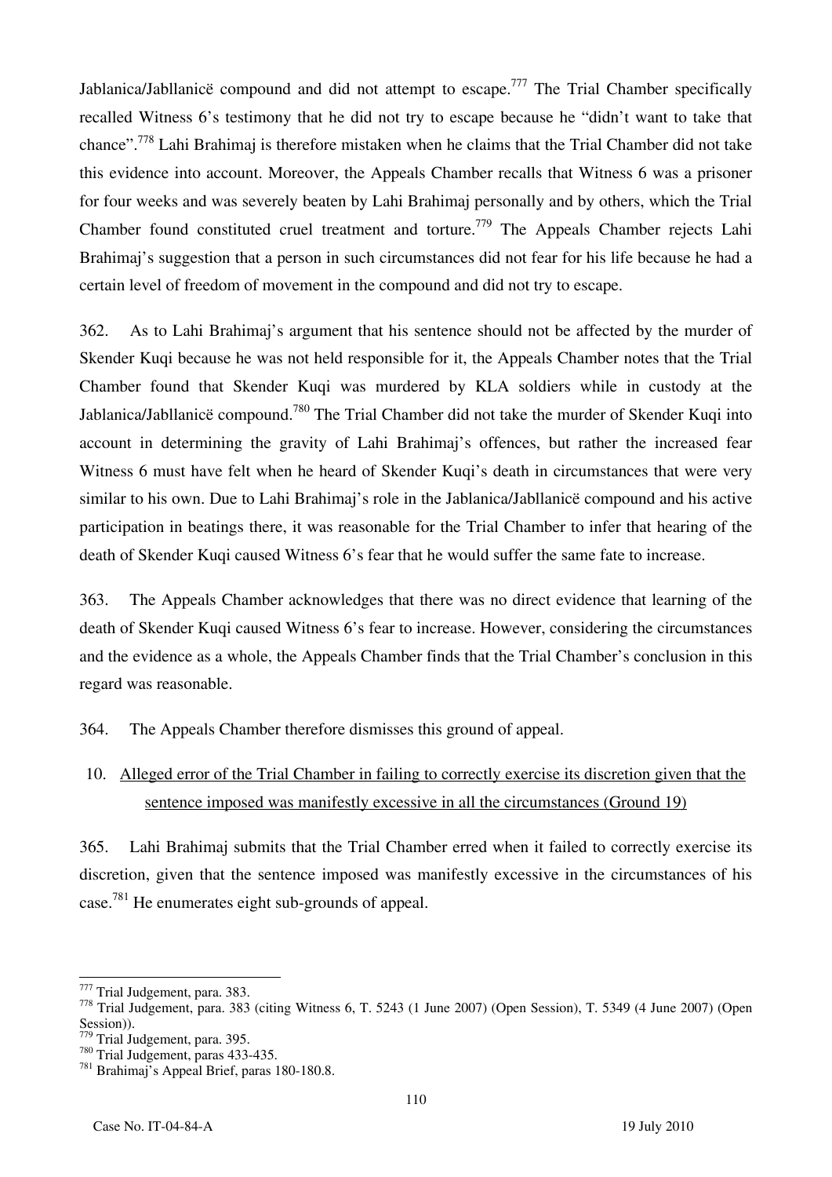Jablanica/Jabllanicë compound and did not attempt to escape.[777] The Trial Chamber specifically recalled Witness 6's testimony that he did not try to escape because he "didn't want to take that chance".[778] Lahi Brahimaj is therefore mistaken when he claims that the Trial Chamber did not take this evidence into account. Moreover, the Appeals Chamber recalls that Witness 6 was a prisoner for four weeks and was severely beaten by Lahi Brahimaj personally and by others, which the Trial Chamber found constituted cruel treatment and torture.[779] The Appeals Chamber rejects Lahi Brahimaj's suggestion that a person in such circumstances did not fear for his life because he had a certain level of freedom of movement in the compound and did not try to escape.

362. As to Lahi Brahimaj's argument that his sentence should not be affected by the murder of Skender Kuqi because he was not held responsible for it, the Appeals Chamber notes that the Trial Chamber found that Skender Kuqi was murdered by KLA soldiers while in custody at the Jablanica/Jabllanicë compound.[780] The Trial Chamber did not take the murder of Skender Kuqi into account in determining the gravity of Lahi Brahimaj's offences, but rather the increased fear Witness 6 must have felt when he heard of Skender Kuqi's death in circumstances that were very similar to his own. Due to Lahi Brahimaj's role in the Jablanica/Jabllanicë compound and his active participation in beatings there, it was reasonable for the Trial Chamber to infer that hearing of the death of Skender Kuqi caused Witness 6's fear that he would suffer the same fate to increase.

363. The Appeals Chamber acknowledges that there was no direct evidence that learning of the death of Skender Kuqi caused Witness 6's fear to increase. However, considering the circumstances and the evidence as a whole, the Appeals Chamber finds that the Trial Chamber's conclusion in this regard was reasonable.

364. The Appeals Chamber therefore dismisses this ground of appeal.

### 10. Alleged error of the Trial Chamber in failing to correctly exercise its discretion given that the sentence imposed was manifestly excessive in all the circumstances (Ground 19)

365. Lahi Brahimaj submits that the Trial Chamber erred when it failed to correctly exercise its discretion, given that the sentence imposed was manifestly excessive in the circumstances of his case.[781] He enumerates eight sub-grounds of appeal.

---

[777] Trial Judgement, para. 383.

[778] Trial Judgement, para. 383 (citing Witness 6, T. 5243 (1 June 2007) (Open Session), T. 5349 (4 June 2007) (Open Session)).

[779] Trial Judgement, para. 395.

[780] Trial Judgement, paras 433-435.

[781] Brahimaj's Appeal Brief, paras 180-180.8.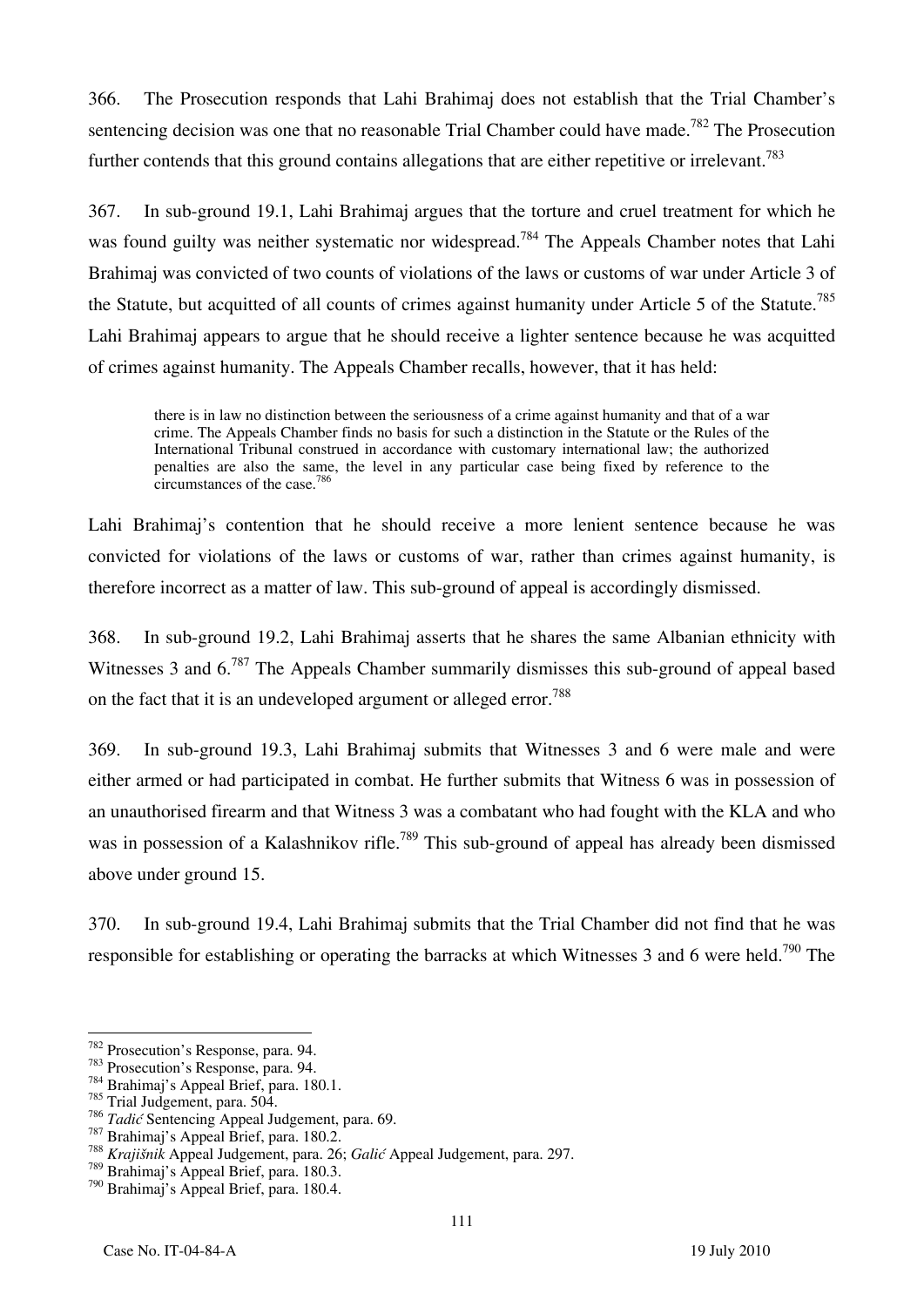366. The Prosecution responds that Lahi Brahimaj does not establish that the Trial Chamber's sentencing decision was one that no reasonable Trial Chamber could have made.[782] The Prosecution further contends that this ground contains allegations that are either repetitive or irrelevant.[783]

367. In sub-ground 19.1, Lahi Brahimaj argues that the torture and cruel treatment for which he was found guilty was neither systematic nor widespread.[784] The Appeals Chamber notes that Lahi Brahimaj was convicted of two counts of violations of the laws or customs of war under Article 3 of the Statute, but acquitted of all counts of crimes against humanity under Article 5 of the Statute.[785] Lahi Brahimaj appears to argue that he should receive a lighter sentence because he was acquitted of crimes against humanity. The Appeals Chamber recalls, however, that it has held:

> there is in law no distinction between the seriousness of a crime against humanity and that of a war crime. The Appeals Chamber finds no basis for such a distinction in the Statute or the Rules of the International Tribunal construed in accordance with customary international law; the authorized penalties are also the same, the level in any particular case being fixed by reference to the circumstances of the case.[786]

Lahi Brahimaj's contention that he should receive a more lenient sentence because he was convicted for violations of the laws or customs of war, rather than crimes against humanity, is therefore incorrect as a matter of law. This sub-ground of appeal is accordingly dismissed.

368. In sub-ground 19.2, Lahi Brahimaj asserts that he shares the same Albanian ethnicity with Witnesses 3 and 6.[787] The Appeals Chamber summarily dismisses this sub-ground of appeal based on the fact that it is an undeveloped argument or alleged error.[788]

369. In sub-ground 19.3, Lahi Brahimaj submits that Witnesses 3 and 6 were male and were either armed or had participated in combat. He further submits that Witness 6 was in possession of an unauthorised firearm and that Witness 3 was a combatant who had fought with the KLA and who was in possession of a Kalashnikov rifle.[789] This sub-ground of appeal has already been dismissed above under ground 15.

370. In sub-ground 19.4, Lahi Brahimaj submits that the Trial Chamber did not find that he was responsible for establishing or operating the barracks at which Witnesses 3 and 6 were held.[790] The

---

[782] Prosecution's Response, para. 94.
[783] Prosecution's Response, para. 94.
[784] Brahimaj's Appeal Brief, para. 180.1.
[785] Trial Judgement, para. 504.
[786] *Tadić* Sentencing Appeal Judgement, para. 69.
[787] Brahimaj's Appeal Brief, para. 180.2.
[788] *Krajišnik* Appeal Judgement, para. 26; *Galić* Appeal Judgement, para. 297.
[789] Brahimaj's Appeal Brief, para. 180.3.
[790] Brahimaj's Appeal Brief, para. 180.4.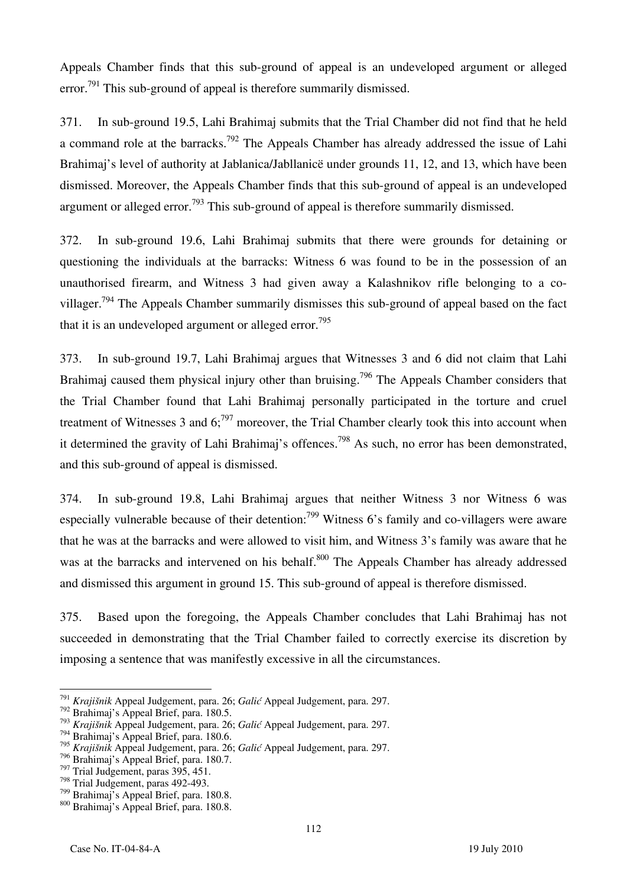Appeals Chamber finds that this sub-ground of appeal is an undeveloped argument or alleged error.[791] This sub-ground of appeal is therefore summarily dismissed.

371. In sub-ground 19.5, Lahi Brahimaj submits that the Trial Chamber did not find that he held a command role at the barracks.[792] The Appeals Chamber has already addressed the issue of Lahi Brahimaj's level of authority at Jablanica/Jabllanicë under grounds 11, 12, and 13, which have been dismissed. Moreover, the Appeals Chamber finds that this sub-ground of appeal is an undeveloped argument or alleged error.[793] This sub-ground of appeal is therefore summarily dismissed.

372. In sub-ground 19.6, Lahi Brahimaj submits that there were grounds for detaining or questioning the individuals at the barracks: Witness 6 was found to be in the possession of an unauthorised firearm, and Witness 3 had given away a Kalashnikov rifle belonging to a co-villager.[794] The Appeals Chamber summarily dismisses this sub-ground of appeal based on the fact that it is an undeveloped argument or alleged error.[795]

373. In sub-ground 19.7, Lahi Brahimaj argues that Witnesses 3 and 6 did not claim that Lahi Brahimaj caused them physical injury other than bruising.[796] The Appeals Chamber considers that the Trial Chamber found that Lahi Brahimaj personally participated in the torture and cruel treatment of Witnesses 3 and 6;[797] moreover, the Trial Chamber clearly took this into account when it determined the gravity of Lahi Brahimaj's offences.[798] As such, no error has been demonstrated, and this sub-ground of appeal is dismissed.

374. In sub-ground 19.8, Lahi Brahimaj argues that neither Witness 3 nor Witness 6 was especially vulnerable because of their detention:[799] Witness 6's family and co-villagers were aware that he was at the barracks and were allowed to visit him, and Witness 3's family was aware that he was at the barracks and intervened on his behalf.[800] The Appeals Chamber has already addressed and dismissed this argument in ground 15. This sub-ground of appeal is therefore dismissed.

375. Based upon the foregoing, the Appeals Chamber concludes that Lahi Brahimaj has not succeeded in demonstrating that the Trial Chamber failed to correctly exercise its discretion by imposing a sentence that was manifestly excessive in all the circumstances.

---

[791] *Krajišnik* Appeal Judgement, para. 26; *Galić* Appeal Judgement, para. 297.
[792] Brahimaj's Appeal Brief, para. 180.5.
[793] *Krajišnik* Appeal Judgement, para. 26; *Galić* Appeal Judgement, para. 297.
[794] Brahimaj's Appeal Brief, para. 180.6.
[795] *Krajišnik* Appeal Judgement, para. 26; *Galić* Appeal Judgement, para. 297.
[796] Brahimaj's Appeal Brief, para. 180.7.
[797] Trial Judgement, paras 395, 451.
[798] Trial Judgement, paras 492-493.
[799] Brahimaj's Appeal Brief, para. 180.8.
[800] Brahimaj's Appeal Brief, para. 180.8.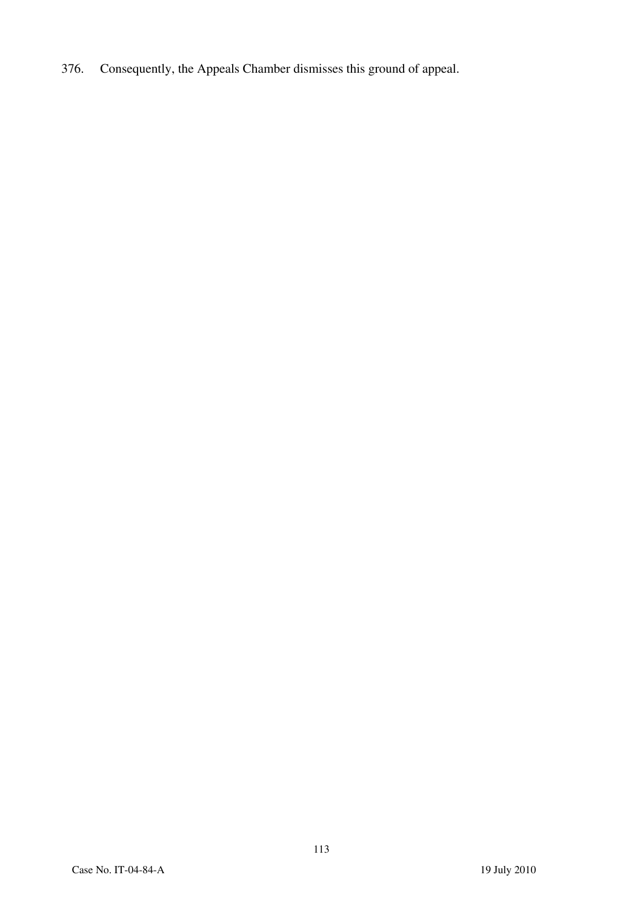376. Consequently, the Appeals Chamber dismisses this ground of appeal.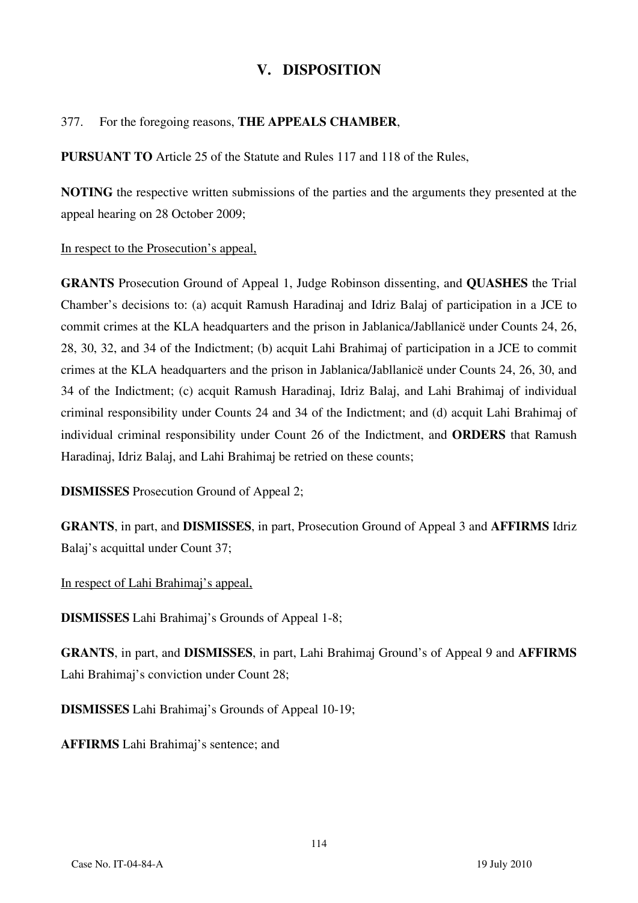## V. DISPOSITION

377. For the foregoing reasons, **THE APPEALS CHAMBER**,

**PURSUANT TO** Article 25 of the Statute and Rules 117 and 118 of the Rules,

**NOTING** the respective written submissions of the parties and the arguments they presented at the appeal hearing on 28 October 2009;

In respect to the Prosecution's appeal,

**GRANTS** Prosecution Ground of Appeal 1, Judge Robinson dissenting, and **QUASHES** the Trial Chamber's decisions to: (a) acquit Ramush Haradinaj and Idriz Balaj of participation in a JCE to commit crimes at the KLA headquarters and the prison in Jablanica/Jabllanicë under Counts 24, 26, 28, 30, 32, and 34 of the Indictment; (b) acquit Lahi Brahimaj of participation in a JCE to commit crimes at the KLA headquarters and the prison in Jablanica/Jabllanicë under Counts 24, 26, 30, and 34 of the Indictment; (c) acquit Ramush Haradinaj, Idriz Balaj, and Lahi Brahimaj of individual criminal responsibility under Counts 24 and 34 of the Indictment; and (d) acquit Lahi Brahimaj of individual criminal responsibility under Count 26 of the Indictment, and **ORDERS** that Ramush Haradinaj, Idriz Balaj, and Lahi Brahimaj be retried on these counts;

**DISMISSES** Prosecution Ground of Appeal 2;

**GRANTS**, in part, and **DISMISSES**, in part, Prosecution Ground of Appeal 3 and **AFFIRMS** Idriz Balaj's acquittal under Count 37;

In respect of Lahi Brahimaj's appeal,

**DISMISSES** Lahi Brahimaj's Grounds of Appeal 1-8;

**GRANTS**, in part, and **DISMISSES**, in part, Lahi Brahimaj Ground's of Appeal 9 and **AFFIRMS** Lahi Brahimaj's conviction under Count 28;

**DISMISSES** Lahi Brahimaj's Grounds of Appeal 10-19;

**AFFIRMS** Lahi Brahimaj's sentence; and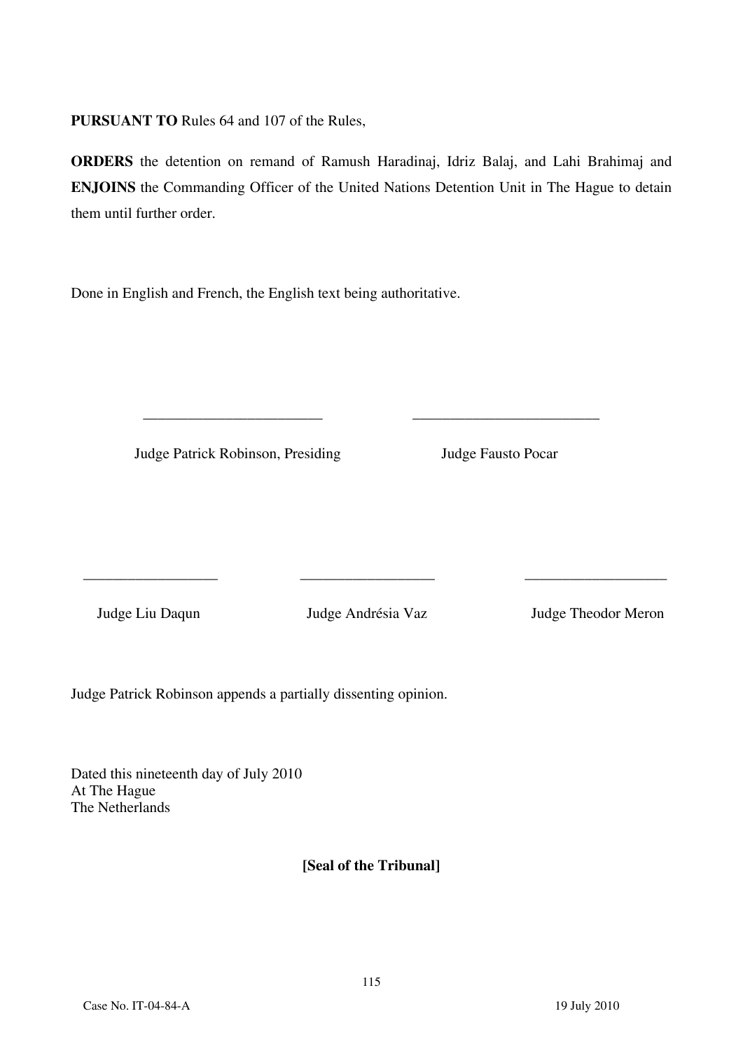**PURSUANT TO** Rules 64 and 107 of the Rules,

**ORDERS** the detention on remand of Ramush Haradinaj, Idriz Balaj, and Lahi Brahimaj and **ENJOINS** the Commanding Officer of the United Nations Detention Unit in The Hague to detain them until further order.

Done in English and French, the English text being authoritative.

\_\_\_\_\_\_\_\_\_\_\_\_\_\_\_\_\_\_\_\_\_\_\_\_

Judge Patrick Robinson, Presiding

\_\_\_\_\_\_\_\_\_\_\_\_\_\_\_\_\_\_\_\_\_\_\_\_

Judge Fausto Pocar

\_\_\_\_\_\_\_\_\_\_\_\_\_\_\_\_\_\_

Judge Liu Daqun

\_\_\_\_\_\_\_\_\_\_\_\_\_\_\_\_\_\_

Judge Andrésia Vaz

\_\_\_\_\_\_\_\_\_\_\_\_\_\_\_\_\_\_

Judge Theodor Meron

Judge Patrick Robinson appends a partially dissenting opinion.

Dated this nineteenth day of July 2010
At The Hague
The Netherlands

**[Seal of the Tribunal]**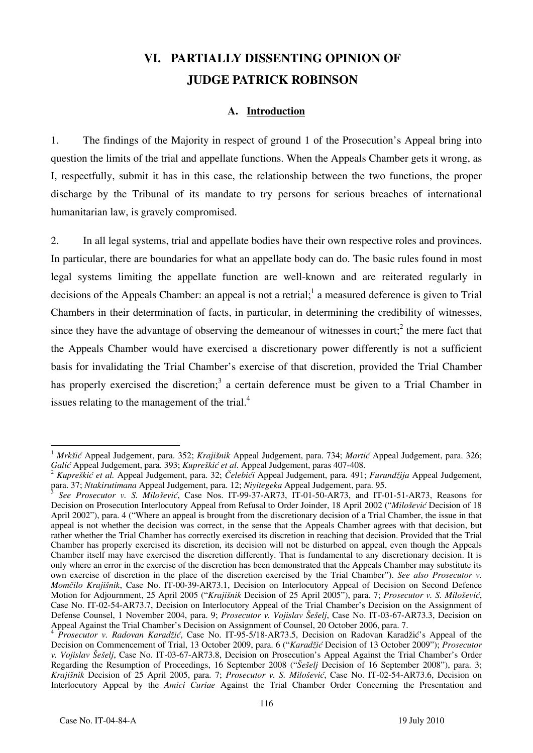# VI. PARTIALLY DISSENTING OPINION OF JUDGE PATRICK ROBINSON

## A. Introduction

1. The findings of the Majority in respect of ground 1 of the Prosecution's Appeal bring into question the limits of the trial and appellate functions. When the Appeals Chamber gets it wrong, as I, respectfully, submit it has in this case, the relationship between the two functions, the proper discharge by the Tribunal of its mandate to try persons for serious breaches of international humanitarian law, is gravely compromised.

2. In all legal systems, trial and appellate bodies have their own respective roles and provinces. In particular, there are boundaries for what an appellate body can do. The basic rules found in most legal systems limiting the appellate function are well-known and are reiterated regularly in decisions of the Appeals Chamber: an appeal is not a retrial;[1] a measured deference is given to Trial Chambers in their determination of facts, in particular, in determining the credibility of witnesses, since they have the advantage of observing the demeanour of witnesses in court;[2] the mere fact that the Appeals Chamber would have exercised a discretionary power differently is not a sufficient basis for invalidating the Trial Chamber's exercise of that discretion, provided the Trial Chamber has properly exercised the discretion;[3] a certain deference must be given to a Trial Chamber in issues relating to the management of the trial.[4]

---

[1] *Mrkšić* Appeal Judgement, para. 352; *Krajišnik* Appeal Judgement, para. 734; *Martić* Appeal Judgement, para. 326; *Galić* Appeal Judgement, para. 393; *Kupreškić et al*. Appeal Judgement, paras 407-408.

[2] *Kupreškić et al.* Appeal Judgement, para. 32; *Čelebići* Appeal Judgement, para. 491; *Furundžija* Appeal Judgement, para. 37; *Ntakirutimana* Appeal Judgement, para. 12; *Niyitegeka* Appeal Judgement, para. 95.

[3] *See Prosecutor v. S. Milošević*, Case Nos. IT-99-37-AR73, IT-01-50-AR73, and IT-01-51-AR73, Reasons for Decision on Prosecution Interlocutory Appeal from Refusal to Order Joinder, 18 April 2002 ("*Milošević* Decision of 18 April 2002"), para. 4 ("Where an appeal is brought from the discretionary decision of a Trial Chamber, the issue in that appeal is not whether the decision was correct, in the sense that the Appeals Chamber agrees with that decision, but rather whether the Trial Chamber has correctly exercised its discretion in reaching that decision. Provided that the Trial Chamber has properly exercised its discretion, its decision will not be disturbed on appeal, even though the Appeals Chamber itself may have exercised the discretion differently. That is fundamental to any discretionary decision. It is only where an error in the exercise of the discretion has been demonstrated that the Appeals Chamber may substitute its own exercise of discretion in the place of the discretion exercised by the Trial Chamber"). *See also Prosecutor v. Momčilo Krajišnik*, Case No. IT-00-39-AR73.1, Decision on Interlocutory Appeal of Decision on Second Defence Motion for Adjournment, 25 April 2005 ("*Krajišnik* Decision of 25 April 2005"), para. 7; *Prosecutor v. S. Milošević*, Case No. IT-02-54-AR73.7, Decision on Interlocutory Appeal of the Trial Chamber's Decision on the Assignment of Defense Counsel, 1 November 2004, para. 9; *Prosecutor v. Vojislav Šešelj*, Case No. IT-03-67-AR73.3, Decision on Appeal Against the Trial Chamber's Decision on Assignment of Counsel, 20 October 2006, para. 7.

[4] *Prosecutor v. Radovan Karadžić*, Case No. IT-95-5/18-AR73.5, Decision on Radovan Karadžić's Appeal of the Decision on Commencement of Trial, 13 October 2009, para. 6 ("*Karadžić* Decision of 13 October 2009"); *Prosecutor v. Vojislav Šešelj*, Case No. IT-03-67-AR73.8, Decision on Prosecution's Appeal Against the Trial Chamber's Order Regarding the Resumption of Proceedings, 16 September 2008 ("*Šešelj* Decision of 16 September 2008"), para. 3; *Krajišnik* Decision of 25 April 2005, para. 7; *Prosecutor v. S. Milošević*, Case No. IT-02-54-AR73.6, Decision on Interlocutory Appeal by the *Amici Curiae* Against the Trial Chamber Order Concerning the Presentation and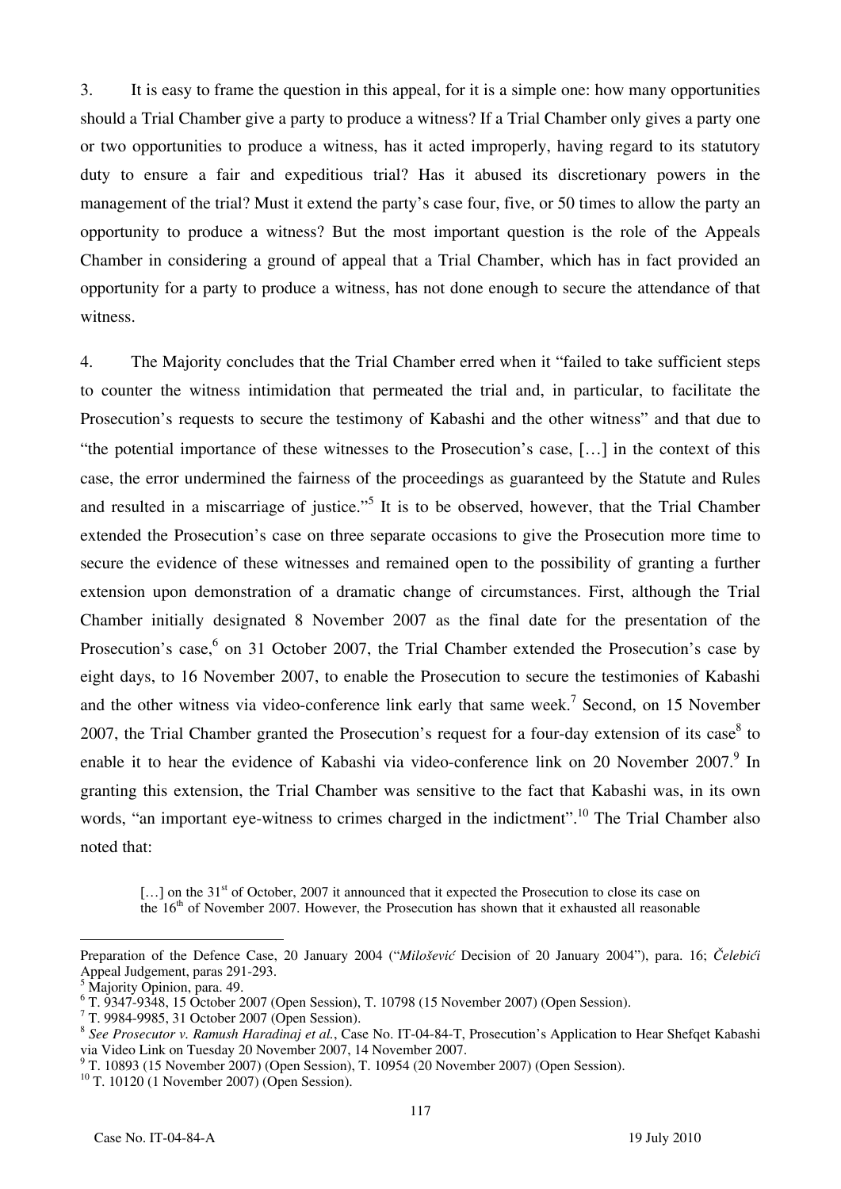3. It is easy to frame the question in this appeal, for it is a simple one: how many opportunities should a Trial Chamber give a party to produce a witness? If a Trial Chamber only gives a party one or two opportunities to produce a witness, has it acted improperly, having regard to its statutory duty to ensure a fair and expeditious trial? Has it abused its discretionary powers in the management of the trial? Must it extend the party's case four, five, or 50 times to allow the party an opportunity to produce a witness? But the most important question is the role of the Appeals Chamber in considering a ground of appeal that a Trial Chamber, which has in fact provided an opportunity for a party to produce a witness, has not done enough to secure the attendance of that witness.

4. The Majority concludes that the Trial Chamber erred when it "failed to take sufficient steps to counter the witness intimidation that permeated the trial and, in particular, to facilitate the Prosecution's requests to secure the testimony of Kabashi and the other witness" and that due to "the potential importance of these witnesses to the Prosecution's case, […] in the context of this case, the error undermined the fairness of the proceedings as guaranteed by the Statute and Rules and resulted in a miscarriage of justice."[5] It is to be observed, however, that the Trial Chamber extended the Prosecution's case on three separate occasions to give the Prosecution more time to secure the evidence of these witnesses and remained open to the possibility of granting a further extension upon demonstration of a dramatic change of circumstances. First, although the Trial Chamber initially designated 8 November 2007 as the final date for the presentation of the Prosecution's case,[6] on 31 October 2007, the Trial Chamber extended the Prosecution's case by eight days, to 16 November 2007, to enable the Prosecution to secure the testimonies of Kabashi and the other witness via video-conference link early that same week.[7] Second, on 15 November 2007, the Trial Chamber granted the Prosecution's request for a four-day extension of its case[8] to enable it to hear the evidence of Kabashi via video-conference link on 20 November 2007.[9] In granting this extension, the Trial Chamber was sensitive to the fact that Kabashi was, in its own words, "an important eye-witness to crimes charged in the indictment".[10] The Trial Chamber also noted that:

> […] on the 31st of October, 2007 it announced that it expected the Prosecution to close its case on the 16th of November 2007. However, the Prosecution has shown that it exhausted all reasonable

---

Preparation of the Defence Case, 20 January 2004 ("*Milošević* Decision of 20 January 2004"), para. 16; *Čelebići* Appeal Judgement, paras 291-293.

[5] Majority Opinion, para. 49.

[6] T. 9347-9348, 15 October 2007 (Open Session), T. 10798 (15 November 2007) (Open Session).

[7] T. 9984-9985, 31 October 2007 (Open Session).

[8] *See Prosecutor v. Ramush Haradinaj et al.*, Case No. IT-04-84-T, Prosecution's Application to Hear Shefqet Kabashi via Video Link on Tuesday 20 November 2007, 14 November 2007.

[9] T. 10893 (15 November 2007) (Open Session), T. 10954 (20 November 2007) (Open Session).

[10] T. 10120 (1 November 2007) (Open Session).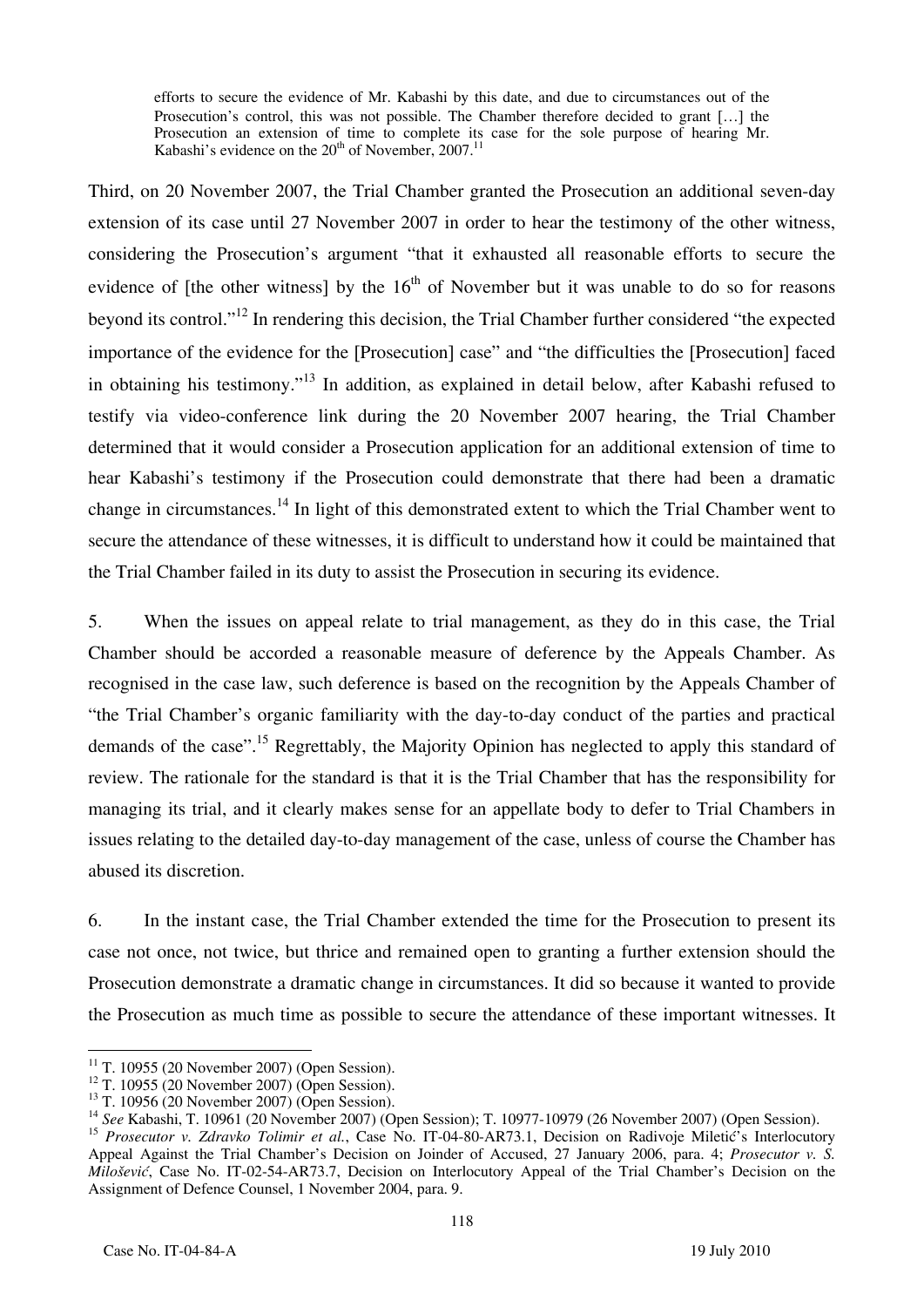> efforts to secure the evidence of Mr. Kabashi by this date, and due to circumstances out of the Prosecution's control, this was not possible. The Chamber therefore decided to grant […] the Prosecution an extension of time to complete its case for the sole purpose of hearing Mr. Kabashi's evidence on the 20th of November, 2007.[11]

Third, on 20 November 2007, the Trial Chamber granted the Prosecution an additional seven-day extension of its case until 27 November 2007 in order to hear the testimony of the other witness, considering the Prosecution's argument "that it exhausted all reasonable efforts to secure the evidence of [the other witness] by the 16th of November but it was unable to do so for reasons beyond its control."[12] In rendering this decision, the Trial Chamber further considered "the expected importance of the evidence for the [Prosecution] case" and "the difficulties the [Prosecution] faced in obtaining his testimony."[13] In addition, as explained in detail below, after Kabashi refused to testify via video-conference link during the 20 November 2007 hearing, the Trial Chamber determined that it would consider a Prosecution application for an additional extension of time to hear Kabashi's testimony if the Prosecution could demonstrate that there had been a dramatic change in circumstances.[14] In light of this demonstrated extent to which the Trial Chamber went to secure the attendance of these witnesses, it is difficult to understand how it could be maintained that the Trial Chamber failed in its duty to assist the Prosecution in securing its evidence.

5. When the issues on appeal relate to trial management, as they do in this case, the Trial Chamber should be accorded a reasonable measure of deference by the Appeals Chamber. As recognised in the case law, such deference is based on the recognition by the Appeals Chamber of "the Trial Chamber's organic familiarity with the day-to-day conduct of the parties and practical demands of the case".[15] Regrettably, the Majority Opinion has neglected to apply this standard of review. The rationale for the standard is that it is the Trial Chamber that has the responsibility for managing its trial, and it clearly makes sense for an appellate body to defer to Trial Chambers in issues relating to the detailed day-to-day management of the case, unless of course the Chamber has abused its discretion.

6. In the instant case, the Trial Chamber extended the time for the Prosecution to present its case not once, not twice, but thrice and remained open to granting a further extension should the Prosecution demonstrate a dramatic change in circumstances. It did so because it wanted to provide the Prosecution as much time as possible to secure the attendance of these important witnesses. It

---

[11] T. 10955 (20 November 2007) (Open Session).

[12] T. 10955 (20 November 2007) (Open Session).

[13] T. 10956 (20 November 2007) (Open Session).

[14] *See* Kabashi, T. 10961 (20 November 2007) (Open Session); T. 10977-10979 (26 November 2007) (Open Session).

[15] *Prosecutor v. Zdravko Tolimir et al.*, Case No. IT-04-80-AR73.1, Decision on Radivoje Miletić's Interlocutory Appeal Against the Trial Chamber's Decision on Joinder of Accused, 27 January 2006, para. 4; *Prosecutor v. S. Milošević*, Case No. IT-02-54-AR73.7, Decision on Interlocutory Appeal of the Trial Chamber's Decision on the Assignment of Defence Counsel, 1 November 2004, para. 9.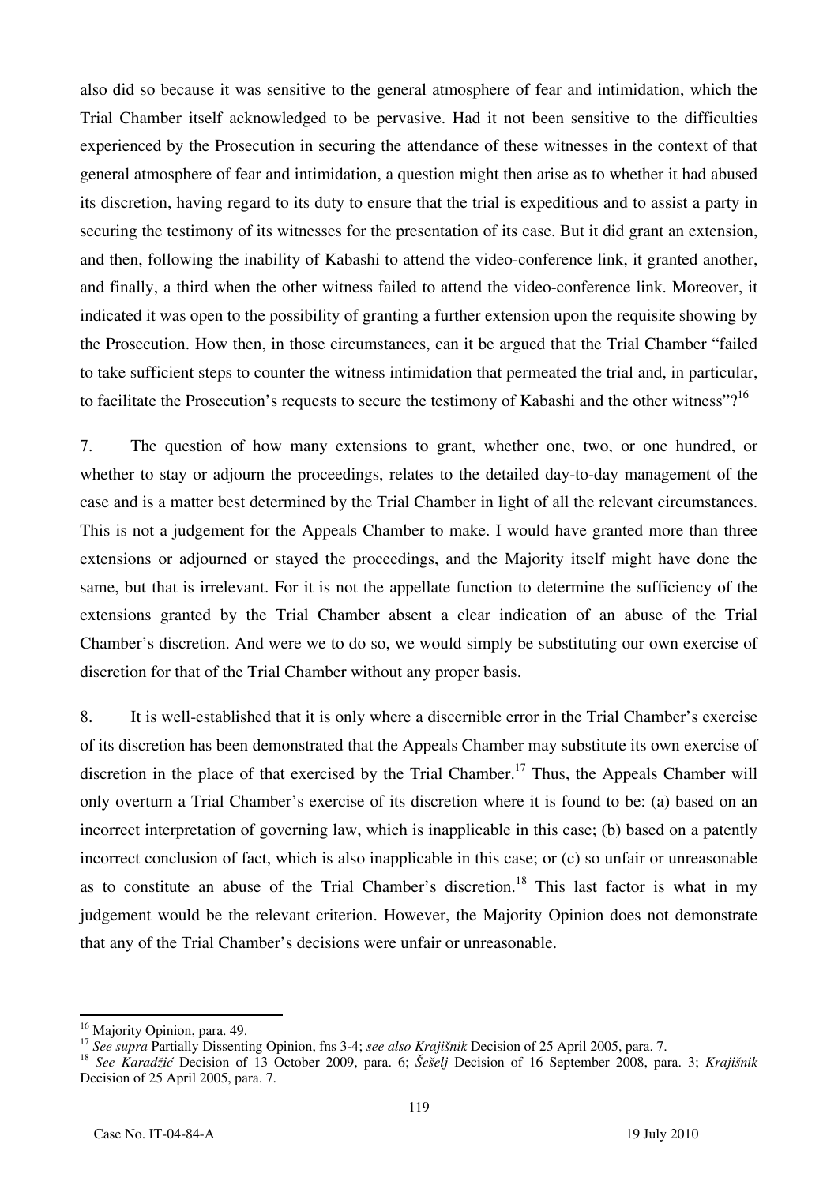also did so because it was sensitive to the general atmosphere of fear and intimidation, which the Trial Chamber itself acknowledged to be pervasive. Had it not been sensitive to the difficulties experienced by the Prosecution in securing the attendance of these witnesses in the context of that general atmosphere of fear and intimidation, a question might then arise as to whether it had abused its discretion, having regard to its duty to ensure that the trial is expeditious and to assist a party in securing the testimony of its witnesses for the presentation of its case. But it did grant an extension, and then, following the inability of Kabashi to attend the video-conference link, it granted another, and finally, a third when the other witness failed to attend the video-conference link. Moreover, it indicated it was open to the possibility of granting a further extension upon the requisite showing by the Prosecution. How then, in those circumstances, can it be argued that the Trial Chamber "failed to take sufficient steps to counter the witness intimidation that permeated the trial and, in particular, to facilitate the Prosecution's requests to secure the testimony of Kabashi and the other witness"?[16]

7. The question of how many extensions to grant, whether one, two, or one hundred, or whether to stay or adjourn the proceedings, relates to the detailed day-to-day management of the case and is a matter best determined by the Trial Chamber in light of all the relevant circumstances. This is not a judgement for the Appeals Chamber to make. I would have granted more than three extensions or adjourned or stayed the proceedings, and the Majority itself might have done the same, but that is irrelevant. For it is not the appellate function to determine the sufficiency of the extensions granted by the Trial Chamber absent a clear indication of an abuse of the Trial Chamber's discretion. And were we to do so, we would simply be substituting our own exercise of discretion for that of the Trial Chamber without any proper basis.

8. It is well-established that it is only where a discernible error in the Trial Chamber's exercise of its discretion has been demonstrated that the Appeals Chamber may substitute its own exercise of discretion in the place of that exercised by the Trial Chamber.[17] Thus, the Appeals Chamber will only overturn a Trial Chamber's exercise of its discretion where it is found to be: (a) based on an incorrect interpretation of governing law, which is inapplicable in this case; (b) based on a patently incorrect conclusion of fact, which is also inapplicable in this case; or (c) so unfair or unreasonable as to constitute an abuse of the Trial Chamber's discretion.[18] This last factor is what in my judgement would be the relevant criterion. However, the Majority Opinion does not demonstrate that any of the Trial Chamber's decisions were unfair or unreasonable.

---

[16] Majority Opinion, para. 49.

[17] *See supra* Partially Dissenting Opinion, fns 3-4; *see also Krajišnik* Decision of 25 April 2005, para. 7.

[18] *See Karadžić* Decision of 13 October 2009, para. 6; *Šešelj* Decision of 16 September 2008, para. 3; *Krajišnik* Decision of 25 April 2005, para. 7.

Case No. IT-04-84-A 19 July 2010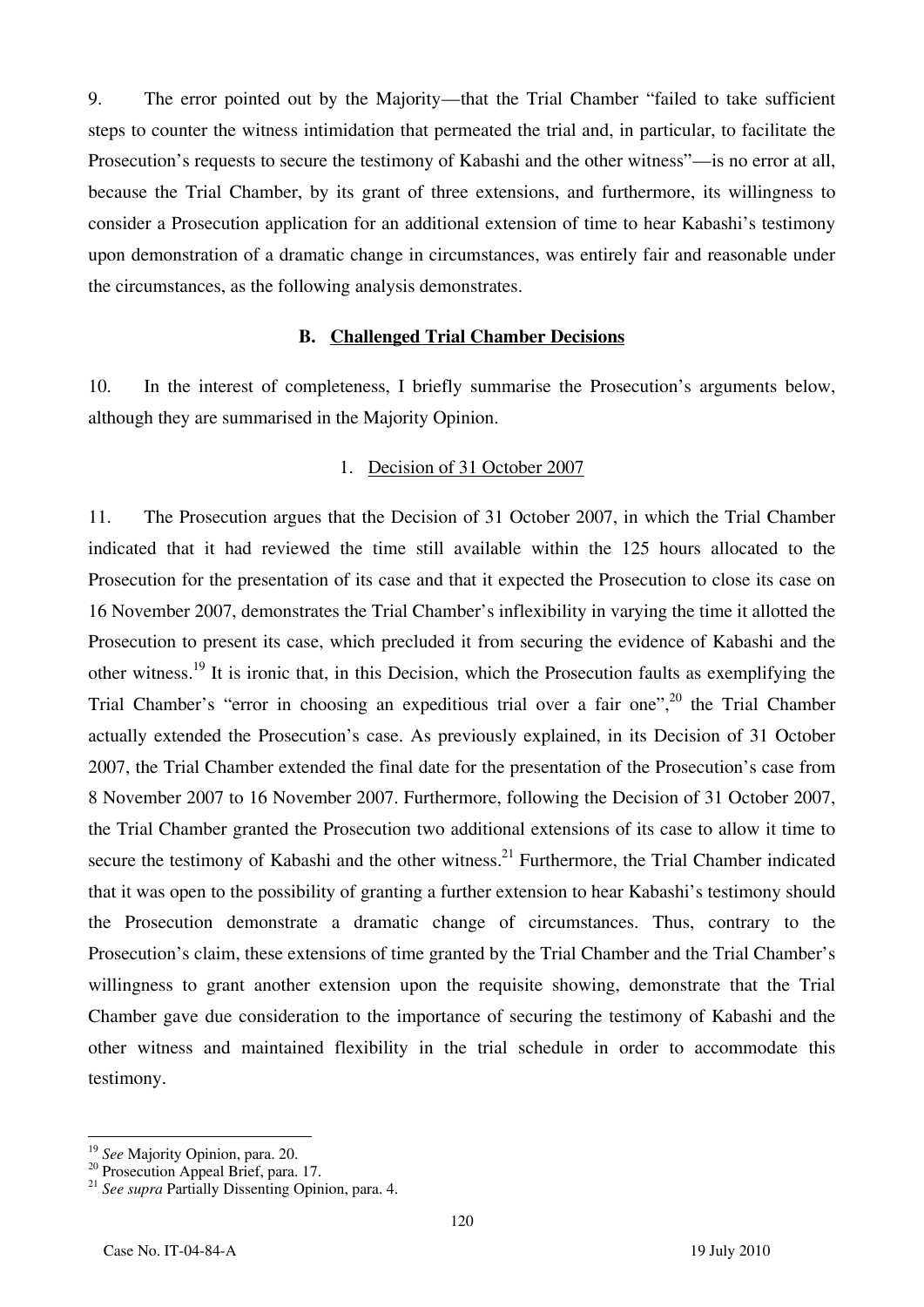9. The error pointed out by the Majority—that the Trial Chamber "failed to take sufficient steps to counter the witness intimidation that permeated the trial and, in particular, to facilitate the Prosecution's requests to secure the testimony of Kabashi and the other witness"—is no error at all, because the Trial Chamber, by its grant of three extensions, and furthermore, its willingness to consider a Prosecution application for an additional extension of time to hear Kabashi's testimony upon demonstration of a dramatic change in circumstances, was entirely fair and reasonable under the circumstances, as the following analysis demonstrates.

### B. <u>Challenged Trial Chamber Decisions</u>

10. In the interest of completeness, I briefly summarise the Prosecution's arguments below, although they are summarised in the Majority Opinion.

#### 1. <u>Decision of 31 October 2007</u>

11. The Prosecution argues that the Decision of 31 October 2007, in which the Trial Chamber indicated that it had reviewed the time still available within the 125 hours allocated to the Prosecution for the presentation of its case and that it expected the Prosecution to close its case on 16 November 2007, demonstrates the Trial Chamber's inflexibility in varying the time it allotted the Prosecution to present its case, which precluded it from securing the evidence of Kabashi and the other witness.[19] It is ironic that, in this Decision, which the Prosecution faults as exemplifying the Trial Chamber's "error in choosing an expeditious trial over a fair one",[20] the Trial Chamber actually extended the Prosecution's case. As previously explained, in its Decision of 31 October 2007, the Trial Chamber extended the final date for the presentation of the Prosecution's case from 8 November 2007 to 16 November 2007. Furthermore, following the Decision of 31 October 2007, the Trial Chamber granted the Prosecution two additional extensions of its case to allow it time to secure the testimony of Kabashi and the other witness.[21] Furthermore, the Trial Chamber indicated that it was open to the possibility of granting a further extension to hear Kabashi's testimony should the Prosecution demonstrate a dramatic change of circumstances. Thus, contrary to the Prosecution's claim, these extensions of time granted by the Trial Chamber and the Trial Chamber's willingness to grant another extension upon the requisite showing, demonstrate that the Trial Chamber gave due consideration to the importance of securing the testimony of Kabashi and the other witness and maintained flexibility in the trial schedule in order to accommodate this testimony.

---

[19] *See* Majority Opinion, para. 20.

[20] Prosecution Appeal Brief, para. 17.

[21] *See supra* Partially Dissenting Opinion, para. 4.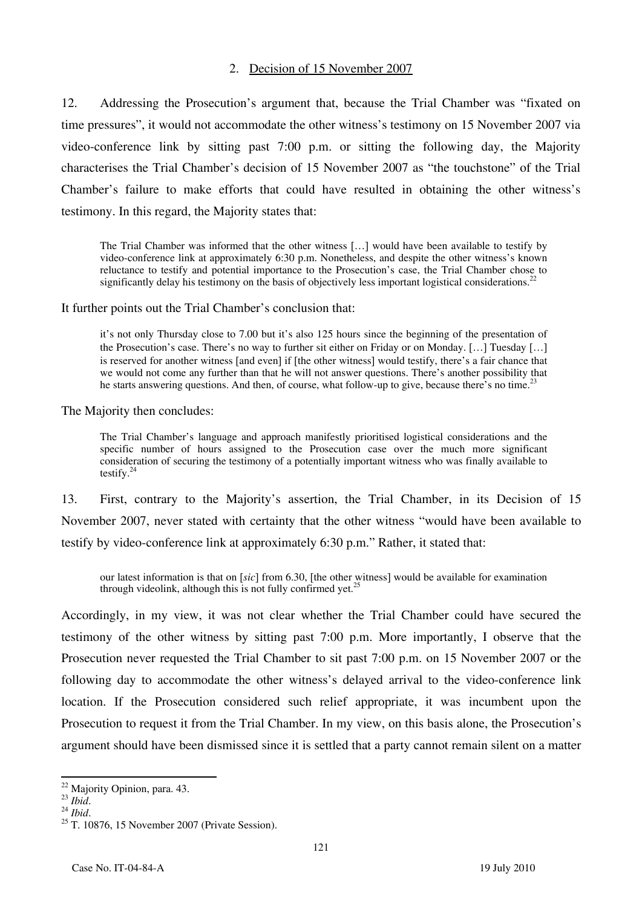## 2. Decision of 15 November 2007

12. Addressing the Prosecution's argument that, because the Trial Chamber was "fixated on time pressures", it would not accommodate the other witness's testimony on 15 November 2007 via video-conference link by sitting past 7:00 p.m. or sitting the following day, the Majority characterises the Trial Chamber's decision of 15 November 2007 as "the touchstone" of the Trial Chamber's failure to make efforts that could have resulted in obtaining the other witness's testimony. In this regard, the Majority states that:

> The Trial Chamber was informed that the other witness […] would have been available to testify by video-conference link at approximately 6:30 p.m. Nonetheless, and despite the other witness's known reluctance to testify and potential importance to the Prosecution's case, the Trial Chamber chose to significantly delay his testimony on the basis of objectively less important logistical considerations.[22]

It further points out the Trial Chamber's conclusion that:

> it's not only Thursday close to 7.00 but it's also 125 hours since the beginning of the presentation of the Prosecution's case. There's no way to further sit either on Friday or on Monday. […] Tuesday […] is reserved for another witness [and even] if [the other witness] would testify, there's a fair chance that we would not come any further than that he will not answer questions. There's another possibility that he starts answering questions. And then, of course, what follow-up to give, because there's no time.[23]

The Majority then concludes:

> The Trial Chamber's language and approach manifestly prioritised logistical considerations and the specific number of hours assigned to the Prosecution case over the much more significant consideration of securing the testimony of a potentially important witness who was finally available to testify.[24]

13. First, contrary to the Majority's assertion, the Trial Chamber, in its Decision of 15 November 2007, never stated with certainty that the other witness "would have been available to testify by video-conference link at approximately 6:30 p.m." Rather, it stated that:

> our latest information is that on [*sic*] from 6.30, [the other witness] would be available for examination through videolink, although this is not fully confirmed yet.[25]

Accordingly, in my view, it was not clear whether the Trial Chamber could have secured the testimony of the other witness by sitting past 7:00 p.m. More importantly, I observe that the Prosecution never requested the Trial Chamber to sit past 7:00 p.m. on 15 November 2007 or the following day to accommodate the other witness's delayed arrival to the video-conference link location. If the Prosecution considered such relief appropriate, it was incumbent upon the Prosecution to request it from the Trial Chamber. In my view, on this basis alone, the Prosecution's argument should have been dismissed since it is settled that a party cannot remain silent on a matter

---

[22] Majority Opinion, para. 43.
[23] *Ibid*.
[24] *Ibid*.
[25] T. 10876, 15 November 2007 (Private Session).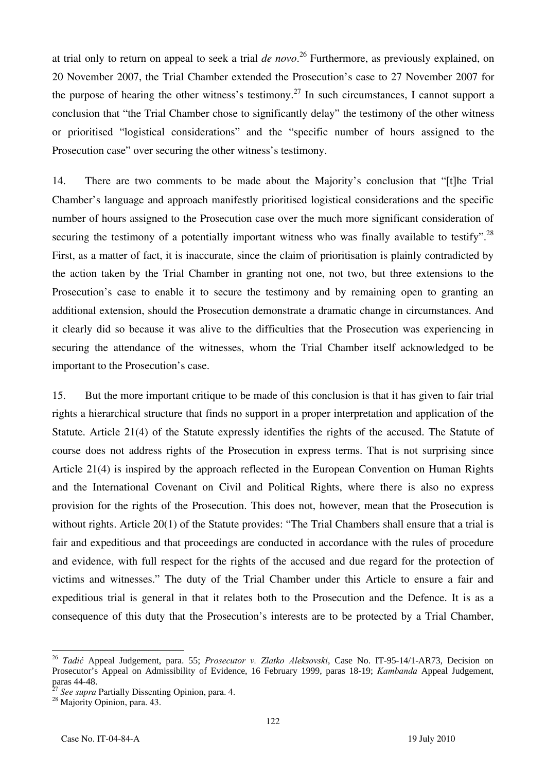at trial only to return on appeal to seek a trial *de novo*.[26] Furthermore, as previously explained, on 20 November 2007, the Trial Chamber extended the Prosecution's case to 27 November 2007 for the purpose of hearing the other witness's testimony.[27] In such circumstances, I cannot support a conclusion that "the Trial Chamber chose to significantly delay" the testimony of the other witness or prioritised "logistical considerations" and the "specific number of hours assigned to the Prosecution case" over securing the other witness's testimony.

14. There are two comments to be made about the Majority's conclusion that "[t]he Trial Chamber's language and approach manifestly prioritised logistical considerations and the specific number of hours assigned to the Prosecution case over the much more significant consideration of securing the testimony of a potentially important witness who was finally available to testify".[28] First, as a matter of fact, it is inaccurate, since the claim of prioritisation is plainly contradicted by the action taken by the Trial Chamber in granting not one, not two, but three extensions to the Prosecution's case to enable it to secure the testimony and by remaining open to granting an additional extension, should the Prosecution demonstrate a dramatic change in circumstances. And it clearly did so because it was alive to the difficulties that the Prosecution was experiencing in securing the attendance of the witnesses, whom the Trial Chamber itself acknowledged to be important to the Prosecution's case.

15. But the more important critique to be made of this conclusion is that it has given to fair trial rights a hierarchical structure that finds no support in a proper interpretation and application of the Statute. Article 21(4) of the Statute expressly identifies the rights of the accused. The Statute of course does not address rights of the Prosecution in express terms. That is not surprising since Article 21(4) is inspired by the approach reflected in the European Convention on Human Rights and the International Covenant on Civil and Political Rights, where there is also no express provision for the rights of the Prosecution. This does not, however, mean that the Prosecution is without rights. Article 20(1) of the Statute provides: "The Trial Chambers shall ensure that a trial is fair and expeditious and that proceedings are conducted in accordance with the rules of procedure and evidence, with full respect for the rights of the accused and due regard for the protection of victims and witnesses." The duty of the Trial Chamber under this Article to ensure a fair and expeditious trial is general in that it relates both to the Prosecution and the Defence. It is as a consequence of this duty that the Prosecution's interests are to be protected by a Trial Chamber,

---

[26] *Tadić* Appeal Judgement, para. 55; *Prosecutor v. Zlatko Aleksovski*, Case No. IT-95-14/1-AR73, Decision on Prosecutor's Appeal on Admissibility of Evidence, 16 February 1999, paras 18-19; *Kambanda* Appeal Judgement, paras 44-48.

[27] *See supra* Partially Dissenting Opinion, para. 4.

[28] Majority Opinion, para. 43.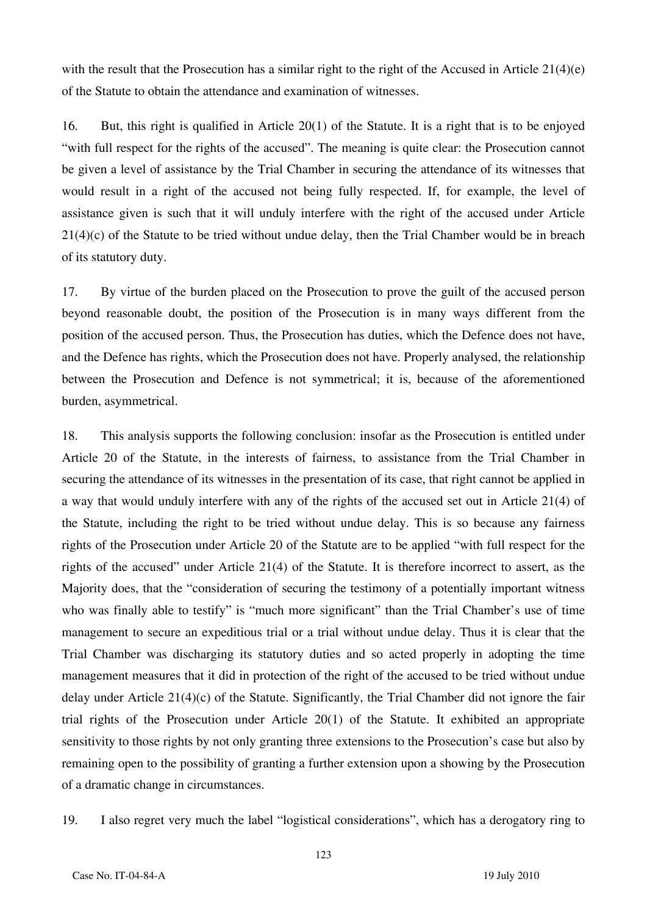with the result that the Prosecution has a similar right to the right of the Accused in Article 21(4)(e) of the Statute to obtain the attendance and examination of witnesses.

16. But, this right is qualified in Article 20(1) of the Statute. It is a right that is to be enjoyed "with full respect for the rights of the accused". The meaning is quite clear: the Prosecution cannot be given a level of assistance by the Trial Chamber in securing the attendance of its witnesses that would result in a right of the accused not being fully respected. If, for example, the level of assistance given is such that it will unduly interfere with the right of the accused under Article 21(4)(c) of the Statute to be tried without undue delay, then the Trial Chamber would be in breach of its statutory duty.

17. By virtue of the burden placed on the Prosecution to prove the guilt of the accused person beyond reasonable doubt, the position of the Prosecution is in many ways different from the position of the accused person. Thus, the Prosecution has duties, which the Defence does not have, and the Defence has rights, which the Prosecution does not have. Properly analysed, the relationship between the Prosecution and Defence is not symmetrical; it is, because of the aforementioned burden, asymmetrical.

18. This analysis supports the following conclusion: insofar as the Prosecution is entitled under Article 20 of the Statute, in the interests of fairness, to assistance from the Trial Chamber in securing the attendance of its witnesses in the presentation of its case, that right cannot be applied in a way that would unduly interfere with any of the rights of the accused set out in Article 21(4) of the Statute, including the right to be tried without undue delay. This is so because any fairness rights of the Prosecution under Article 20 of the Statute are to be applied "with full respect for the rights of the accused" under Article 21(4) of the Statute. It is therefore incorrect to assert, as the Majority does, that the "consideration of securing the testimony of a potentially important witness who was finally able to testify" is "much more significant" than the Trial Chamber's use of time management to secure an expeditious trial or a trial without undue delay. Thus it is clear that the Trial Chamber was discharging its statutory duties and so acted properly in adopting the time management measures that it did in protection of the right of the accused to be tried without undue delay under Article 21(4)(c) of the Statute. Significantly, the Trial Chamber did not ignore the fair trial rights of the Prosecution under Article 20(1) of the Statute. It exhibited an appropriate sensitivity to those rights by not only granting three extensions to the Prosecution's case but also by remaining open to the possibility of granting a further extension upon a showing by the Prosecution of a dramatic change in circumstances.

19. I also regret very much the label "logistical considerations", which has a derogatory ring to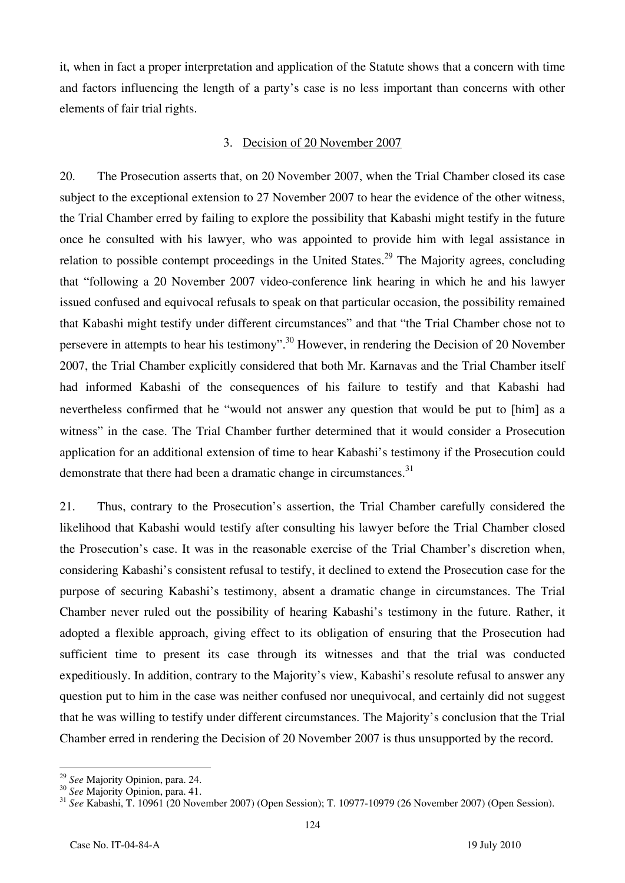it, when in fact a proper interpretation and application of the Statute shows that a concern with time and factors influencing the length of a party's case is no less important than concerns with other elements of fair trial rights.

### 3. Decision of 20 November 2007

20. The Prosecution asserts that, on 20 November 2007, when the Trial Chamber closed its case subject to the exceptional extension to 27 November 2007 to hear the evidence of the other witness, the Trial Chamber erred by failing to explore the possibility that Kabashi might testify in the future once he consulted with his lawyer, who was appointed to provide him with legal assistance in relation to possible contempt proceedings in the United States.[29] The Majority agrees, concluding that "following a 20 November 2007 video-conference link hearing in which he and his lawyer issued confused and equivocal refusals to speak on that particular occasion, the possibility remained that Kabashi might testify under different circumstances" and that "the Trial Chamber chose not to persevere in attempts to hear his testimony".[30] However, in rendering the Decision of 20 November 2007, the Trial Chamber explicitly considered that both Mr. Karnavas and the Trial Chamber itself had informed Kabashi of the consequences of his failure to testify and that Kabashi had nevertheless confirmed that he "would not answer any question that would be put to [him] as a witness" in the case. The Trial Chamber further determined that it would consider a Prosecution application for an additional extension of time to hear Kabashi's testimony if the Prosecution could demonstrate that there had been a dramatic change in circumstances.[31]

21. Thus, contrary to the Prosecution's assertion, the Trial Chamber carefully considered the likelihood that Kabashi would testify after consulting his lawyer before the Trial Chamber closed the Prosecution's case. It was in the reasonable exercise of the Trial Chamber's discretion when, considering Kabashi's consistent refusal to testify, it declined to extend the Prosecution case for the purpose of securing Kabashi's testimony, absent a dramatic change in circumstances. The Trial Chamber never ruled out the possibility of hearing Kabashi's testimony in the future. Rather, it adopted a flexible approach, giving effect to its obligation of ensuring that the Prosecution had sufficient time to present its case through its witnesses and that the trial was conducted expeditiously. In addition, contrary to the Majority's view, Kabashi's resolute refusal to answer any question put to him in the case was neither confused nor unequivocal, and certainly did not suggest that he was willing to testify under different circumstances. The Majority's conclusion that the Trial Chamber erred in rendering the Decision of 20 November 2007 is thus unsupported by the record.

---

[29] *See* Majority Opinion, para. 24.

[30] *See* Majority Opinion, para. 41.

[31] *See* Kabashi, T. 10961 (20 November 2007) (Open Session); T. 10977-10979 (26 November 2007) (Open Session).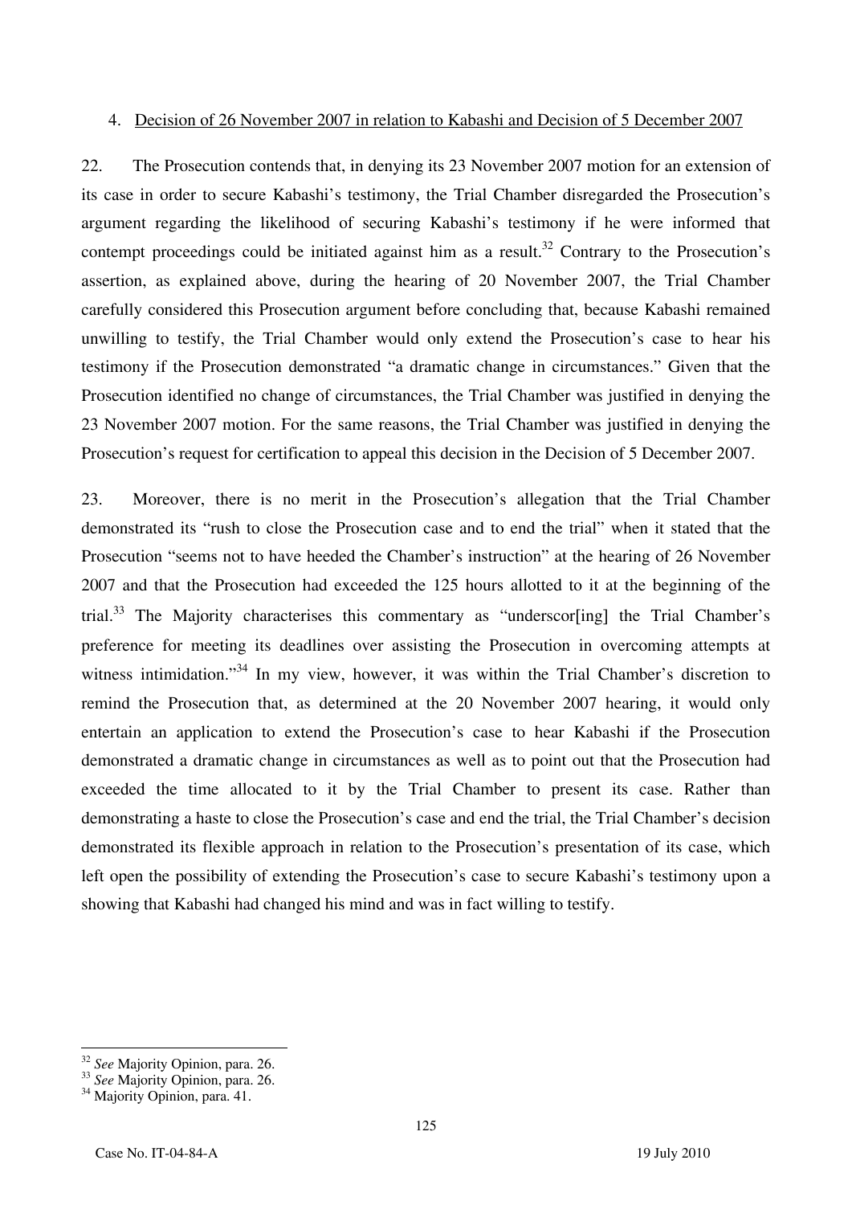4. Decision of 26 November 2007 in relation to Kabashi and Decision of 5 December 2007

22. The Prosecution contends that, in denying its 23 November 2007 motion for an extension of its case in order to secure Kabashi's testimony, the Trial Chamber disregarded the Prosecution's argument regarding the likelihood of securing Kabashi's testimony if he were informed that contempt proceedings could be initiated against him as a result.[32] Contrary to the Prosecution's assertion, as explained above, during the hearing of 20 November 2007, the Trial Chamber carefully considered this Prosecution argument before concluding that, because Kabashi remained unwilling to testify, the Trial Chamber would only extend the Prosecution's case to hear his testimony if the Prosecution demonstrated "a dramatic change in circumstances." Given that the Prosecution identified no change of circumstances, the Trial Chamber was justified in denying the 23 November 2007 motion. For the same reasons, the Trial Chamber was justified in denying the Prosecution's request for certification to appeal this decision in the Decision of 5 December 2007.

23. Moreover, there is no merit in the Prosecution's allegation that the Trial Chamber demonstrated its "rush to close the Prosecution case and to end the trial" when it stated that the Prosecution "seems not to have heeded the Chamber's instruction" at the hearing of 26 November 2007 and that the Prosecution had exceeded the 125 hours allotted to it at the beginning of the trial.[33] The Majority characterises this commentary as "underscor[ing] the Trial Chamber's preference for meeting its deadlines over assisting the Prosecution in overcoming attempts at witness intimidation."[34] In my view, however, it was within the Trial Chamber's discretion to remind the Prosecution that, as determined at the 20 November 2007 hearing, it would only entertain an application to extend the Prosecution's case to hear Kabashi if the Prosecution demonstrated a dramatic change in circumstances as well as to point out that the Prosecution had exceeded the time allocated to it by the Trial Chamber to present its case. Rather than demonstrating a haste to close the Prosecution's case and end the trial, the Trial Chamber's decision demonstrated its flexible approach in relation to the Prosecution's presentation of its case, which left open the possibility of extending the Prosecution's case to secure Kabashi's testimony upon a showing that Kabashi had changed his mind and was in fact willing to testify.

---

[32] *See* Majority Opinion, para. 26.

[33] *See* Majority Opinion, para. 26.

[34] Majority Opinion, para. 41.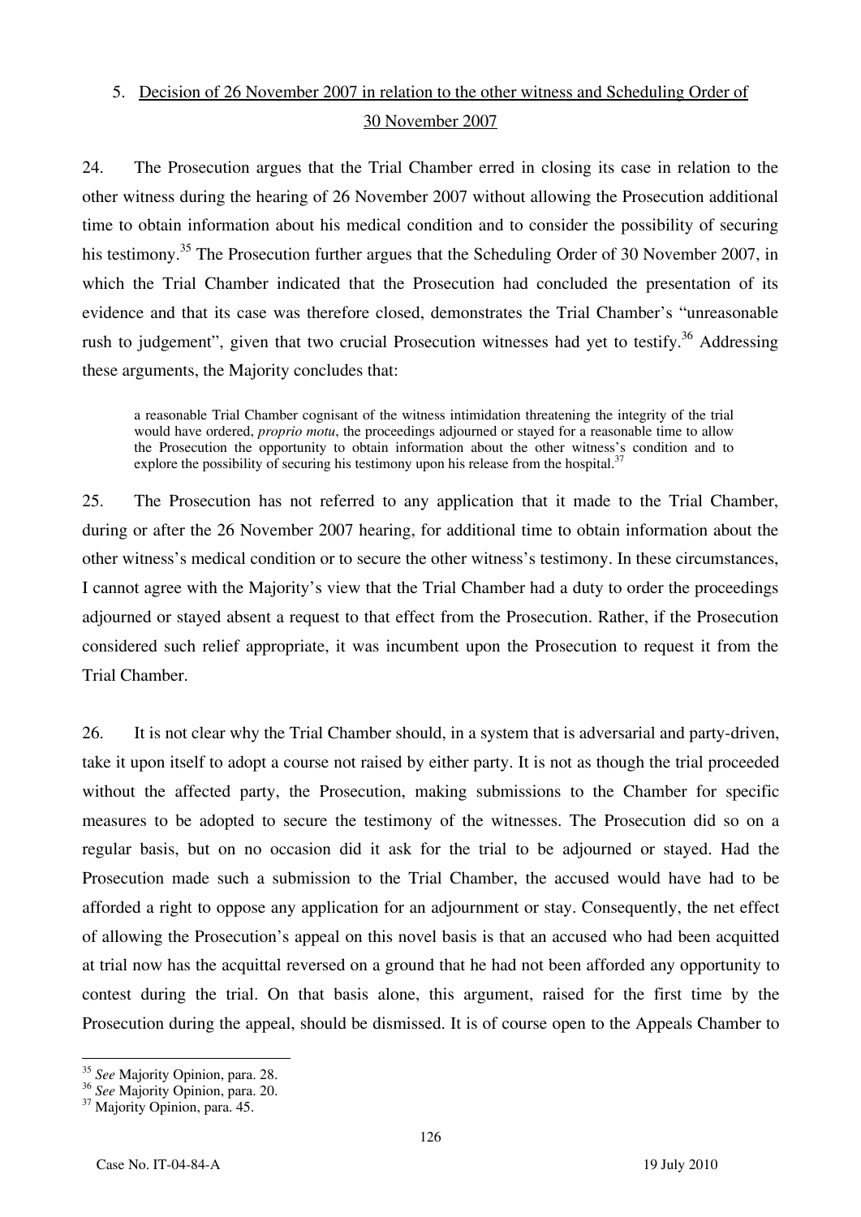### 5. Decision of 26 November 2007 in relation to the other witness and Scheduling Order of 30 November 2007

24. The Prosecution argues that the Trial Chamber erred in closing its case in relation to the other witness during the hearing of 26 November 2007 without allowing the Prosecution additional time to obtain information about his medical condition and to consider the possibility of securing his testimony.[35] The Prosecution further argues that the Scheduling Order of 30 November 2007, in which the Trial Chamber indicated that the Prosecution had concluded the presentation of its evidence and that its case was therefore closed, demonstrates the Trial Chamber's "unreasonable rush to judgement", given that two crucial Prosecution witnesses had yet to testify.[36] Addressing these arguments, the Majority concludes that:

> a reasonable Trial Chamber cognisant of the witness intimidation threatening the integrity of the trial would have ordered, *proprio motu*, the proceedings adjourned or stayed for a reasonable time to allow the Prosecution the opportunity to obtain information about the other witness's condition and to explore the possibility of securing his testimony upon his release from the hospital.[37]

25. The Prosecution has not referred to any application that it made to the Trial Chamber, during or after the 26 November 2007 hearing, for additional time to obtain information about the other witness's medical condition or to secure the other witness's testimony. In these circumstances, I cannot agree with the Majority's view that the Trial Chamber had a duty to order the proceedings adjourned or stayed absent a request to that effect from the Prosecution. Rather, if the Prosecution considered such relief appropriate, it was incumbent upon the Prosecution to request it from the Trial Chamber.

26. It is not clear why the Trial Chamber should, in a system that is adversarial and party-driven, take it upon itself to adopt a course not raised by either party. It is not as though the trial proceeded without the affected party, the Prosecution, making submissions to the Chamber for specific measures to be adopted to secure the testimony of the witnesses. The Prosecution did so on a regular basis, but on no occasion did it ask for the trial to be adjourned or stayed. Had the Prosecution made such a submission to the Trial Chamber, the accused would have had to be afforded a right to oppose any application for an adjournment or stay. Consequently, the net effect of allowing the Prosecution's appeal on this novel basis is that an accused who had been acquitted at trial now has the acquittal reversed on a ground that he had not been afforded any opportunity to contest during the trial. On that basis alone, this argument, raised for the first time by the Prosecution during the appeal, should be dismissed. It is of course open to the Appeals Chamber to

---

[35] *See* Majority Opinion, para. 28.

[36] *See* Majority Opinion, para. 20.

[37] Majority Opinion, para. 45.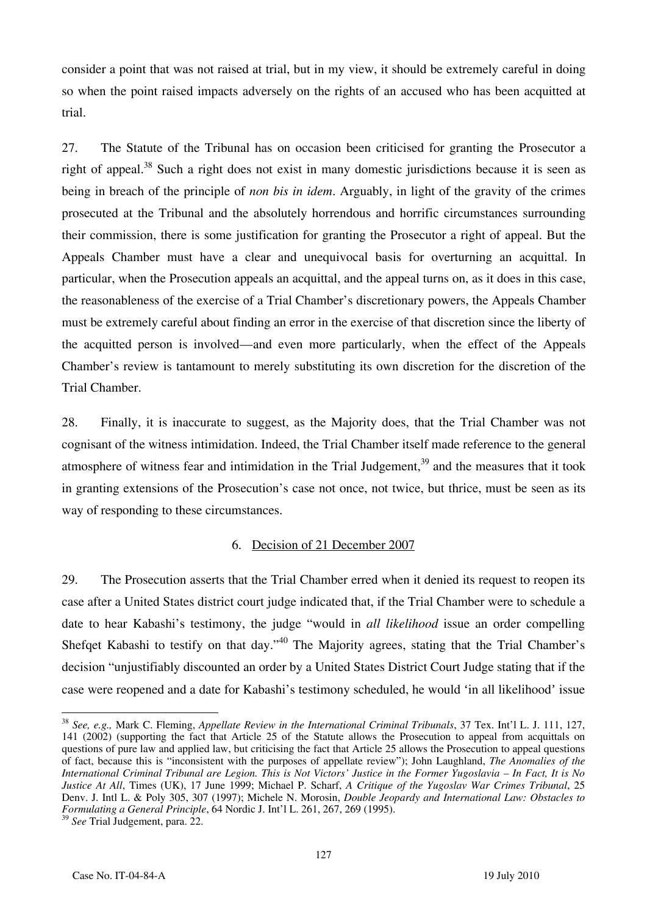consider a point that was not raised at trial, but in my view, it should be extremely careful in doing so when the point raised impacts adversely on the rights of an accused who has been acquitted at trial.

27. The Statute of the Tribunal has on occasion been criticised for granting the Prosecutor a right of appeal.[38] Such a right does not exist in many domestic jurisdictions because it is seen as being in breach of the principle of *non bis in idem*. Arguably, in light of the gravity of the crimes prosecuted at the Tribunal and the absolutely horrendous and horrific circumstances surrounding their commission, there is some justification for granting the Prosecutor a right of appeal. But the Appeals Chamber must have a clear and unequivocal basis for overturning an acquittal. In particular, when the Prosecution appeals an acquittal, and the appeal turns on, as it does in this case, the reasonableness of the exercise of a Trial Chamber's discretionary powers, the Appeals Chamber must be extremely careful about finding an error in the exercise of that discretion since the liberty of the acquitted person is involved—and even more particularly, when the effect of the Appeals Chamber's review is tantamount to merely substituting its own discretion for the discretion of the Trial Chamber.

28. Finally, it is inaccurate to suggest, as the Majority does, that the Trial Chamber was not cognisant of the witness intimidation. Indeed, the Trial Chamber itself made reference to the general atmosphere of witness fear and intimidation in the Trial Judgement,[39] and the measures that it took in granting extensions of the Prosecution's case not once, not twice, but thrice, must be seen as its way of responding to these circumstances.

### 6. Decision of 21 December 2007

29. The Prosecution asserts that the Trial Chamber erred when it denied its request to reopen its case after a United States district court judge indicated that, if the Trial Chamber were to schedule a date to hear Kabashi's testimony, the judge "would in *all likelihood* issue an order compelling Shefqet Kabashi to testify on that day."[40] The Majority agrees, stating that the Trial Chamber's decision "unjustifiably discounted an order by a United States District Court Judge stating that if the case were reopened and a date for Kabashi's testimony scheduled, he would 'in all likelihood' issue

---

[38] *See, e.g.,* Mark C. Fleming, *Appellate Review in the International Criminal Tribunals*, 37 Tex. Int'l L. J. 111, 127, 141 (2002) (supporting the fact that Article 25 of the Statute allows the Prosecution to appeal from acquittals on questions of pure law and applied law, but criticising the fact that Article 25 allows the Prosecution to appeal questions of fact, because this is "inconsistent with the purposes of appellate review"); John Laughland, *The Anomalies of the International Criminal Tribunal are Legion. This is Not Victors' Justice in the Former Yugoslavia – In Fact, It is No Justice At All*, Times (UK), 17 June 1999; Michael P. Scharf, *A Critique of the Yugoslav War Crimes Tribunal*, 25 Denv. J. Intl L. & Poly 305, 307 (1997); Michele N. Morosin, *Double Jeopardy and International Law: Obstacles to Formulating a General Principle*, 64 Nordic J. Int'l L. 261, 267, 269 (1995).

[39] *See* Trial Judgement, para. 22.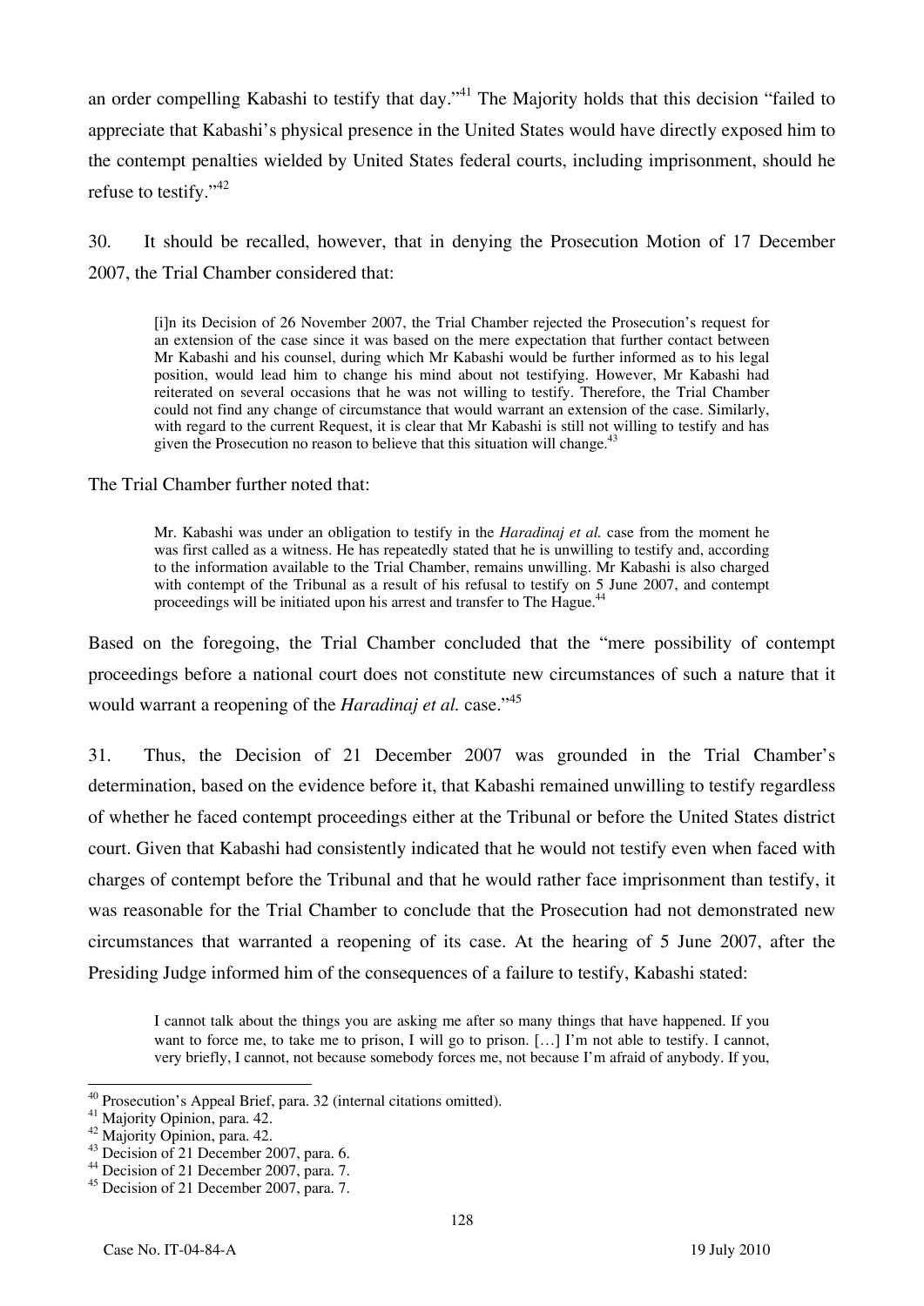an order compelling Kabashi to testify that day."[41] The Majority holds that this decision "failed to appreciate that Kabashi's physical presence in the United States would have directly exposed him to the contempt penalties wielded by United States federal courts, including imprisonment, should he refuse to testify."[42]

30. It should be recalled, however, that in denying the Prosecution Motion of 17 December 2007, the Trial Chamber considered that:

> [i]n its Decision of 26 November 2007, the Trial Chamber rejected the Prosecution's request for an extension of the case since it was based on the mere expectation that further contact between Mr Kabashi and his counsel, during which Mr Kabashi would be further informed as to his legal position, would lead him to change his mind about not testifying. However, Mr Kabashi had reiterated on several occasions that he was not willing to testify. Therefore, the Trial Chamber could not find any change of circumstance that would warrant an extension of the case. Similarly, with regard to the current Request, it is clear that Mr Kabashi is still not willing to testify and has given the Prosecution no reason to believe that this situation will change.[43]

The Trial Chamber further noted that:

> Mr. Kabashi was under an obligation to testify in the *Haradinaj et al.* case from the moment he was first called as a witness. He has repeatedly stated that he is unwilling to testify and, according to the information available to the Trial Chamber, remains unwilling. Mr Kabashi is also charged with contempt of the Tribunal as a result of his refusal to testify on 5 June 2007, and contempt proceedings will be initiated upon his arrest and transfer to The Hague.[44]

Based on the foregoing, the Trial Chamber concluded that the "mere possibility of contempt proceedings before a national court does not constitute new circumstances of such a nature that it would warrant a reopening of the *Haradinaj et al.* case."[45]

31. Thus, the Decision of 21 December 2007 was grounded in the Trial Chamber's determination, based on the evidence before it, that Kabashi remained unwilling to testify regardless of whether he faced contempt proceedings either at the Tribunal or before the United States district court. Given that Kabashi had consistently indicated that he would not testify even when faced with charges of contempt before the Tribunal and that he would rather face imprisonment than testify, it was reasonable for the Trial Chamber to conclude that the Prosecution had not demonstrated new circumstances that warranted a reopening of its case. At the hearing of 5 June 2007, after the Presiding Judge informed him of the consequences of a failure to testify, Kabashi stated:

> I cannot talk about the things you are asking me after so many things that have happened. If you want to force me, to take me to prison, I will go to prison. […] I'm not able to testify. I cannot, very briefly, I cannot, not because somebody forces me, not because I'm afraid of anybody. If you,

---

[40] Prosecution's Appeal Brief, para. 32 (internal citations omitted).
[41] Majority Opinion, para. 42.
[42] Majority Opinion, para. 42.
[43] Decision of 21 December 2007, para. 6.
[44] Decision of 21 December 2007, para. 7.
[45] Decision of 21 December 2007, para. 7.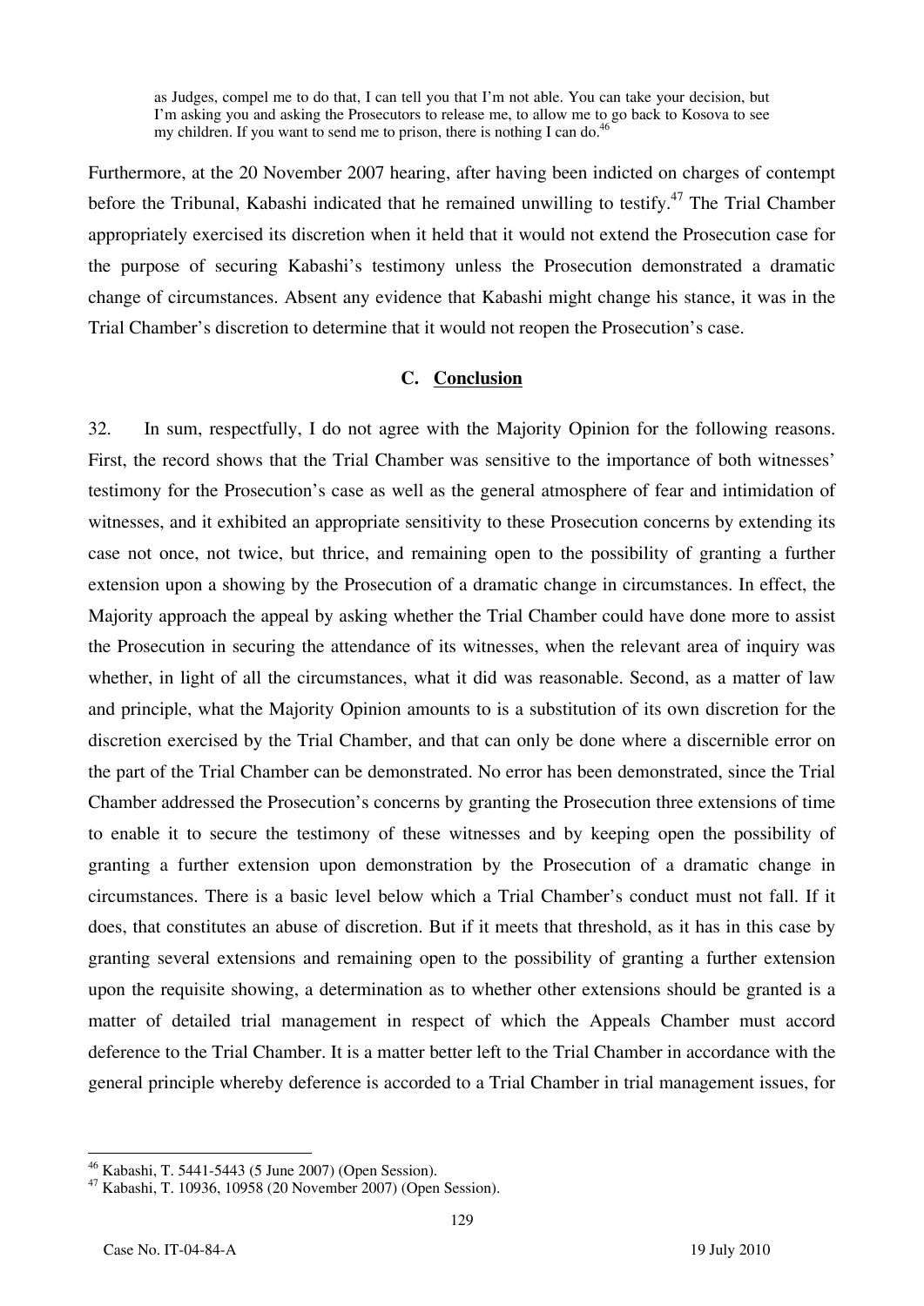> as Judges, compel me to do that, I can tell you that I'm not able. You can take your decision, but I'm asking you and asking the Prosecutors to release me, to allow me to go back to Kosova to see my children. If you want to send me to prison, there is nothing I can do.[46]

Furthermore, at the 20 November 2007 hearing, after having been indicted on charges of contempt before the Tribunal, Kabashi indicated that he remained unwilling to testify.[47] The Trial Chamber appropriately exercised its discretion when it held that it would not extend the Prosecution case for the purpose of securing Kabashi's testimony unless the Prosecution demonstrated a dramatic change of circumstances. Absent any evidence that Kabashi might change his stance, it was in the Trial Chamber's discretion to determine that it would not reopen the Prosecution's case.

### C. Conclusion

32. In sum, respectfully, I do not agree with the Majority Opinion for the following reasons. First, the record shows that the Trial Chamber was sensitive to the importance of both witnesses' testimony for the Prosecution's case as well as the general atmosphere of fear and intimidation of witnesses, and it exhibited an appropriate sensitivity to these Prosecution concerns by extending its case not once, not twice, but thrice, and remaining open to the possibility of granting a further extension upon a showing by the Prosecution of a dramatic change in circumstances. In effect, the Majority approach the appeal by asking whether the Trial Chamber could have done more to assist the Prosecution in securing the attendance of its witnesses, when the relevant area of inquiry was whether, in light of all the circumstances, what it did was reasonable. Second, as a matter of law and principle, what the Majority Opinion amounts to is a substitution of its own discretion for the discretion exercised by the Trial Chamber, and that can only be done where a discernible error on the part of the Trial Chamber can be demonstrated. No error has been demonstrated, since the Trial Chamber addressed the Prosecution's concerns by granting the Prosecution three extensions of time to enable it to secure the testimony of these witnesses and by keeping open the possibility of granting a further extension upon demonstration by the Prosecution of a dramatic change in circumstances. There is a basic level below which a Trial Chamber's conduct must not fall. If it does, that constitutes an abuse of discretion. But if it meets that threshold, as it has in this case by granting several extensions and remaining open to the possibility of granting a further extension upon the requisite showing, a determination as to whether other extensions should be granted is a matter of detailed trial management in respect of which the Appeals Chamber must accord deference to the Trial Chamber. It is a matter better left to the Trial Chamber in accordance with the general principle whereby deference is accorded to a Trial Chamber in trial management issues, for

---

[46] Kabashi, T. 5441-5443 (5 June 2007) (Open Session).

[47] Kabashi, T. 10936, 10958 (20 November 2007) (Open Session).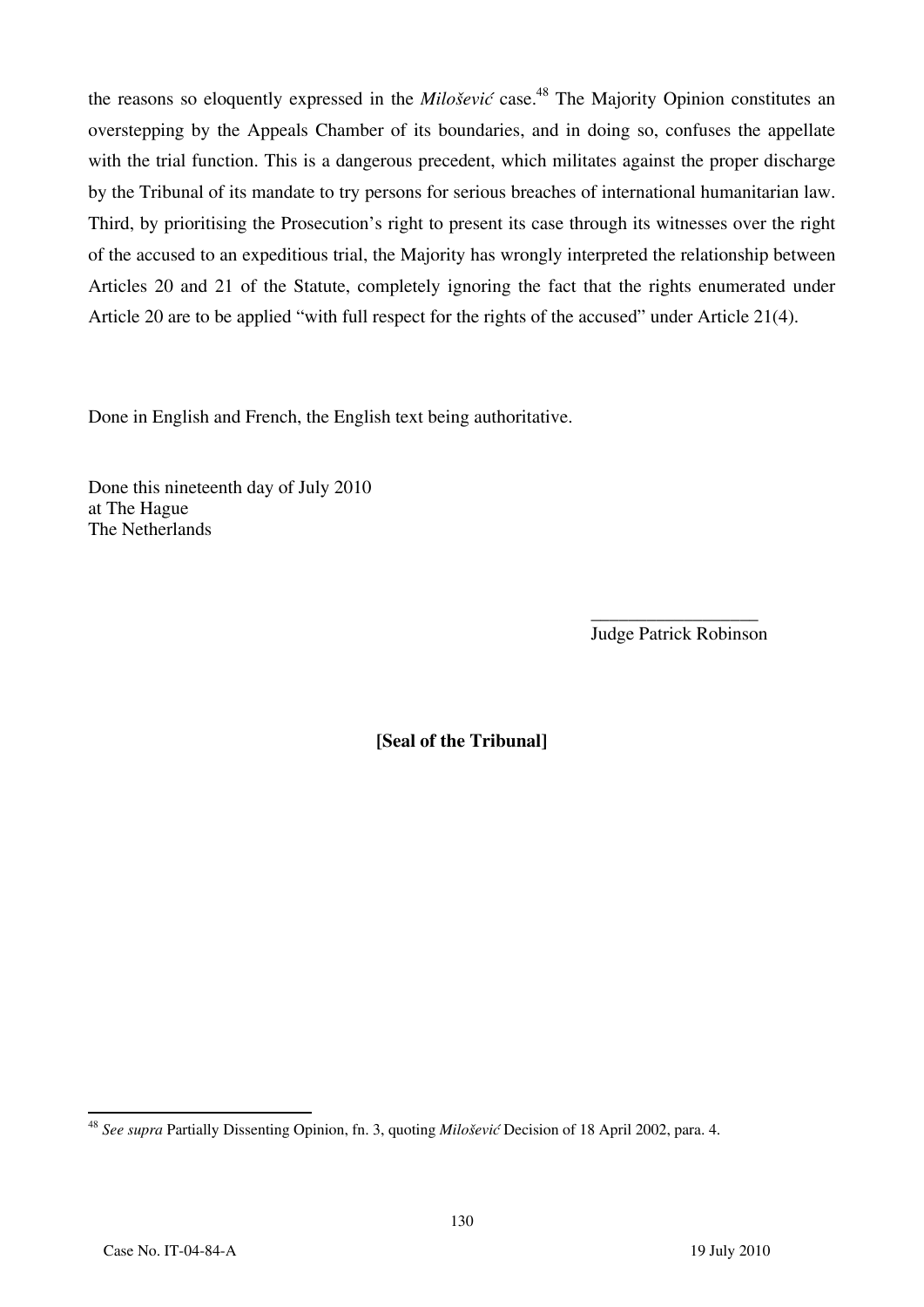the reasons so eloquently expressed in the *Milošević* case.[48] The Majority Opinion constitutes an overstepping by the Appeals Chamber of its boundaries, and in doing so, confuses the appellate with the trial function. This is a dangerous precedent, which militates against the proper discharge by the Tribunal of its mandate to try persons for serious breaches of international humanitarian law. Third, by prioritising the Prosecution's right to present its case through its witnesses over the right of the accused to an expeditious trial, the Majority has wrongly interpreted the relationship between Articles 20 and 21 of the Statute, completely ignoring the fact that the rights enumerated under Article 20 are to be applied "with full respect for the rights of the accused" under Article 21(4).

Done in English and French, the English text being authoritative.

Done this nineteenth day of July 2010
at The Hague
The Netherlands

_________________
Judge Patrick Robinson

**[Seal of the Tribunal]**

---

[48] *See supra* Partially Dissenting Opinion, fn. 3, quoting *Milošević* Decision of 18 April 2002, para. 4.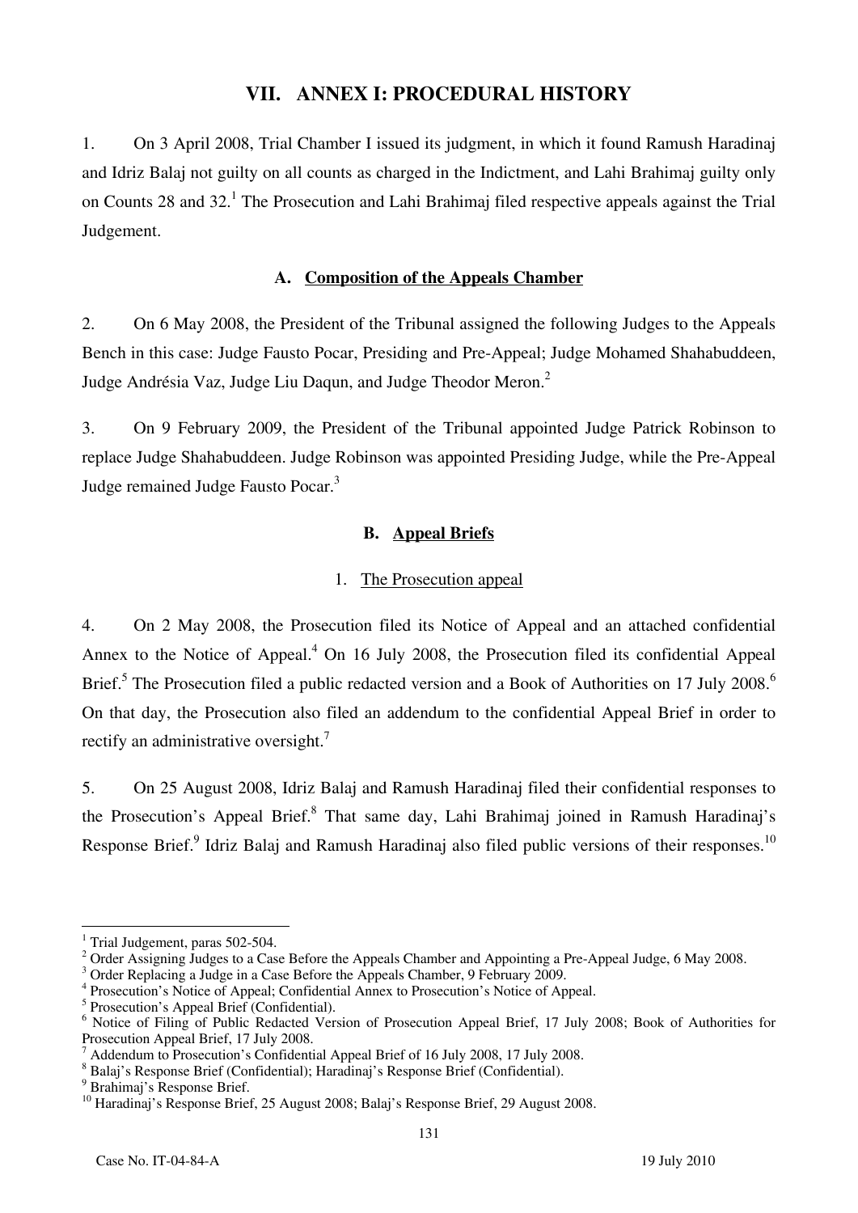# VII. ANNEX I: PROCEDURAL HISTORY

1. On 3 April 2008, Trial Chamber I issued its judgment, in which it found Ramush Haradinaj and Idriz Balaj not guilty on all counts as charged in the Indictment, and Lahi Brahimaj guilty only on Counts 28 and 32.[1] The Prosecution and Lahi Brahimaj filed respective appeals against the Trial Judgement.

## A. Composition of the Appeals Chamber

2. On 6 May 2008, the President of the Tribunal assigned the following Judges to the Appeals Bench in this case: Judge Fausto Pocar, Presiding and Pre-Appeal; Judge Mohamed Shahabuddeen, Judge Andrésia Vaz, Judge Liu Daqun, and Judge Theodor Meron.[2]

3. On 9 February 2009, the President of the Tribunal appointed Judge Patrick Robinson to replace Judge Shahabuddeen. Judge Robinson was appointed Presiding Judge, while the Pre-Appeal Judge remained Judge Fausto Pocar.[3]

## B. Appeal Briefs

### 1. The Prosecution appeal

4. On 2 May 2008, the Prosecution filed its Notice of Appeal and an attached confidential Annex to the Notice of Appeal.[4] On 16 July 2008, the Prosecution filed its confidential Appeal Brief.[5] The Prosecution filed a public redacted version and a Book of Authorities on 17 July 2008.[6] On that day, the Prosecution also filed an addendum to the confidential Appeal Brief in order to rectify an administrative oversight.[7]

5. On 25 August 2008, Idriz Balaj and Ramush Haradinaj filed their confidential responses to the Prosecution's Appeal Brief.[8] That same day, Lahi Brahimaj joined in Ramush Haradinaj's Response Brief.[9] Idriz Balaj and Ramush Haradinaj also filed public versions of their responses.[10]

---

[1] Trial Judgement, paras 502-504.

[2] Order Assigning Judges to a Case Before the Appeals Chamber and Appointing a Pre-Appeal Judge, 6 May 2008.

[3] Order Replacing a Judge in a Case Before the Appeals Chamber, 9 February 2009.

[4] Prosecution's Notice of Appeal; Confidential Annex to Prosecution's Notice of Appeal.

[5] Prosecution's Appeal Brief (Confidential).

[6] Notice of Filing of Public Redacted Version of Prosecution Appeal Brief, 17 July 2008; Book of Authorities for Prosecution Appeal Brief, 17 July 2008.

[7] Addendum to Prosecution's Confidential Appeal Brief of 16 July 2008, 17 July 2008.

[8] Balaj's Response Brief (Confidential); Haradinaj's Response Brief (Confidential).

[9] Brahimaj's Response Brief.

[10] Haradinaj's Response Brief, 25 August 2008; Balaj's Response Brief, 29 August 2008.

Case No. IT-04-84-A 19 July 2010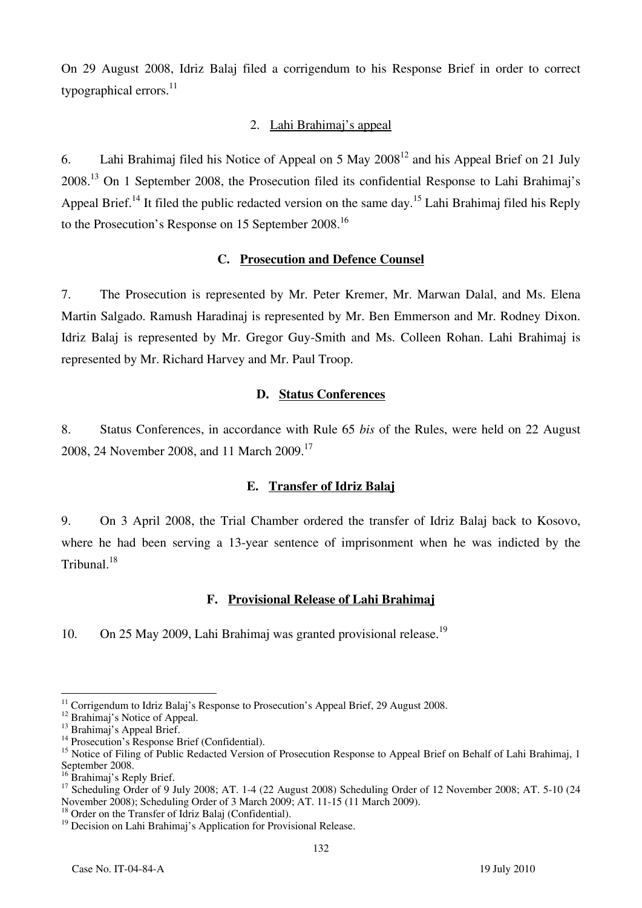On 29 August 2008, Idriz Balaj filed a corrigendum to his Response Brief in order to correct typographical errors.[11]

### 2. Lahi Brahimaj's appeal

6. Lahi Brahimaj filed his Notice of Appeal on 5 May 2008[12] and his Appeal Brief on 21 July 2008.[13] On 1 September 2008, the Prosecution filed its confidential Response to Lahi Brahimaj's Appeal Brief.[14] It filed the public redacted version on the same day.[15] Lahi Brahimaj filed his Reply to the Prosecution's Response on 15 September 2008.[16]

## C. Prosecution and Defence Counsel

7. The Prosecution is represented by Mr. Peter Kremer, Mr. Marwan Dalal, and Ms. Elena Martin Salgado. Ramush Haradinaj is represented by Mr. Ben Emmerson and Mr. Rodney Dixon. Idriz Balaj is represented by Mr. Gregor Guy-Smith and Ms. Colleen Rohan. Lahi Brahimaj is represented by Mr. Richard Harvey and Mr. Paul Troop.

## D. Status Conferences

8. Status Conferences, in accordance with Rule 65 *bis* of the Rules, were held on 22 August 2008, 24 November 2008, and 11 March 2009.[17]

## E. Transfer of Idriz Balaj

9. On 3 April 2008, the Trial Chamber ordered the transfer of Idriz Balaj back to Kosovo, where he had been serving a 13-year sentence of imprisonment when he was indicted by the Tribunal.[18]

## F. Provisional Release of Lahi Brahimaj

10. On 25 May 2009, Lahi Brahimaj was granted provisional release.[19]

---

[11] Corrigendum to Idriz Balaj's Response to Prosecution's Appeal Brief, 29 August 2008.
[12] Brahimaj's Notice of Appeal.
[13] Brahimaj's Appeal Brief.
[14] Prosecution's Response Brief (Confidential).
[15] Notice of Filing of Public Redacted Version of Prosecution Response to Appeal Brief on Behalf of Lahi Brahimaj, 1 September 2008.
[16] Brahimaj's Reply Brief.
[17] Scheduling Order of 9 July 2008; AT. 1-4 (22 August 2008) Scheduling Order of 12 November 2008; AT. 5-10 (24 November 2008); Scheduling Order of 3 March 2009; AT. 11-15 (11 March 2009).
[18] Order on the Transfer of Idriz Balaj (Confidential).
[19] Decision on Lahi Brahimaj's Application for Provisional Release.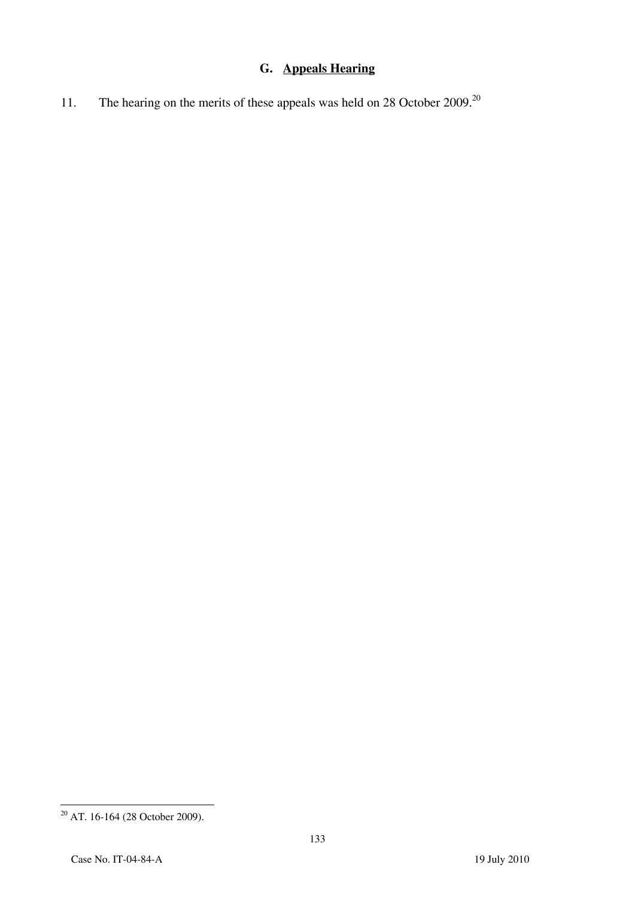### G. Appeals Hearing

11. The hearing on the merits of these appeals was held on 28 October 2009.[20]

---

[20] AT. 16-164 (28 October 2009).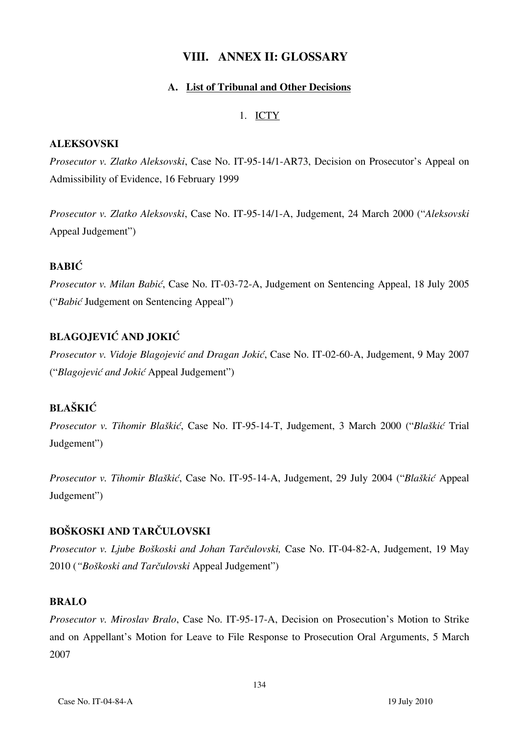## VIII. ANNEX II: GLOSSARY

### A. List of Tribunal and Other Decisions

#### 1. ICTY

**ALEKSOVSKI**

*Prosecutor v. Zlatko Aleksovski*, Case No. IT-95-14/1-AR73, Decision on Prosecutor's Appeal on Admissibility of Evidence, 16 February 1999

*Prosecutor v. Zlatko Aleksovski*, Case No. IT-95-14/1-A, Judgement, 24 March 2000 ("*Aleksovski* Appeal Judgement")

**BABIĆ**

*Prosecutor v. Milan Babić*, Case No. IT-03-72-A, Judgement on Sentencing Appeal, 18 July 2005 ("*Babić* Judgement on Sentencing Appeal")

**BLAGOJEVIĆ AND JOKIĆ**

*Prosecutor v. Vidoje Blagojević and Dragan Jokić*, Case No. IT-02-60-A, Judgement, 9 May 2007 ("*Blagojević and Jokić* Appeal Judgement")

**BLAŠKIĆ**

*Prosecutor v. Tihomir Blaškić*, Case No. IT-95-14-T, Judgement, 3 March 2000 ("*Blaškić* Trial Judgement")

*Prosecutor v. Tihomir Blaškić*, Case No. IT-95-14-A, Judgement, 29 July 2004 ("*Blaškić* Appeal Judgement")

**BOŠKOSKI AND TARČULOVSKI**

*Prosecutor v. Ljube Boškoski and Johan Tarčulovski,* Case No. IT-04-82-A, Judgement, 19 May 2010 (*"Boškoski and Tarčulovski* Appeal Judgement")

**BRALO**

*Prosecutor v. Miroslav Bralo*, Case No. IT-95-17-A, Decision on Prosecution's Motion to Strike and on Appellant's Motion for Leave to File Response to Prosecution Oral Arguments, 5 March 2007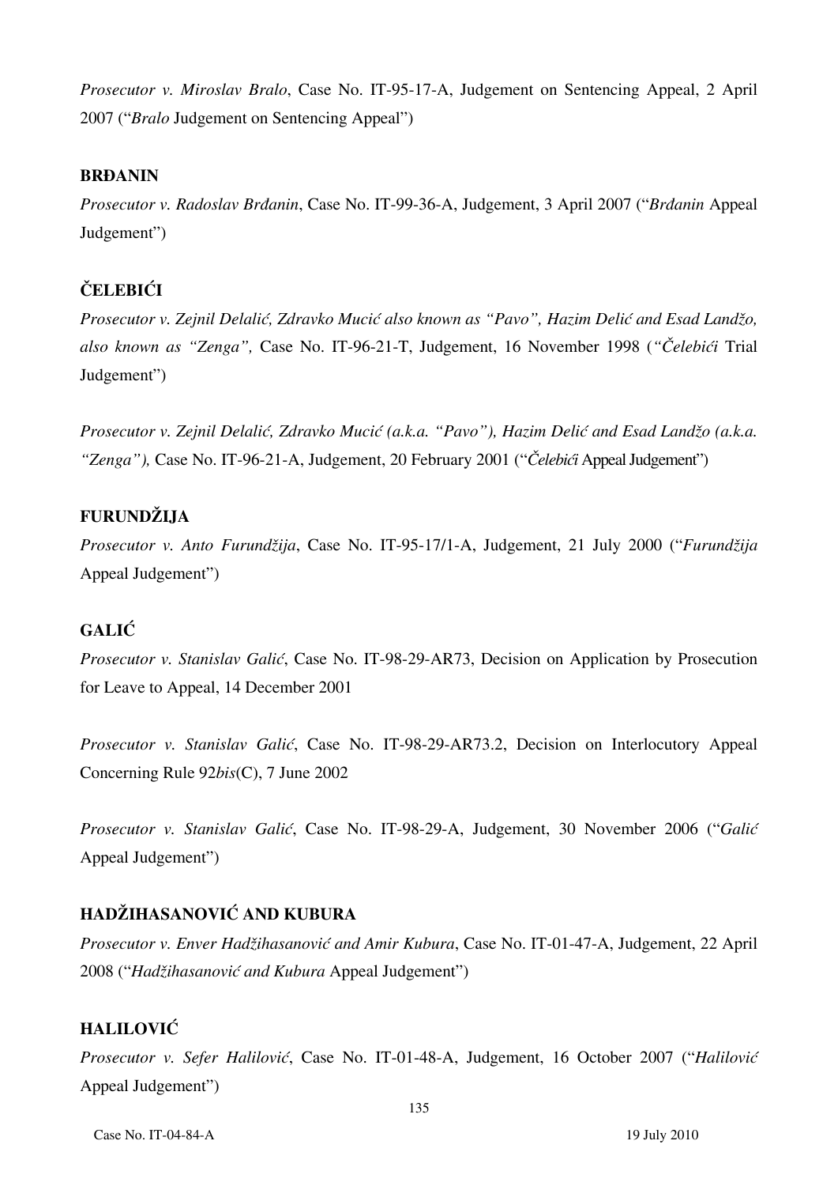*Prosecutor v. Miroslav Bralo*, Case No. IT-95-17-A, Judgement on Sentencing Appeal, 2 April 2007 ("*Bralo* Judgement on Sentencing Appeal")

**BRĐANIN**

*Prosecutor v. Radoslav Brđanin*, Case No. IT-99-36-A, Judgement, 3 April 2007 ("*Brđanin* Appeal Judgement")

**ČELEBIĆI**

*Prosecutor v. Zejnil Delalić, Zdravko Mucić also known as "Pavo", Hazim Delić and Esad Landžo, also known as "Zenga",* Case No. IT-96-21-T, Judgement, 16 November 1998 (*"Čelebići* Trial Judgement")

*Prosecutor v. Zejnil Delalić, Zdravko Mucić (a.k.a. "Pavo"), Hazim Delić and Esad Landžo (a.k.a. "Zenga"),* Case No. IT-96-21-A, Judgement, 20 February 2001 ("*Čelebići* Appeal Judgement")

**FURUNDŽIJA**

*Prosecutor v. Anto Furundžija*, Case No. IT-95-17/1-A, Judgement, 21 July 2000 ("*Furundžija* Appeal Judgement")

**GALIĆ**

*Prosecutor v. Stanislav Galić*, Case No. IT-98-29-AR73, Decision on Application by Prosecution for Leave to Appeal, 14 December 2001

*Prosecutor v. Stanislav Galić*, Case No. IT-98-29-AR73.2, Decision on Interlocutory Appeal Concerning Rule 92*bis*(C), 7 June 2002

*Prosecutor v. Stanislav Galić*, Case No. IT-98-29-A, Judgement, 30 November 2006 ("*Galić* Appeal Judgement")

**HADŽIHASANOVIĆ AND KUBURA**

*Prosecutor v. Enver Hadžihasanović and Amir Kubura*, Case No. IT-01-47-A, Judgement, 22 April 2008 ("*Hadžihasanović and Kubura* Appeal Judgement")

**HALILOVIĆ**

*Prosecutor v. Sefer Halilović*, Case No. IT-01-48-A, Judgement, 16 October 2007 ("*Halilović* Appeal Judgement")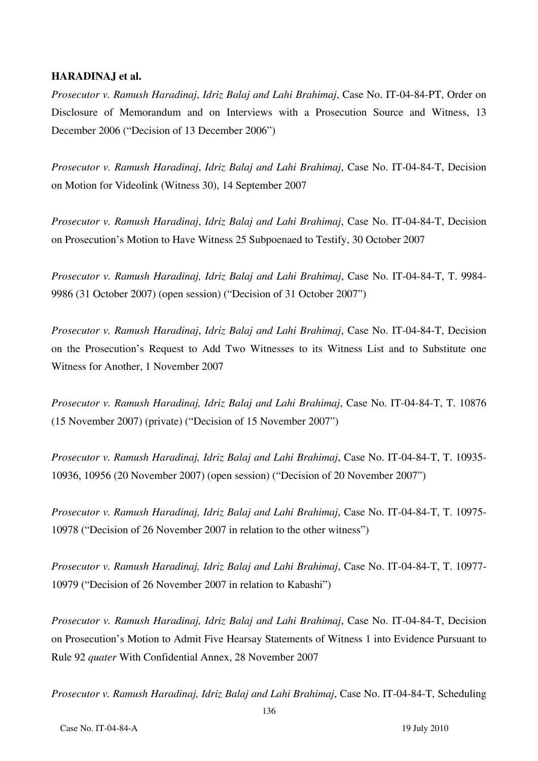**HARADINAJ et al.**

*Prosecutor v. Ramush Haradinaj*, *Idriz Balaj and Lahi Brahimaj*, Case No. IT-04-84-PT, Order on Disclosure of Memorandum and on Interviews with a Prosecution Source and Witness, 13 December 2006 ("Decision of 13 December 2006")

*Prosecutor v. Ramush Haradinaj*, *Idriz Balaj and Lahi Brahimaj*, Case No. IT-04-84-T, Decision on Motion for Videolink (Witness 30), 14 September 2007

*Prosecutor v. Ramush Haradinaj*, *Idriz Balaj and Lahi Brahimaj*, Case No. IT-04-84-T, Decision on Prosecution's Motion to Have Witness 25 Subpoenaed to Testify, 30 October 2007

*Prosecutor v. Ramush Haradinaj, Idriz Balaj and Lahi Brahimaj*, Case No. IT-04-84-T, T. 9984-9986 (31 October 2007) (open session) ("Decision of 31 October 2007")

*Prosecutor v. Ramush Haradinaj*, *Idriz Balaj and Lahi Brahimaj*, Case No. IT-04-84-T, Decision on the Prosecution's Request to Add Two Witnesses to its Witness List and to Substitute one Witness for Another, 1 November 2007

*Prosecutor v. Ramush Haradinaj, Idriz Balaj and Lahi Brahimaj*, Case No. IT-04-84-T, T. 10876 (15 November 2007) (private) ("Decision of 15 November 2007")

*Prosecutor v. Ramush Haradinaj, Idriz Balaj and Lahi Brahimaj*, Case No. IT-04-84-T, T. 10935-10936, 10956 (20 November 2007) (open session) ("Decision of 20 November 2007")

*Prosecutor v. Ramush Haradinaj, Idriz Balaj and Lahi Brahimaj*, Case No. IT-04-84-T, T. 10975-10978 ("Decision of 26 November 2007 in relation to the other witness")

*Prosecutor v. Ramush Haradinaj, Idriz Balaj and Lahi Brahimaj*, Case No. IT-04-84-T, T. 10977-10979 ("Decision of 26 November 2007 in relation to Kabashi")

*Prosecutor v. Ramush Haradinaj, Idriz Balaj and Lahi Brahimaj*, Case No. IT-04-84-T, Decision on Prosecution's Motion to Admit Five Hearsay Statements of Witness 1 into Evidence Pursuant to Rule 92 *quater* With Confidential Annex, 28 November 2007

*Prosecutor v. Ramush Haradinaj, Idriz Balaj and Lahi Brahimaj*, Case No. IT-04-84-T, Scheduling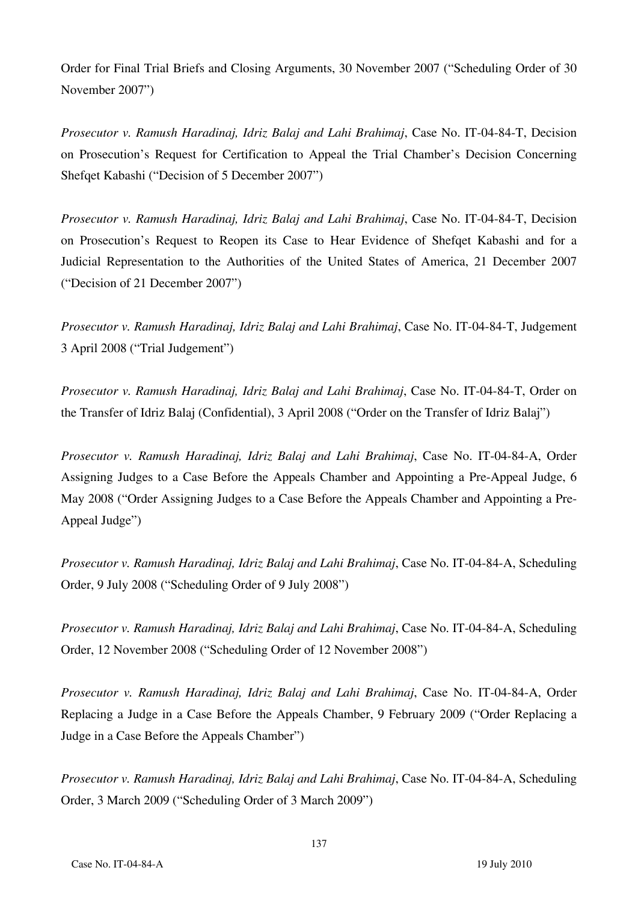Order for Final Trial Briefs and Closing Arguments, 30 November 2007 ("Scheduling Order of 30 November 2007")

*Prosecutor v. Ramush Haradinaj, Idriz Balaj and Lahi Brahimaj*, Case No. IT-04-84-T, Decision on Prosecution's Request for Certification to Appeal the Trial Chamber's Decision Concerning Shefqet Kabashi ("Decision of 5 December 2007")

*Prosecutor v. Ramush Haradinaj, Idriz Balaj and Lahi Brahimaj*, Case No. IT-04-84-T, Decision on Prosecution's Request to Reopen its Case to Hear Evidence of Shefqet Kabashi and for a Judicial Representation to the Authorities of the United States of America, 21 December 2007 ("Decision of 21 December 2007")

*Prosecutor v. Ramush Haradinaj, Idriz Balaj and Lahi Brahimaj*, Case No. IT-04-84-T, Judgement 3 April 2008 ("Trial Judgement")

*Prosecutor v. Ramush Haradinaj, Idriz Balaj and Lahi Brahimaj*, Case No. IT-04-84-T, Order on the Transfer of Idriz Balaj (Confidential), 3 April 2008 ("Order on the Transfer of Idriz Balaj")

*Prosecutor v. Ramush Haradinaj, Idriz Balaj and Lahi Brahimaj*, Case No. IT-04-84-A, Order Assigning Judges to a Case Before the Appeals Chamber and Appointing a Pre-Appeal Judge, 6 May 2008 ("Order Assigning Judges to a Case Before the Appeals Chamber and Appointing a Pre-Appeal Judge")

*Prosecutor v. Ramush Haradinaj, Idriz Balaj and Lahi Brahimaj*, Case No. IT-04-84-A, Scheduling Order, 9 July 2008 ("Scheduling Order of 9 July 2008")

*Prosecutor v. Ramush Haradinaj, Idriz Balaj and Lahi Brahimaj*, Case No. IT-04-84-A, Scheduling Order, 12 November 2008 ("Scheduling Order of 12 November 2008")

*Prosecutor v. Ramush Haradinaj, Idriz Balaj and Lahi Brahimaj*, Case No. IT-04-84-A, Order Replacing a Judge in a Case Before the Appeals Chamber, 9 February 2009 ("Order Replacing a Judge in a Case Before the Appeals Chamber")

*Prosecutor v. Ramush Haradinaj, Idriz Balaj and Lahi Brahimaj*, Case No. IT-04-84-A, Scheduling Order, 3 March 2009 ("Scheduling Order of 3 March 2009")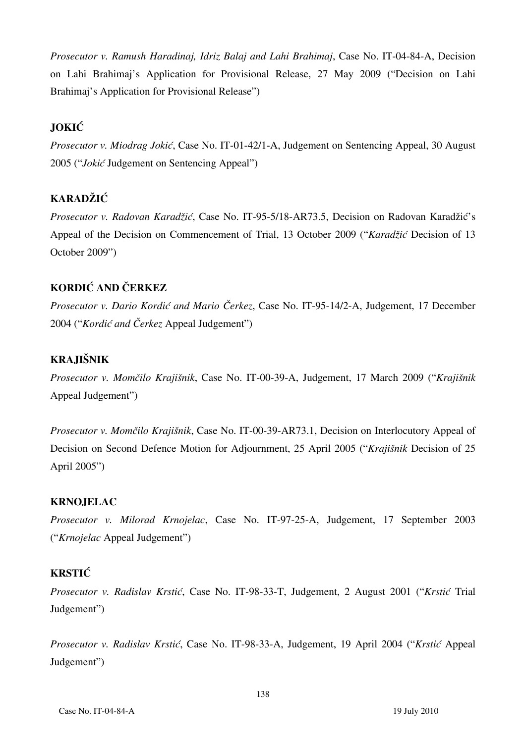*Prosecutor v. Ramush Haradinaj, Idriz Balaj and Lahi Brahimaj*, Case No. IT-04-84-A, Decision on Lahi Brahimaj's Application for Provisional Release, 27 May 2009 ("Decision on Lahi Brahimaj's Application for Provisional Release")

**JOKIĆ**

*Prosecutor v. Miodrag Jokić*, Case No. IT-01-42/1-A, Judgement on Sentencing Appeal, 30 August 2005 ("*Jokić* Judgement on Sentencing Appeal")

**KARADŽIĆ**

*Prosecutor v. Radovan Karadžić*, Case No. IT-95-5/18-AR73.5, Decision on Radovan Karadžić's Appeal of the Decision on Commencement of Trial, 13 October 2009 ("*Karadžić* Decision of 13 October 2009")

**KORDIĆ AND ČERKEZ**

*Prosecutor v. Dario Kordić and Mario Čerkez*, Case No. IT-95-14/2-A, Judgement, 17 December 2004 ("*Kordić and Čerkez* Appeal Judgement")

**KRAJIŠNIK**

*Prosecutor v. Momčilo Krajišnik*, Case No. IT-00-39-A, Judgement, 17 March 2009 ("*Krajišnik* Appeal Judgement")

*Prosecutor v. Momčilo Krajišnik*, Case No. IT-00-39-AR73.1, Decision on Interlocutory Appeal of Decision on Second Defence Motion for Adjournment, 25 April 2005 ("*Krajišnik* Decision of 25 April 2005")

**KRNOJELAC**

*Prosecutor v. Milorad Krnojelac*, Case No. IT-97-25-A, Judgement, 17 September 2003 ("*Krnojelac* Appeal Judgement")

**KRSTIĆ**

*Prosecutor v. Radislav Krstić*, Case No. IT-98-33-T, Judgement, 2 August 2001 ("*Krstić* Trial Judgement")

*Prosecutor v. Radislav Krstić*, Case No. IT-98-33-A, Judgement, 19 April 2004 ("*Krstić* Appeal Judgement")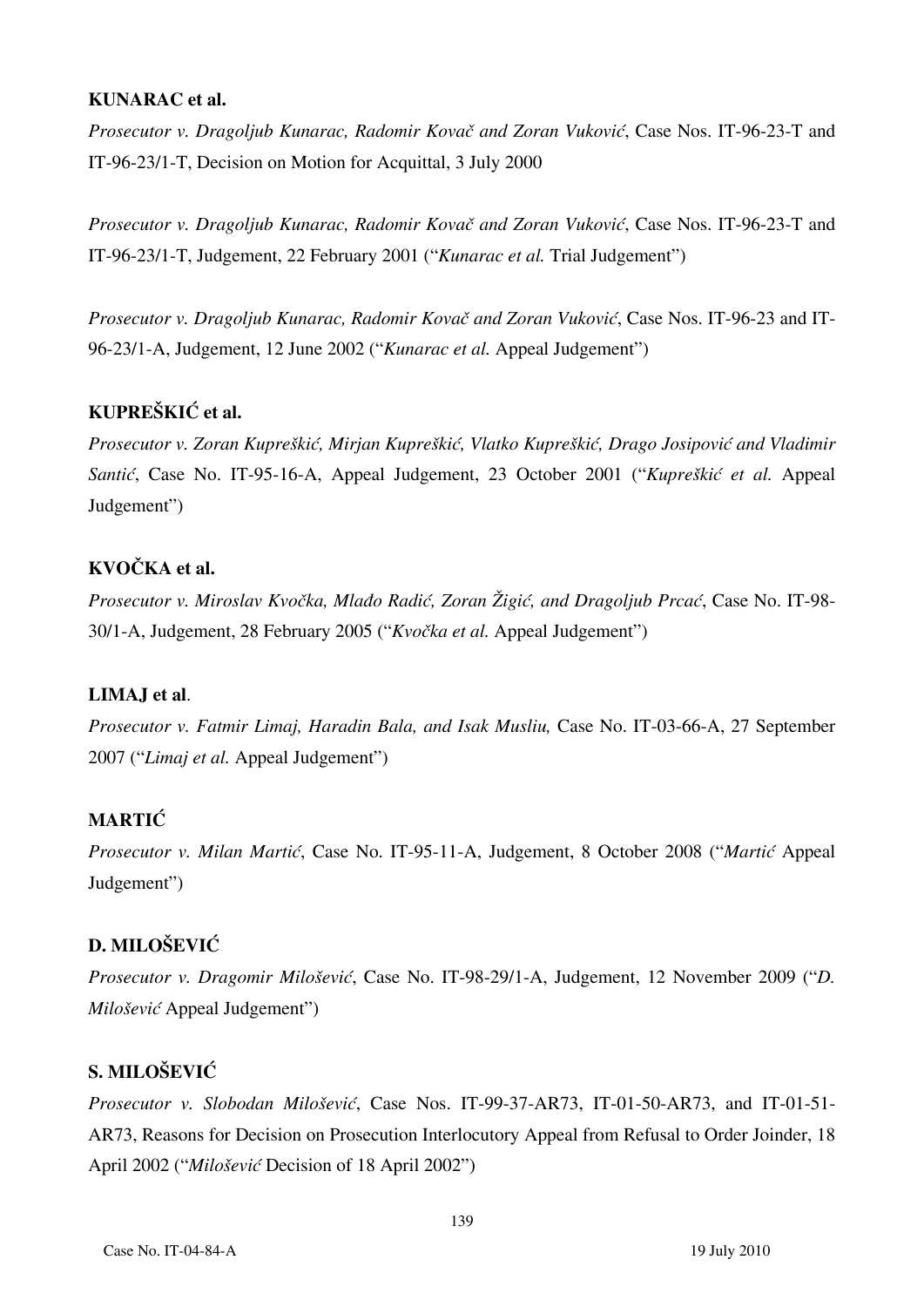**KUNARAC et al.**

*Prosecutor v. Dragoljub Kunarac, Radomir Kovač and Zoran Vuković*, Case Nos. IT-96-23-T and IT-96-23/1-T, Decision on Motion for Acquittal, 3 July 2000

*Prosecutor v. Dragoljub Kunarac, Radomir Kovač and Zoran Vuković*, Case Nos. IT-96-23-T and IT-96-23/1-T, Judgement, 22 February 2001 ("*Kunarac et al.* Trial Judgement")

*Prosecutor v. Dragoljub Kunarac, Radomir Kovač and Zoran Vuković*, Case Nos. IT-96-23 and IT-96-23/1-A, Judgement, 12 June 2002 ("*Kunarac et al.* Appeal Judgement")

**KUPREŠKIĆ et al.**

*Prosecutor v. Zoran Kupreškić, Mirjan Kupreškić, Vlatko Kupreškić, Drago Josipović and Vladimir Santić*, Case No. IT-95-16-A, Appeal Judgement, 23 October 2001 ("*Kupreškić et al.* Appeal Judgement")

**KVOČKA et al.**

*Prosecutor v. Miroslav Kvočka, Mlađo Radić, Zoran Žigić, and Dragoljub Prcać*, Case No. IT-98-30/1-A, Judgement, 28 February 2005 ("*Kvočka et al.* Appeal Judgement")

**LIMAJ et al**.

*Prosecutor v. Fatmir Limaj, Haradin Bala, and Isak Musliu,* Case No. IT-03-66-A, 27 September 2007 ("*Limaj et al.* Appeal Judgement")

**MARTIĆ**

*Prosecutor v. Milan Martić*, Case No. IT-95-11-A, Judgement, 8 October 2008 ("*Martić* Appeal Judgement")

**D. MILOŠEVIĆ**

*Prosecutor v. Dragomir Milošević*, Case No. IT-98-29/1-A, Judgement, 12 November 2009 ("*D. Milošević* Appeal Judgement")

**S. MILOŠEVIĆ**

*Prosecutor v. Slobodan Milošević*, Case Nos. IT-99-37-AR73, IT-01-50-AR73, and IT-01-51-AR73, Reasons for Decision on Prosecution Interlocutory Appeal from Refusal to Order Joinder, 18 April 2002 ("*Milošević* Decision of 18 April 2002")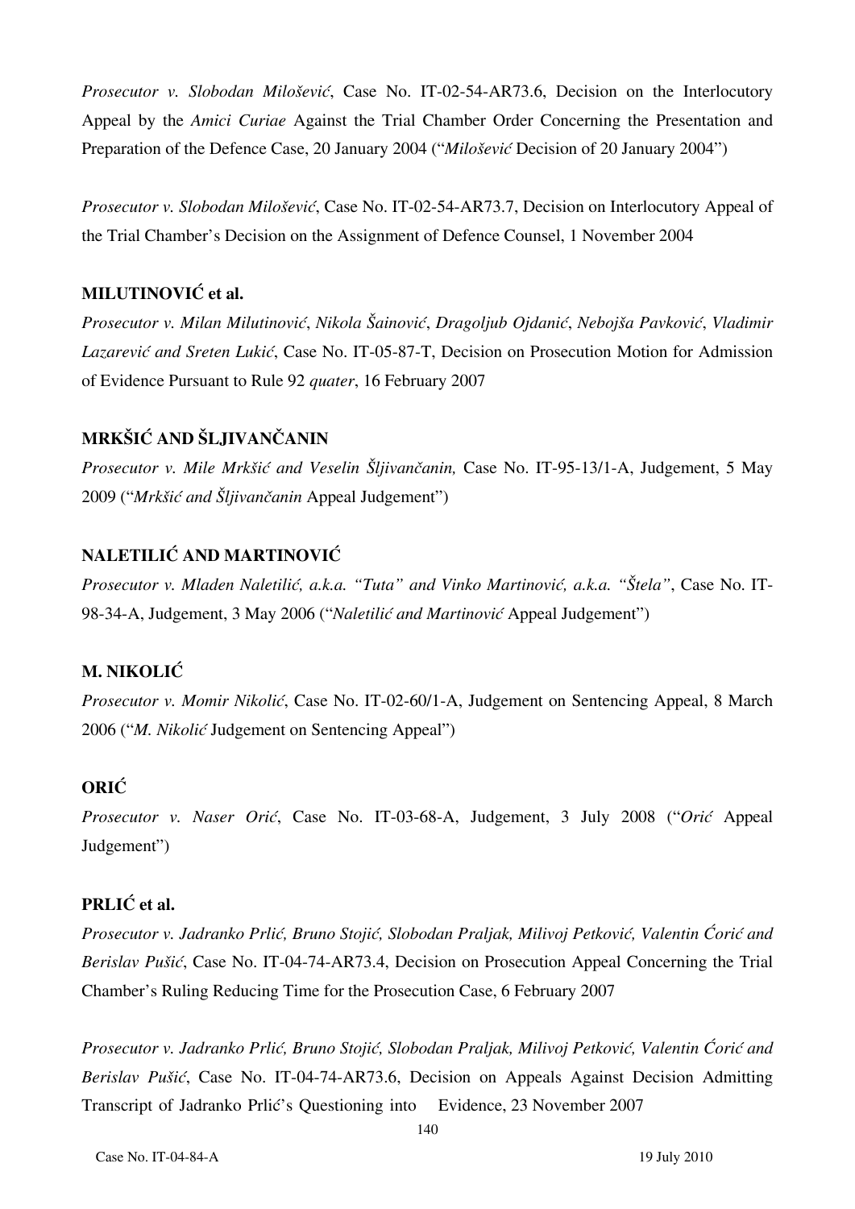*Prosecutor v. Slobodan Milošević*, Case No. IT-02-54-AR73.6, Decision on the Interlocutory Appeal by the *Amici Curiae* Against the Trial Chamber Order Concerning the Presentation and Preparation of the Defence Case, 20 January 2004 ("*Milošević* Decision of 20 January 2004")

*Prosecutor v. Slobodan Milošević*, Case No. IT-02-54-AR73.7, Decision on Interlocutory Appeal of the Trial Chamber's Decision on the Assignment of Defence Counsel, 1 November 2004

**MILUTINOVIĆ et al.**

*Prosecutor v. Milan Milutinović*, *Nikola Šainović*, *Dragoljub Ojdanić*, *Nebojša Pavković*, *Vladimir Lazarević and Sreten Lukić*, Case No. IT-05-87-T, Decision on Prosecution Motion for Admission of Evidence Pursuant to Rule 92 *quater*, 16 February 2007

**MRKŠIĆ AND ŠLJIVANČANIN**

*Prosecutor v. Mile Mrkšić and Veselin Šljivančanin,* Case No. IT-95-13/1-A, Judgement, 5 May 2009 ("*Mrkšić and Šljivančanin* Appeal Judgement")

**NALETILIĆ AND MARTINOVIĆ**

*Prosecutor v. Mladen Naletilić, a.k.a. "Tuta" and Vinko Martinović, a.k.a. "Štela"*, Case No. IT-98-34-A, Judgement, 3 May 2006 ("*Naletilić and Martinović* Appeal Judgement")

**M. NIKOLIĆ**

*Prosecutor v. Momir Nikolić*, Case No. IT-02-60/1-A, Judgement on Sentencing Appeal, 8 March 2006 ("*M. Nikolić* Judgement on Sentencing Appeal")

**ORIĆ**

*Prosecutor v. Naser Orić*, Case No. IT-03-68-A, Judgement, 3 July 2008 ("*Orić* Appeal Judgement")

**PRLIĆ et al.**

*Prosecutor v. Jadranko Prlić, Bruno Stojić, Slobodan Praljak, Milivoj Petković, Valentin Ćorić and Berislav Pušić*, Case No. IT-04-74-AR73.4, Decision on Prosecution Appeal Concerning the Trial Chamber's Ruling Reducing Time for the Prosecution Case, 6 February 2007

*Prosecutor v. Jadranko Prlić, Bruno Stojić, Slobodan Praljak, Milivoj Petković, Valentin Ćorić and Berislav Pušić*, Case No. IT-04-74-AR73.6, Decision on Appeals Against Decision Admitting Transcript of Jadranko Prlić's Questioning into Evidence, 23 November 2007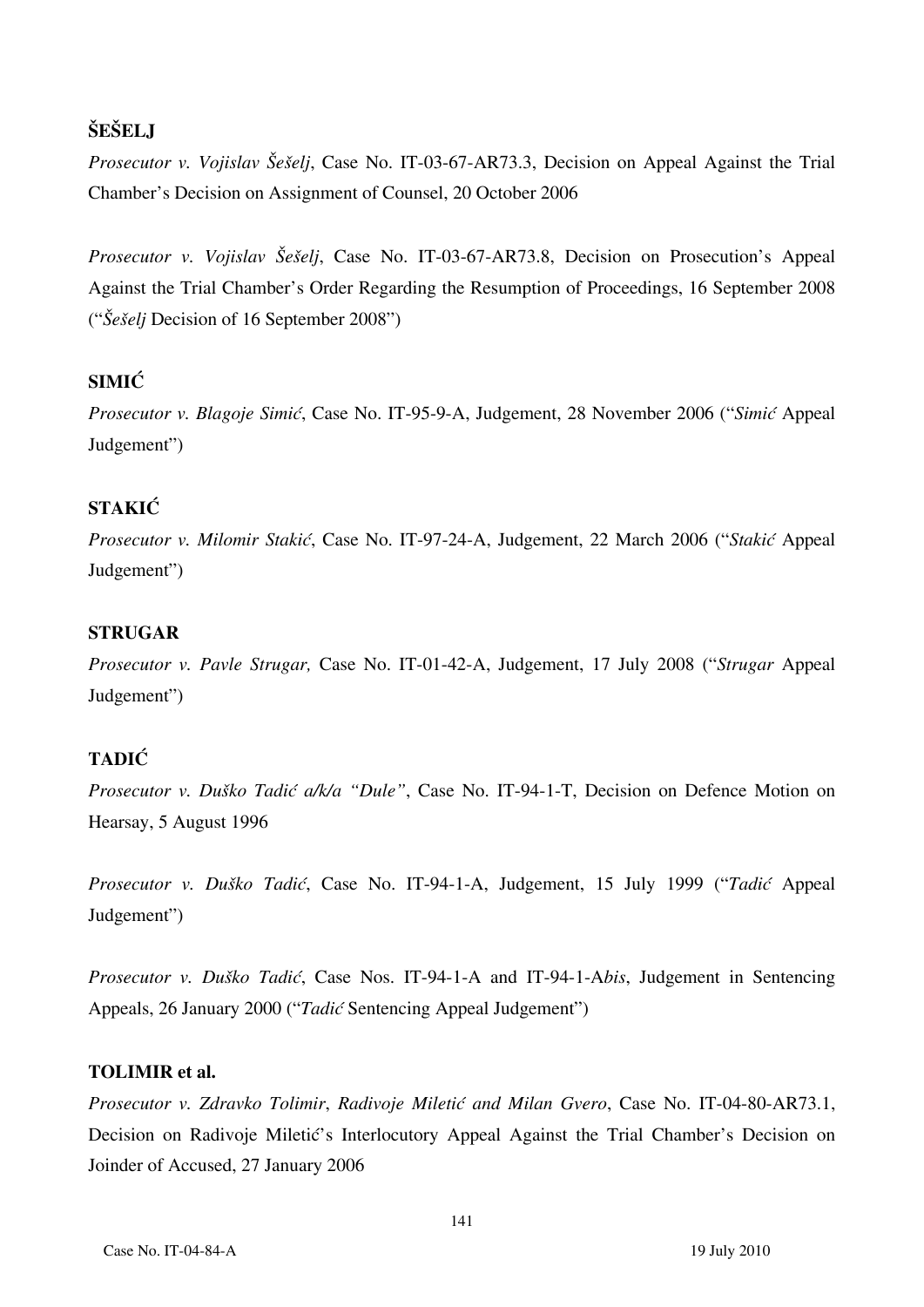**ŠEŠELJ**

*Prosecutor v. Vojislav Šešelj*, Case No. IT-03-67-AR73.3, Decision on Appeal Against the Trial Chamber's Decision on Assignment of Counsel, 20 October 2006

*Prosecutor v. Vojislav Šešelj*, Case No. IT-03-67-AR73.8, Decision on Prosecution's Appeal Against the Trial Chamber's Order Regarding the Resumption of Proceedings, 16 September 2008 ("*Šešelj* Decision of 16 September 2008")

**SIMIĆ**

*Prosecutor v. Blagoje Simić*, Case No. IT-95-9-A, Judgement, 28 November 2006 ("*Simić* Appeal Judgement")

**STAKIĆ**

*Prosecutor v. Milomir Stakić*, Case No. IT-97-24-A, Judgement, 22 March 2006 ("*Stakić* Appeal Judgement")

**STRUGAR**

*Prosecutor v. Pavle Strugar,* Case No. IT-01-42-A, Judgement, 17 July 2008 ("*Strugar* Appeal Judgement")

**TADIĆ**

*Prosecutor v. Duško Tadić a/k/a "Dule"*, Case No. IT-94-1-T, Decision on Defence Motion on Hearsay, 5 August 1996

*Prosecutor v. Duško Tadić*, Case No. IT-94-1-A, Judgement, 15 July 1999 ("*Tadić* Appeal Judgement")

*Prosecutor v. Duško Tadić*, Case Nos. IT-94-1-A and IT-94-1-A*bis*, Judgement in Sentencing Appeals, 26 January 2000 ("*Tadić* Sentencing Appeal Judgement")

**TOLIMIR et al.**

*Prosecutor v. Zdravko Tolimir*, *Radivoje Miletić and Milan Gvero*, Case No. IT-04-80-AR73.1, Decision on Radivoje Miletić's Interlocutory Appeal Against the Trial Chamber's Decision on Joinder of Accused, 27 January 2006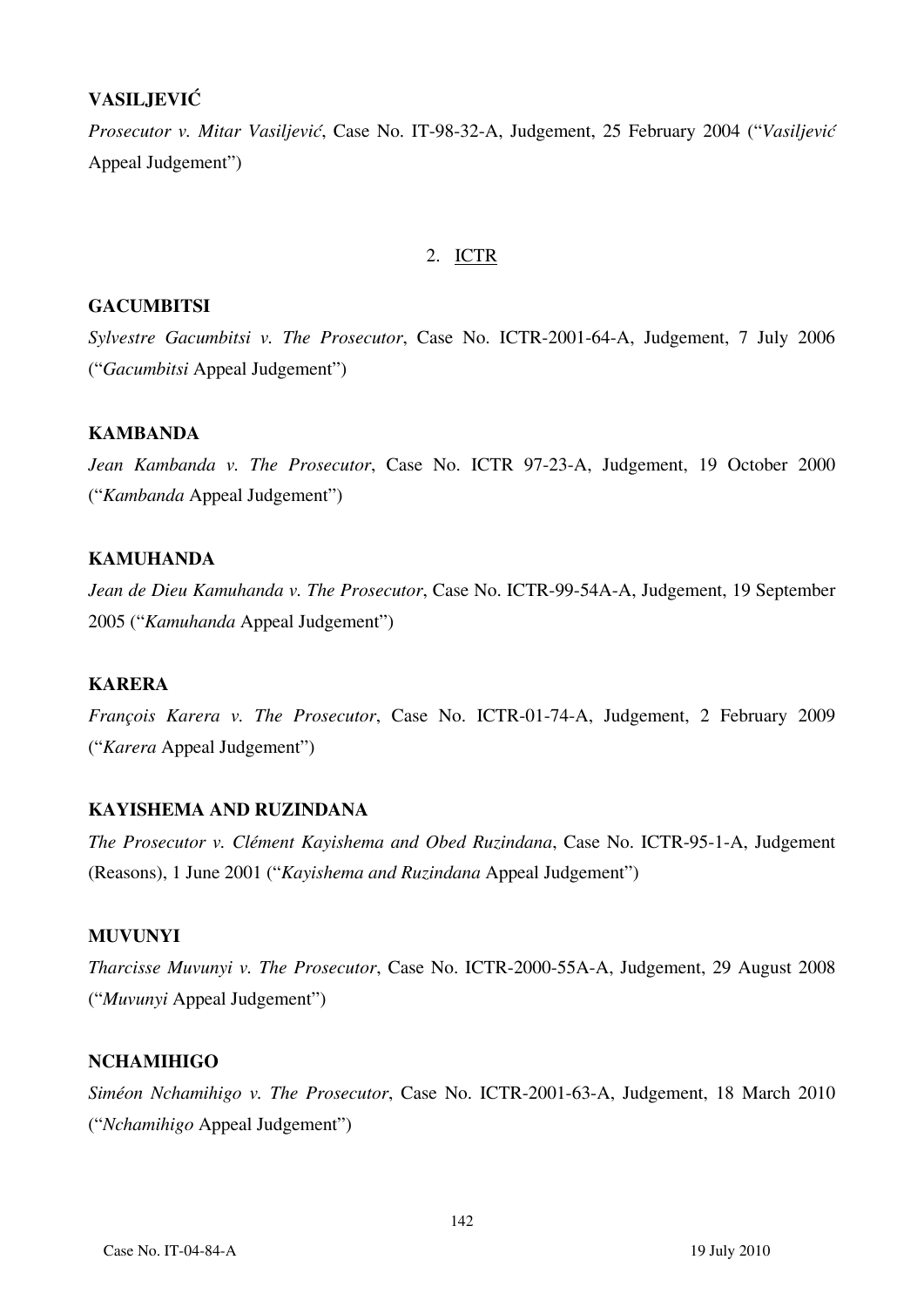**VASILJEVIĆ**

*Prosecutor v. Mitar Vasiljević*, Case No. IT-98-32-A, Judgement, 25 February 2004 ("*Vasiljević* Appeal Judgement")

2. ICTR

**GACUMBITSI**

*Sylvestre Gacumbitsi v. The Prosecutor*, Case No. ICTR-2001-64-A, Judgement, 7 July 2006 ("*Gacumbitsi* Appeal Judgement")

**KAMBANDA**

*Jean Kambanda v. The Prosecutor*, Case No. ICTR 97-23-A, Judgement, 19 October 2000 ("*Kambanda* Appeal Judgement")

**KAMUHANDA**

*Jean de Dieu Kamuhanda v. The Prosecutor*, Case No. ICTR-99-54A-A, Judgement, 19 September 2005 ("*Kamuhanda* Appeal Judgement")

**KARERA**

*François Karera v. The Prosecutor*, Case No. ICTR-01-74-A, Judgement, 2 February 2009 ("*Karera* Appeal Judgement")

**KAYISHEMA AND RUZINDANA**

*The Prosecutor v. Clément Kayishema and Obed Ruzindana*, Case No. ICTR-95-1-A, Judgement (Reasons), 1 June 2001 ("*Kayishema and Ruzindana* Appeal Judgement")

**MUVUNYI**

*Tharcisse Muvunyi v. The Prosecutor*, Case No. ICTR-2000-55A-A, Judgement, 29 August 2008 ("*Muvunyi* Appeal Judgement")

**NCHAMIHIGO**

*Siméon Nchamihigo v. The Prosecutor*, Case No. ICTR-2001-63-A, Judgement, 18 March 2010 ("*Nchamihigo* Appeal Judgement")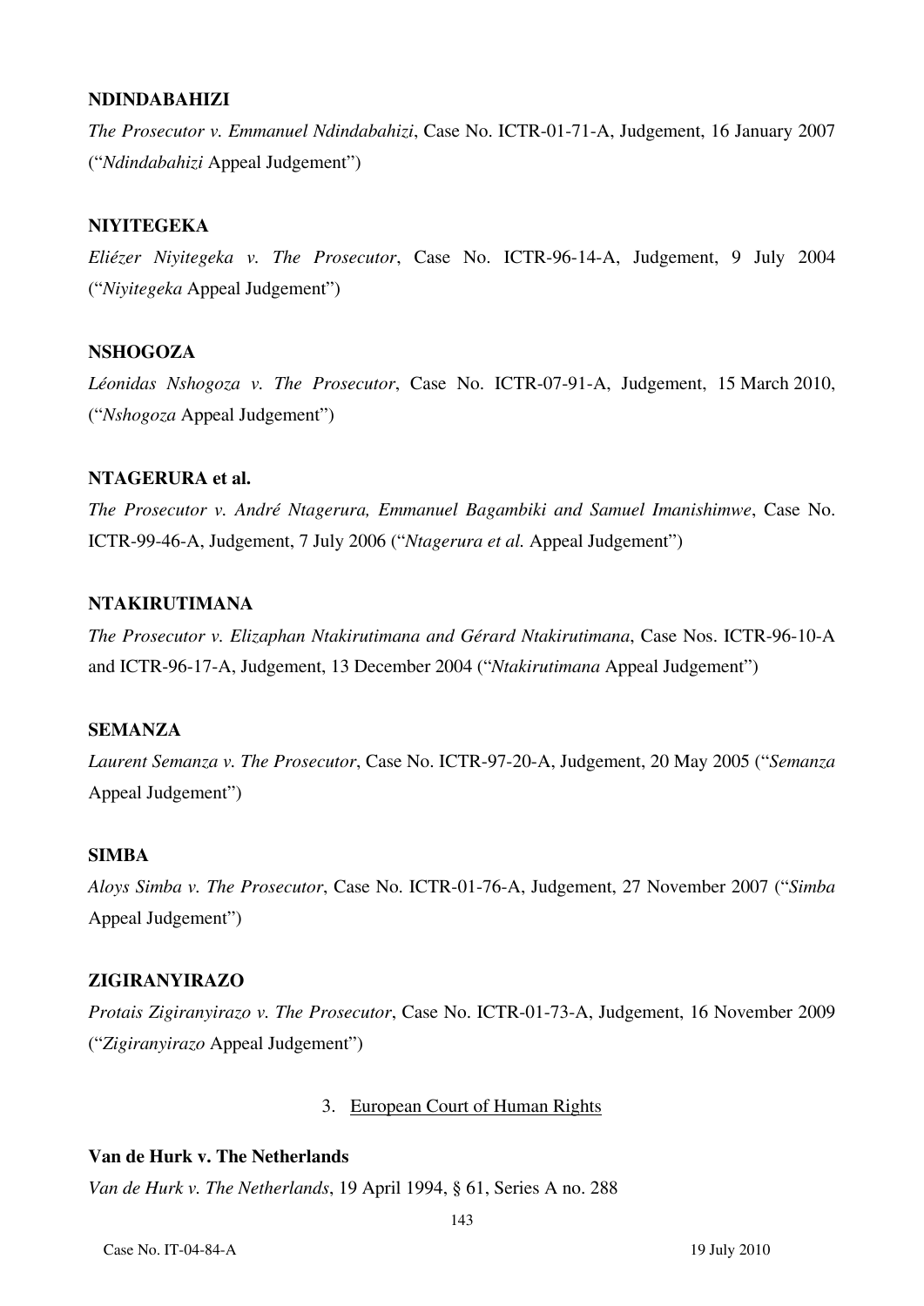**NDINDABAHIZI**

*The Prosecutor v. Emmanuel Ndindabahizi*, Case No. ICTR-01-71-A, Judgement, 16 January 2007 ("*Ndindabahizi* Appeal Judgement")

**NIYITEGEKA**

*Eliézer Niyitegeka v. The Prosecutor*, Case No. ICTR-96-14-A, Judgement, 9 July 2004 ("*Niyitegeka* Appeal Judgement")

**NSHOGOZA**

*Léonidas Nshogoza v. The Prosecutor*, Case No. ICTR-07-91-A, Judgement, 15 March 2010, ("*Nshogoza* Appeal Judgement")

**NTAGERURA et al.**

*The Prosecutor v. André Ntagerura, Emmanuel Bagambiki and Samuel Imanishimwe*, Case No. ICTR-99-46-A, Judgement, 7 July 2006 ("*Ntagerura et al.* Appeal Judgement")

**NTAKIRUTIMANA**

*The Prosecutor v. Elizaphan Ntakirutimana and Gérard Ntakirutimana*, Case Nos. ICTR-96-10-A and ICTR-96-17-A, Judgement, 13 December 2004 ("*Ntakirutimana* Appeal Judgement")

**SEMANZA**

*Laurent Semanza v. The Prosecutor*, Case No. ICTR-97-20-A, Judgement, 20 May 2005 ("*Semanza* Appeal Judgement")

**SIMBA**

*Aloys Simba v. The Prosecutor*, Case No. ICTR-01-76-A, Judgement, 27 November 2007 ("*Simba* Appeal Judgement")

**ZIGIRANYIRAZO**

*Protais Zigiranyirazo v. The Prosecutor*, Case No. ICTR-01-73-A, Judgement, 16 November 2009 ("*Zigiranyirazo* Appeal Judgement")

### 3. European Court of Human Rights

**Van de Hurk v. The Netherlands**

*Van de Hurk v. The Netherlands*, 19 April 1994, § 61, Series A no. 288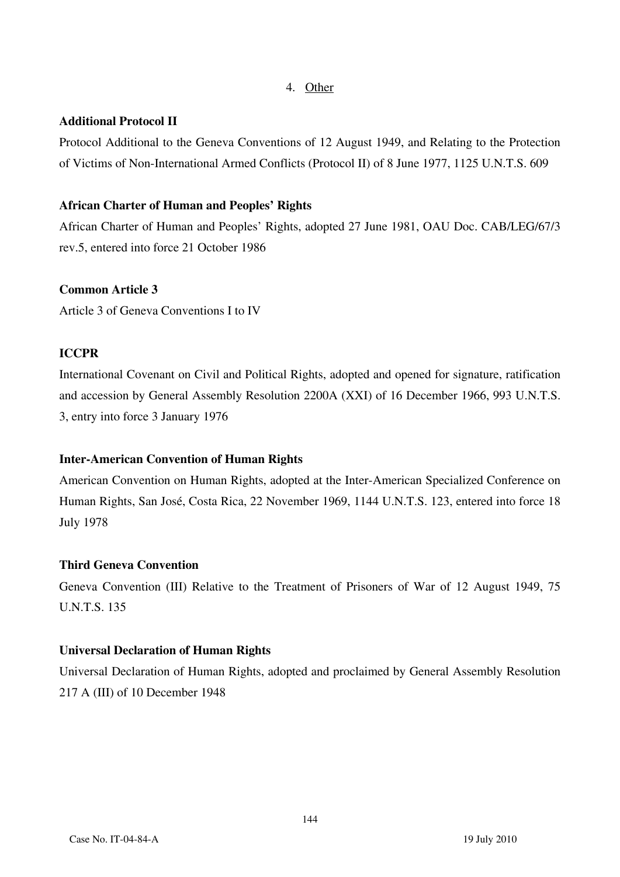4. Other

**Additional Protocol II**

Protocol Additional to the Geneva Conventions of 12 August 1949, and Relating to the Protection of Victims of Non-International Armed Conflicts (Protocol II) of 8 June 1977, 1125 U.N.T.S. 609

**African Charter of Human and Peoples' Rights**

African Charter of Human and Peoples' Rights, adopted 27 June 1981, OAU Doc. CAB/LEG/67/3 rev.5, entered into force 21 October 1986

**Common Article 3**

Article 3 of Geneva Conventions I to IV

**ICCPR**

International Covenant on Civil and Political Rights, adopted and opened for signature, ratification and accession by General Assembly Resolution 2200A (XXI) of 16 December 1966, 993 U.N.T.S. 3, entry into force 3 January 1976

**Inter-American Convention of Human Rights**

American Convention on Human Rights, adopted at the Inter-American Specialized Conference on Human Rights, San José, Costa Rica, 22 November 1969, 1144 U.N.T.S. 123, entered into force 18 July 1978

**Third Geneva Convention**

Geneva Convention (III) Relative to the Treatment of Prisoners of War of 12 August 1949, 75 U.N.T.S. 135

**Universal Declaration of Human Rights**

Universal Declaration of Human Rights, adopted and proclaimed by General Assembly Resolution 217 A (III) of 10 December 1948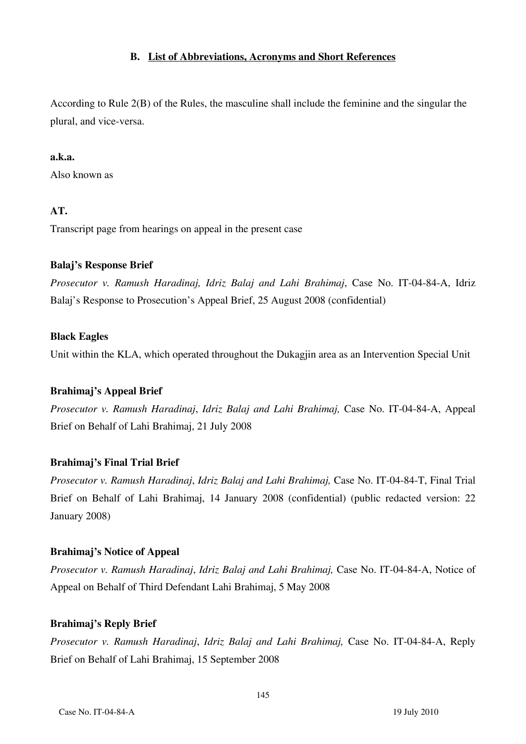### B. List of Abbreviations, Acronyms and Short References

According to Rule 2(B) of the Rules, the masculine shall include the feminine and the singular the plural, and vice-versa.

**a.k.a.**
Also known as

**AT.**
Transcript page from hearings on appeal in the present case

**Balaj's Response Brief**
*Prosecutor v. Ramush Haradinaj, Idriz Balaj and Lahi Brahimaj*, Case No. IT-04-84-A, Idriz Balaj's Response to Prosecution's Appeal Brief, 25 August 2008 (confidential)

**Black Eagles**
Unit within the KLA, which operated throughout the Dukagjin area as an Intervention Special Unit

**Brahimaj's Appeal Brief**
*Prosecutor v. Ramush Haradinaj*, *Idriz Balaj and Lahi Brahimaj,* Case No. IT-04-84-A, Appeal Brief on Behalf of Lahi Brahimaj, 21 July 2008

**Brahimaj's Final Trial Brief**
*Prosecutor v. Ramush Haradinaj*, *Idriz Balaj and Lahi Brahimaj,* Case No. IT-04-84-T, Final Trial Brief on Behalf of Lahi Brahimaj, 14 January 2008 (confidential) (public redacted version: 22 January 2008)

**Brahimaj's Notice of Appeal**
*Prosecutor v. Ramush Haradinaj*, *Idriz Balaj and Lahi Brahimaj,* Case No. IT-04-84-A, Notice of Appeal on Behalf of Third Defendant Lahi Brahimaj, 5 May 2008

**Brahimaj's Reply Brief**
*Prosecutor v. Ramush Haradinaj*, *Idriz Balaj and Lahi Brahimaj,* Case No. IT-04-84-A, Reply Brief on Behalf of Lahi Brahimaj, 15 September 2008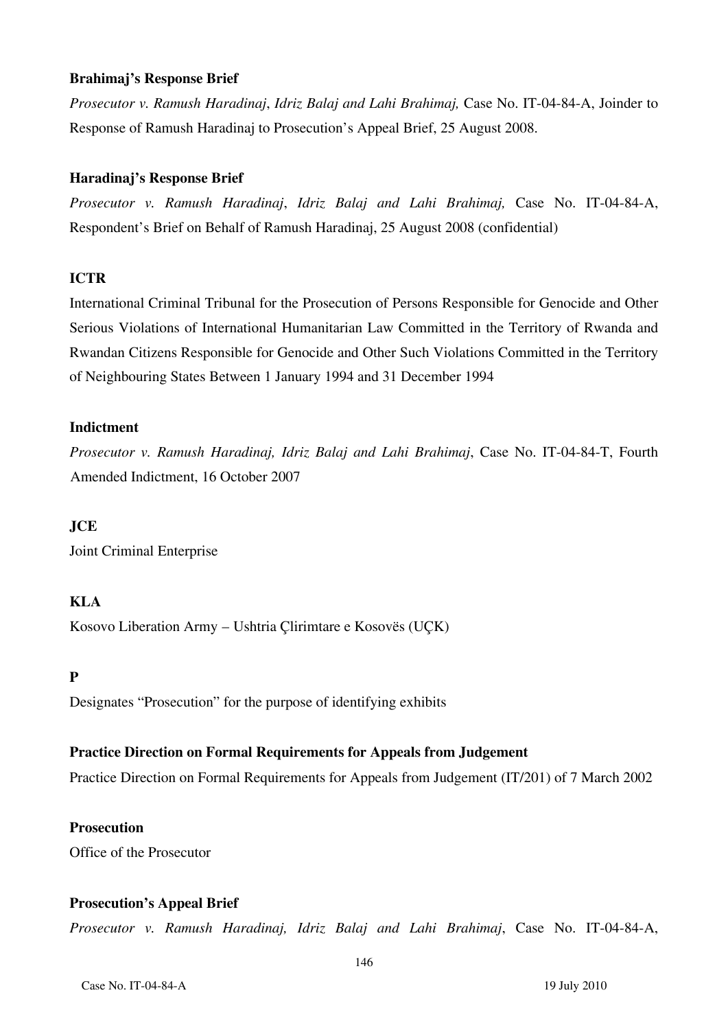**Brahimaj's Response Brief**

*Prosecutor v. Ramush Haradinaj, Idriz Balaj and Lahi Brahimaj,* Case No. IT-04-84-A, Joinder to Response of Ramush Haradinaj to Prosecution's Appeal Brief, 25 August 2008.

**Haradinaj's Response Brief**

*Prosecutor v. Ramush Haradinaj, Idriz Balaj and Lahi Brahimaj,* Case No. IT-04-84-A, Respondent's Brief on Behalf of Ramush Haradinaj, 25 August 2008 (confidential)

**ICTR**

International Criminal Tribunal for the Prosecution of Persons Responsible for Genocide and Other Serious Violations of International Humanitarian Law Committed in the Territory of Rwanda and Rwandan Citizens Responsible for Genocide and Other Such Violations Committed in the Territory of Neighbouring States Between 1 January 1994 and 31 December 1994

**Indictment**

*Prosecutor v. Ramush Haradinaj, Idriz Balaj and Lahi Brahimaj*, Case No. IT-04-84-T, Fourth Amended Indictment, 16 October 2007

**JCE**

Joint Criminal Enterprise

**KLA**

Kosovo Liberation Army – Ushtria Çlirimtare e Kosovës (UÇK)

**P**

Designates "Prosecution" for the purpose of identifying exhibits

**Practice Direction on Formal Requirements for Appeals from Judgement**

Practice Direction on Formal Requirements for Appeals from Judgement (IT/201) of 7 March 2002

**Prosecution**

Office of the Prosecutor

**Prosecution's Appeal Brief**

*Prosecutor v. Ramush Haradinaj, Idriz Balaj and Lahi Brahimaj*, Case No. IT-04-84-A,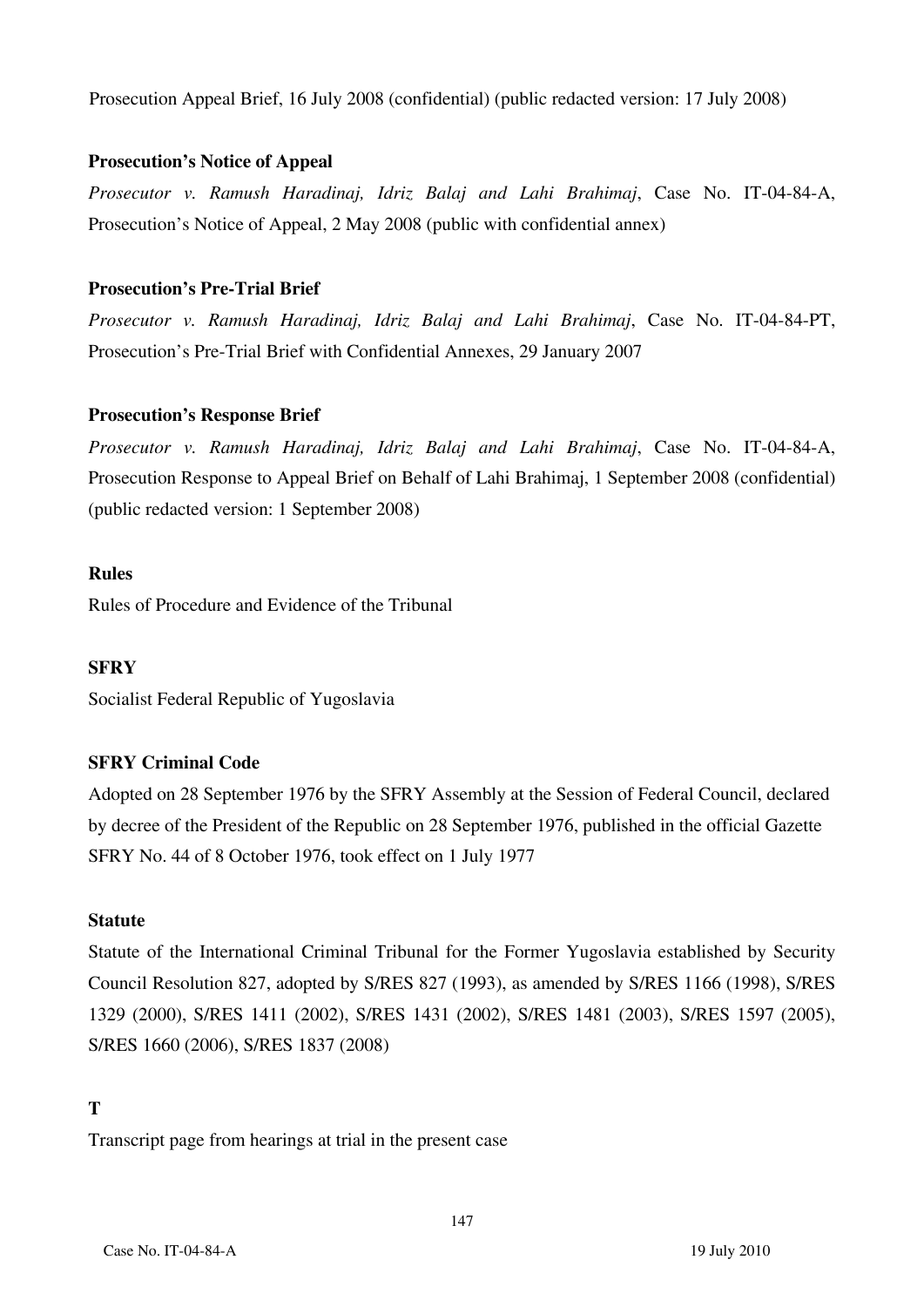Prosecution Appeal Brief, 16 July 2008 (confidential) (public redacted version: 17 July 2008)

**Prosecution's Notice of Appeal**

*Prosecutor v. Ramush Haradinaj, Idriz Balaj and Lahi Brahimaj*, Case No. IT-04-84-A, Prosecution's Notice of Appeal, 2 May 2008 (public with confidential annex)

**Prosecution's Pre-Trial Brief**

*Prosecutor v. Ramush Haradinaj, Idriz Balaj and Lahi Brahimaj*, Case No. IT-04-84-PT, Prosecution's Pre-Trial Brief with Confidential Annexes, 29 January 2007

**Prosecution's Response Brief**

*Prosecutor v. Ramush Haradinaj, Idriz Balaj and Lahi Brahimaj*, Case No. IT-04-84-A, Prosecution Response to Appeal Brief on Behalf of Lahi Brahimaj, 1 September 2008 (confidential) (public redacted version: 1 September 2008)

**Rules**

Rules of Procedure and Evidence of the Tribunal

**SFRY**

Socialist Federal Republic of Yugoslavia

**SFRY Criminal Code**

Adopted on 28 September 1976 by the SFRY Assembly at the Session of Federal Council, declared by decree of the President of the Republic on 28 September 1976, published in the official Gazette SFRY No. 44 of 8 October 1976, took effect on 1 July 1977

**Statute**

Statute of the International Criminal Tribunal for the Former Yugoslavia established by Security Council Resolution 827, adopted by S/RES 827 (1993), as amended by S/RES 1166 (1998), S/RES 1329 (2000), S/RES 1411 (2002), S/RES 1431 (2002), S/RES 1481 (2003), S/RES 1597 (2005), S/RES 1660 (2006), S/RES 1837 (2008)

**T**

Transcript page from hearings at trial in the present case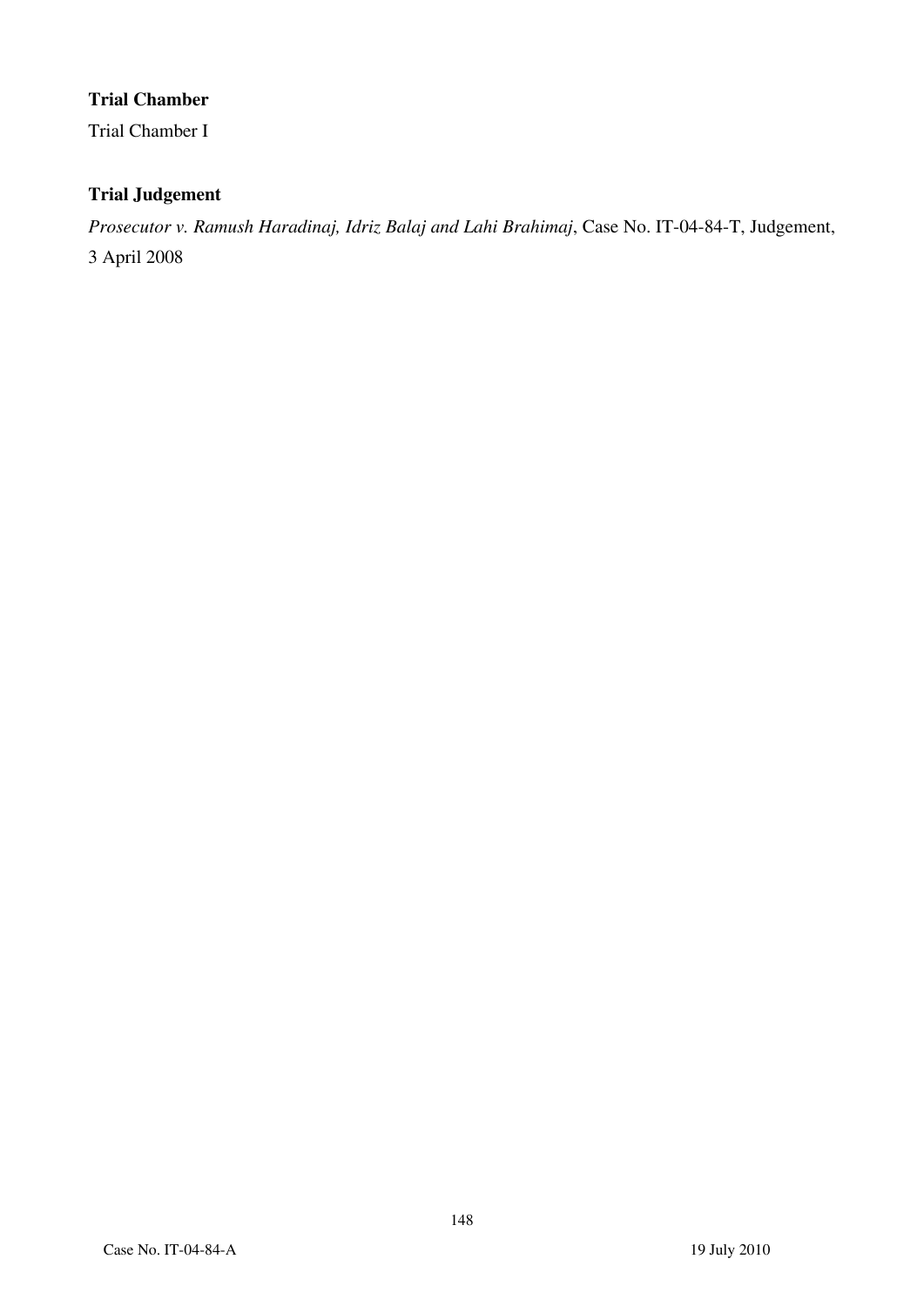**Trial Chamber**

Trial Chamber I

**Trial Judgement**

*Prosecutor v. Ramush Haradinaj, Idriz Balaj and Lahi Brahimaj*, Case No. IT-04-84-T, Judgement, 3 April 2008